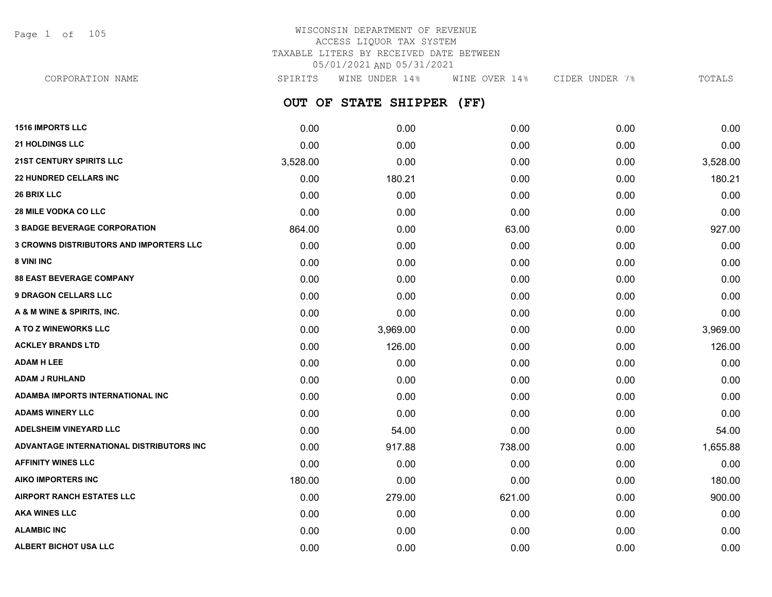WISCONSIN DEPARTMENT OF REVENUE
ACCESS LIQUOR TAX SYSTEM
TAXABLE LITERS BY RECEIVED DATE BETWEEN
05/01/2021 AND 05/31/2021

## OUT OF STATE SHIPPER (FF)

| CORPORATION NAME | SPIRITS | WINE UNDER 14% | WINE OVER 14% | CIDER UNDER 7% | TOTALS |
|---|---|---|---|---|---|
| **1516 IMPORTS LLC** | 0.00 | 0.00 | 0.00 | 0.00 | 0.00 |
| **21 HOLDINGS LLC** | 0.00 | 0.00 | 0.00 | 0.00 | 0.00 |
| **21ST CENTURY SPIRITS LLC** | 3,528.00 | 0.00 | 0.00 | 0.00 | 3,528.00 |
| **22 HUNDRED CELLARS INC** | 0.00 | 180.21 | 0.00 | 0.00 | 180.21 |
| **26 BRIX LLC** | 0.00 | 0.00 | 0.00 | 0.00 | 0.00 |
| **28 MILE VODKA CO LLC** | 0.00 | 0.00 | 0.00 | 0.00 | 0.00 |
| **3 BADGE BEVERAGE CORPORATION** | 864.00 | 0.00 | 63.00 | 0.00 | 927.00 |
| **3 CROWNS DISTRIBUTORS AND IMPORTERS LLC** | 0.00 | 0.00 | 0.00 | 0.00 | 0.00 |
| **8 VINI INC** | 0.00 | 0.00 | 0.00 | 0.00 | 0.00 |
| **88 EAST BEVERAGE COMPANY** | 0.00 | 0.00 | 0.00 | 0.00 | 0.00 |
| **9 DRAGON CELLARS LLC** | 0.00 | 0.00 | 0.00 | 0.00 | 0.00 |
| **A & M WINE & SPIRITS, INC.** | 0.00 | 0.00 | 0.00 | 0.00 | 0.00 |
| **A TO Z WINEWORKS LLC** | 0.00 | 3,969.00 | 0.00 | 0.00 | 3,969.00 |
| **ACKLEY BRANDS LTD** | 0.00 | 126.00 | 0.00 | 0.00 | 126.00 |
| **ADAM H LEE** | 0.00 | 0.00 | 0.00 | 0.00 | 0.00 |
| **ADAM J RUHLAND** | 0.00 | 0.00 | 0.00 | 0.00 | 0.00 |
| **ADAMBA IMPORTS INTERNATIONAL INC** | 0.00 | 0.00 | 0.00 | 0.00 | 0.00 |
| **ADAMS WINERY LLC** | 0.00 | 0.00 | 0.00 | 0.00 | 0.00 |
| **ADELSHEIM VINEYARD LLC** | 0.00 | 54.00 | 0.00 | 0.00 | 54.00 |
| **ADVANTAGE INTERNATIONAL DISTRIBUTORS INC** | 0.00 | 917.88 | 738.00 | 0.00 | 1,655.88 |
| **AFFINITY WINES LLC** | 0.00 | 0.00 | 0.00 | 0.00 | 0.00 |
| **AIKO IMPORTERS INC** | 180.00 | 0.00 | 0.00 | 0.00 | 180.00 |
| **AIRPORT RANCH ESTATES LLC** | 0.00 | 279.00 | 621.00 | 0.00 | 900.00 |
| **AKA WINES LLC** | 0.00 | 0.00 | 0.00 | 0.00 | 0.00 |
| **ALAMBIC INC** | 0.00 | 0.00 | 0.00 | 0.00 | 0.00 |
| **ALBERT BICHOT USA LLC** | 0.00 | 0.00 | 0.00 | 0.00 | 0.00 |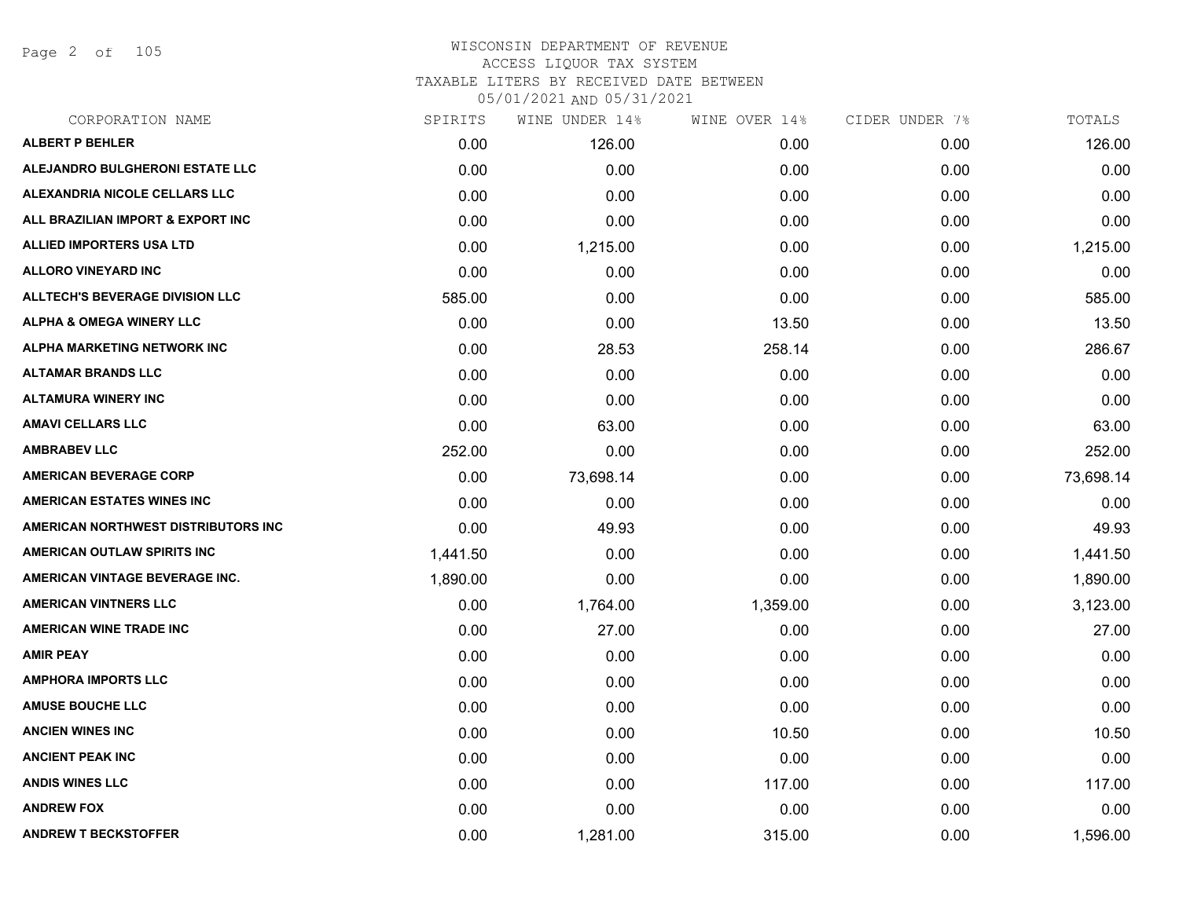# WISCONSIN DEPARTMENT OF REVENUE
## ACCESS LIQUOR TAX SYSTEM
### TAXABLE LITERS BY RECEIVED DATE BETWEEN 05/01/2021 AND 05/31/2021

| CORPORATION NAME | SPIRITS | WINE UNDER 14% | WINE OVER 14% | CIDER UNDER 7% | TOTALS |
|---|---|---|---|---|---|
| ALBERT P BEHLER | 0.00 | 126.00 | 0.00 | 0.00 | 126.00 |
| ALEJANDRO BULGHERONI ESTATE LLC | 0.00 | 0.00 | 0.00 | 0.00 | 0.00 |
| ALEXANDRIA NICOLE CELLARS LLC | 0.00 | 0.00 | 0.00 | 0.00 | 0.00 |
| ALL BRAZILIAN IMPORT & EXPORT INC | 0.00 | 0.00 | 0.00 | 0.00 | 0.00 |
| ALLIED IMPORTERS USA LTD | 0.00 | 1,215.00 | 0.00 | 0.00 | 1,215.00 |
| ALLORO VINEYARD INC | 0.00 | 0.00 | 0.00 | 0.00 | 0.00 |
| ALLTECH'S BEVERAGE DIVISION LLC | 585.00 | 0.00 | 0.00 | 0.00 | 585.00 |
| ALPHA & OMEGA WINERY LLC | 0.00 | 0.00 | 13.50 | 0.00 | 13.50 |
| ALPHA MARKETING NETWORK INC | 0.00 | 28.53 | 258.14 | 0.00 | 286.67 |
| ALTAMAR BRANDS LLC | 0.00 | 0.00 | 0.00 | 0.00 | 0.00 |
| ALTAMURA WINERY INC | 0.00 | 0.00 | 0.00 | 0.00 | 0.00 |
| AMAVI CELLARS LLC | 0.00 | 63.00 | 0.00 | 0.00 | 63.00 |
| AMBRABEV LLC | 252.00 | 0.00 | 0.00 | 0.00 | 252.00 |
| AMERICAN BEVERAGE CORP | 0.00 | 73,698.14 | 0.00 | 0.00 | 73,698.14 |
| AMERICAN ESTATES WINES INC | 0.00 | 0.00 | 0.00 | 0.00 | 0.00 |
| AMERICAN NORTHWEST DISTRIBUTORS INC | 0.00 | 49.93 | 0.00 | 0.00 | 49.93 |
| AMERICAN OUTLAW SPIRITS INC | 1,441.50 | 0.00 | 0.00 | 0.00 | 1,441.50 |
| AMERICAN VINTAGE BEVERAGE INC. | 1,890.00 | 0.00 | 0.00 | 0.00 | 1,890.00 |
| AMERICAN VINTNERS LLC | 0.00 | 1,764.00 | 1,359.00 | 0.00 | 3,123.00 |
| AMERICAN WINE TRADE INC | 0.00 | 27.00 | 0.00 | 0.00 | 27.00 |
| AMIR PEAY | 0.00 | 0.00 | 0.00 | 0.00 | 0.00 |
| AMPHORA IMPORTS LLC | 0.00 | 0.00 | 0.00 | 0.00 | 0.00 |
| AMUSE BOUCHE LLC | 0.00 | 0.00 | 0.00 | 0.00 | 0.00 |
| ANCIEN WINES INC | 0.00 | 0.00 | 10.50 | 0.00 | 10.50 |
| ANCIENT PEAK INC | 0.00 | 0.00 | 0.00 | 0.00 | 0.00 |
| ANDIS WINES LLC | 0.00 | 0.00 | 117.00 | 0.00 | 117.00 |
| ANDREW FOX | 0.00 | 0.00 | 0.00 | 0.00 | 0.00 |
| ANDREW T BECKSTOFFER | 0.00 | 1,281.00 | 315.00 | 0.00 | 1,596.00 |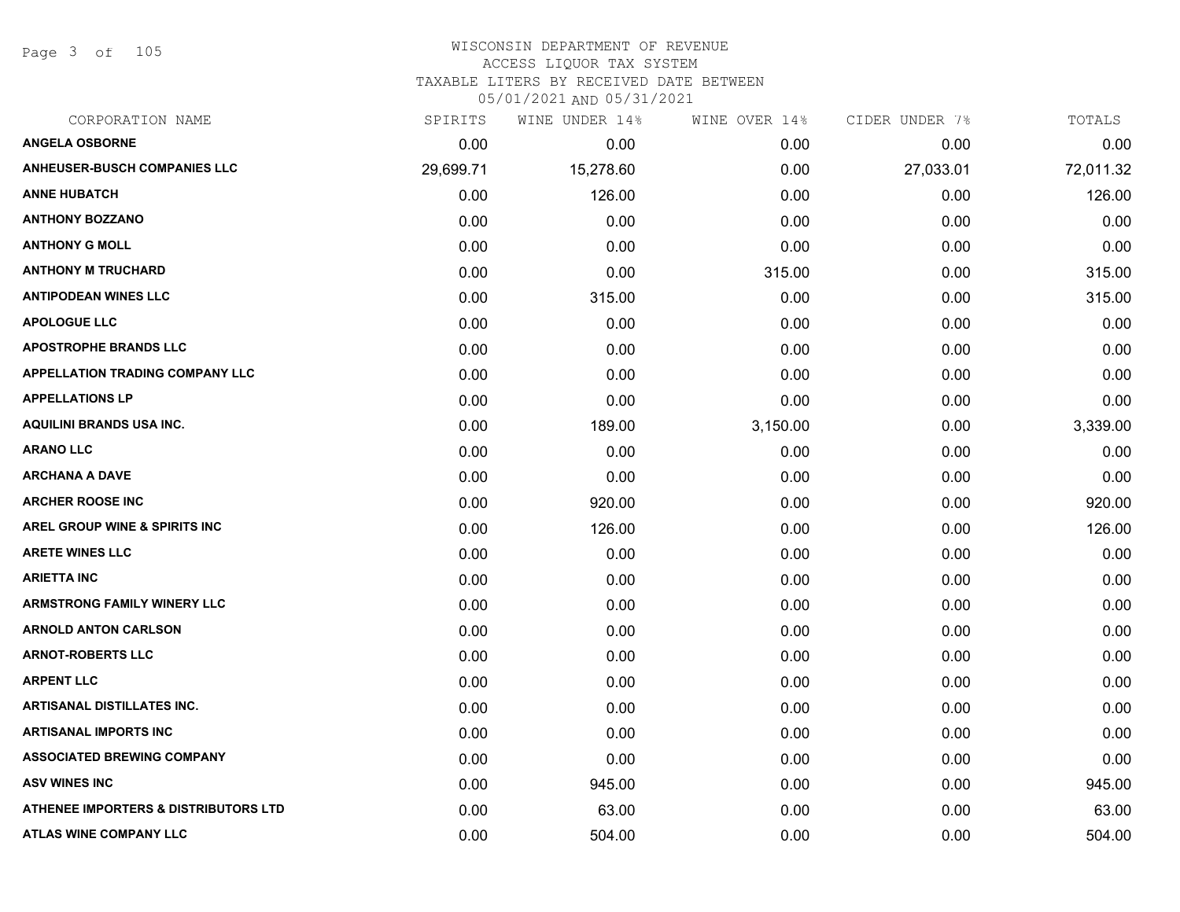WISCONSIN DEPARTMENT OF REVENUE
ACCESS LIQUOR TAX SYSTEM
TAXABLE LITERS BY RECEIVED DATE BETWEEN
05/01/2021 AND 05/31/2021

| CORPORATION NAME | SPIRITS | WINE UNDER 14% | WINE OVER 14% | CIDER UNDER 7% | TOTALS |
|---|---|---|---|---|---|
| ANGELA OSBORNE | 0.00 | 0.00 | 0.00 | 0.00 | 0.00 |
| ANHEUSER-BUSCH COMPANIES LLC | 29,699.71 | 15,278.60 | 0.00 | 27,033.01 | 72,011.32 |
| ANNE HUBATCH | 0.00 | 126.00 | 0.00 | 0.00 | 126.00 |
| ANTHONY BOZZANO | 0.00 | 0.00 | 0.00 | 0.00 | 0.00 |
| ANTHONY G MOLL | 0.00 | 0.00 | 0.00 | 0.00 | 0.00 |
| ANTHONY M TRUCHARD | 0.00 | 0.00 | 315.00 | 0.00 | 315.00 |
| ANTIPODEAN WINES LLC | 0.00 | 315.00 | 0.00 | 0.00 | 315.00 |
| APOLOGUE LLC | 0.00 | 0.00 | 0.00 | 0.00 | 0.00 |
| APOSTROPHE BRANDS LLC | 0.00 | 0.00 | 0.00 | 0.00 | 0.00 |
| APPELLATION TRADING COMPANY LLC | 0.00 | 0.00 | 0.00 | 0.00 | 0.00 |
| APPELLATIONS LP | 0.00 | 0.00 | 0.00 | 0.00 | 0.00 |
| AQUILINI BRANDS USA INC. | 0.00 | 189.00 | 3,150.00 | 0.00 | 3,339.00 |
| ARANO LLC | 0.00 | 0.00 | 0.00 | 0.00 | 0.00 |
| ARCHANA A DAVE | 0.00 | 0.00 | 0.00 | 0.00 | 0.00 |
| ARCHER ROOSE INC | 0.00 | 920.00 | 0.00 | 0.00 | 920.00 |
| AREL GROUP WINE & SPIRITS INC | 0.00 | 126.00 | 0.00 | 0.00 | 126.00 |
| ARETE WINES LLC | 0.00 | 0.00 | 0.00 | 0.00 | 0.00 |
| ARIETTA INC | 0.00 | 0.00 | 0.00 | 0.00 | 0.00 |
| ARMSTRONG FAMILY WINERY LLC | 0.00 | 0.00 | 0.00 | 0.00 | 0.00 |
| ARNOLD ANTON CARLSON | 0.00 | 0.00 | 0.00 | 0.00 | 0.00 |
| ARNOT-ROBERTS LLC | 0.00 | 0.00 | 0.00 | 0.00 | 0.00 |
| ARPENT LLC | 0.00 | 0.00 | 0.00 | 0.00 | 0.00 |
| ARTISANAL DISTILLATES INC. | 0.00 | 0.00 | 0.00 | 0.00 | 0.00 |
| ARTISANAL IMPORTS INC | 0.00 | 0.00 | 0.00 | 0.00 | 0.00 |
| ASSOCIATED BREWING COMPANY | 0.00 | 0.00 | 0.00 | 0.00 | 0.00 |
| ASV WINES INC | 0.00 | 945.00 | 0.00 | 0.00 | 945.00 |
| ATHENEE IMPORTERS & DISTRIBUTORS LTD | 0.00 | 63.00 | 0.00 | 0.00 | 63.00 |
| ATLAS WINE COMPANY LLC | 0.00 | 504.00 | 0.00 | 0.00 | 504.00 |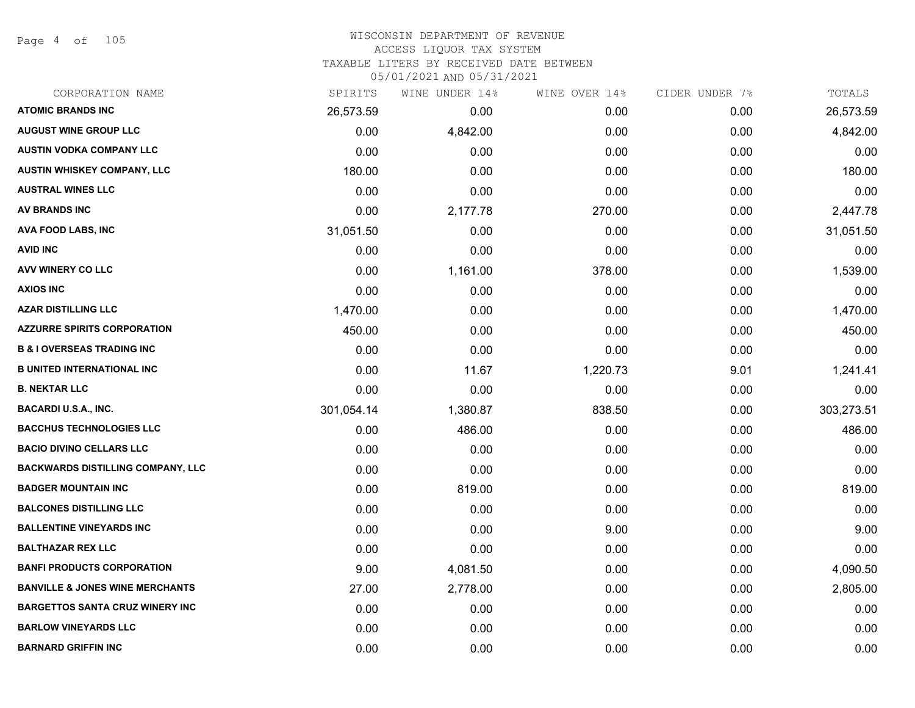WISCONSIN DEPARTMENT OF REVENUE
ACCESS LIQUOR TAX SYSTEM
TAXABLE LITERS BY RECEIVED DATE BETWEEN
05/01/2021 AND 05/31/2021

| CORPORATION NAME | SPIRITS | WINE UNDER 14% | WINE OVER 14% | CIDER UNDER 7% | TOTALS |
|---|---|---|---|---|---|
| ATOMIC BRANDS INC | 26,573.59 | 0.00 | 0.00 | 0.00 | 26,573.59 |
| AUGUST WINE GROUP LLC | 0.00 | 4,842.00 | 0.00 | 0.00 | 4,842.00 |
| AUSTIN VODKA COMPANY LLC | 0.00 | 0.00 | 0.00 | 0.00 | 0.00 |
| AUSTIN WHISKEY COMPANY, LLC | 180.00 | 0.00 | 0.00 | 0.00 | 180.00 |
| AUSTRAL WINES LLC | 0.00 | 0.00 | 0.00 | 0.00 | 0.00 |
| AV BRANDS INC | 0.00 | 2,177.78 | 270.00 | 0.00 | 2,447.78 |
| AVA FOOD LABS, INC | 31,051.50 | 0.00 | 0.00 | 0.00 | 31,051.50 |
| AVID INC | 0.00 | 0.00 | 0.00 | 0.00 | 0.00 |
| AVV WINERY CO LLC | 0.00 | 1,161.00 | 378.00 | 0.00 | 1,539.00 |
| AXIOS INC | 0.00 | 0.00 | 0.00 | 0.00 | 0.00 |
| AZAR DISTILLING LLC | 1,470.00 | 0.00 | 0.00 | 0.00 | 1,470.00 |
| AZZURRE SPIRITS CORPORATION | 450.00 | 0.00 | 0.00 | 0.00 | 450.00 |
| B & I OVERSEAS TRADING INC | 0.00 | 0.00 | 0.00 | 0.00 | 0.00 |
| B UNITED INTERNATIONAL INC | 0.00 | 11.67 | 1,220.73 | 9.01 | 1,241.41 |
| B. NEKTAR LLC | 0.00 | 0.00 | 0.00 | 0.00 | 0.00 |
| BACARDI U.S.A., INC. | 301,054.14 | 1,380.87 | 838.50 | 0.00 | 303,273.51 |
| BACCHUS TECHNOLOGIES LLC | 0.00 | 486.00 | 0.00 | 0.00 | 486.00 |
| BACIO DIVINO CELLARS LLC | 0.00 | 0.00 | 0.00 | 0.00 | 0.00 |
| BACKWARDS DISTILLING COMPANY, LLC | 0.00 | 0.00 | 0.00 | 0.00 | 0.00 |
| BADGER MOUNTAIN INC | 0.00 | 819.00 | 0.00 | 0.00 | 819.00 |
| BALCONES DISTILLING LLC | 0.00 | 0.00 | 0.00 | 0.00 | 0.00 |
| BALLENTINE VINEYARDS INC | 0.00 | 0.00 | 9.00 | 0.00 | 9.00 |
| BALTHAZAR REX LLC | 0.00 | 0.00 | 0.00 | 0.00 | 0.00 |
| BANFI PRODUCTS CORPORATION | 9.00 | 4,081.50 | 0.00 | 0.00 | 4,090.50 |
| BANVILLE & JONES WINE MERCHANTS | 27.00 | 2,778.00 | 0.00 | 0.00 | 2,805.00 |
| BARGETTOS SANTA CRUZ WINERY INC | 0.00 | 0.00 | 0.00 | 0.00 | 0.00 |
| BARLOW VINEYARDS LLC | 0.00 | 0.00 | 0.00 | 0.00 | 0.00 |
| BARNARD GRIFFIN INC | 0.00 | 0.00 | 0.00 | 0.00 | 0.00 |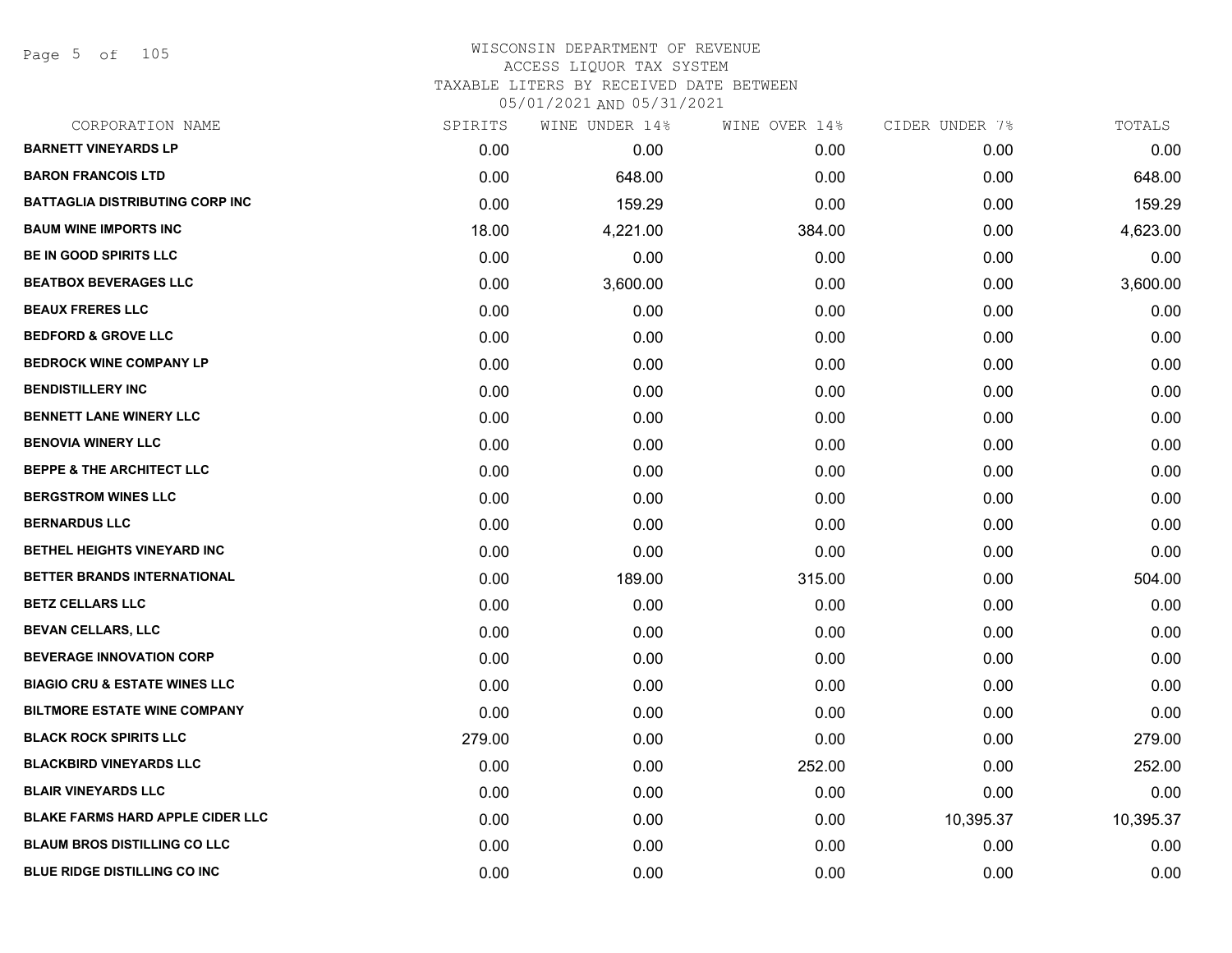# WISCONSIN DEPARTMENT OF REVENUE
## ACCESS LIQUOR TAX SYSTEM
## TAXABLE LITERS BY RECEIVED DATE BETWEEN 05/01/2021 AND 05/31/2021

| CORPORATION NAME | SPIRITS | WINE UNDER 14% | WINE OVER 14% | CIDER UNDER 7% | TOTALS |
|---|---|---|---|---|---|
| BARNETT VINEYARDS LP | 0.00 | 0.00 | 0.00 | 0.00 | 0.00 |
| BARON FRANCOIS LTD | 0.00 | 648.00 | 0.00 | 0.00 | 648.00 |
| BATTAGLIA DISTRIBUTING CORP INC | 0.00 | 159.29 | 0.00 | 0.00 | 159.29 |
| BAUM WINE IMPORTS INC | 18.00 | 4,221.00 | 384.00 | 0.00 | 4,623.00 |
| BE IN GOOD SPIRITS LLC | 0.00 | 0.00 | 0.00 | 0.00 | 0.00 |
| BEATBOX BEVERAGES LLC | 0.00 | 3,600.00 | 0.00 | 0.00 | 3,600.00 |
| BEAUX FRERES LLC | 0.00 | 0.00 | 0.00 | 0.00 | 0.00 |
| BEDFORD & GROVE LLC | 0.00 | 0.00 | 0.00 | 0.00 | 0.00 |
| BEDROCK WINE COMPANY LP | 0.00 | 0.00 | 0.00 | 0.00 | 0.00 |
| BENDISTILLERY INC | 0.00 | 0.00 | 0.00 | 0.00 | 0.00 |
| BENNETT LANE WINERY LLC | 0.00 | 0.00 | 0.00 | 0.00 | 0.00 |
| BENOVIA WINERY LLC | 0.00 | 0.00 | 0.00 | 0.00 | 0.00 |
| BEPPE & THE ARCHITECT LLC | 0.00 | 0.00 | 0.00 | 0.00 | 0.00 |
| BERGSTROM WINES LLC | 0.00 | 0.00 | 0.00 | 0.00 | 0.00 |
| BERNARDUS LLC | 0.00 | 0.00 | 0.00 | 0.00 | 0.00 |
| BETHEL HEIGHTS VINEYARD INC | 0.00 | 0.00 | 0.00 | 0.00 | 0.00 |
| BETTER BRANDS INTERNATIONAL | 0.00 | 189.00 | 315.00 | 0.00 | 504.00 |
| BETZ CELLARS LLC | 0.00 | 0.00 | 0.00 | 0.00 | 0.00 |
| BEVAN CELLARS, LLC | 0.00 | 0.00 | 0.00 | 0.00 | 0.00 |
| BEVERAGE INNOVATION CORP | 0.00 | 0.00 | 0.00 | 0.00 | 0.00 |
| BIAGIO CRU & ESTATE WINES LLC | 0.00 | 0.00 | 0.00 | 0.00 | 0.00 |
| BILTMORE ESTATE WINE COMPANY | 0.00 | 0.00 | 0.00 | 0.00 | 0.00 |
| BLACK ROCK SPIRITS LLC | 279.00 | 0.00 | 0.00 | 0.00 | 279.00 |
| BLACKBIRD VINEYARDS LLC | 0.00 | 0.00 | 252.00 | 0.00 | 252.00 |
| BLAIR VINEYARDS LLC | 0.00 | 0.00 | 0.00 | 0.00 | 0.00 |
| BLAKE FARMS HARD APPLE CIDER LLC | 0.00 | 0.00 | 0.00 | 10,395.37 | 10,395.37 |
| BLAUM BROS DISTILLING CO LLC | 0.00 | 0.00 | 0.00 | 0.00 | 0.00 |
| BLUE RIDGE DISTILLING CO INC | 0.00 | 0.00 | 0.00 | 0.00 | 0.00 |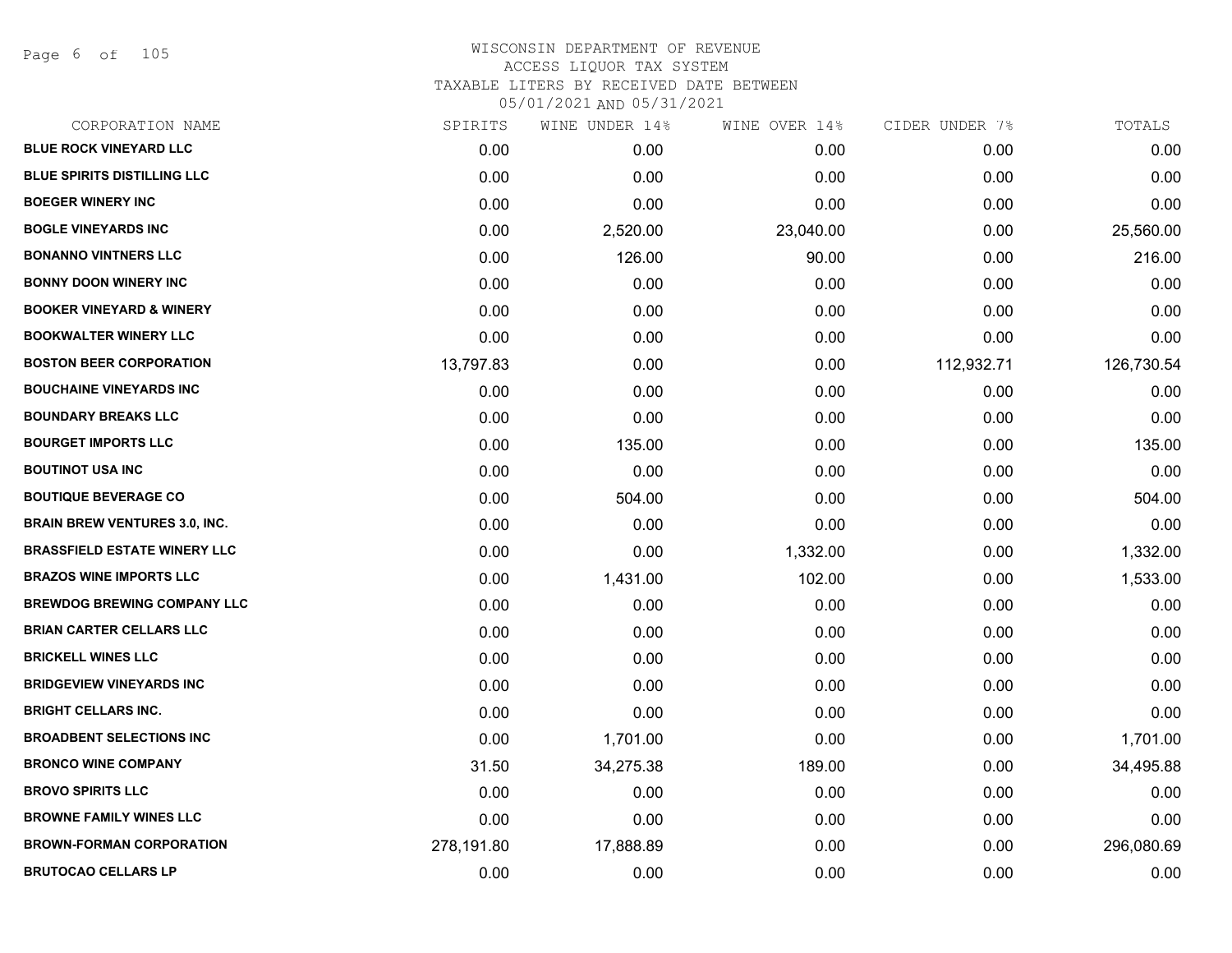# WISCONSIN DEPARTMENT OF REVENUE
ACCESS LIQUOR TAX SYSTEM
TAXABLE LITERS BY RECEIVED DATE BETWEEN
05/01/2021 AND 05/31/2021

| CORPORATION NAME | SPIRITS | WINE UNDER 14% | WINE OVER 14% | CIDER UNDER 7% | TOTALS |
|---|---|---|---|---|---|
| BLUE ROCK VINEYARD LLC | 0.00 | 0.00 | 0.00 | 0.00 | 0.00 |
| BLUE SPIRITS DISTILLING LLC | 0.00 | 0.00 | 0.00 | 0.00 | 0.00 |
| BOEGER WINERY INC | 0.00 | 0.00 | 0.00 | 0.00 | 0.00 |
| BOGLE VINEYARDS INC | 0.00 | 2,520.00 | 23,040.00 | 0.00 | 25,560.00 |
| BONANNO VINTNERS LLC | 0.00 | 126.00 | 90.00 | 0.00 | 216.00 |
| BONNY DOON WINERY INC | 0.00 | 0.00 | 0.00 | 0.00 | 0.00 |
| BOOKER VINEYARD & WINERY | 0.00 | 0.00 | 0.00 | 0.00 | 0.00 |
| BOOKWALTER WINERY LLC | 0.00 | 0.00 | 0.00 | 0.00 | 0.00 |
| BOSTON BEER CORPORATION | 13,797.83 | 0.00 | 0.00 | 112,932.71 | 126,730.54 |
| BOUCHAINE VINEYARDS INC | 0.00 | 0.00 | 0.00 | 0.00 | 0.00 |
| BOUNDARY BREAKS LLC | 0.00 | 0.00 | 0.00 | 0.00 | 0.00 |
| BOURGET IMPORTS LLC | 0.00 | 135.00 | 0.00 | 0.00 | 135.00 |
| BOUTINOT USA INC | 0.00 | 0.00 | 0.00 | 0.00 | 0.00 |
| BOUTIQUE BEVERAGE CO | 0.00 | 504.00 | 0.00 | 0.00 | 504.00 |
| BRAIN BREW VENTURES 3.0, INC. | 0.00 | 0.00 | 0.00 | 0.00 | 0.00 |
| BRASSFIELD ESTATE WINERY LLC | 0.00 | 0.00 | 1,332.00 | 0.00 | 1,332.00 |
| BRAZOS WINE IMPORTS LLC | 0.00 | 1,431.00 | 102.00 | 0.00 | 1,533.00 |
| BREWDOG BREWING COMPANY LLC | 0.00 | 0.00 | 0.00 | 0.00 | 0.00 |
| BRIAN CARTER CELLARS LLC | 0.00 | 0.00 | 0.00 | 0.00 | 0.00 |
| BRICKELL WINES LLC | 0.00 | 0.00 | 0.00 | 0.00 | 0.00 |
| BRIDGEVIEW VINEYARDS INC | 0.00 | 0.00 | 0.00 | 0.00 | 0.00 |
| BRIGHT CELLARS INC. | 0.00 | 0.00 | 0.00 | 0.00 | 0.00 |
| BROADBENT SELECTIONS INC | 0.00 | 1,701.00 | 0.00 | 0.00 | 1,701.00 |
| BRONCO WINE COMPANY | 31.50 | 34,275.38 | 189.00 | 0.00 | 34,495.88 |
| BROVO SPIRITS LLC | 0.00 | 0.00 | 0.00 | 0.00 | 0.00 |
| BROWNE FAMILY WINES LLC | 0.00 | 0.00 | 0.00 | 0.00 | 0.00 |
| BROWN-FORMAN CORPORATION | 278,191.80 | 17,888.89 | 0.00 | 0.00 | 296,080.69 |
| BRUTOCAO CELLARS LP | 0.00 | 0.00 | 0.00 | 0.00 | 0.00 |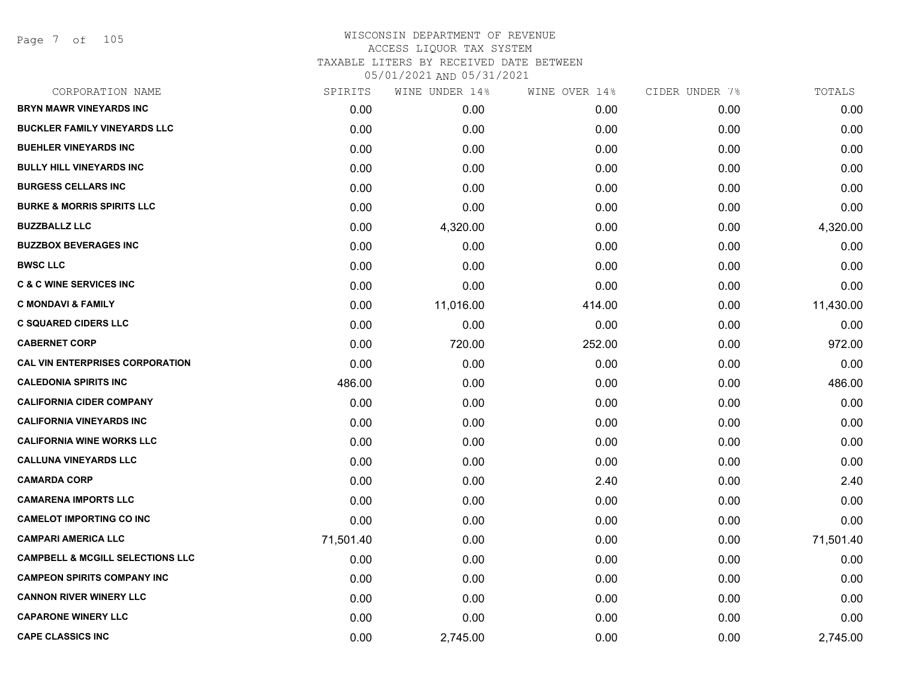# WISCONSIN DEPARTMENT OF REVENUE
## ACCESS LIQUOR TAX SYSTEM
## TAXABLE LITERS BY RECEIVED DATE BETWEEN 05/01/2021 AND 05/31/2021

| CORPORATION NAME | SPIRITS | WINE UNDER 14% | WINE OVER 14% | CIDER UNDER 7% | TOTALS |
|---|---|---|---|---|---|
| BRYN MAWR VINEYARDS INC | 0.00 | 0.00 | 0.00 | 0.00 | 0.00 |
| BUCKLER FAMILY VINEYARDS LLC | 0.00 | 0.00 | 0.00 | 0.00 | 0.00 |
| BUEHLER VINEYARDS INC | 0.00 | 0.00 | 0.00 | 0.00 | 0.00 |
| BULLY HILL VINEYARDS INC | 0.00 | 0.00 | 0.00 | 0.00 | 0.00 |
| BURGESS CELLARS INC | 0.00 | 0.00 | 0.00 | 0.00 | 0.00 |
| BURKE & MORRIS SPIRITS LLC | 0.00 | 0.00 | 0.00 | 0.00 | 0.00 |
| BUZZBALLZ LLC | 0.00 | 4,320.00 | 0.00 | 0.00 | 4,320.00 |
| BUZZBOX BEVERAGES INC | 0.00 | 0.00 | 0.00 | 0.00 | 0.00 |
| BWSC LLC | 0.00 | 0.00 | 0.00 | 0.00 | 0.00 |
| C & C WINE SERVICES INC | 0.00 | 0.00 | 0.00 | 0.00 | 0.00 |
| C MONDAVI & FAMILY | 0.00 | 11,016.00 | 414.00 | 0.00 | 11,430.00 |
| C SQUARED CIDERS LLC | 0.00 | 0.00 | 0.00 | 0.00 | 0.00 |
| CABERNET CORP | 0.00 | 720.00 | 252.00 | 0.00 | 972.00 |
| CAL VIN ENTERPRISES CORPORATION | 0.00 | 0.00 | 0.00 | 0.00 | 0.00 |
| CALEDONIA SPIRITS INC | 486.00 | 0.00 | 0.00 | 0.00 | 486.00 |
| CALIFORNIA CIDER COMPANY | 0.00 | 0.00 | 0.00 | 0.00 | 0.00 |
| CALIFORNIA VINEYARDS INC | 0.00 | 0.00 | 0.00 | 0.00 | 0.00 |
| CALIFORNIA WINE WORKS LLC | 0.00 | 0.00 | 0.00 | 0.00 | 0.00 |
| CALLUNA VINEYARDS LLC | 0.00 | 0.00 | 0.00 | 0.00 | 0.00 |
| CAMARDA CORP | 0.00 | 0.00 | 2.40 | 0.00 | 2.40 |
| CAMARENA IMPORTS LLC | 0.00 | 0.00 | 0.00 | 0.00 | 0.00 |
| CAMELOT IMPORTING CO INC | 0.00 | 0.00 | 0.00 | 0.00 | 0.00 |
| CAMPARI AMERICA LLC | 71,501.40 | 0.00 | 0.00 | 0.00 | 71,501.40 |
| CAMPBELL & MCGILL SELECTIONS LLC | 0.00 | 0.00 | 0.00 | 0.00 | 0.00 |
| CAMPEON SPIRITS COMPANY INC | 0.00 | 0.00 | 0.00 | 0.00 | 0.00 |
| CANNON RIVER WINERY LLC | 0.00 | 0.00 | 0.00 | 0.00 | 0.00 |
| CAPARONE WINERY LLC | 0.00 | 0.00 | 0.00 | 0.00 | 0.00 |
| CAPE CLASSICS INC | 0.00 | 2,745.00 | 0.00 | 0.00 | 2,745.00 |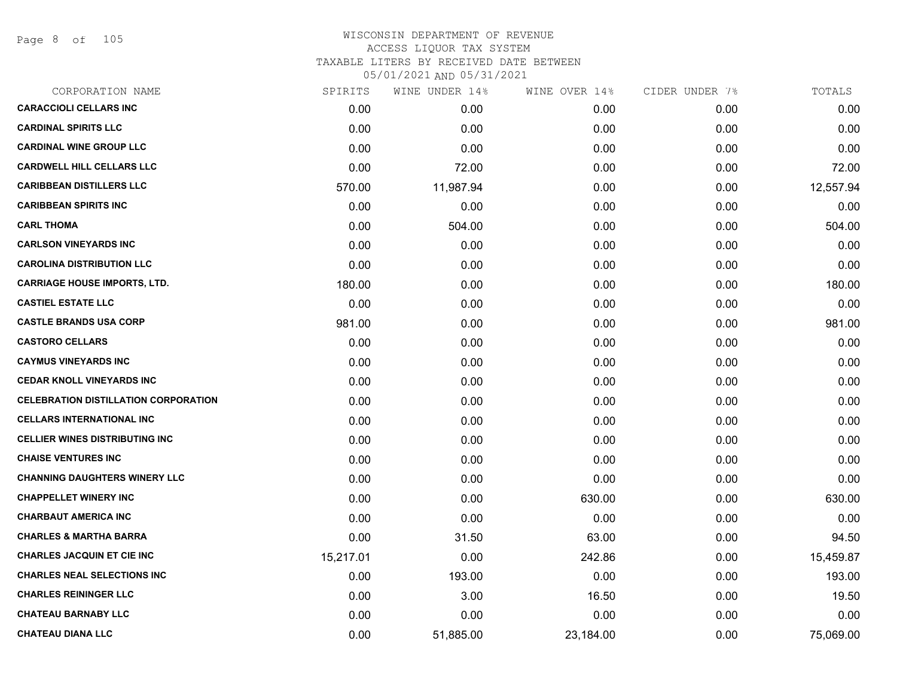# WISCONSIN DEPARTMENT OF REVENUE
ACCESS LIQUOR TAX SYSTEM
TAXABLE LITERS BY RECEIVED DATE BETWEEN
05/01/2021 AND 05/31/2021

| CORPORATION NAME | SPIRITS | WINE UNDER 14% | WINE OVER 14% | CIDER UNDER 7% | TOTALS |
|---|---|---|---|---|---|
| CARACCIOLI CELLARS INC | 0.00 | 0.00 | 0.00 | 0.00 | 0.00 |
| CARDINAL SPIRITS LLC | 0.00 | 0.00 | 0.00 | 0.00 | 0.00 |
| CARDINAL WINE GROUP LLC | 0.00 | 0.00 | 0.00 | 0.00 | 0.00 |
| CARDWELL HILL CELLARS LLC | 0.00 | 72.00 | 0.00 | 0.00 | 72.00 |
| CARIBBEAN DISTILLERS LLC | 570.00 | 11,987.94 | 0.00 | 0.00 | 12,557.94 |
| CARIBBEAN SPIRITS INC | 0.00 | 0.00 | 0.00 | 0.00 | 0.00 |
| CARL THOMA | 0.00 | 504.00 | 0.00 | 0.00 | 504.00 |
| CARLSON VINEYARDS INC | 0.00 | 0.00 | 0.00 | 0.00 | 0.00 |
| CAROLINA DISTRIBUTION LLC | 0.00 | 0.00 | 0.00 | 0.00 | 0.00 |
| CARRIAGE HOUSE IMPORTS, LTD. | 180.00 | 0.00 | 0.00 | 0.00 | 180.00 |
| CASTIEL ESTATE LLC | 0.00 | 0.00 | 0.00 | 0.00 | 0.00 |
| CASTLE BRANDS USA CORP | 981.00 | 0.00 | 0.00 | 0.00 | 981.00 |
| CASTORO CELLARS | 0.00 | 0.00 | 0.00 | 0.00 | 0.00 |
| CAYMUS VINEYARDS INC | 0.00 | 0.00 | 0.00 | 0.00 | 0.00 |
| CEDAR KNOLL VINEYARDS INC | 0.00 | 0.00 | 0.00 | 0.00 | 0.00 |
| CELEBRATION DISTILLATION CORPORATION | 0.00 | 0.00 | 0.00 | 0.00 | 0.00 |
| CELLARS INTERNATIONAL INC | 0.00 | 0.00 | 0.00 | 0.00 | 0.00 |
| CELLIER WINES DISTRIBUTING INC | 0.00 | 0.00 | 0.00 | 0.00 | 0.00 |
| CHAISE VENTURES INC | 0.00 | 0.00 | 0.00 | 0.00 | 0.00 |
| CHANNING DAUGHTERS WINERY LLC | 0.00 | 0.00 | 0.00 | 0.00 | 0.00 |
| CHAPPELLET WINERY INC | 0.00 | 0.00 | 630.00 | 0.00 | 630.00 |
| CHARBAUT AMERICA INC | 0.00 | 0.00 | 0.00 | 0.00 | 0.00 |
| CHARLES & MARTHA BARRA | 0.00 | 31.50 | 63.00 | 0.00 | 94.50 |
| CHARLES JACQUIN ET CIE INC | 15,217.01 | 0.00 | 242.86 | 0.00 | 15,459.87 |
| CHARLES NEAL SELECTIONS INC | 0.00 | 193.00 | 0.00 | 0.00 | 193.00 |
| CHARLES REININGER LLC | 0.00 | 3.00 | 16.50 | 0.00 | 19.50 |
| CHATEAU BARNABY LLC | 0.00 | 0.00 | 0.00 | 0.00 | 0.00 |
| CHATEAU DIANA LLC | 0.00 | 51,885.00 | 23,184.00 | 0.00 | 75,069.00 |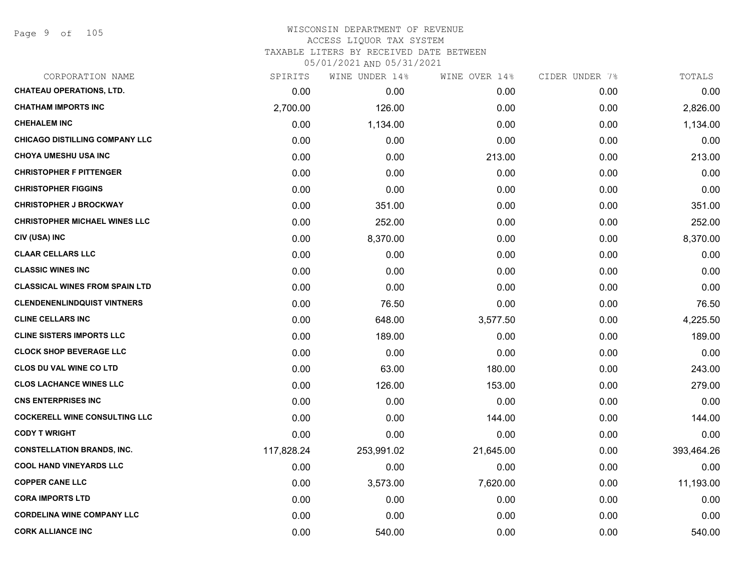WISCONSIN DEPARTMENT OF REVENUE
ACCESS LIQUOR TAX SYSTEM
TAXABLE LITERS BY RECEIVED DATE BETWEEN
05/01/2021 AND 05/31/2021

| CORPORATION NAME | SPIRITS | WINE UNDER 14% | WINE OVER 14% | CIDER UNDER 7% | TOTALS |
|---|---|---|---|---|---|
| CHATEAU OPERATIONS, LTD. | 0.00 | 0.00 | 0.00 | 0.00 | 0.00 |
| CHATHAM IMPORTS INC | 2,700.00 | 126.00 | 0.00 | 0.00 | 2,826.00 |
| CHEHALEM INC | 0.00 | 1,134.00 | 0.00 | 0.00 | 1,134.00 |
| CHICAGO DISTILLING COMPANY LLC | 0.00 | 0.00 | 0.00 | 0.00 | 0.00 |
| CHOYA UMESHU USA INC | 0.00 | 0.00 | 213.00 | 0.00 | 213.00 |
| CHRISTOPHER F PITTENGER | 0.00 | 0.00 | 0.00 | 0.00 | 0.00 |
| CHRISTOPHER FIGGINS | 0.00 | 0.00 | 0.00 | 0.00 | 0.00 |
| CHRISTOPHER J BROCKWAY | 0.00 | 351.00 | 0.00 | 0.00 | 351.00 |
| CHRISTOPHER MICHAEL WINES LLC | 0.00 | 252.00 | 0.00 | 0.00 | 252.00 |
| CIV (USA) INC | 0.00 | 8,370.00 | 0.00 | 0.00 | 8,370.00 |
| CLAAR CELLARS LLC | 0.00 | 0.00 | 0.00 | 0.00 | 0.00 |
| CLASSIC WINES INC | 0.00 | 0.00 | 0.00 | 0.00 | 0.00 |
| CLASSICAL WINES FROM SPAIN LTD | 0.00 | 0.00 | 0.00 | 0.00 | 0.00 |
| CLENDENENLINDQUIST VINTNERS | 0.00 | 76.50 | 0.00 | 0.00 | 76.50 |
| CLINE CELLARS INC | 0.00 | 648.00 | 3,577.50 | 0.00 | 4,225.50 |
| CLINE SISTERS IMPORTS LLC | 0.00 | 189.00 | 0.00 | 0.00 | 189.00 |
| CLOCK SHOP BEVERAGE LLC | 0.00 | 0.00 | 0.00 | 0.00 | 0.00 |
| CLOS DU VAL WINE CO LTD | 0.00 | 63.00 | 180.00 | 0.00 | 243.00 |
| CLOS LACHANCE WINES LLC | 0.00 | 126.00 | 153.00 | 0.00 | 279.00 |
| CNS ENTERPRISES INC | 0.00 | 0.00 | 0.00 | 0.00 | 0.00 |
| COCKERELL WINE CONSULTING LLC | 0.00 | 0.00 | 144.00 | 0.00 | 144.00 |
| CODY T WRIGHT | 0.00 | 0.00 | 0.00 | 0.00 | 0.00 |
| CONSTELLATION BRANDS, INC. | 117,828.24 | 253,991.02 | 21,645.00 | 0.00 | 393,464.26 |
| COOL HAND VINEYARDS LLC | 0.00 | 0.00 | 0.00 | 0.00 | 0.00 |
| COPPER CANE LLC | 0.00 | 3,573.00 | 7,620.00 | 0.00 | 11,193.00 |
| CORA IMPORTS LTD | 0.00 | 0.00 | 0.00 | 0.00 | 0.00 |
| CORDELINA WINE COMPANY LLC | 0.00 | 0.00 | 0.00 | 0.00 | 0.00 |
| CORK ALLIANCE INC | 0.00 | 540.00 | 0.00 | 0.00 | 540.00 |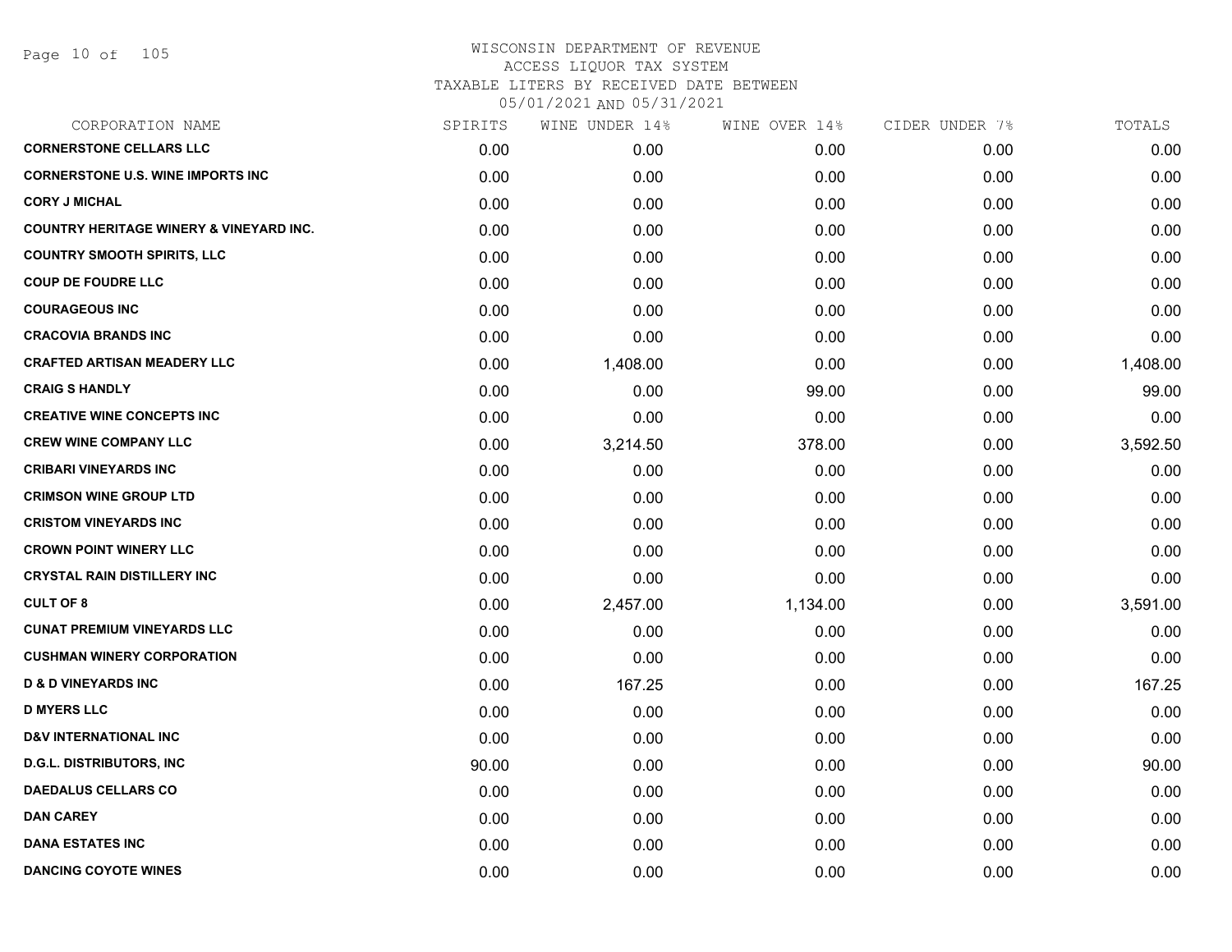# WISCONSIN DEPARTMENT OF REVENUE
## ACCESS LIQUOR TAX SYSTEM
### TAXABLE LITERS BY RECEIVED DATE BETWEEN 05/01/2021 AND 05/31/2021

| CORPORATION NAME | SPIRITS | WINE UNDER 14% | WINE OVER 14% | CIDER UNDER 7% | TOTALS |
|---|---|---|---|---|---|
| CORNERSTONE CELLARS LLC | 0.00 | 0.00 | 0.00 | 0.00 | 0.00 |
| CORNERSTONE U.S. WINE IMPORTS INC | 0.00 | 0.00 | 0.00 | 0.00 | 0.00 |
| CORY J MICHAL | 0.00 | 0.00 | 0.00 | 0.00 | 0.00 |
| COUNTRY HERITAGE WINERY & VINEYARD INC. | 0.00 | 0.00 | 0.00 | 0.00 | 0.00 |
| COUNTRY SMOOTH SPIRITS, LLC | 0.00 | 0.00 | 0.00 | 0.00 | 0.00 |
| COUP DE FOUDRE LLC | 0.00 | 0.00 | 0.00 | 0.00 | 0.00 |
| COURAGEOUS INC | 0.00 | 0.00 | 0.00 | 0.00 | 0.00 |
| CRACOVIA BRANDS INC | 0.00 | 0.00 | 0.00 | 0.00 | 0.00 |
| CRAFTED ARTISAN MEADERY LLC | 0.00 | 1,408.00 | 0.00 | 0.00 | 1,408.00 |
| CRAIG S HANDLY | 0.00 | 0.00 | 99.00 | 0.00 | 99.00 |
| CREATIVE WINE CONCEPTS INC | 0.00 | 0.00 | 0.00 | 0.00 | 0.00 |
| CREW WINE COMPANY LLC | 0.00 | 3,214.50 | 378.00 | 0.00 | 3,592.50 |
| CRIBARI VINEYARDS INC | 0.00 | 0.00 | 0.00 | 0.00 | 0.00 |
| CRIMSON WINE GROUP LTD | 0.00 | 0.00 | 0.00 | 0.00 | 0.00 |
| CRISTOM VINEYARDS INC | 0.00 | 0.00 | 0.00 | 0.00 | 0.00 |
| CROWN POINT WINERY LLC | 0.00 | 0.00 | 0.00 | 0.00 | 0.00 |
| CRYSTAL RAIN DISTILLERY INC | 0.00 | 0.00 | 0.00 | 0.00 | 0.00 |
| CULT OF 8 | 0.00 | 2,457.00 | 1,134.00 | 0.00 | 3,591.00 |
| CUNAT PREMIUM VINEYARDS LLC | 0.00 | 0.00 | 0.00 | 0.00 | 0.00 |
| CUSHMAN WINERY CORPORATION | 0.00 | 0.00 | 0.00 | 0.00 | 0.00 |
| D & D VINEYARDS INC | 0.00 | 167.25 | 0.00 | 0.00 | 167.25 |
| D MYERS LLC | 0.00 | 0.00 | 0.00 | 0.00 | 0.00 |
| D&V INTERNATIONAL INC | 0.00 | 0.00 | 0.00 | 0.00 | 0.00 |
| D.G.L. DISTRIBUTORS, INC | 90.00 | 0.00 | 0.00 | 0.00 | 90.00 |
| DAEDALUS CELLARS CO | 0.00 | 0.00 | 0.00 | 0.00 | 0.00 |
| DAN CAREY | 0.00 | 0.00 | 0.00 | 0.00 | 0.00 |
| DANA ESTATES INC | 0.00 | 0.00 | 0.00 | 0.00 | 0.00 |
| DANCING COYOTE WINES | 0.00 | 0.00 | 0.00 | 0.00 | 0.00 |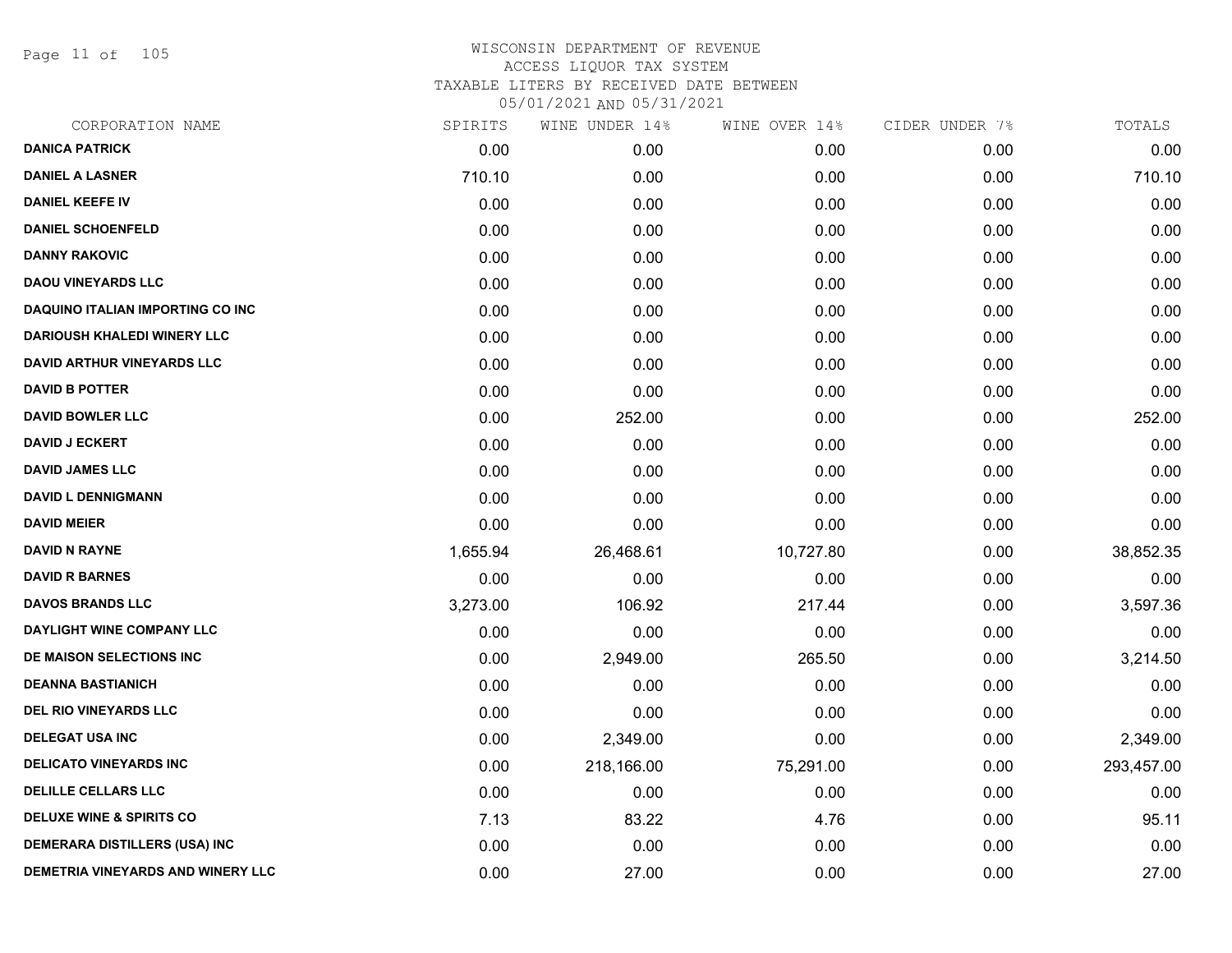# WISCONSIN DEPARTMENT OF REVENUE
ACCESS LIQUOR TAX SYSTEM
TAXABLE LITERS BY RECEIVED DATE BETWEEN
05/01/2021 AND 05/31/2021

| CORPORATION NAME | SPIRITS | WINE UNDER 14% | WINE OVER 14% | CIDER UNDER 7% | TOTALS |
|---|---|---|---|---|---|
| DANICA PATRICK | 0.00 | 0.00 | 0.00 | 0.00 | 0.00 |
| DANIEL A LASNER | 710.10 | 0.00 | 0.00 | 0.00 | 710.10 |
| DANIEL KEEFE IV | 0.00 | 0.00 | 0.00 | 0.00 | 0.00 |
| DANIEL SCHOENFELD | 0.00 | 0.00 | 0.00 | 0.00 | 0.00 |
| DANNY RAKOVIC | 0.00 | 0.00 | 0.00 | 0.00 | 0.00 |
| DAOU VINEYARDS LLC | 0.00 | 0.00 | 0.00 | 0.00 | 0.00 |
| DAQUINO ITALIAN IMPORTING CO INC | 0.00 | 0.00 | 0.00 | 0.00 | 0.00 |
| DARIOUSH KHALEDI WINERY LLC | 0.00 | 0.00 | 0.00 | 0.00 | 0.00 |
| DAVID ARTHUR VINEYARDS LLC | 0.00 | 0.00 | 0.00 | 0.00 | 0.00 |
| DAVID B POTTER | 0.00 | 0.00 | 0.00 | 0.00 | 0.00 |
| DAVID BOWLER LLC | 0.00 | 252.00 | 0.00 | 0.00 | 252.00 |
| DAVID J ECKERT | 0.00 | 0.00 | 0.00 | 0.00 | 0.00 |
| DAVID JAMES LLC | 0.00 | 0.00 | 0.00 | 0.00 | 0.00 |
| DAVID L DENNIGMANN | 0.00 | 0.00 | 0.00 | 0.00 | 0.00 |
| DAVID MEIER | 0.00 | 0.00 | 0.00 | 0.00 | 0.00 |
| DAVID N RAYNE | 1,655.94 | 26,468.61 | 10,727.80 | 0.00 | 38,852.35 |
| DAVID R BARNES | 0.00 | 0.00 | 0.00 | 0.00 | 0.00 |
| DAVOS BRANDS LLC | 3,273.00 | 106.92 | 217.44 | 0.00 | 3,597.36 |
| DAYLIGHT WINE COMPANY LLC | 0.00 | 0.00 | 0.00 | 0.00 | 0.00 |
| DE MAISON SELECTIONS INC | 0.00 | 2,949.00 | 265.50 | 0.00 | 3,214.50 |
| DEANNA BASTIANICH | 0.00 | 0.00 | 0.00 | 0.00 | 0.00 |
| DEL RIO VINEYARDS LLC | 0.00 | 0.00 | 0.00 | 0.00 | 0.00 |
| DELEGAT USA INC | 0.00 | 2,349.00 | 0.00 | 0.00 | 2,349.00 |
| DELICATO VINEYARDS INC | 0.00 | 218,166.00 | 75,291.00 | 0.00 | 293,457.00 |
| DELILLE CELLARS LLC | 0.00 | 0.00 | 0.00 | 0.00 | 0.00 |
| DELUXE WINE & SPIRITS CO | 7.13 | 83.22 | 4.76 | 0.00 | 95.11 |
| DEMERARA DISTILLERS (USA) INC | 0.00 | 0.00 | 0.00 | 0.00 | 0.00 |
| DEMETRIA VINEYARDS AND WINERY LLC | 0.00 | 27.00 | 0.00 | 0.00 | 27.00 |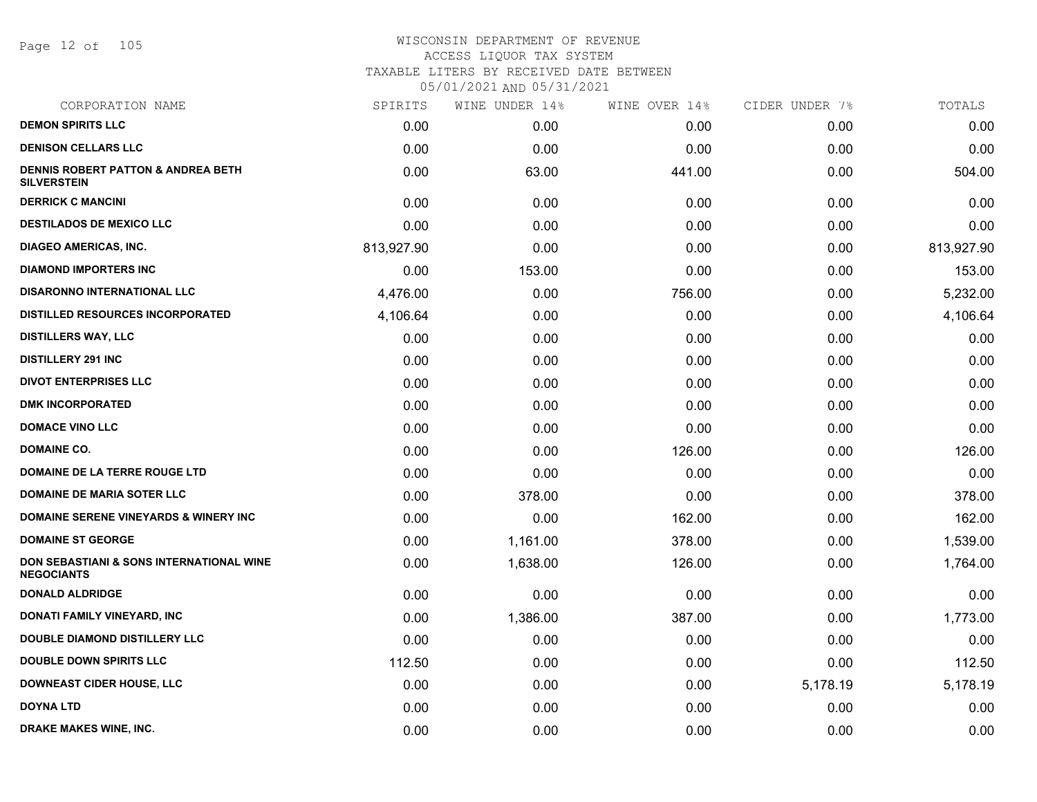# WISCONSIN DEPARTMENT OF REVENUE
## ACCESS LIQUOR TAX SYSTEM
### TAXABLE LITERS BY RECEIVED DATE BETWEEN 05/01/2021 AND 05/31/2021

| CORPORATION NAME | SPIRITS | WINE UNDER 14% | WINE OVER 14% | CIDER UNDER 7% | TOTALS |
|---|---|---|---|---|---|
| DEMON SPIRITS LLC | 0.00 | 0.00 | 0.00 | 0.00 | 0.00 |
| DENISON CELLARS LLC | 0.00 | 0.00 | 0.00 | 0.00 | 0.00 |
| DENNIS ROBERT PATTON & ANDREA BETH SILVERSTEIN | 0.00 | 63.00 | 441.00 | 0.00 | 504.00 |
| DERRICK C MANCINI | 0.00 | 0.00 | 0.00 | 0.00 | 0.00 |
| DESTILADOS DE MEXICO LLC | 0.00 | 0.00 | 0.00 | 0.00 | 0.00 |
| DIAGEO AMERICAS, INC. | 813,927.90 | 0.00 | 0.00 | 0.00 | 813,927.90 |
| DIAMOND IMPORTERS INC | 0.00 | 153.00 | 0.00 | 0.00 | 153.00 |
| DISARONNO INTERNATIONAL LLC | 4,476.00 | 0.00 | 756.00 | 0.00 | 5,232.00 |
| DISTILLED RESOURCES INCORPORATED | 4,106.64 | 0.00 | 0.00 | 0.00 | 4,106.64 |
| DISTILLERS WAY, LLC | 0.00 | 0.00 | 0.00 | 0.00 | 0.00 |
| DISTILLERY 291 INC | 0.00 | 0.00 | 0.00 | 0.00 | 0.00 |
| DIVOT ENTERPRISES LLC | 0.00 | 0.00 | 0.00 | 0.00 | 0.00 |
| DMK INCORPORATED | 0.00 | 0.00 | 0.00 | 0.00 | 0.00 |
| DOMACE VINO LLC | 0.00 | 0.00 | 0.00 | 0.00 | 0.00 |
| DOMAINE CO. | 0.00 | 0.00 | 126.00 | 0.00 | 126.00 |
| DOMAINE DE LA TERRE ROUGE LTD | 0.00 | 0.00 | 0.00 | 0.00 | 0.00 |
| DOMAINE DE MARIA SOTER LLC | 0.00 | 378.00 | 0.00 | 0.00 | 378.00 |
| DOMAINE SERENE VINEYARDS & WINERY INC | 0.00 | 0.00 | 162.00 | 0.00 | 162.00 |
| DOMAINE ST GEORGE | 0.00 | 1,161.00 | 378.00 | 0.00 | 1,539.00 |
| DON SEBASTIANI & SONS INTERNATIONAL WINE NEGOCIANTS | 0.00 | 1,638.00 | 126.00 | 0.00 | 1,764.00 |
| DONALD ALDRIDGE | 0.00 | 0.00 | 0.00 | 0.00 | 0.00 |
| DONATI FAMILY VINEYARD, INC | 0.00 | 1,386.00 | 387.00 | 0.00 | 1,773.00 |
| DOUBLE DIAMOND DISTILLERY LLC | 0.00 | 0.00 | 0.00 | 0.00 | 0.00 |
| DOUBLE DOWN SPIRITS LLC | 112.50 | 0.00 | 0.00 | 0.00 | 112.50 |
| DOWNEAST CIDER HOUSE, LLC | 0.00 | 0.00 | 0.00 | 5,178.19 | 5,178.19 |
| DOYNA LTD | 0.00 | 0.00 | 0.00 | 0.00 | 0.00 |
| DRAKE MAKES WINE, INC. | 0.00 | 0.00 | 0.00 | 0.00 | 0.00 |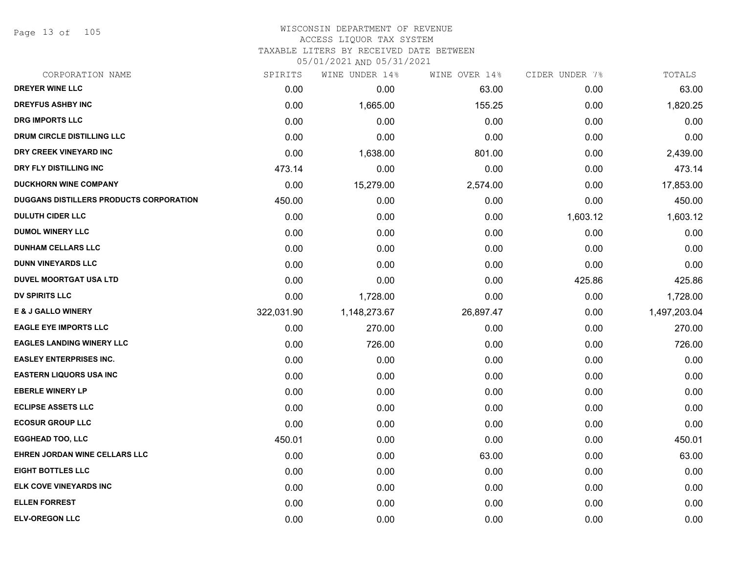# WISCONSIN DEPARTMENT OF REVENUE
## ACCESS LIQUOR TAX SYSTEM
### TAXABLE LITERS BY RECEIVED DATE BETWEEN 05/01/2021 AND 05/31/2021

| CORPORATION NAME | SPIRITS | WINE UNDER 14% | WINE OVER 14% | CIDER UNDER 7% | TOTALS |
|---|---|---|---|---|---|
| DREYER WINE LLC | 0.00 | 0.00 | 63.00 | 0.00 | 63.00 |
| DREYFUS ASHBY INC | 0.00 | 1,665.00 | 155.25 | 0.00 | 1,820.25 |
| DRG IMPORTS LLC | 0.00 | 0.00 | 0.00 | 0.00 | 0.00 |
| DRUM CIRCLE DISTILLING LLC | 0.00 | 0.00 | 0.00 | 0.00 | 0.00 |
| DRY CREEK VINEYARD INC | 0.00 | 1,638.00 | 801.00 | 0.00 | 2,439.00 |
| DRY FLY DISTILLING INC | 473.14 | 0.00 | 0.00 | 0.00 | 473.14 |
| DUCKHORN WINE COMPANY | 0.00 | 15,279.00 | 2,574.00 | 0.00 | 17,853.00 |
| DUGGANS DISTILLERS PRODUCTS CORPORATION | 450.00 | 0.00 | 0.00 | 0.00 | 450.00 |
| DULUTH CIDER LLC | 0.00 | 0.00 | 0.00 | 1,603.12 | 1,603.12 |
| DUMOL WINERY LLC | 0.00 | 0.00 | 0.00 | 0.00 | 0.00 |
| DUNHAM CELLARS LLC | 0.00 | 0.00 | 0.00 | 0.00 | 0.00 |
| DUNN VINEYARDS LLC | 0.00 | 0.00 | 0.00 | 0.00 | 0.00 |
| DUVEL MOORTGAT USA LTD | 0.00 | 0.00 | 0.00 | 425.86 | 425.86 |
| DV SPIRITS LLC | 0.00 | 1,728.00 | 0.00 | 0.00 | 1,728.00 |
| E & J GALLO WINERY | 322,031.90 | 1,148,273.67 | 26,897.47 | 0.00 | 1,497,203.04 |
| EAGLE EYE IMPORTS LLC | 0.00 | 270.00 | 0.00 | 0.00 | 270.00 |
| EAGLES LANDING WINERY LLC | 0.00 | 726.00 | 0.00 | 0.00 | 726.00 |
| EASLEY ENTERPRISES INC. | 0.00 | 0.00 | 0.00 | 0.00 | 0.00 |
| EASTERN LIQUORS USA INC | 0.00 | 0.00 | 0.00 | 0.00 | 0.00 |
| EBERLE WINERY LP | 0.00 | 0.00 | 0.00 | 0.00 | 0.00 |
| ECLIPSE ASSETS LLC | 0.00 | 0.00 | 0.00 | 0.00 | 0.00 |
| ECOSUR GROUP LLC | 0.00 | 0.00 | 0.00 | 0.00 | 0.00 |
| EGGHEAD TOO, LLC | 450.01 | 0.00 | 0.00 | 0.00 | 450.01 |
| EHREN JORDAN WINE CELLARS LLC | 0.00 | 0.00 | 63.00 | 0.00 | 63.00 |
| EIGHT BOTTLES LLC | 0.00 | 0.00 | 0.00 | 0.00 | 0.00 |
| ELK COVE VINEYARDS INC | 0.00 | 0.00 | 0.00 | 0.00 | 0.00 |
| ELLEN FORREST | 0.00 | 0.00 | 0.00 | 0.00 | 0.00 |
| ELV-OREGON LLC | 0.00 | 0.00 | 0.00 | 0.00 | 0.00 |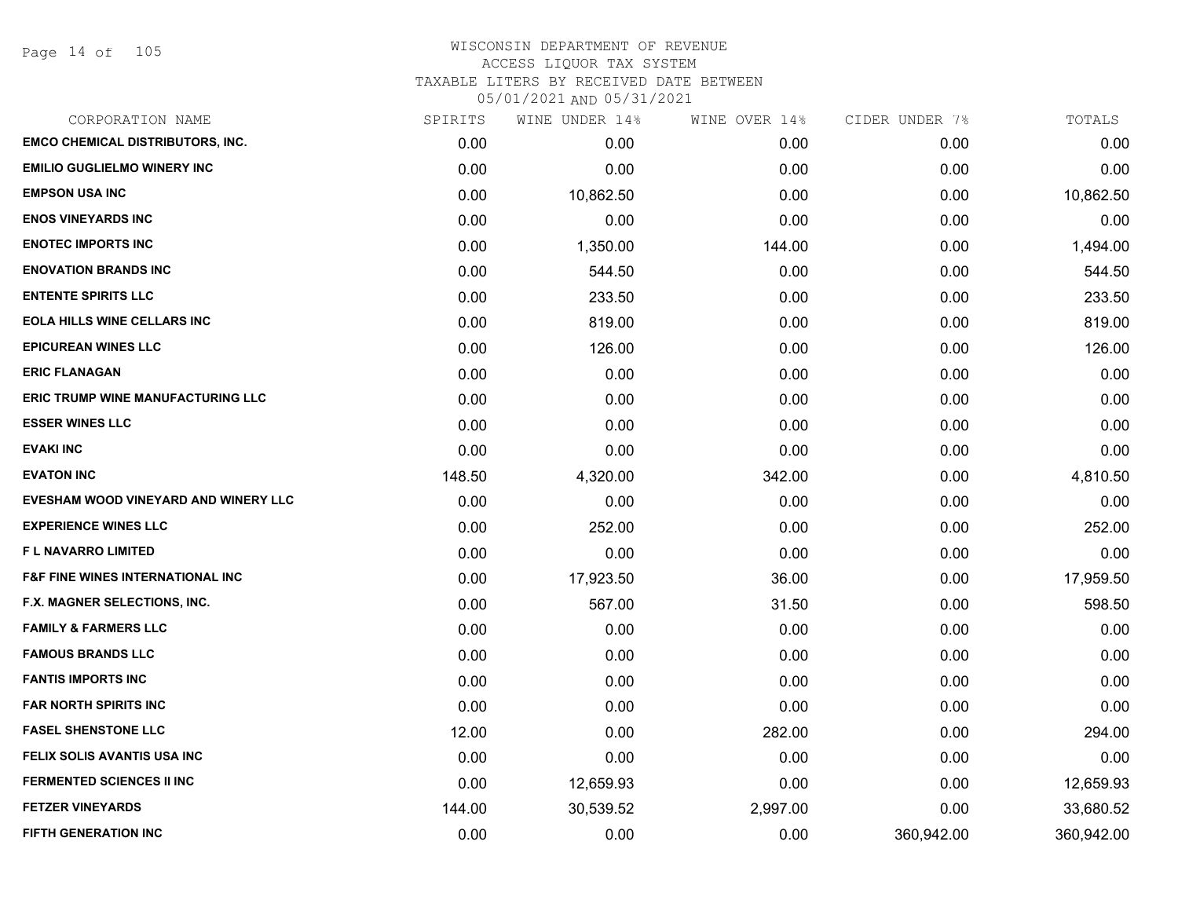# WISCONSIN DEPARTMENT OF REVENUE
## ACCESS LIQUOR TAX SYSTEM
### TAXABLE LITERS BY RECEIVED DATE BETWEEN 05/01/2021 AND 05/31/2021

| CORPORATION NAME | SPIRITS | WINE UNDER 14% | WINE OVER 14% | CIDER UNDER 7% | TOTALS |
|---|---|---|---|---|---|
| EMCO CHEMICAL DISTRIBUTORS, INC. | 0.00 | 0.00 | 0.00 | 0.00 | 0.00 |
| EMILIO GUGLIELMO WINERY INC | 0.00 | 0.00 | 0.00 | 0.00 | 0.00 |
| EMPSON USA INC | 0.00 | 10,862.50 | 0.00 | 0.00 | 10,862.50 |
| ENOS VINEYARDS INC | 0.00 | 0.00 | 0.00 | 0.00 | 0.00 |
| ENOTEC IMPORTS INC | 0.00 | 1,350.00 | 144.00 | 0.00 | 1,494.00 |
| ENOVATION BRANDS INC | 0.00 | 544.50 | 0.00 | 0.00 | 544.50 |
| ENTENTE SPIRITS LLC | 0.00 | 233.50 | 0.00 | 0.00 | 233.50 |
| EOLA HILLS WINE CELLARS INC | 0.00 | 819.00 | 0.00 | 0.00 | 819.00 |
| EPICUREAN WINES LLC | 0.00 | 126.00 | 0.00 | 0.00 | 126.00 |
| ERIC FLANAGAN | 0.00 | 0.00 | 0.00 | 0.00 | 0.00 |
| ERIC TRUMP WINE MANUFACTURING LLC | 0.00 | 0.00 | 0.00 | 0.00 | 0.00 |
| ESSER WINES LLC | 0.00 | 0.00 | 0.00 | 0.00 | 0.00 |
| EVAKI INC | 0.00 | 0.00 | 0.00 | 0.00 | 0.00 |
| EVATON INC | 148.50 | 4,320.00 | 342.00 | 0.00 | 4,810.50 |
| EVESHAM WOOD VINEYARD AND WINERY LLC | 0.00 | 0.00 | 0.00 | 0.00 | 0.00 |
| EXPERIENCE WINES LLC | 0.00 | 252.00 | 0.00 | 0.00 | 252.00 |
| F L NAVARRO LIMITED | 0.00 | 0.00 | 0.00 | 0.00 | 0.00 |
| F&F FINE WINES INTERNATIONAL INC | 0.00 | 17,923.50 | 36.00 | 0.00 | 17,959.50 |
| F.X. MAGNER SELECTIONS, INC. | 0.00 | 567.00 | 31.50 | 0.00 | 598.50 |
| FAMILY & FARMERS LLC | 0.00 | 0.00 | 0.00 | 0.00 | 0.00 |
| FAMOUS BRANDS LLC | 0.00 | 0.00 | 0.00 | 0.00 | 0.00 |
| FANTIS IMPORTS INC | 0.00 | 0.00 | 0.00 | 0.00 | 0.00 |
| FAR NORTH SPIRITS INC | 0.00 | 0.00 | 0.00 | 0.00 | 0.00 |
| FASEL SHENSTONE LLC | 12.00 | 0.00 | 282.00 | 0.00 | 294.00 |
| FELIX SOLIS AVANTIS USA INC | 0.00 | 0.00 | 0.00 | 0.00 | 0.00 |
| FERMENTED SCIENCES II INC | 0.00 | 12,659.93 | 0.00 | 0.00 | 12,659.93 |
| FETZER VINEYARDS | 144.00 | 30,539.52 | 2,997.00 | 0.00 | 33,680.52 |
| FIFTH GENERATION INC | 0.00 | 0.00 | 0.00 | 360,942.00 | 360,942.00 |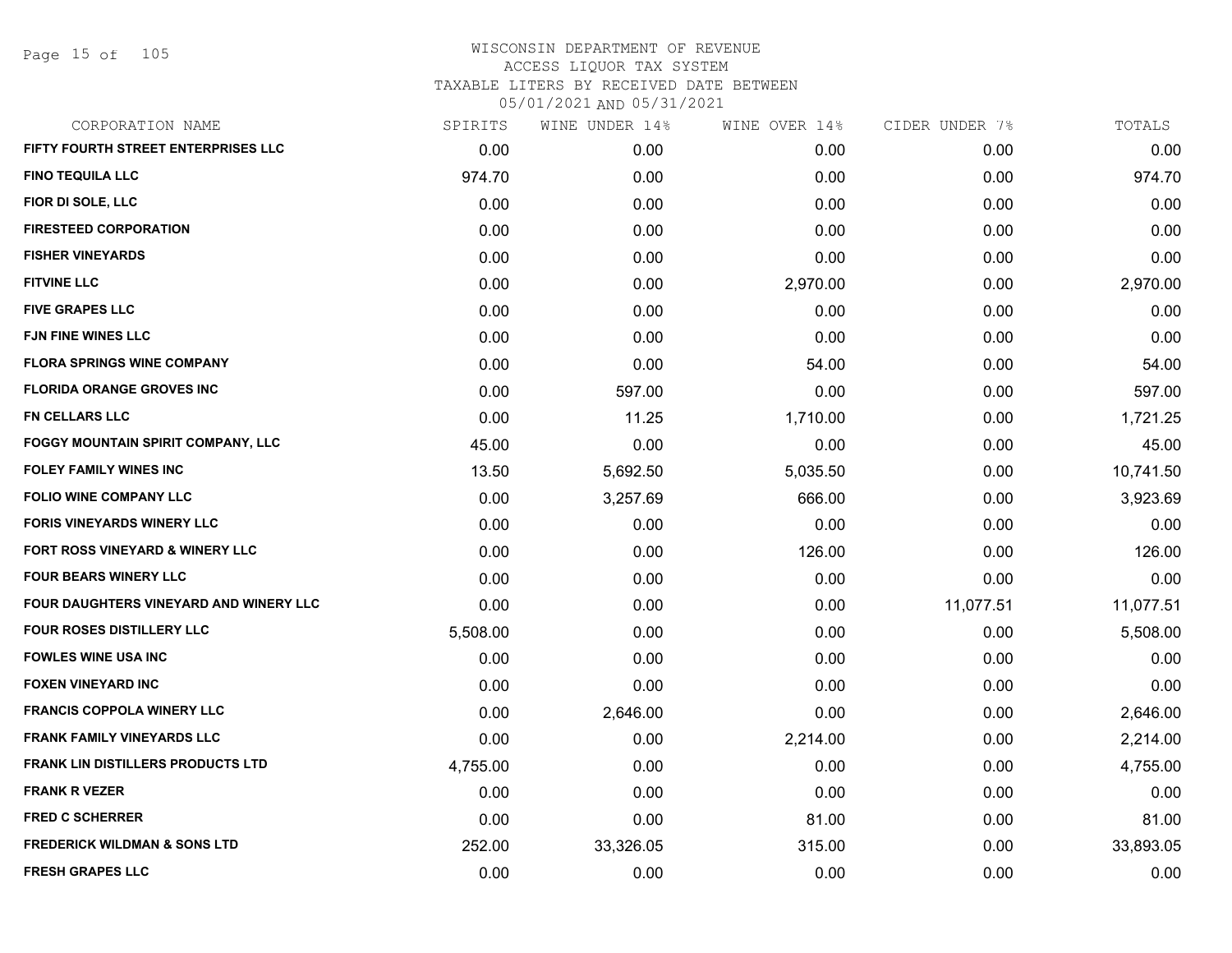# WISCONSIN DEPARTMENT OF REVENUE
ACCESS LIQUOR TAX SYSTEM
TAXABLE LITERS BY RECEIVED DATE BETWEEN
05/01/2021 AND 05/31/2021

| CORPORATION NAME | SPIRITS | WINE UNDER 14% | WINE OVER 14% | CIDER UNDER 7% | TOTALS |
|---|---|---|---|---|---|
| FIFTY FOURTH STREET ENTERPRISES LLC | 0.00 | 0.00 | 0.00 | 0.00 | 0.00 |
| FINO TEQUILA LLC | 974.70 | 0.00 | 0.00 | 0.00 | 974.70 |
| FIOR DI SOLE, LLC | 0.00 | 0.00 | 0.00 | 0.00 | 0.00 |
| FIRESTEED CORPORATION | 0.00 | 0.00 | 0.00 | 0.00 | 0.00 |
| FISHER VINEYARDS | 0.00 | 0.00 | 0.00 | 0.00 | 0.00 |
| FITVINE LLC | 0.00 | 0.00 | 2,970.00 | 0.00 | 2,970.00 |
| FIVE GRAPES LLC | 0.00 | 0.00 | 0.00 | 0.00 | 0.00 |
| FJN FINE WINES LLC | 0.00 | 0.00 | 0.00 | 0.00 | 0.00 |
| FLORA SPRINGS WINE COMPANY | 0.00 | 0.00 | 54.00 | 0.00 | 54.00 |
| FLORIDA ORANGE GROVES INC | 0.00 | 597.00 | 0.00 | 0.00 | 597.00 |
| FN CELLARS LLC | 0.00 | 11.25 | 1,710.00 | 0.00 | 1,721.25 |
| FOGGY MOUNTAIN SPIRIT COMPANY, LLC | 45.00 | 0.00 | 0.00 | 0.00 | 45.00 |
| FOLEY FAMILY WINES INC | 13.50 | 5,692.50 | 5,035.50 | 0.00 | 10,741.50 |
| FOLIO WINE COMPANY LLC | 0.00 | 3,257.69 | 666.00 | 0.00 | 3,923.69 |
| FORIS VINEYARDS WINERY LLC | 0.00 | 0.00 | 0.00 | 0.00 | 0.00 |
| FORT ROSS VINEYARD & WINERY LLC | 0.00 | 0.00 | 126.00 | 0.00 | 126.00 |
| FOUR BEARS WINERY LLC | 0.00 | 0.00 | 0.00 | 0.00 | 0.00 |
| FOUR DAUGHTERS VINEYARD AND WINERY LLC | 0.00 | 0.00 | 0.00 | 11,077.51 | 11,077.51 |
| FOUR ROSES DISTILLERY LLC | 5,508.00 | 0.00 | 0.00 | 0.00 | 5,508.00 |
| FOWLES WINE USA INC | 0.00 | 0.00 | 0.00 | 0.00 | 0.00 |
| FOXEN VINEYARD INC | 0.00 | 0.00 | 0.00 | 0.00 | 0.00 |
| FRANCIS COPPOLA WINERY LLC | 0.00 | 2,646.00 | 0.00 | 0.00 | 2,646.00 |
| FRANK FAMILY VINEYARDS LLC | 0.00 | 0.00 | 2,214.00 | 0.00 | 2,214.00 |
| FRANK LIN DISTILLERS PRODUCTS LTD | 4,755.00 | 0.00 | 0.00 | 0.00 | 4,755.00 |
| FRANK R VEZER | 0.00 | 0.00 | 0.00 | 0.00 | 0.00 |
| FRED C SCHERRER | 0.00 | 0.00 | 81.00 | 0.00 | 81.00 |
| FREDERICK WILDMAN & SONS LTD | 252.00 | 33,326.05 | 315.00 | 0.00 | 33,893.05 |
| FRESH GRAPES LLC | 0.00 | 0.00 | 0.00 | 0.00 | 0.00 |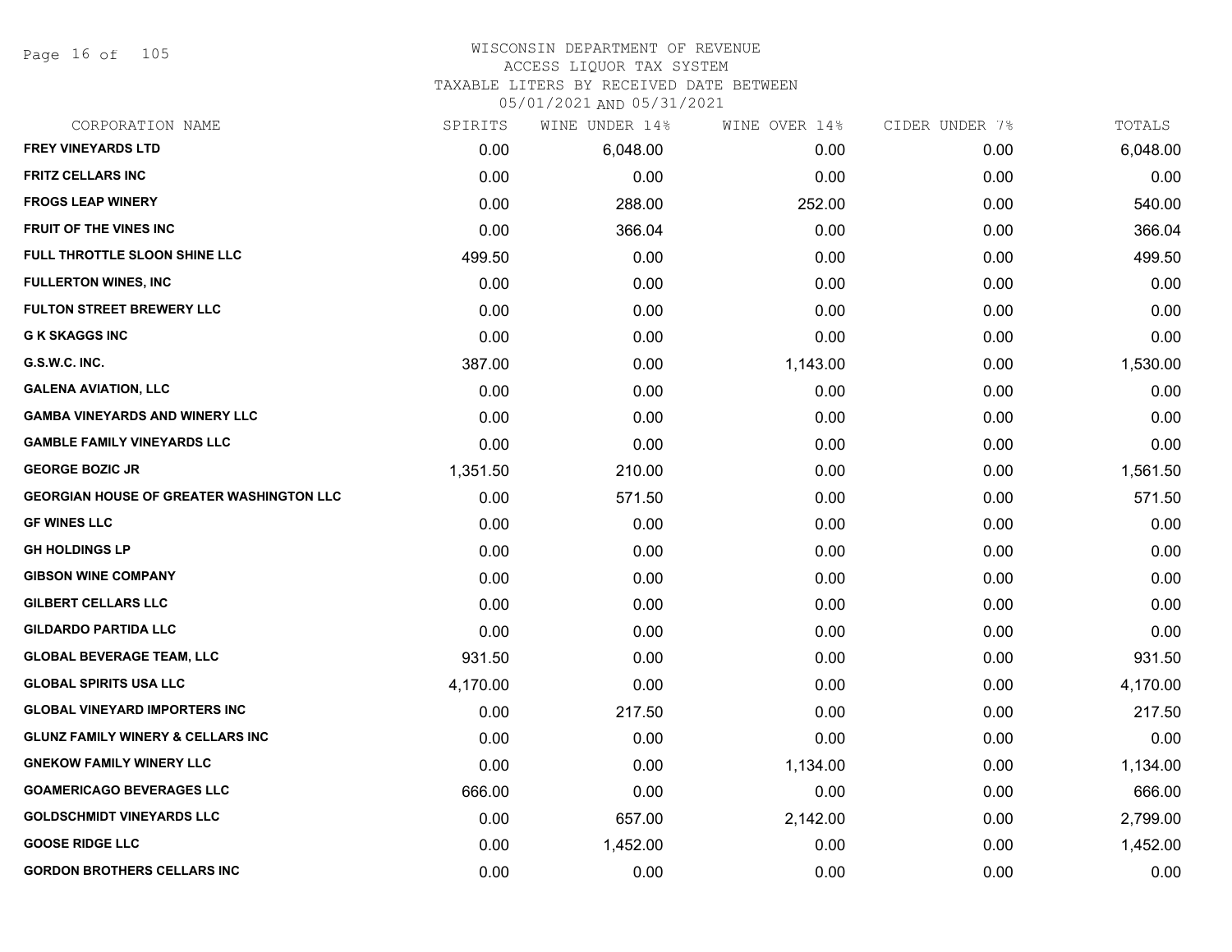WISCONSIN DEPARTMENT OF REVENUE
ACCESS LIQUOR TAX SYSTEM
TAXABLE LITERS BY RECEIVED DATE BETWEEN
05/01/2021 AND 05/31/2021

| CORPORATION NAME | SPIRITS | WINE UNDER 14% | WINE OVER 14% | CIDER UNDER 7% | TOTALS |
|---|---|---|---|---|---|
| FREY VINEYARDS LTD | 0.00 | 6,048.00 | 0.00 | 0.00 | 6,048.00 |
| FRITZ CELLARS INC | 0.00 | 0.00 | 0.00 | 0.00 | 0.00 |
| FROGS LEAP WINERY | 0.00 | 288.00 | 252.00 | 0.00 | 540.00 |
| FRUIT OF THE VINES INC | 0.00 | 366.04 | 0.00 | 0.00 | 366.04 |
| FULL THROTTLE SLOON SHINE LLC | 499.50 | 0.00 | 0.00 | 0.00 | 499.50 |
| FULLERTON WINES, INC | 0.00 | 0.00 | 0.00 | 0.00 | 0.00 |
| FULTON STREET BREWERY LLC | 0.00 | 0.00 | 0.00 | 0.00 | 0.00 |
| G K SKAGGS INC | 0.00 | 0.00 | 0.00 | 0.00 | 0.00 |
| G.S.W.C. INC. | 387.00 | 0.00 | 1,143.00 | 0.00 | 1,530.00 |
| GALENA AVIATION, LLC | 0.00 | 0.00 | 0.00 | 0.00 | 0.00 |
| GAMBA VINEYARDS AND WINERY LLC | 0.00 | 0.00 | 0.00 | 0.00 | 0.00 |
| GAMBLE FAMILY VINEYARDS LLC | 0.00 | 0.00 | 0.00 | 0.00 | 0.00 |
| GEORGE BOZIC JR | 1,351.50 | 210.00 | 0.00 | 0.00 | 1,561.50 |
| GEORGIAN HOUSE OF GREATER WASHINGTON LLC | 0.00 | 571.50 | 0.00 | 0.00 | 571.50 |
| GF WINES LLC | 0.00 | 0.00 | 0.00 | 0.00 | 0.00 |
| GH HOLDINGS LP | 0.00 | 0.00 | 0.00 | 0.00 | 0.00 |
| GIBSON WINE COMPANY | 0.00 | 0.00 | 0.00 | 0.00 | 0.00 |
| GILBERT CELLARS LLC | 0.00 | 0.00 | 0.00 | 0.00 | 0.00 |
| GILDARDO PARTIDA LLC | 0.00 | 0.00 | 0.00 | 0.00 | 0.00 |
| GLOBAL BEVERAGE TEAM, LLC | 931.50 | 0.00 | 0.00 | 0.00 | 931.50 |
| GLOBAL SPIRITS USA LLC | 4,170.00 | 0.00 | 0.00 | 0.00 | 4,170.00 |
| GLOBAL VINEYARD IMPORTERS INC | 0.00 | 217.50 | 0.00 | 0.00 | 217.50 |
| GLUNZ FAMILY WINERY & CELLARS INC | 0.00 | 0.00 | 0.00 | 0.00 | 0.00 |
| GNEKOW FAMILY WINERY LLC | 0.00 | 0.00 | 1,134.00 | 0.00 | 1,134.00 |
| GOAMERICAGO BEVERAGES LLC | 666.00 | 0.00 | 0.00 | 0.00 | 666.00 |
| GOLDSCHMIDT VINEYARDS LLC | 0.00 | 657.00 | 2,142.00 | 0.00 | 2,799.00 |
| GOOSE RIDGE LLC | 0.00 | 1,452.00 | 0.00 | 0.00 | 1,452.00 |
| GORDON BROTHERS CELLARS INC | 0.00 | 0.00 | 0.00 | 0.00 | 0.00 |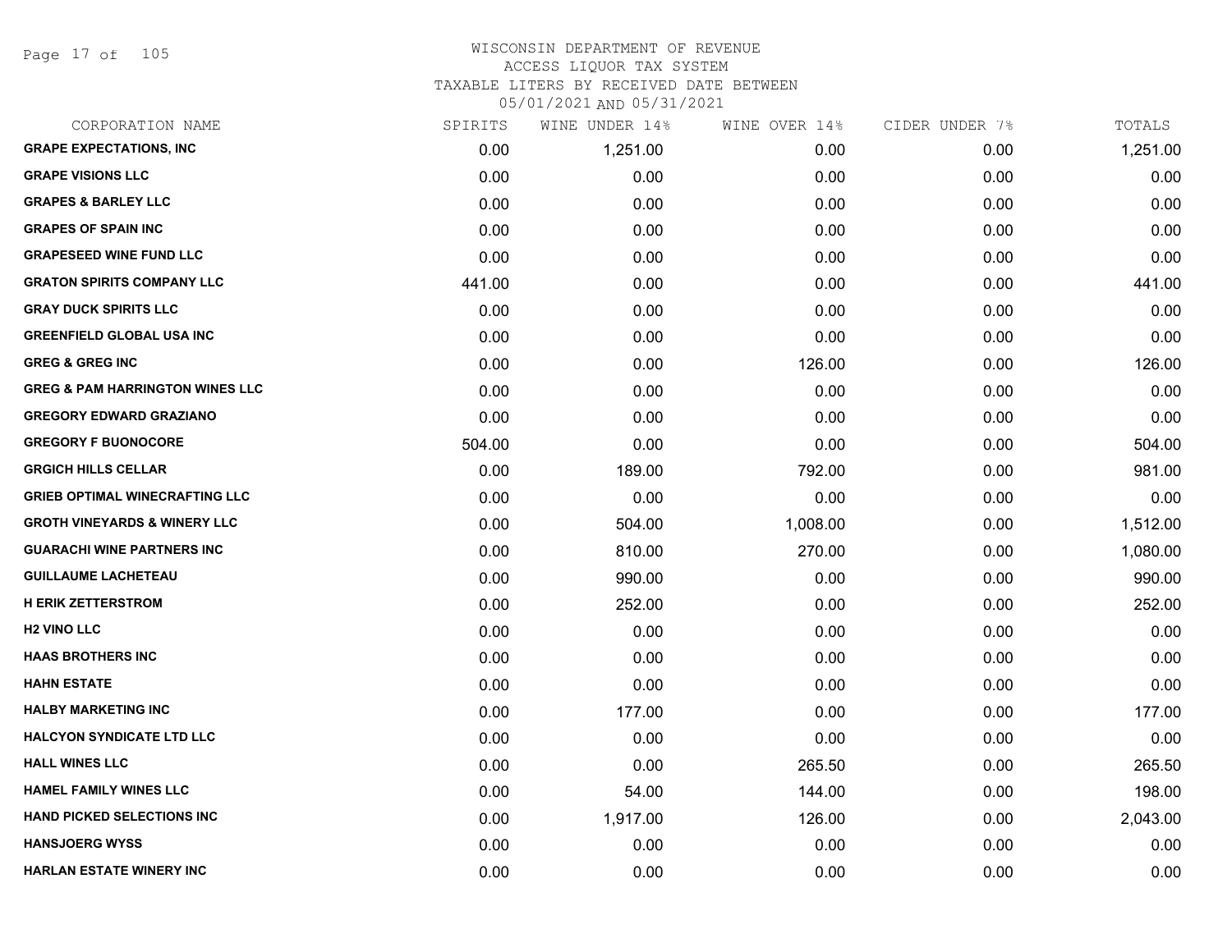WISCONSIN DEPARTMENT OF REVENUE
ACCESS LIQUOR TAX SYSTEM
TAXABLE LITERS BY RECEIVED DATE BETWEEN
05/01/2021 AND 05/31/2021

| CORPORATION NAME | SPIRITS | WINE UNDER 14% | WINE OVER 14% | CIDER UNDER 7% | TOTALS |
|---|---|---|---|---|---|
| GRAPE EXPECTATIONS, INC | 0.00 | 1,251.00 | 0.00 | 0.00 | 1,251.00 |
| GRAPE VISIONS LLC | 0.00 | 0.00 | 0.00 | 0.00 | 0.00 |
| GRAPES & BARLEY LLC | 0.00 | 0.00 | 0.00 | 0.00 | 0.00 |
| GRAPES OF SPAIN INC | 0.00 | 0.00 | 0.00 | 0.00 | 0.00 |
| GRAPESEED WINE FUND LLC | 0.00 | 0.00 | 0.00 | 0.00 | 0.00 |
| GRATON SPIRITS COMPANY LLC | 441.00 | 0.00 | 0.00 | 0.00 | 441.00 |
| GRAY DUCK SPIRITS LLC | 0.00 | 0.00 | 0.00 | 0.00 | 0.00 |
| GREENFIELD GLOBAL USA INC | 0.00 | 0.00 | 0.00 | 0.00 | 0.00 |
| GREG & GREG INC | 0.00 | 0.00 | 126.00 | 0.00 | 126.00 |
| GREG & PAM HARRINGTON WINES LLC | 0.00 | 0.00 | 0.00 | 0.00 | 0.00 |
| GREGORY EDWARD GRAZIANO | 0.00 | 0.00 | 0.00 | 0.00 | 0.00 |
| GREGORY F BUONOCORE | 504.00 | 0.00 | 0.00 | 0.00 | 504.00 |
| GRGICH HILLS CELLAR | 0.00 | 189.00 | 792.00 | 0.00 | 981.00 |
| GRIEB OPTIMAL WINECRAFTING LLC | 0.00 | 0.00 | 0.00 | 0.00 | 0.00 |
| GROTH VINEYARDS & WINERY LLC | 0.00 | 504.00 | 1,008.00 | 0.00 | 1,512.00 |
| GUARACHI WINE PARTNERS INC | 0.00 | 810.00 | 270.00 | 0.00 | 1,080.00 |
| GUILLAUME LACHETEAU | 0.00 | 990.00 | 0.00 | 0.00 | 990.00 |
| H ERIK ZETTERSTROM | 0.00 | 252.00 | 0.00 | 0.00 | 252.00 |
| H2 VINO LLC | 0.00 | 0.00 | 0.00 | 0.00 | 0.00 |
| HAAS BROTHERS INC | 0.00 | 0.00 | 0.00 | 0.00 | 0.00 |
| HAHN ESTATE | 0.00 | 0.00 | 0.00 | 0.00 | 0.00 |
| HALBY MARKETING INC | 0.00 | 177.00 | 0.00 | 0.00 | 177.00 |
| HALCYON SYNDICATE LTD LLC | 0.00 | 0.00 | 0.00 | 0.00 | 0.00 |
| HALL WINES LLC | 0.00 | 0.00 | 265.50 | 0.00 | 265.50 |
| HAMEL FAMILY WINES LLC | 0.00 | 54.00 | 144.00 | 0.00 | 198.00 |
| HAND PICKED SELECTIONS INC | 0.00 | 1,917.00 | 126.00 | 0.00 | 2,043.00 |
| HANSJOERG WYSS | 0.00 | 0.00 | 0.00 | 0.00 | 0.00 |
| HARLAN ESTATE WINERY INC | 0.00 | 0.00 | 0.00 | 0.00 | 0.00 |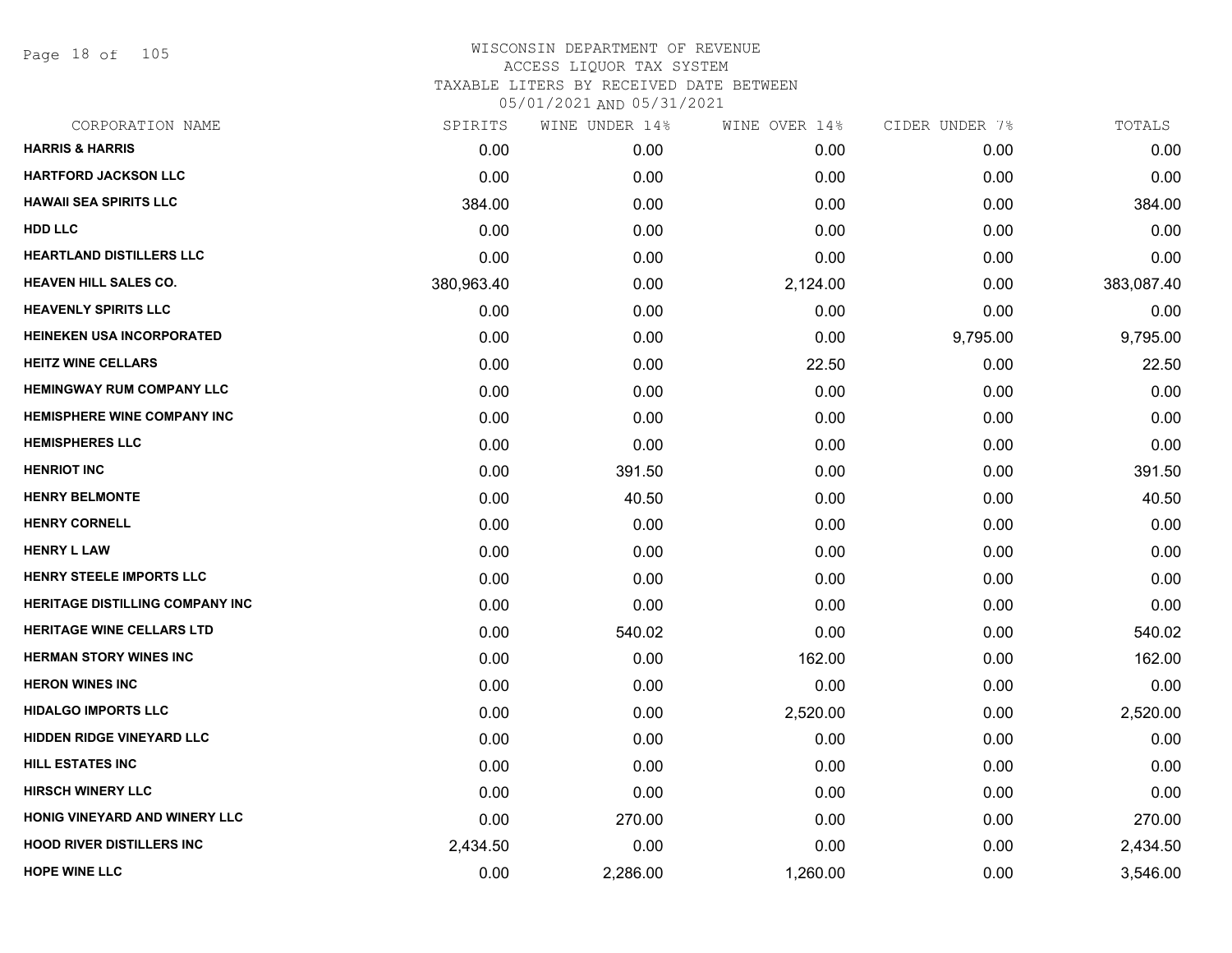# WISCONSIN DEPARTMENT OF REVENUE
## ACCESS LIQUOR TAX SYSTEM
### TAXABLE LITERS BY RECEIVED DATE BETWEEN 05/01/2021 AND 05/31/2021

| CORPORATION NAME | SPIRITS | WINE UNDER 14% | WINE OVER 14% | CIDER UNDER 7% | TOTALS |
|---|---|---|---|---|---|
| HARRIS & HARRIS | 0.00 | 0.00 | 0.00 | 0.00 | 0.00 |
| HARTFORD JACKSON LLC | 0.00 | 0.00 | 0.00 | 0.00 | 0.00 |
| HAWAII SEA SPIRITS LLC | 384.00 | 0.00 | 0.00 | 0.00 | 384.00 |
| HDD LLC | 0.00 | 0.00 | 0.00 | 0.00 | 0.00 |
| HEARTLAND DISTILLERS LLC | 0.00 | 0.00 | 0.00 | 0.00 | 0.00 |
| HEAVEN HILL SALES CO. | 380,963.40 | 0.00 | 2,124.00 | 0.00 | 383,087.40 |
| HEAVENLY SPIRITS LLC | 0.00 | 0.00 | 0.00 | 0.00 | 0.00 |
| HEINEKEN USA INCORPORATED | 0.00 | 0.00 | 0.00 | 9,795.00 | 9,795.00 |
| HEITZ WINE CELLARS | 0.00 | 0.00 | 22.50 | 0.00 | 22.50 |
| HEMINGWAY RUM COMPANY LLC | 0.00 | 0.00 | 0.00 | 0.00 | 0.00 |
| HEMISPHERE WINE COMPANY INC | 0.00 | 0.00 | 0.00 | 0.00 | 0.00 |
| HEMISPHERES LLC | 0.00 | 0.00 | 0.00 | 0.00 | 0.00 |
| HENRIOT INC | 0.00 | 391.50 | 0.00 | 0.00 | 391.50 |
| HENRY BELMONTE | 0.00 | 40.50 | 0.00 | 0.00 | 40.50 |
| HENRY CORNELL | 0.00 | 0.00 | 0.00 | 0.00 | 0.00 |
| HENRY L LAW | 0.00 | 0.00 | 0.00 | 0.00 | 0.00 |
| HENRY STEELE IMPORTS LLC | 0.00 | 0.00 | 0.00 | 0.00 | 0.00 |
| HERITAGE DISTILLING COMPANY INC | 0.00 | 0.00 | 0.00 | 0.00 | 0.00 |
| HERITAGE WINE CELLARS LTD | 0.00 | 540.02 | 0.00 | 0.00 | 540.02 |
| HERMAN STORY WINES INC | 0.00 | 0.00 | 162.00 | 0.00 | 162.00 |
| HERON WINES INC | 0.00 | 0.00 | 0.00 | 0.00 | 0.00 |
| HIDALGO IMPORTS LLC | 0.00 | 0.00 | 2,520.00 | 0.00 | 2,520.00 |
| HIDDEN RIDGE VINEYARD LLC | 0.00 | 0.00 | 0.00 | 0.00 | 0.00 |
| HILL ESTATES INC | 0.00 | 0.00 | 0.00 | 0.00 | 0.00 |
| HIRSCH WINERY LLC | 0.00 | 0.00 | 0.00 | 0.00 | 0.00 |
| HONIG VINEYARD AND WINERY LLC | 0.00 | 270.00 | 0.00 | 0.00 | 270.00 |
| HOOD RIVER DISTILLERS INC | 2,434.50 | 0.00 | 0.00 | 0.00 | 2,434.50 |
| HOPE WINE LLC | 0.00 | 2,286.00 | 1,260.00 | 0.00 | 3,546.00 |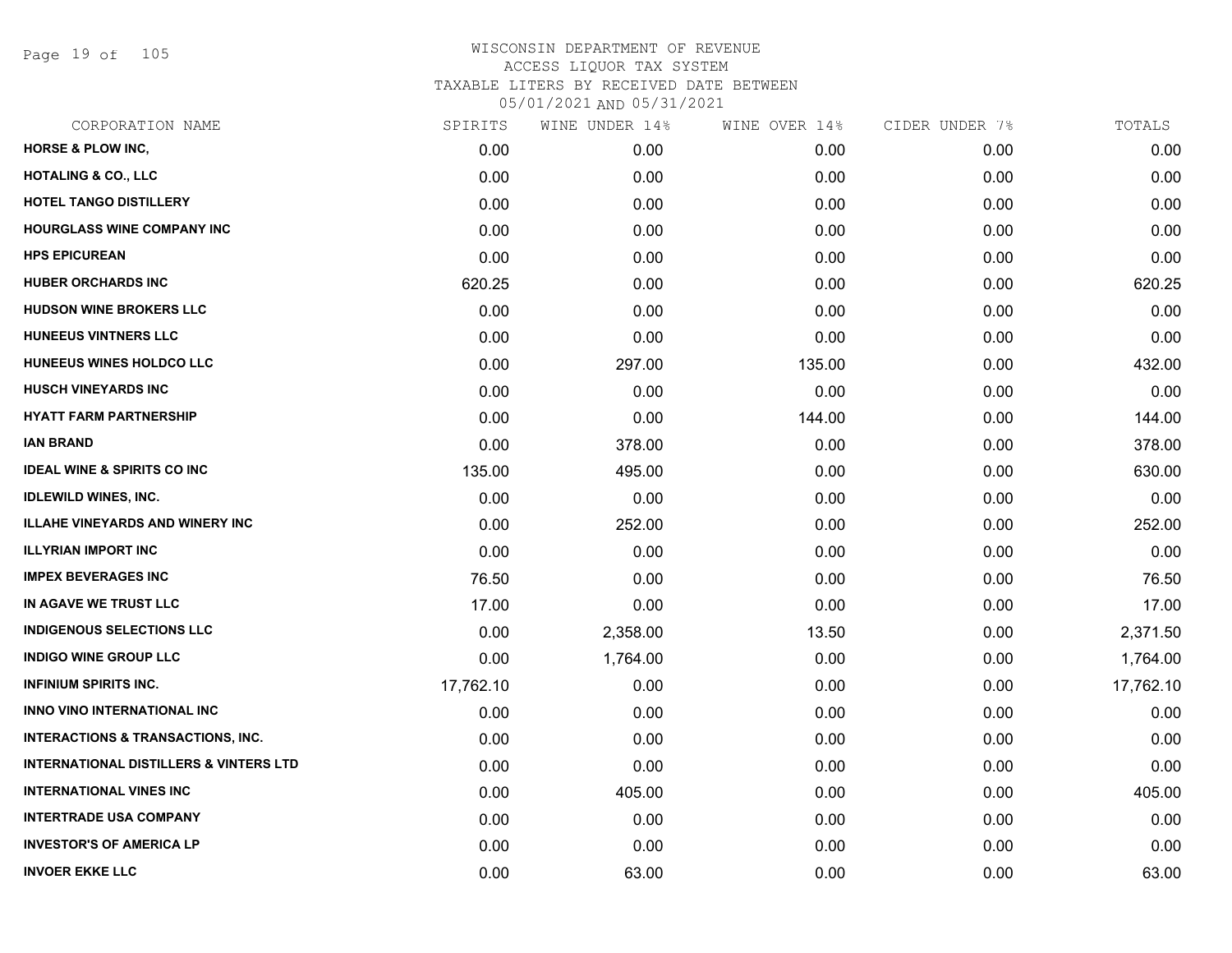# WISCONSIN DEPARTMENT OF REVENUE
## ACCESS LIQUOR TAX SYSTEM
### TAXABLE LITERS BY RECEIVED DATE BETWEEN 05/01/2021 AND 05/31/2021

| CORPORATION NAME | SPIRITS | WINE UNDER 14% | WINE OVER 14% | CIDER UNDER 7% | TOTALS |
|---|---|---|---|---|---|
| HORSE & PLOW INC, | 0.00 | 0.00 | 0.00 | 0.00 | 0.00 |
| HOTALING & CO., LLC | 0.00 | 0.00 | 0.00 | 0.00 | 0.00 |
| HOTEL TANGO DISTILLERY | 0.00 | 0.00 | 0.00 | 0.00 | 0.00 |
| HOURGLASS WINE COMPANY INC | 0.00 | 0.00 | 0.00 | 0.00 | 0.00 |
| HPS EPICUREAN | 0.00 | 0.00 | 0.00 | 0.00 | 0.00 |
| HUBER ORCHARDS INC | 620.25 | 0.00 | 0.00 | 0.00 | 620.25 |
| HUDSON WINE BROKERS LLC | 0.00 | 0.00 | 0.00 | 0.00 | 0.00 |
| HUNEEUS VINTNERS LLC | 0.00 | 0.00 | 0.00 | 0.00 | 0.00 |
| HUNEEUS WINES HOLDCO LLC | 0.00 | 297.00 | 135.00 | 0.00 | 432.00 |
| HUSCH VINEYARDS INC | 0.00 | 0.00 | 0.00 | 0.00 | 0.00 |
| HYATT FARM PARTNERSHIP | 0.00 | 0.00 | 144.00 | 0.00 | 144.00 |
| IAN BRAND | 0.00 | 378.00 | 0.00 | 0.00 | 378.00 |
| IDEAL WINE & SPIRITS CO INC | 135.00 | 495.00 | 0.00 | 0.00 | 630.00 |
| IDLEWILD WINES, INC. | 0.00 | 0.00 | 0.00 | 0.00 | 0.00 |
| ILLAHE VINEYARDS AND WINERY INC | 0.00 | 252.00 | 0.00 | 0.00 | 252.00 |
| ILLYRIAN IMPORT INC | 0.00 | 0.00 | 0.00 | 0.00 | 0.00 |
| IMPEX BEVERAGES INC | 76.50 | 0.00 | 0.00 | 0.00 | 76.50 |
| IN AGAVE WE TRUST LLC | 17.00 | 0.00 | 0.00 | 0.00 | 17.00 |
| INDIGENOUS SELECTIONS LLC | 0.00 | 2,358.00 | 13.50 | 0.00 | 2,371.50 |
| INDIGO WINE GROUP LLC | 0.00 | 1,764.00 | 0.00 | 0.00 | 1,764.00 |
| INFINIUM SPIRITS INC. | 17,762.10 | 0.00 | 0.00 | 0.00 | 17,762.10 |
| INNO VINO INTERNATIONAL INC | 0.00 | 0.00 | 0.00 | 0.00 | 0.00 |
| INTERACTIONS & TRANSACTIONS, INC. | 0.00 | 0.00 | 0.00 | 0.00 | 0.00 |
| INTERNATIONAL DISTILLERS & VINTERS LTD | 0.00 | 0.00 | 0.00 | 0.00 | 0.00 |
| INTERNATIONAL VINES INC | 0.00 | 405.00 | 0.00 | 0.00 | 405.00 |
| INTERTRADE USA COMPANY | 0.00 | 0.00 | 0.00 | 0.00 | 0.00 |
| INVESTOR'S OF AMERICA LP | 0.00 | 0.00 | 0.00 | 0.00 | 0.00 |
| INVOER EKKE LLC | 0.00 | 63.00 | 0.00 | 0.00 | 63.00 |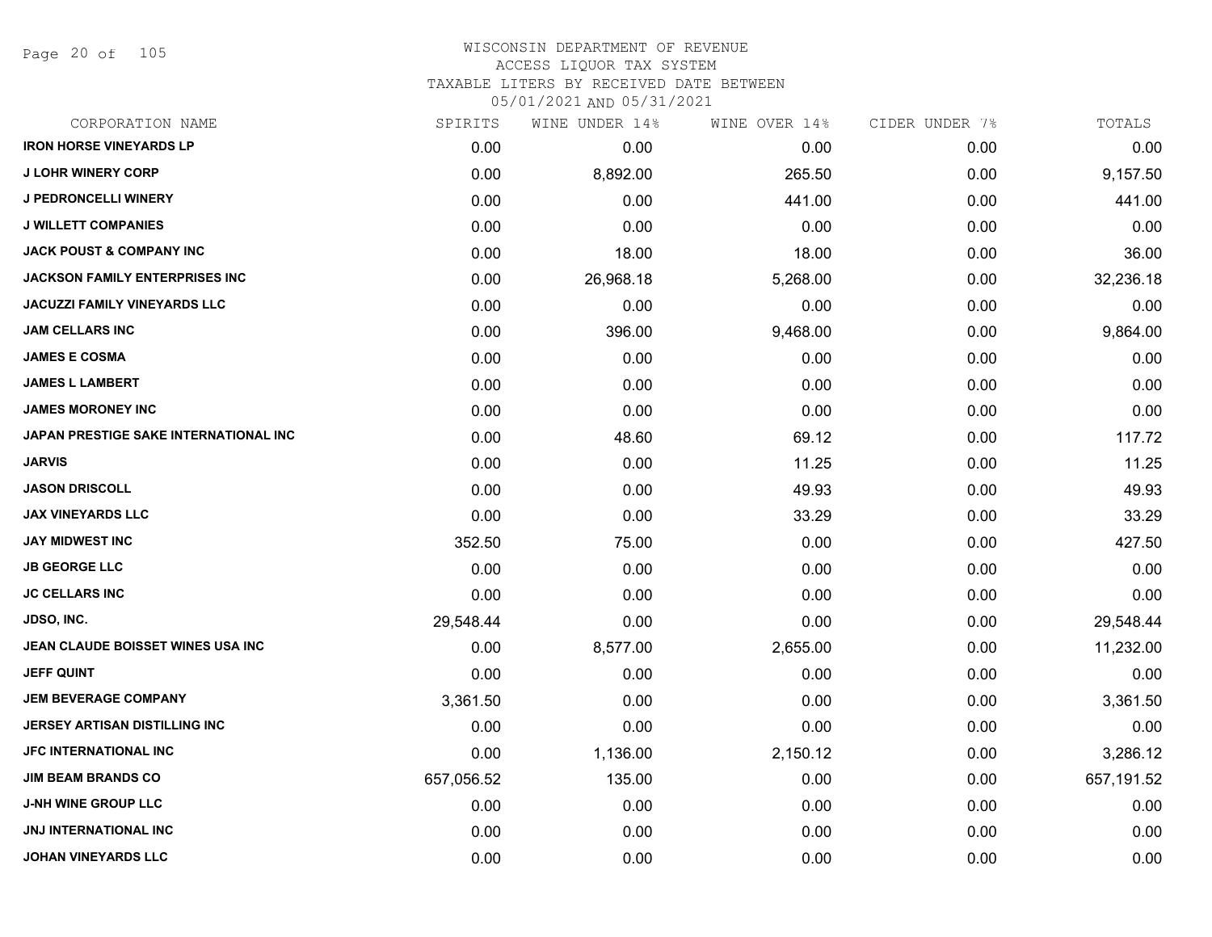# WISCONSIN DEPARTMENT OF REVENUE

ACCESS LIQUOR TAX SYSTEM

TAXABLE LITERS BY RECEIVED DATE BETWEEN

05/01/2021 AND 05/31/2021

| CORPORATION NAME | SPIRITS | WINE UNDER 14% | WINE OVER 14% | CIDER UNDER 7% | TOTALS |
|---|---|---|---|---|---|
| IRON HORSE VINEYARDS LP | 0.00 | 0.00 | 0.00 | 0.00 | 0.00 |
| J LOHR WINERY CORP | 0.00 | 8,892.00 | 265.50 | 0.00 | 9,157.50 |
| J PEDRONCELLI WINERY | 0.00 | 0.00 | 441.00 | 0.00 | 441.00 |
| J WILLETT COMPANIES | 0.00 | 0.00 | 0.00 | 0.00 | 0.00 |
| JACK POUST & COMPANY INC | 0.00 | 18.00 | 18.00 | 0.00 | 36.00 |
| JACKSON FAMILY ENTERPRISES INC | 0.00 | 26,968.18 | 5,268.00 | 0.00 | 32,236.18 |
| JACUZZI FAMILY VINEYARDS LLC | 0.00 | 0.00 | 0.00 | 0.00 | 0.00 |
| JAM CELLARS INC | 0.00 | 396.00 | 9,468.00 | 0.00 | 9,864.00 |
| JAMES E COSMA | 0.00 | 0.00 | 0.00 | 0.00 | 0.00 |
| JAMES L LAMBERT | 0.00 | 0.00 | 0.00 | 0.00 | 0.00 |
| JAMES MORONEY INC | 0.00 | 0.00 | 0.00 | 0.00 | 0.00 |
| JAPAN PRESTIGE SAKE INTERNATIONAL INC | 0.00 | 48.60 | 69.12 | 0.00 | 117.72 |
| JARVIS | 0.00 | 0.00 | 11.25 | 0.00 | 11.25 |
| JASON DRISCOLL | 0.00 | 0.00 | 49.93 | 0.00 | 49.93 |
| JAX VINEYARDS LLC | 0.00 | 0.00 | 33.29 | 0.00 | 33.29 |
| JAY MIDWEST INC | 352.50 | 75.00 | 0.00 | 0.00 | 427.50 |
| JB GEORGE LLC | 0.00 | 0.00 | 0.00 | 0.00 | 0.00 |
| JC CELLARS INC | 0.00 | 0.00 | 0.00 | 0.00 | 0.00 |
| JDSO, INC. | 29,548.44 | 0.00 | 0.00 | 0.00 | 29,548.44 |
| JEAN CLAUDE BOISSET WINES USA INC | 0.00 | 8,577.00 | 2,655.00 | 0.00 | 11,232.00 |
| JEFF QUINT | 0.00 | 0.00 | 0.00 | 0.00 | 0.00 |
| JEM BEVERAGE COMPANY | 3,361.50 | 0.00 | 0.00 | 0.00 | 3,361.50 |
| JERSEY ARTISAN DISTILLING INC | 0.00 | 0.00 | 0.00 | 0.00 | 0.00 |
| JFC INTERNATIONAL INC | 0.00 | 1,136.00 | 2,150.12 | 0.00 | 3,286.12 |
| JIM BEAM BRANDS CO | 657,056.52 | 135.00 | 0.00 | 0.00 | 657,191.52 |
| J-NH WINE GROUP LLC | 0.00 | 0.00 | 0.00 | 0.00 | 0.00 |
| JNJ INTERNATIONAL INC | 0.00 | 0.00 | 0.00 | 0.00 | 0.00 |
| JOHAN VINEYARDS LLC | 0.00 | 0.00 | 0.00 | 0.00 | 0.00 |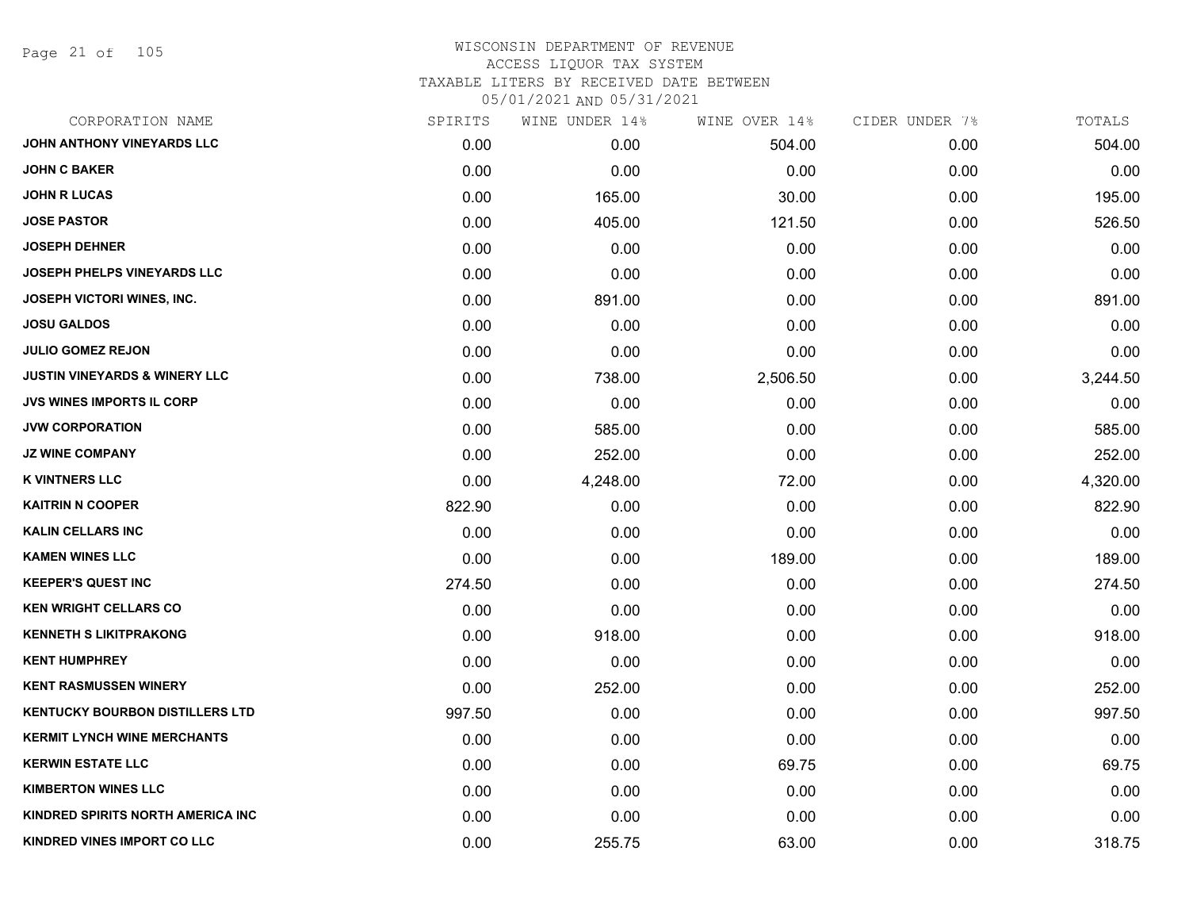# WISCONSIN DEPARTMENT OF REVENUE
## ACCESS LIQUOR TAX SYSTEM
### TAXABLE LITERS BY RECEIVED DATE BETWEEN 05/01/2021 AND 05/31/2021

| CORPORATION NAME | SPIRITS | WINE UNDER 14% | WINE OVER 14% | CIDER UNDER 7% | TOTALS |
|---|---|---|---|---|---|
| JOHN ANTHONY VINEYARDS LLC | 0.00 | 0.00 | 504.00 | 0.00 | 504.00 |
| JOHN C BAKER | 0.00 | 0.00 | 0.00 | 0.00 | 0.00 |
| JOHN R LUCAS | 0.00 | 165.00 | 30.00 | 0.00 | 195.00 |
| JOSE PASTOR | 0.00 | 405.00 | 121.50 | 0.00 | 526.50 |
| JOSEPH DEHNER | 0.00 | 0.00 | 0.00 | 0.00 | 0.00 |
| JOSEPH PHELPS VINEYARDS LLC | 0.00 | 0.00 | 0.00 | 0.00 | 0.00 |
| JOSEPH VICTORI WINES, INC. | 0.00 | 891.00 | 0.00 | 0.00 | 891.00 |
| JOSU GALDOS | 0.00 | 0.00 | 0.00 | 0.00 | 0.00 |
| JULIO GOMEZ REJON | 0.00 | 0.00 | 0.00 | 0.00 | 0.00 |
| JUSTIN VINEYARDS & WINERY LLC | 0.00 | 738.00 | 2,506.50 | 0.00 | 3,244.50 |
| JVS WINES IMPORTS IL CORP | 0.00 | 0.00 | 0.00 | 0.00 | 0.00 |
| JVW CORPORATION | 0.00 | 585.00 | 0.00 | 0.00 | 585.00 |
| JZ WINE COMPANY | 0.00 | 252.00 | 0.00 | 0.00 | 252.00 |
| K VINTNERS LLC | 0.00 | 4,248.00 | 72.00 | 0.00 | 4,320.00 |
| KAITRIN N COOPER | 822.90 | 0.00 | 0.00 | 0.00 | 822.90 |
| KALIN CELLARS INC | 0.00 | 0.00 | 0.00 | 0.00 | 0.00 |
| KAMEN WINES LLC | 0.00 | 0.00 | 189.00 | 0.00 | 189.00 |
| KEEPER'S QUEST INC | 274.50 | 0.00 | 0.00 | 0.00 | 274.50 |
| KEN WRIGHT CELLARS CO | 0.00 | 0.00 | 0.00 | 0.00 | 0.00 |
| KENNETH S LIKITPRAKONG | 0.00 | 918.00 | 0.00 | 0.00 | 918.00 |
| KENT HUMPHREY | 0.00 | 0.00 | 0.00 | 0.00 | 0.00 |
| KENT RASMUSSEN WINERY | 0.00 | 252.00 | 0.00 | 0.00 | 252.00 |
| KENTUCKY BOURBON DISTILLERS LTD | 997.50 | 0.00 | 0.00 | 0.00 | 997.50 |
| KERMIT LYNCH WINE MERCHANTS | 0.00 | 0.00 | 0.00 | 0.00 | 0.00 |
| KERWIN ESTATE LLC | 0.00 | 0.00 | 69.75 | 0.00 | 69.75 |
| KIMBERTON WINES LLC | 0.00 | 0.00 | 0.00 | 0.00 | 0.00 |
| KINDRED SPIRITS NORTH AMERICA INC | 0.00 | 0.00 | 0.00 | 0.00 | 0.00 |
| KINDRED VINES IMPORT CO LLC | 0.00 | 255.75 | 63.00 | 0.00 | 318.75 |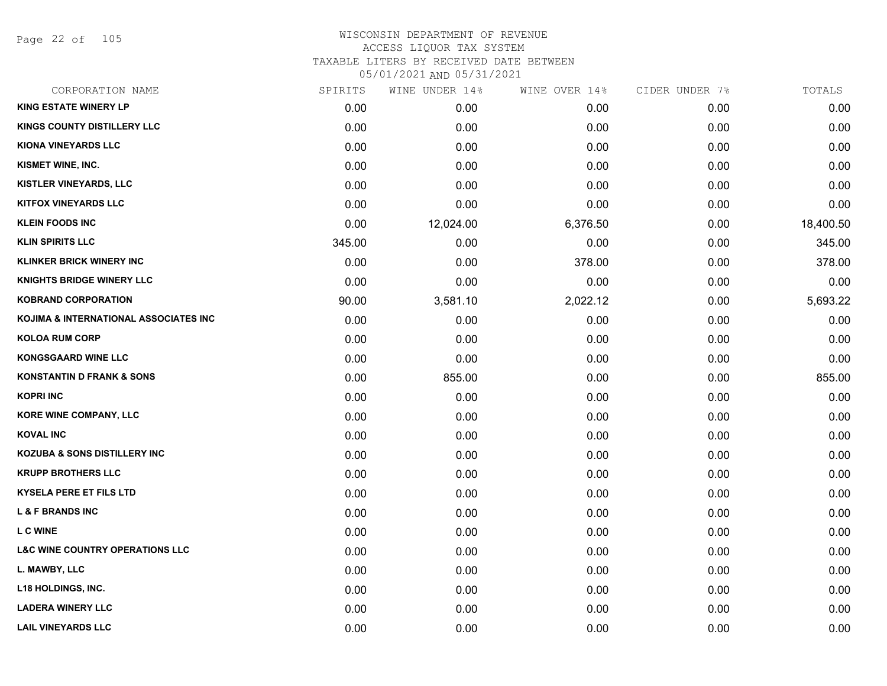# WISCONSIN DEPARTMENT OF REVENUE
ACCESS LIQUOR TAX SYSTEM
TAXABLE LITERS BY RECEIVED DATE BETWEEN
05/01/2021 AND 05/31/2021

| CORPORATION NAME | SPIRITS | WINE UNDER 14% | WINE OVER 14% | CIDER UNDER 7% | TOTALS |
|---|---|---|---|---|---|
| KING ESTATE WINERY LP | 0.00 | 0.00 | 0.00 | 0.00 | 0.00 |
| KINGS COUNTY DISTILLERY LLC | 0.00 | 0.00 | 0.00 | 0.00 | 0.00 |
| KIONA VINEYARDS LLC | 0.00 | 0.00 | 0.00 | 0.00 | 0.00 |
| KISMET WINE, INC. | 0.00 | 0.00 | 0.00 | 0.00 | 0.00 |
| KISTLER VINEYARDS, LLC | 0.00 | 0.00 | 0.00 | 0.00 | 0.00 |
| KITFOX VINEYARDS LLC | 0.00 | 0.00 | 0.00 | 0.00 | 0.00 |
| KLEIN FOODS INC | 0.00 | 12,024.00 | 6,376.50 | 0.00 | 18,400.50 |
| KLIN SPIRITS LLC | 345.00 | 0.00 | 0.00 | 0.00 | 345.00 |
| KLINKER BRICK WINERY INC | 0.00 | 0.00 | 378.00 | 0.00 | 378.00 |
| KNIGHTS BRIDGE WINERY LLC | 0.00 | 0.00 | 0.00 | 0.00 | 0.00 |
| KOBRAND CORPORATION | 90.00 | 3,581.10 | 2,022.12 | 0.00 | 5,693.22 |
| KOJIMA & INTERNATIONAL ASSOCIATES INC | 0.00 | 0.00 | 0.00 | 0.00 | 0.00 |
| KOLOA RUM CORP | 0.00 | 0.00 | 0.00 | 0.00 | 0.00 |
| KONGSGAARD WINE LLC | 0.00 | 0.00 | 0.00 | 0.00 | 0.00 |
| KONSTANTIN D FRANK & SONS | 0.00 | 855.00 | 0.00 | 0.00 | 855.00 |
| KOPRI INC | 0.00 | 0.00 | 0.00 | 0.00 | 0.00 |
| KORE WINE COMPANY, LLC | 0.00 | 0.00 | 0.00 | 0.00 | 0.00 |
| KOVAL INC | 0.00 | 0.00 | 0.00 | 0.00 | 0.00 |
| KOZUBA & SONS DISTILLERY INC | 0.00 | 0.00 | 0.00 | 0.00 | 0.00 |
| KRUPP BROTHERS LLC | 0.00 | 0.00 | 0.00 | 0.00 | 0.00 |
| KYSELA PERE ET FILS LTD | 0.00 | 0.00 | 0.00 | 0.00 | 0.00 |
| L & F BRANDS INC | 0.00 | 0.00 | 0.00 | 0.00 | 0.00 |
| L C WINE | 0.00 | 0.00 | 0.00 | 0.00 | 0.00 |
| L&C WINE COUNTRY OPERATIONS LLC | 0.00 | 0.00 | 0.00 | 0.00 | 0.00 |
| L. MAWBY, LLC | 0.00 | 0.00 | 0.00 | 0.00 | 0.00 |
| L18 HOLDINGS, INC. | 0.00 | 0.00 | 0.00 | 0.00 | 0.00 |
| LADERA WINERY LLC | 0.00 | 0.00 | 0.00 | 0.00 | 0.00 |
| LAIL VINEYARDS LLC | 0.00 | 0.00 | 0.00 | 0.00 | 0.00 |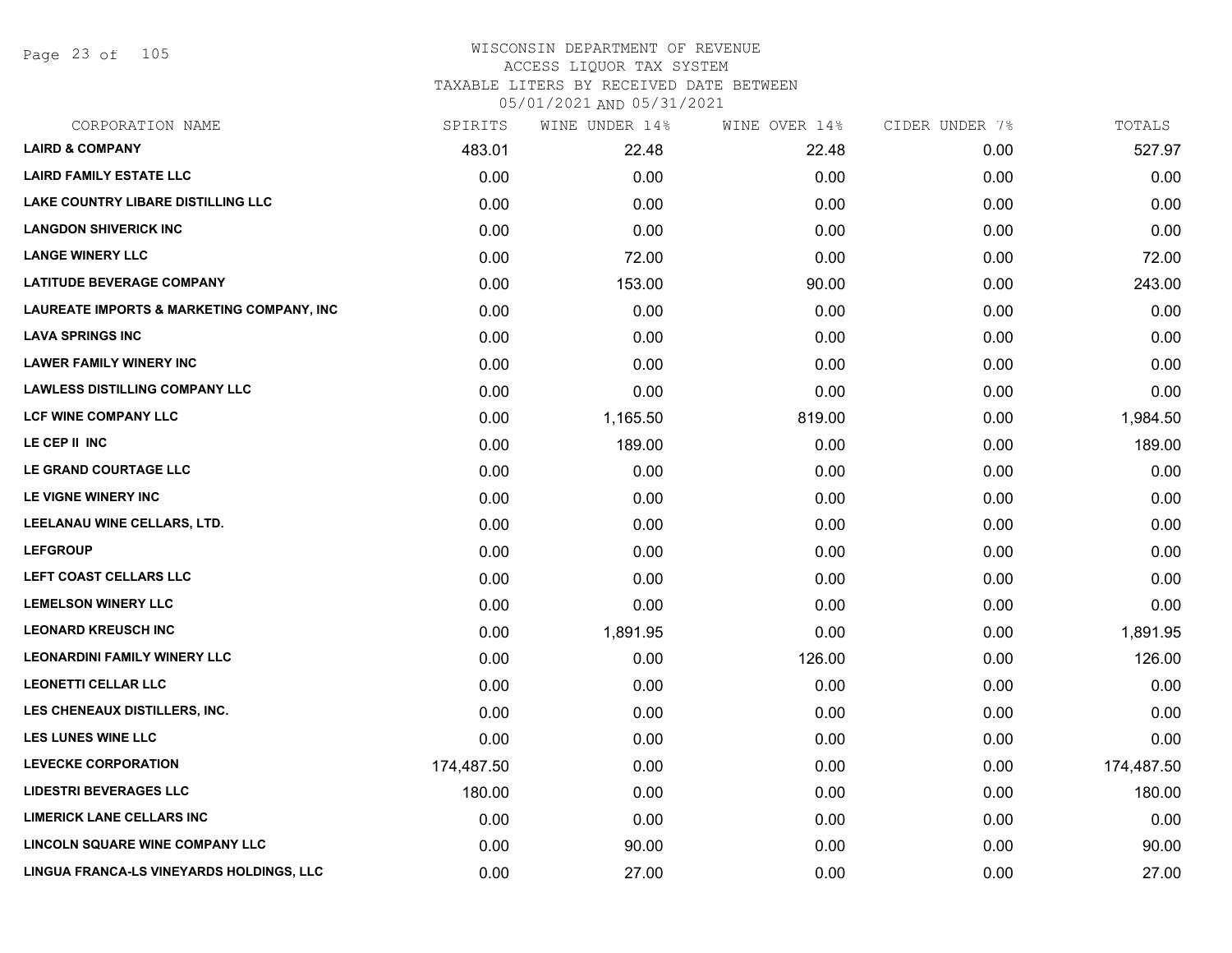WISCONSIN DEPARTMENT OF REVENUE
ACCESS LIQUOR TAX SYSTEM
TAXABLE LITERS BY RECEIVED DATE BETWEEN
05/01/2021 AND 05/31/2021

| CORPORATION NAME | SPIRITS | WINE UNDER 14% | WINE OVER 14% | CIDER UNDER 7% | TOTALS |
|---|---|---|---|---|---|
| LAIRD & COMPANY | 483.01 | 22.48 | 22.48 | 0.00 | 527.97 |
| LAIRD FAMILY ESTATE LLC | 0.00 | 0.00 | 0.00 | 0.00 | 0.00 |
| LAKE COUNTRY LIBARE DISTILLING LLC | 0.00 | 0.00 | 0.00 | 0.00 | 0.00 |
| LANGDON SHIVERICK INC | 0.00 | 0.00 | 0.00 | 0.00 | 0.00 |
| LANGE WINERY LLC | 0.00 | 72.00 | 0.00 | 0.00 | 72.00 |
| LATITUDE BEVERAGE COMPANY | 0.00 | 153.00 | 90.00 | 0.00 | 243.00 |
| LAUREATE IMPORTS & MARKETING COMPANY, INC | 0.00 | 0.00 | 0.00 | 0.00 | 0.00 |
| LAVA SPRINGS INC | 0.00 | 0.00 | 0.00 | 0.00 | 0.00 |
| LAWER FAMILY WINERY INC | 0.00 | 0.00 | 0.00 | 0.00 | 0.00 |
| LAWLESS DISTILLING COMPANY LLC | 0.00 | 0.00 | 0.00 | 0.00 | 0.00 |
| LCF WINE COMPANY LLC | 0.00 | 1,165.50 | 819.00 | 0.00 | 1,984.50 |
| LE CEP II INC | 0.00 | 189.00 | 0.00 | 0.00 | 189.00 |
| LE GRAND COURTAGE LLC | 0.00 | 0.00 | 0.00 | 0.00 | 0.00 |
| LE VIGNE WINERY INC | 0.00 | 0.00 | 0.00 | 0.00 | 0.00 |
| LEELANAU WINE CELLARS, LTD. | 0.00 | 0.00 | 0.00 | 0.00 | 0.00 |
| LEFGROUP | 0.00 | 0.00 | 0.00 | 0.00 | 0.00 |
| LEFT COAST CELLARS LLC | 0.00 | 0.00 | 0.00 | 0.00 | 0.00 |
| LEMELSON WINERY LLC | 0.00 | 0.00 | 0.00 | 0.00 | 0.00 |
| LEONARD KREUSCH INC | 0.00 | 1,891.95 | 0.00 | 0.00 | 1,891.95 |
| LEONARDINI FAMILY WINERY LLC | 0.00 | 0.00 | 126.00 | 0.00 | 126.00 |
| LEONETTI CELLAR LLC | 0.00 | 0.00 | 0.00 | 0.00 | 0.00 |
| LES CHENEAUX DISTILLERS, INC. | 0.00 | 0.00 | 0.00 | 0.00 | 0.00 |
| LES LUNES WINE LLC | 0.00 | 0.00 | 0.00 | 0.00 | 0.00 |
| LEVECKE CORPORATION | 174,487.50 | 0.00 | 0.00 | 0.00 | 174,487.50 |
| LIDESTRI BEVERAGES LLC | 180.00 | 0.00 | 0.00 | 0.00 | 180.00 |
| LIMERICK LANE CELLARS INC | 0.00 | 0.00 | 0.00 | 0.00 | 0.00 |
| LINCOLN SQUARE WINE COMPANY LLC | 0.00 | 90.00 | 0.00 | 0.00 | 90.00 |
| LINGUA FRANCA-LS VINEYARDS HOLDINGS, LLC | 0.00 | 27.00 | 0.00 | 0.00 | 27.00 |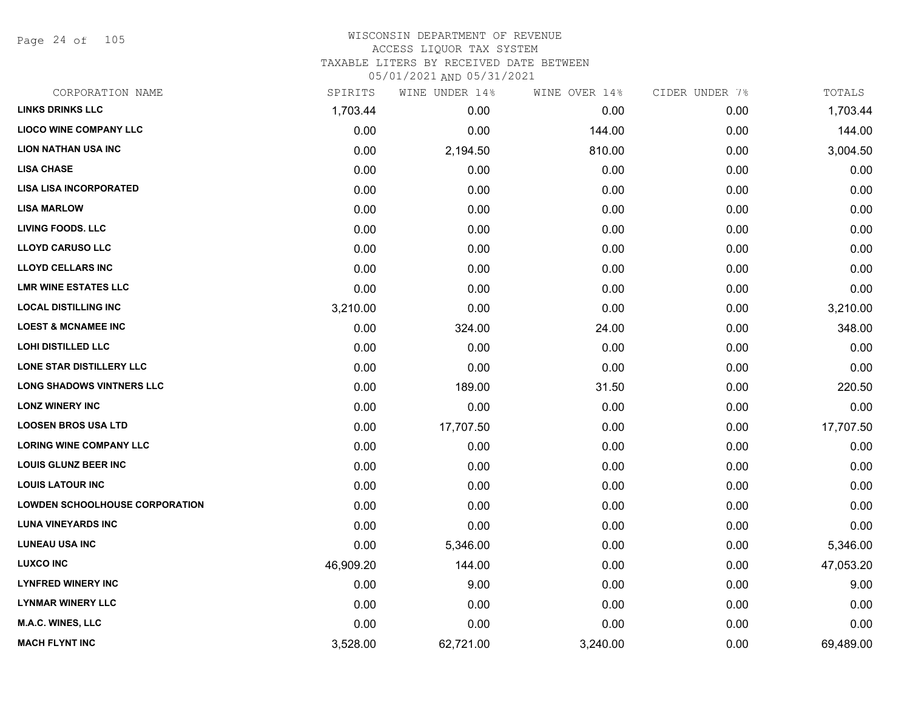WISCONSIN DEPARTMENT OF REVENUE
ACCESS LIQUOR TAX SYSTEM
TAXABLE LITERS BY RECEIVED DATE BETWEEN
05/01/2021 AND 05/31/2021

| CORPORATION NAME | SPIRITS | WINE UNDER 14% | WINE OVER 14% | CIDER UNDER 7% | TOTALS |
|---|---|---|---|---|---|
| LINKS DRINKS LLC | 1,703.44 | 0.00 | 0.00 | 0.00 | 1,703.44 |
| LIOCO WINE COMPANY LLC | 0.00 | 0.00 | 144.00 | 0.00 | 144.00 |
| LION NATHAN USA INC | 0.00 | 2,194.50 | 810.00 | 0.00 | 3,004.50 |
| LISA CHASE | 0.00 | 0.00 | 0.00 | 0.00 | 0.00 |
| LISA LISA INCORPORATED | 0.00 | 0.00 | 0.00 | 0.00 | 0.00 |
| LISA MARLOW | 0.00 | 0.00 | 0.00 | 0.00 | 0.00 |
| LIVING FOODS. LLC | 0.00 | 0.00 | 0.00 | 0.00 | 0.00 |
| LLOYD CARUSO LLC | 0.00 | 0.00 | 0.00 | 0.00 | 0.00 |
| LLOYD CELLARS INC | 0.00 | 0.00 | 0.00 | 0.00 | 0.00 |
| LMR WINE ESTATES LLC | 0.00 | 0.00 | 0.00 | 0.00 | 0.00 |
| LOCAL DISTILLING INC | 3,210.00 | 0.00 | 0.00 | 0.00 | 3,210.00 |
| LOEST & MCNAMEE INC | 0.00 | 324.00 | 24.00 | 0.00 | 348.00 |
| LOHI DISTILLED LLC | 0.00 | 0.00 | 0.00 | 0.00 | 0.00 |
| LONE STAR DISTILLERY LLC | 0.00 | 0.00 | 0.00 | 0.00 | 0.00 |
| LONG SHADOWS VINTNERS LLC | 0.00 | 189.00 | 31.50 | 0.00 | 220.50 |
| LONZ WINERY INC | 0.00 | 0.00 | 0.00 | 0.00 | 0.00 |
| LOOSEN BROS USA LTD | 0.00 | 17,707.50 | 0.00 | 0.00 | 17,707.50 |
| LORING WINE COMPANY LLC | 0.00 | 0.00 | 0.00 | 0.00 | 0.00 |
| LOUIS GLUNZ BEER INC | 0.00 | 0.00 | 0.00 | 0.00 | 0.00 |
| LOUIS LATOUR INC | 0.00 | 0.00 | 0.00 | 0.00 | 0.00 |
| LOWDEN SCHOOLHOUSE CORPORATION | 0.00 | 0.00 | 0.00 | 0.00 | 0.00 |
| LUNA VINEYARDS INC | 0.00 | 0.00 | 0.00 | 0.00 | 0.00 |
| LUNEAU USA INC | 0.00 | 5,346.00 | 0.00 | 0.00 | 5,346.00 |
| LUXCO INC | 46,909.20 | 144.00 | 0.00 | 0.00 | 47,053.20 |
| LYNFRED WINERY INC | 0.00 | 9.00 | 0.00 | 0.00 | 9.00 |
| LYNMAR WINERY LLC | 0.00 | 0.00 | 0.00 | 0.00 | 0.00 |
| M.A.C. WINES, LLC | 0.00 | 0.00 | 0.00 | 0.00 | 0.00 |
| MACH FLYNT INC | 3,528.00 | 62,721.00 | 3,240.00 | 0.00 | 69,489.00 |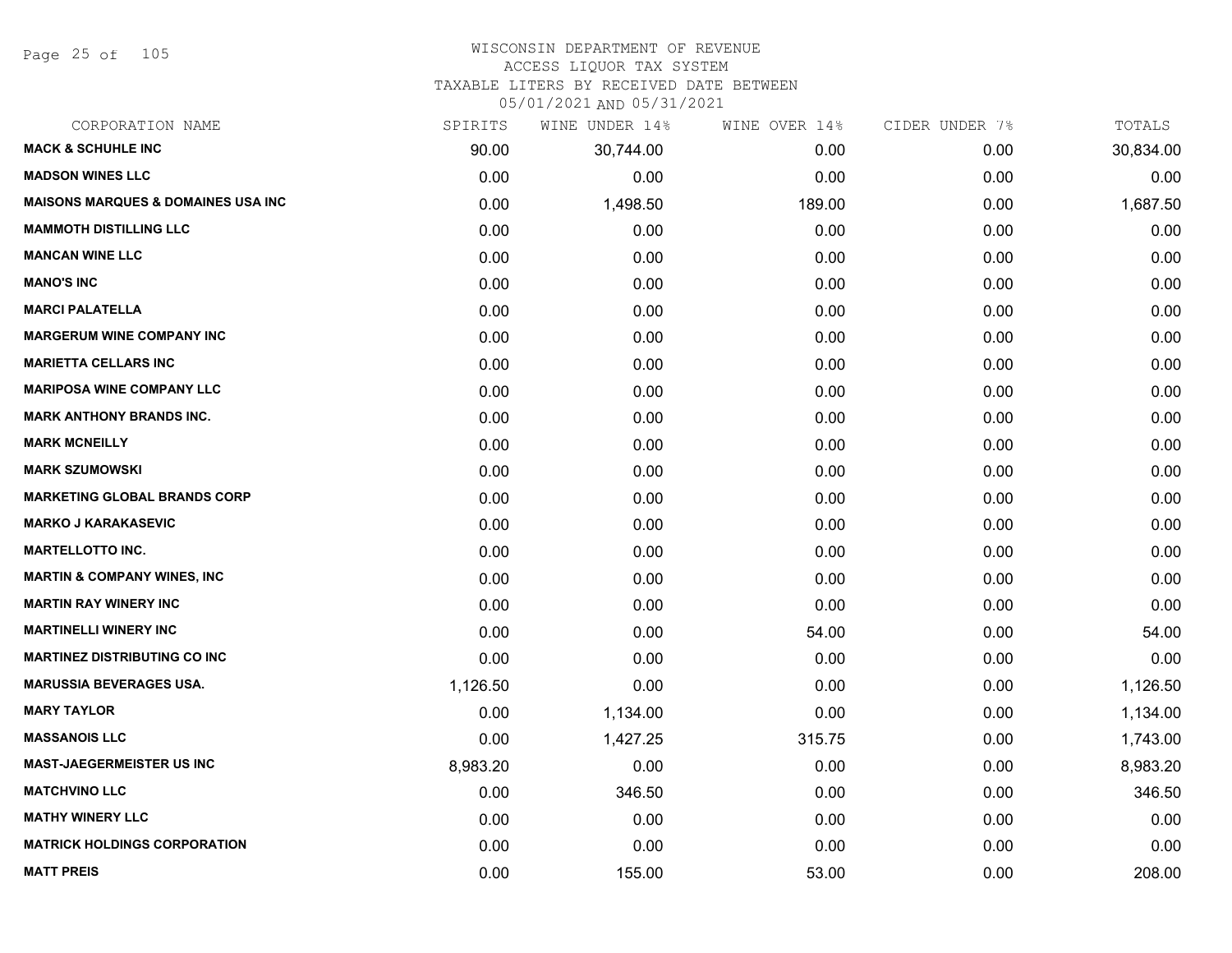# WISCONSIN DEPARTMENT OF REVENUE
## ACCESS LIQUOR TAX SYSTEM
## TAXABLE LITERS BY RECEIVED DATE BETWEEN
## 05/01/2021 AND 05/31/2021

| CORPORATION NAME | SPIRITS | WINE UNDER 14% | WINE OVER 14% | CIDER UNDER 7% | TOTALS |
|---|---|---|---|---|---|
| **MACK & SCHUHLE INC** | 90.00 | 30,744.00 | 0.00 | 0.00 | 30,834.00 |
| **MADSON WINES LLC** | 0.00 | 0.00 | 0.00 | 0.00 | 0.00 |
| **MAISONS MARQUES & DOMAINES USA INC** | 0.00 | 1,498.50 | 189.00 | 0.00 | 1,687.50 |
| **MAMMOTH DISTILLING LLC** | 0.00 | 0.00 | 0.00 | 0.00 | 0.00 |
| **MANCAN WINE LLC** | 0.00 | 0.00 | 0.00 | 0.00 | 0.00 |
| **MANO'S INC** | 0.00 | 0.00 | 0.00 | 0.00 | 0.00 |
| **MARCI PALATELLA** | 0.00 | 0.00 | 0.00 | 0.00 | 0.00 |
| **MARGERUM WINE COMPANY INC** | 0.00 | 0.00 | 0.00 | 0.00 | 0.00 |
| **MARIETTA CELLARS INC** | 0.00 | 0.00 | 0.00 | 0.00 | 0.00 |
| **MARIPOSA WINE COMPANY LLC** | 0.00 | 0.00 | 0.00 | 0.00 | 0.00 |
| **MARK ANTHONY BRANDS INC.** | 0.00 | 0.00 | 0.00 | 0.00 | 0.00 |
| **MARK MCNEILLY** | 0.00 | 0.00 | 0.00 | 0.00 | 0.00 |
| **MARK SZUMOWSKI** | 0.00 | 0.00 | 0.00 | 0.00 | 0.00 |
| **MARKETING GLOBAL BRANDS CORP** | 0.00 | 0.00 | 0.00 | 0.00 | 0.00 |
| **MARKO J KARAKASEVIC** | 0.00 | 0.00 | 0.00 | 0.00 | 0.00 |
| **MARTELLOTTO INC.** | 0.00 | 0.00 | 0.00 | 0.00 | 0.00 |
| **MARTIN & COMPANY WINES, INC** | 0.00 | 0.00 | 0.00 | 0.00 | 0.00 |
| **MARTIN RAY WINERY INC** | 0.00 | 0.00 | 0.00 | 0.00 | 0.00 |
| **MARTINELLI WINERY INC** | 0.00 | 0.00 | 54.00 | 0.00 | 54.00 |
| **MARTINEZ DISTRIBUTING CO INC** | 0.00 | 0.00 | 0.00 | 0.00 | 0.00 |
| **MARUSSIA BEVERAGES USA.** | 1,126.50 | 0.00 | 0.00 | 0.00 | 1,126.50 |
| **MARY TAYLOR** | 0.00 | 1,134.00 | 0.00 | 0.00 | 1,134.00 |
| **MASSANOIS LLC** | 0.00 | 1,427.25 | 315.75 | 0.00 | 1,743.00 |
| **MAST-JAEGERMEISTER US INC** | 8,983.20 | 0.00 | 0.00 | 0.00 | 8,983.20 |
| **MATCHVINO LLC** | 0.00 | 346.50 | 0.00 | 0.00 | 346.50 |
| **MATHY WINERY LLC** | 0.00 | 0.00 | 0.00 | 0.00 | 0.00 |
| **MATRICK HOLDINGS CORPORATION** | 0.00 | 0.00 | 0.00 | 0.00 | 0.00 |
| **MATT PREIS** | 0.00 | 155.00 | 53.00 | 0.00 | 208.00 |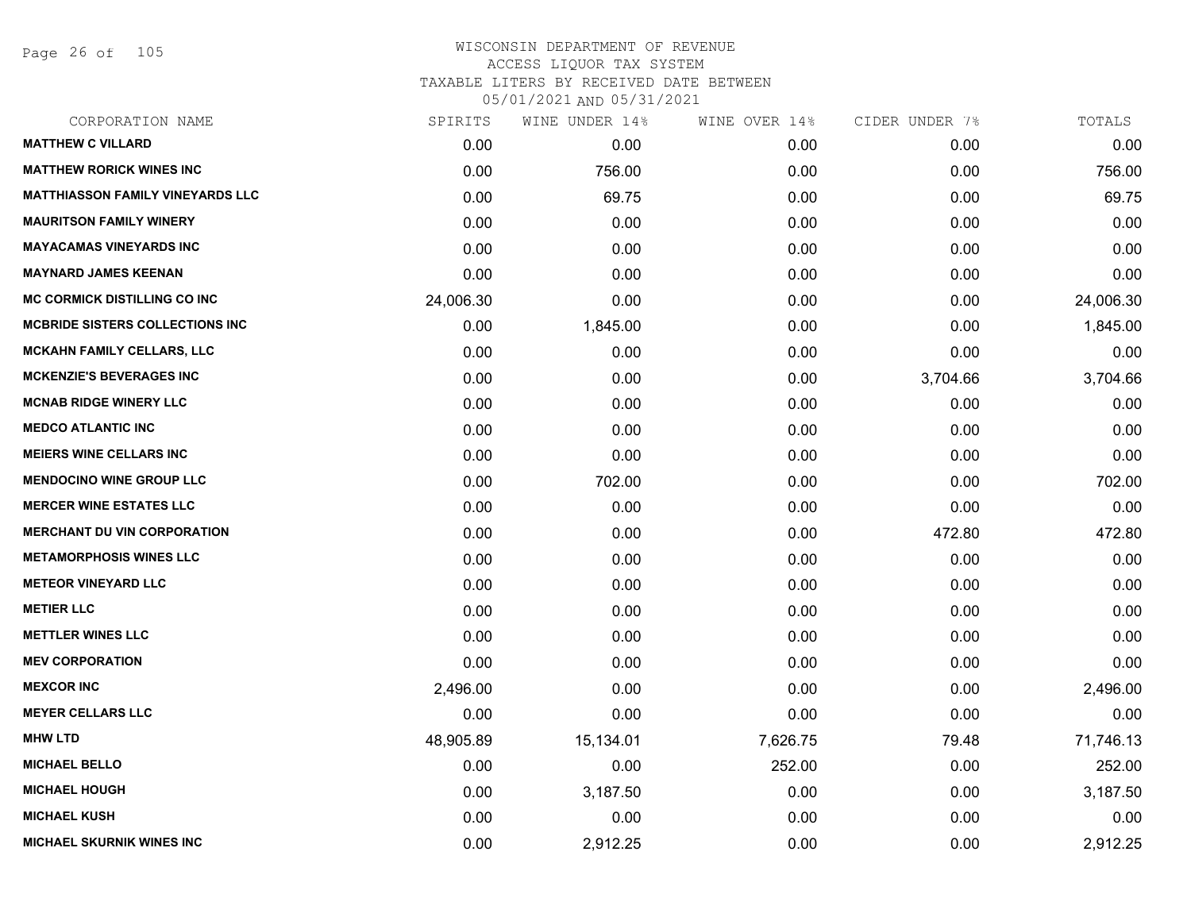# WISCONSIN DEPARTMENT OF REVENUE
## ACCESS LIQUOR TAX SYSTEM
### TAXABLE LITERS BY RECEIVED DATE BETWEEN 05/01/2021 AND 05/31/2021

| CORPORATION NAME | SPIRITS | WINE UNDER 14% | WINE OVER 14% | CIDER UNDER 7% | TOTALS |
|---|---|---|---|---|---|
| MATTHEW C VILLARD | 0.00 | 0.00 | 0.00 | 0.00 | 0.00 |
| MATTHEW RORICK WINES INC | 0.00 | 756.00 | 0.00 | 0.00 | 756.00 |
| MATTHIASSON FAMILY VINEYARDS LLC | 0.00 | 69.75 | 0.00 | 0.00 | 69.75 |
| MAURITSON FAMILY WINERY | 0.00 | 0.00 | 0.00 | 0.00 | 0.00 |
| MAYACAMAS VINEYARDS INC | 0.00 | 0.00 | 0.00 | 0.00 | 0.00 |
| MAYNARD JAMES KEENAN | 0.00 | 0.00 | 0.00 | 0.00 | 0.00 |
| MC CORMICK DISTILLING CO INC | 24,006.30 | 0.00 | 0.00 | 0.00 | 24,006.30 |
| MCBRIDE SISTERS COLLECTIONS INC | 0.00 | 1,845.00 | 0.00 | 0.00 | 1,845.00 |
| MCKAHN FAMILY CELLARS, LLC | 0.00 | 0.00 | 0.00 | 0.00 | 0.00 |
| MCKENZIE'S BEVERAGES INC | 0.00 | 0.00 | 0.00 | 3,704.66 | 3,704.66 |
| MCNAB RIDGE WINERY LLC | 0.00 | 0.00 | 0.00 | 0.00 | 0.00 |
| MEDCO ATLANTIC INC | 0.00 | 0.00 | 0.00 | 0.00 | 0.00 |
| MEIERS WINE CELLARS INC | 0.00 | 0.00 | 0.00 | 0.00 | 0.00 |
| MENDOCINO WINE GROUP LLC | 0.00 | 702.00 | 0.00 | 0.00 | 702.00 |
| MERCER WINE ESTATES LLC | 0.00 | 0.00 | 0.00 | 0.00 | 0.00 |
| MERCHANT DU VIN CORPORATION | 0.00 | 0.00 | 0.00 | 472.80 | 472.80 |
| METAMORPHOSIS WINES LLC | 0.00 | 0.00 | 0.00 | 0.00 | 0.00 |
| METEOR VINEYARD LLC | 0.00 | 0.00 | 0.00 | 0.00 | 0.00 |
| METIER LLC | 0.00 | 0.00 | 0.00 | 0.00 | 0.00 |
| METTLER WINES LLC | 0.00 | 0.00 | 0.00 | 0.00 | 0.00 |
| MEV CORPORATION | 0.00 | 0.00 | 0.00 | 0.00 | 0.00 |
| MEXCOR INC | 2,496.00 | 0.00 | 0.00 | 0.00 | 2,496.00 |
| MEYER CELLARS LLC | 0.00 | 0.00 | 0.00 | 0.00 | 0.00 |
| MHW LTD | 48,905.89 | 15,134.01 | 7,626.75 | 79.48 | 71,746.13 |
| MICHAEL BELLO | 0.00 | 0.00 | 252.00 | 0.00 | 252.00 |
| MICHAEL HOUGH | 0.00 | 3,187.50 | 0.00 | 0.00 | 3,187.50 |
| MICHAEL KUSH | 0.00 | 0.00 | 0.00 | 0.00 | 0.00 |
| MICHAEL SKURNIK WINES INC | 0.00 | 2,912.25 | 0.00 | 0.00 | 2,912.25 |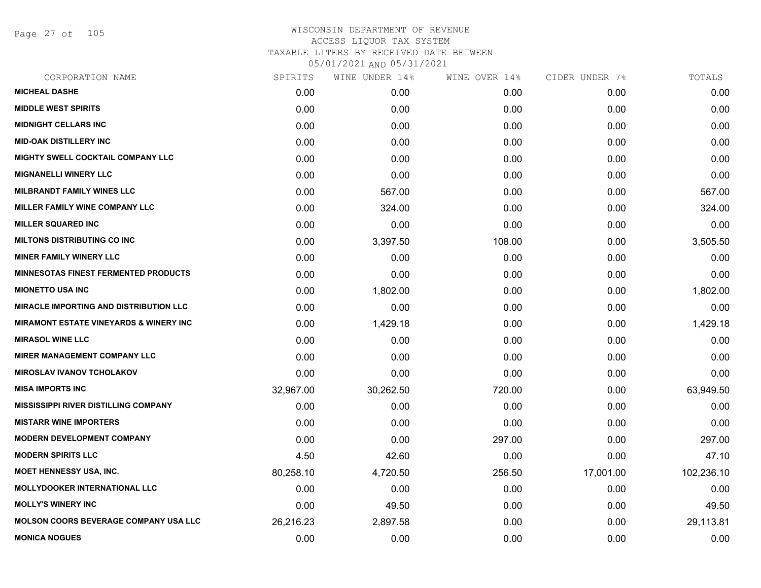# WISCONSIN DEPARTMENT OF REVENUE
## ACCESS LIQUOR TAX SYSTEM
## TAXABLE LITERS BY RECEIVED DATE BETWEEN 05/01/2021 AND 05/31/2021

| CORPORATION NAME | SPIRITS | WINE UNDER 14% | WINE OVER 14% | CIDER UNDER 7% | TOTALS |
|---|---|---|---|---|---|
| MICHEAL DASHE | 0.00 | 0.00 | 0.00 | 0.00 | 0.00 |
| MIDDLE WEST SPIRITS | 0.00 | 0.00 | 0.00 | 0.00 | 0.00 |
| MIDNIGHT CELLARS INC | 0.00 | 0.00 | 0.00 | 0.00 | 0.00 |
| MID-OAK DISTILLERY INC | 0.00 | 0.00 | 0.00 | 0.00 | 0.00 |
| MIGHTY SWELL COCKTAIL COMPANY LLC | 0.00 | 0.00 | 0.00 | 0.00 | 0.00 |
| MIGNANELLI WINERY LLC | 0.00 | 0.00 | 0.00 | 0.00 | 0.00 |
| MILBRANDT FAMILY WINES LLC | 0.00 | 567.00 | 0.00 | 0.00 | 567.00 |
| MILLER FAMILY WINE COMPANY LLC | 0.00 | 324.00 | 0.00 | 0.00 | 324.00 |
| MILLER SQUARED INC | 0.00 | 0.00 | 0.00 | 0.00 | 0.00 |
| MILTONS DISTRIBUTING CO INC | 0.00 | 3,397.50 | 108.00 | 0.00 | 3,505.50 |
| MINER FAMILY WINERY LLC | 0.00 | 0.00 | 0.00 | 0.00 | 0.00 |
| MINNESOTAS FINEST FERMENTED PRODUCTS | 0.00 | 0.00 | 0.00 | 0.00 | 0.00 |
| MIONETTO USA INC | 0.00 | 1,802.00 | 0.00 | 0.00 | 1,802.00 |
| MIRACLE IMPORTING AND DISTRIBUTION LLC | 0.00 | 0.00 | 0.00 | 0.00 | 0.00 |
| MIRAMONT ESTATE VINEYARDS & WINERY INC | 0.00 | 1,429.18 | 0.00 | 0.00 | 1,429.18 |
| MIRASOL WINE LLC | 0.00 | 0.00 | 0.00 | 0.00 | 0.00 |
| MIRER MANAGEMENT COMPANY LLC | 0.00 | 0.00 | 0.00 | 0.00 | 0.00 |
| MIROSLAV IVANOV TCHOLAKOV | 0.00 | 0.00 | 0.00 | 0.00 | 0.00 |
| MISA IMPORTS INC | 32,967.00 | 30,262.50 | 720.00 | 0.00 | 63,949.50 |
| MISSISSIPPI RIVER DISTILLING COMPANY | 0.00 | 0.00 | 0.00 | 0.00 | 0.00 |
| MISTARR WINE IMPORTERS | 0.00 | 0.00 | 0.00 | 0.00 | 0.00 |
| MODERN DEVELOPMENT COMPANY | 0.00 | 0.00 | 297.00 | 0.00 | 297.00 |
| MODERN SPIRITS LLC | 4.50 | 42.60 | 0.00 | 0.00 | 47.10 |
| MOET HENNESSY USA, INC. | 80,258.10 | 4,720.50 | 256.50 | 17,001.00 | 102,236.10 |
| MOLLYDOOKER INTERNATIONAL LLC | 0.00 | 0.00 | 0.00 | 0.00 | 0.00 |
| MOLLY'S WINERY INC | 0.00 | 49.50 | 0.00 | 0.00 | 49.50 |
| MOLSON COORS BEVERAGE COMPANY USA LLC | 26,216.23 | 2,897.58 | 0.00 | 0.00 | 29,113.81 |
| MONICA NOGUES | 0.00 | 0.00 | 0.00 | 0.00 | 0.00 |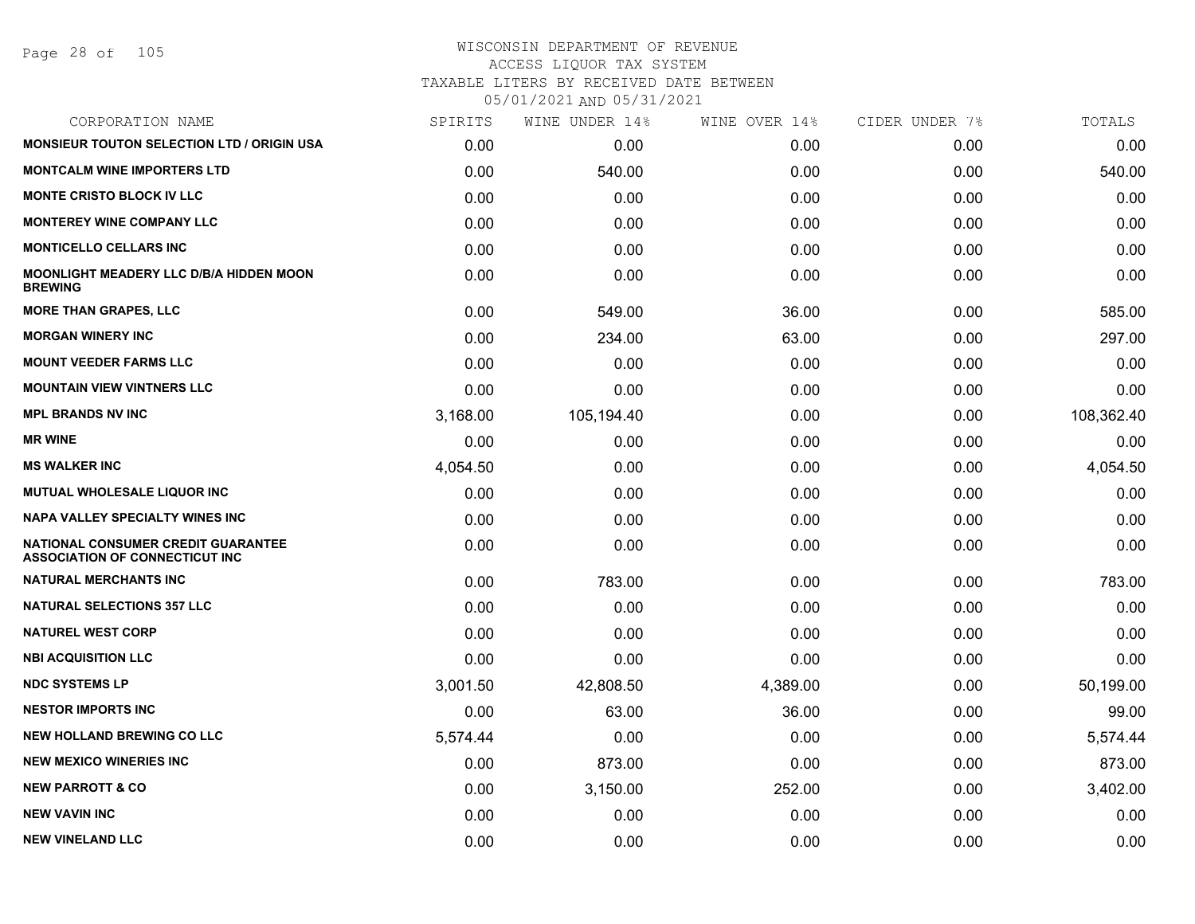# WISCONSIN DEPARTMENT OF REVENUE
## ACCESS LIQUOR TAX SYSTEM
### TAXABLE LITERS BY RECEIVED DATE BETWEEN 05/01/2021 AND 05/31/2021

| CORPORATION NAME | SPIRITS | WINE UNDER 14% | WINE OVER 14% | CIDER UNDER 7% | TOTALS |
|---|---|---|---|---|---|
| MONSIEUR TOUTON SELECTION LTD / ORIGIN USA | 0.00 | 0.00 | 0.00 | 0.00 | 0.00 |
| MONTCALM WINE IMPORTERS LTD | 0.00 | 540.00 | 0.00 | 0.00 | 540.00 |
| MONTE CRISTO BLOCK IV LLC | 0.00 | 0.00 | 0.00 | 0.00 | 0.00 |
| MONTEREY WINE COMPANY LLC | 0.00 | 0.00 | 0.00 | 0.00 | 0.00 |
| MONTICELLO CELLARS INC | 0.00 | 0.00 | 0.00 | 0.00 | 0.00 |
| MOONLIGHT MEADERY LLC D/B/A HIDDEN MOON BREWING | 0.00 | 0.00 | 0.00 | 0.00 | 0.00 |
| MORE THAN GRAPES, LLC | 0.00 | 549.00 | 36.00 | 0.00 | 585.00 |
| MORGAN WINERY INC | 0.00 | 234.00 | 63.00 | 0.00 | 297.00 |
| MOUNT VEEDER FARMS LLC | 0.00 | 0.00 | 0.00 | 0.00 | 0.00 |
| MOUNTAIN VIEW VINTNERS LLC | 0.00 | 0.00 | 0.00 | 0.00 | 0.00 |
| MPL BRANDS NV INC | 3,168.00 | 105,194.40 | 0.00 | 0.00 | 108,362.40 |
| MR WINE | 0.00 | 0.00 | 0.00 | 0.00 | 0.00 |
| MS WALKER INC | 4,054.50 | 0.00 | 0.00 | 0.00 | 4,054.50 |
| MUTUAL WHOLESALE LIQUOR INC | 0.00 | 0.00 | 0.00 | 0.00 | 0.00 |
| NAPA VALLEY SPECIALTY WINES INC | 0.00 | 0.00 | 0.00 | 0.00 | 0.00 |
| NATIONAL CONSUMER CREDIT GUARANTEE ASSOCIATION OF CONNECTICUT INC | 0.00 | 0.00 | 0.00 | 0.00 | 0.00 |
| NATURAL MERCHANTS INC | 0.00 | 783.00 | 0.00 | 0.00 | 783.00 |
| NATURAL SELECTIONS 357 LLC | 0.00 | 0.00 | 0.00 | 0.00 | 0.00 |
| NATUREL WEST CORP | 0.00 | 0.00 | 0.00 | 0.00 | 0.00 |
| NBI ACQUISITION LLC | 0.00 | 0.00 | 0.00 | 0.00 | 0.00 |
| NDC SYSTEMS LP | 3,001.50 | 42,808.50 | 4,389.00 | 0.00 | 50,199.00 |
| NESTOR IMPORTS INC | 0.00 | 63.00 | 36.00 | 0.00 | 99.00 |
| NEW HOLLAND BREWING CO LLC | 5,574.44 | 0.00 | 0.00 | 0.00 | 5,574.44 |
| NEW MEXICO WINERIES INC | 0.00 | 873.00 | 0.00 | 0.00 | 873.00 |
| NEW PARROTT & CO | 0.00 | 3,150.00 | 252.00 | 0.00 | 3,402.00 |
| NEW VAVIN INC | 0.00 | 0.00 | 0.00 | 0.00 | 0.00 |
| NEW VINELAND LLC | 0.00 | 0.00 | 0.00 | 0.00 | 0.00 |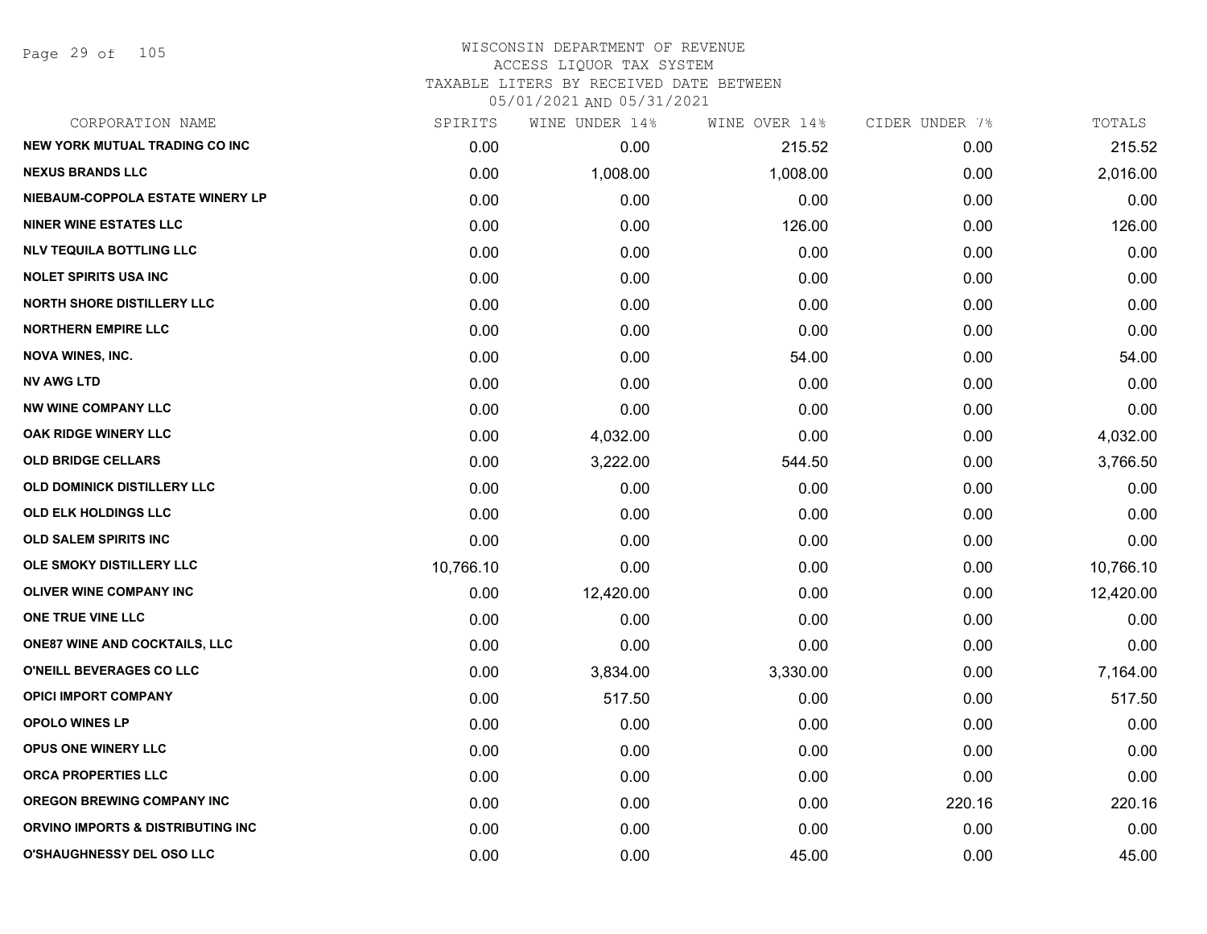# WISCONSIN DEPARTMENT OF REVENUE
## ACCESS LIQUOR TAX SYSTEM
## TAXABLE LITERS BY RECEIVED DATE BETWEEN 05/01/2021 AND 05/31/2021

| CORPORATION NAME | SPIRITS | WINE UNDER 14% | WINE OVER 14% | CIDER UNDER 7% | TOTALS |
|---|---|---|---|---|---|
| NEW YORK MUTUAL TRADING CO INC | 0.00 | 0.00 | 215.52 | 0.00 | 215.52 |
| NEXUS BRANDS LLC | 0.00 | 1,008.00 | 1,008.00 | 0.00 | 2,016.00 |
| NIEBAUM-COPPOLA ESTATE WINERY LP | 0.00 | 0.00 | 0.00 | 0.00 | 0.00 |
| NINER WINE ESTATES LLC | 0.00 | 0.00 | 126.00 | 0.00 | 126.00 |
| NLV TEQUILA BOTTLING LLC | 0.00 | 0.00 | 0.00 | 0.00 | 0.00 |
| NOLET SPIRITS USA INC | 0.00 | 0.00 | 0.00 | 0.00 | 0.00 |
| NORTH SHORE DISTILLERY LLC | 0.00 | 0.00 | 0.00 | 0.00 | 0.00 |
| NORTHERN EMPIRE LLC | 0.00 | 0.00 | 0.00 | 0.00 | 0.00 |
| NOVA WINES, INC. | 0.00 | 0.00 | 54.00 | 0.00 | 54.00 |
| NV AWG LTD | 0.00 | 0.00 | 0.00 | 0.00 | 0.00 |
| NW WINE COMPANY LLC | 0.00 | 0.00 | 0.00 | 0.00 | 0.00 |
| OAK RIDGE WINERY LLC | 0.00 | 4,032.00 | 0.00 | 0.00 | 4,032.00 |
| OLD BRIDGE CELLARS | 0.00 | 3,222.00 | 544.50 | 0.00 | 3,766.50 |
| OLD DOMINICK DISTILLERY LLC | 0.00 | 0.00 | 0.00 | 0.00 | 0.00 |
| OLD ELK HOLDINGS LLC | 0.00 | 0.00 | 0.00 | 0.00 | 0.00 |
| OLD SALEM SPIRITS INC | 0.00 | 0.00 | 0.00 | 0.00 | 0.00 |
| OLE SMOKY DISTILLERY LLC | 10,766.10 | 0.00 | 0.00 | 0.00 | 10,766.10 |
| OLIVER WINE COMPANY INC | 0.00 | 12,420.00 | 0.00 | 0.00 | 12,420.00 |
| ONE TRUE VINE LLC | 0.00 | 0.00 | 0.00 | 0.00 | 0.00 |
| ONE87 WINE AND COCKTAILS, LLC | 0.00 | 0.00 | 0.00 | 0.00 | 0.00 |
| O'NEILL BEVERAGES CO LLC | 0.00 | 3,834.00 | 3,330.00 | 0.00 | 7,164.00 |
| OPICI IMPORT COMPANY | 0.00 | 517.50 | 0.00 | 0.00 | 517.50 |
| OPOLO WINES LP | 0.00 | 0.00 | 0.00 | 0.00 | 0.00 |
| OPUS ONE WINERY LLC | 0.00 | 0.00 | 0.00 | 0.00 | 0.00 |
| ORCA PROPERTIES LLC | 0.00 | 0.00 | 0.00 | 0.00 | 0.00 |
| OREGON BREWING COMPANY INC | 0.00 | 0.00 | 0.00 | 220.16 | 220.16 |
| ORVINO IMPORTS & DISTRIBUTING INC | 0.00 | 0.00 | 0.00 | 0.00 | 0.00 |
| O'SHAUGHNESSY DEL OSO LLC | 0.00 | 0.00 | 45.00 | 0.00 | 45.00 |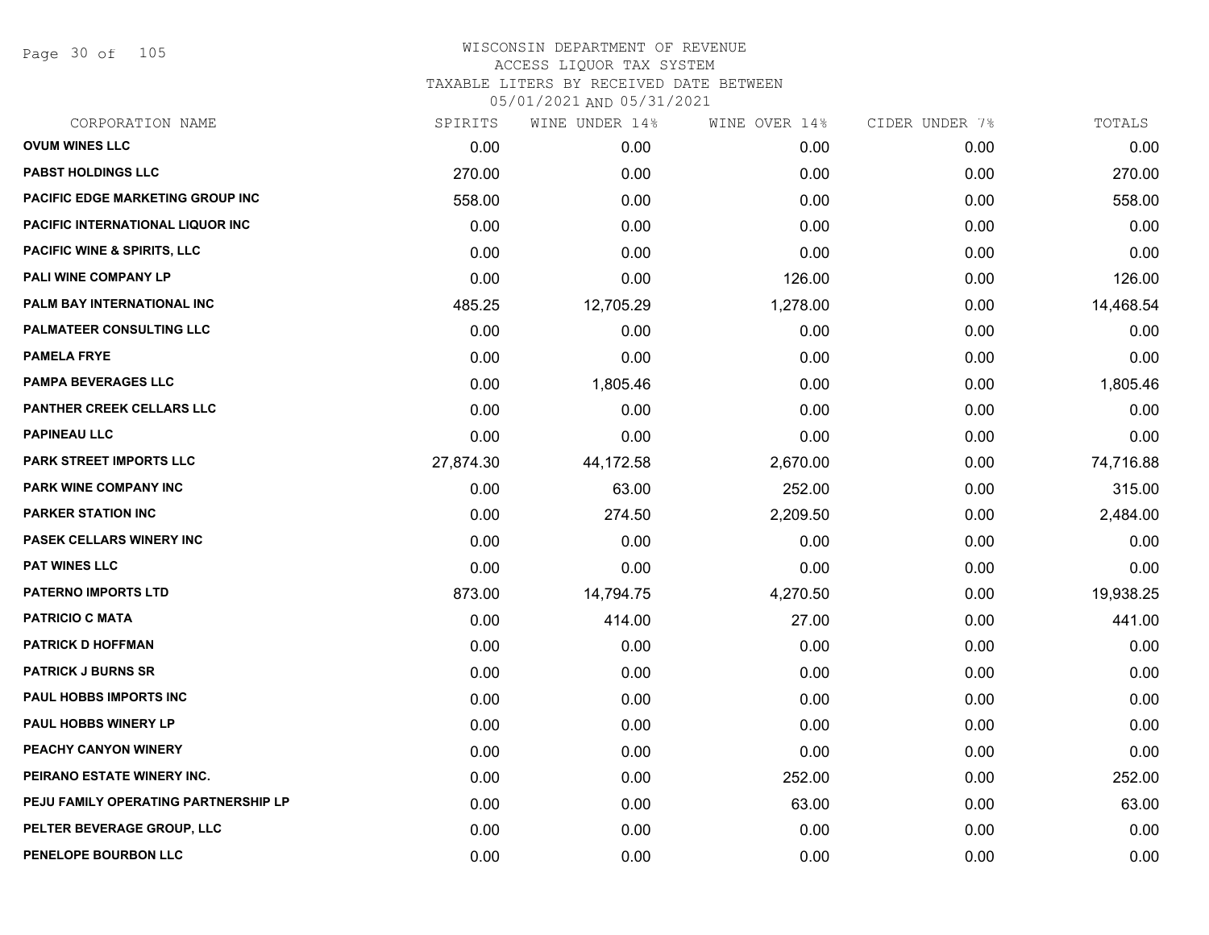WISCONSIN DEPARTMENT OF REVENUE
ACCESS LIQUOR TAX SYSTEM
TAXABLE LITERS BY RECEIVED DATE BETWEEN
05/01/2021 AND 05/31/2021

| CORPORATION NAME | SPIRITS | WINE UNDER 14% | WINE OVER 14% | CIDER UNDER 7% | TOTALS |
|---|---|---|---|---|---|
| OVUM WINES LLC | 0.00 | 0.00 | 0.00 | 0.00 | 0.00 |
| PABST HOLDINGS LLC | 270.00 | 0.00 | 0.00 | 0.00 | 270.00 |
| PACIFIC EDGE MARKETING GROUP INC | 558.00 | 0.00 | 0.00 | 0.00 | 558.00 |
| PACIFIC INTERNATIONAL LIQUOR INC | 0.00 | 0.00 | 0.00 | 0.00 | 0.00 |
| PACIFIC WINE & SPIRITS, LLC | 0.00 | 0.00 | 0.00 | 0.00 | 0.00 |
| PALI WINE COMPANY LP | 0.00 | 0.00 | 126.00 | 0.00 | 126.00 |
| PALM BAY INTERNATIONAL INC | 485.25 | 12,705.29 | 1,278.00 | 0.00 | 14,468.54 |
| PALMATEER CONSULTING LLC | 0.00 | 0.00 | 0.00 | 0.00 | 0.00 |
| PAMELA FRYE | 0.00 | 0.00 | 0.00 | 0.00 | 0.00 |
| PAMPA BEVERAGES LLC | 0.00 | 1,805.46 | 0.00 | 0.00 | 1,805.46 |
| PANTHER CREEK CELLARS LLC | 0.00 | 0.00 | 0.00 | 0.00 | 0.00 |
| PAPINEAU LLC | 0.00 | 0.00 | 0.00 | 0.00 | 0.00 |
| PARK STREET IMPORTS LLC | 27,874.30 | 44,172.58 | 2,670.00 | 0.00 | 74,716.88 |
| PARK WINE COMPANY INC | 0.00 | 63.00 | 252.00 | 0.00 | 315.00 |
| PARKER STATION INC | 0.00 | 274.50 | 2,209.50 | 0.00 | 2,484.00 |
| PASEK CELLARS WINERY INC | 0.00 | 0.00 | 0.00 | 0.00 | 0.00 |
| PAT WINES LLC | 0.00 | 0.00 | 0.00 | 0.00 | 0.00 |
| PATERNO IMPORTS LTD | 873.00 | 14,794.75 | 4,270.50 | 0.00 | 19,938.25 |
| PATRICIO C MATA | 0.00 | 414.00 | 27.00 | 0.00 | 441.00 |
| PATRICK D HOFFMAN | 0.00 | 0.00 | 0.00 | 0.00 | 0.00 |
| PATRICK J BURNS SR | 0.00 | 0.00 | 0.00 | 0.00 | 0.00 |
| PAUL HOBBS IMPORTS INC | 0.00 | 0.00 | 0.00 | 0.00 | 0.00 |
| PAUL HOBBS WINERY LP | 0.00 | 0.00 | 0.00 | 0.00 | 0.00 |
| PEACHY CANYON WINERY | 0.00 | 0.00 | 0.00 | 0.00 | 0.00 |
| PEIRANO ESTATE WINERY INC. | 0.00 | 0.00 | 252.00 | 0.00 | 252.00 |
| PEJU FAMILY OPERATING PARTNERSHIP LP | 0.00 | 0.00 | 63.00 | 0.00 | 63.00 |
| PELTER BEVERAGE GROUP, LLC | 0.00 | 0.00 | 0.00 | 0.00 | 0.00 |
| PENELOPE BOURBON LLC | 0.00 | 0.00 | 0.00 | 0.00 | 0.00 |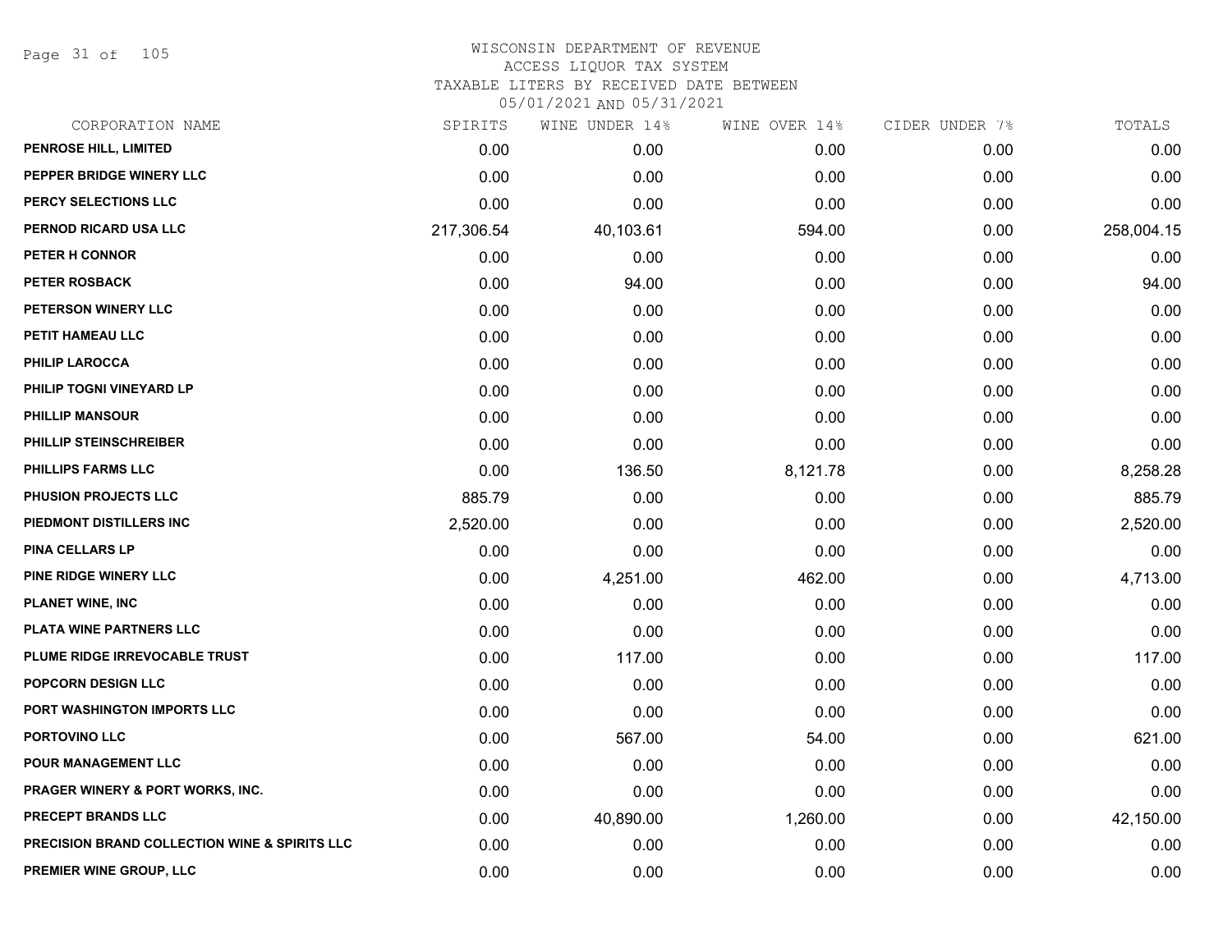WISCONSIN DEPARTMENT OF REVENUE
ACCESS LIQUOR TAX SYSTEM
TAXABLE LITERS BY RECEIVED DATE BETWEEN
05/01/2021 AND 05/31/2021

| CORPORATION NAME | SPIRITS | WINE UNDER 14% | WINE OVER 14% | CIDER UNDER 7% | TOTALS |
|---|---|---|---|---|---|
| PENROSE HILL, LIMITED | 0.00 | 0.00 | 0.00 | 0.00 | 0.00 |
| PEPPER BRIDGE WINERY LLC | 0.00 | 0.00 | 0.00 | 0.00 | 0.00 |
| PERCY SELECTIONS LLC | 0.00 | 0.00 | 0.00 | 0.00 | 0.00 |
| PERNOD RICARD USA LLC | 217,306.54 | 40,103.61 | 594.00 | 0.00 | 258,004.15 |
| PETER H CONNOR | 0.00 | 0.00 | 0.00 | 0.00 | 0.00 |
| PETER ROSBACK | 0.00 | 94.00 | 0.00 | 0.00 | 94.00 |
| PETERSON WINERY LLC | 0.00 | 0.00 | 0.00 | 0.00 | 0.00 |
| PETIT HAMEAU LLC | 0.00 | 0.00 | 0.00 | 0.00 | 0.00 |
| PHILIP LAROCCA | 0.00 | 0.00 | 0.00 | 0.00 | 0.00 |
| PHILIP TOGNI VINEYARD LP | 0.00 | 0.00 | 0.00 | 0.00 | 0.00 |
| PHILLIP MANSOUR | 0.00 | 0.00 | 0.00 | 0.00 | 0.00 |
| PHILLIP STEINSCHREIBER | 0.00 | 0.00 | 0.00 | 0.00 | 0.00 |
| PHILLIPS FARMS LLC | 0.00 | 136.50 | 8,121.78 | 0.00 | 8,258.28 |
| PHUSION PROJECTS LLC | 885.79 | 0.00 | 0.00 | 0.00 | 885.79 |
| PIEDMONT DISTILLERS INC | 2,520.00 | 0.00 | 0.00 | 0.00 | 2,520.00 |
| PINA CELLARS LP | 0.00 | 0.00 | 0.00 | 0.00 | 0.00 |
| PINE RIDGE WINERY LLC | 0.00 | 4,251.00 | 462.00 | 0.00 | 4,713.00 |
| PLANET WINE, INC | 0.00 | 0.00 | 0.00 | 0.00 | 0.00 |
| PLATA WINE PARTNERS LLC | 0.00 | 0.00 | 0.00 | 0.00 | 0.00 |
| PLUME RIDGE IRREVOCABLE TRUST | 0.00 | 117.00 | 0.00 | 0.00 | 117.00 |
| POPCORN DESIGN LLC | 0.00 | 0.00 | 0.00 | 0.00 | 0.00 |
| PORT WASHINGTON IMPORTS LLC | 0.00 | 0.00 | 0.00 | 0.00 | 0.00 |
| PORTOVINO LLC | 0.00 | 567.00 | 54.00 | 0.00 | 621.00 |
| POUR MANAGEMENT LLC | 0.00 | 0.00 | 0.00 | 0.00 | 0.00 |
| PRAGER WINERY & PORT WORKS, INC. | 0.00 | 0.00 | 0.00 | 0.00 | 0.00 |
| PRECEPT BRANDS LLC | 0.00 | 40,890.00 | 1,260.00 | 0.00 | 42,150.00 |
| PRECISION BRAND COLLECTION WINE & SPIRITS LLC | 0.00 | 0.00 | 0.00 | 0.00 | 0.00 |
| PREMIER WINE GROUP, LLC | 0.00 | 0.00 | 0.00 | 0.00 | 0.00 |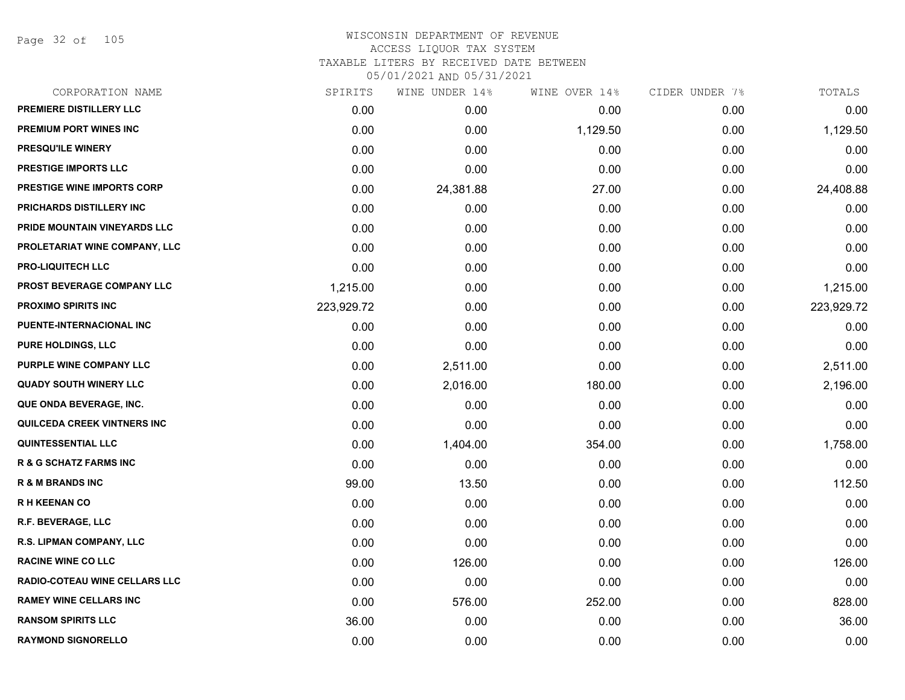WISCONSIN DEPARTMENT OF REVENUE
ACCESS LIQUOR TAX SYSTEM
TAXABLE LITERS BY RECEIVED DATE BETWEEN
05/01/2021 AND 05/31/2021

| CORPORATION NAME | SPIRITS | WINE UNDER 14% | WINE OVER 14% | CIDER UNDER 7% | TOTALS |
|---|---|---|---|---|---|
| PREMIERE DISTILLERY LLC | 0.00 | 0.00 | 0.00 | 0.00 | 0.00 |
| PREMIUM PORT WINES INC | 0.00 | 0.00 | 1,129.50 | 0.00 | 1,129.50 |
| PRESQU'ILE WINERY | 0.00 | 0.00 | 0.00 | 0.00 | 0.00 |
| PRESTIGE IMPORTS LLC | 0.00 | 0.00 | 0.00 | 0.00 | 0.00 |
| PRESTIGE WINE IMPORTS CORP | 0.00 | 24,381.88 | 27.00 | 0.00 | 24,408.88 |
| PRICHARDS DISTILLERY INC | 0.00 | 0.00 | 0.00 | 0.00 | 0.00 |
| PRIDE MOUNTAIN VINEYARDS LLC | 0.00 | 0.00 | 0.00 | 0.00 | 0.00 |
| PROLETARIAT WINE COMPANY, LLC | 0.00 | 0.00 | 0.00 | 0.00 | 0.00 |
| PRO-LIQUITECH LLC | 0.00 | 0.00 | 0.00 | 0.00 | 0.00 |
| PROST BEVERAGE COMPANY LLC | 1,215.00 | 0.00 | 0.00 | 0.00 | 1,215.00 |
| PROXIMO SPIRITS INC | 223,929.72 | 0.00 | 0.00 | 0.00 | 223,929.72 |
| PUENTE-INTERNACIONAL INC | 0.00 | 0.00 | 0.00 | 0.00 | 0.00 |
| PURE HOLDINGS, LLC | 0.00 | 0.00 | 0.00 | 0.00 | 0.00 |
| PURPLE WINE COMPANY LLC | 0.00 | 2,511.00 | 0.00 | 0.00 | 2,511.00 |
| QUADY SOUTH WINERY LLC | 0.00 | 2,016.00 | 180.00 | 0.00 | 2,196.00 |
| QUE ONDA BEVERAGE, INC. | 0.00 | 0.00 | 0.00 | 0.00 | 0.00 |
| QUILCEDA CREEK VINTNERS INC | 0.00 | 0.00 | 0.00 | 0.00 | 0.00 |
| QUINTESSENTIAL LLC | 0.00 | 1,404.00 | 354.00 | 0.00 | 1,758.00 |
| R & G SCHATZ FARMS INC | 0.00 | 0.00 | 0.00 | 0.00 | 0.00 |
| R & M BRANDS INC | 99.00 | 13.50 | 0.00 | 0.00 | 112.50 |
| R H KEENAN CO | 0.00 | 0.00 | 0.00 | 0.00 | 0.00 |
| R.F. BEVERAGE, LLC | 0.00 | 0.00 | 0.00 | 0.00 | 0.00 |
| R.S. LIPMAN COMPANY, LLC | 0.00 | 0.00 | 0.00 | 0.00 | 0.00 |
| RACINE WINE CO LLC | 0.00 | 126.00 | 0.00 | 0.00 | 126.00 |
| RADIO-COTEAU WINE CELLARS LLC | 0.00 | 0.00 | 0.00 | 0.00 | 0.00 |
| RAMEY WINE CELLARS INC | 0.00 | 576.00 | 252.00 | 0.00 | 828.00 |
| RANSOM SPIRITS LLC | 36.00 | 0.00 | 0.00 | 0.00 | 36.00 |
| RAYMOND SIGNORELLO | 0.00 | 0.00 | 0.00 | 0.00 | 0.00 |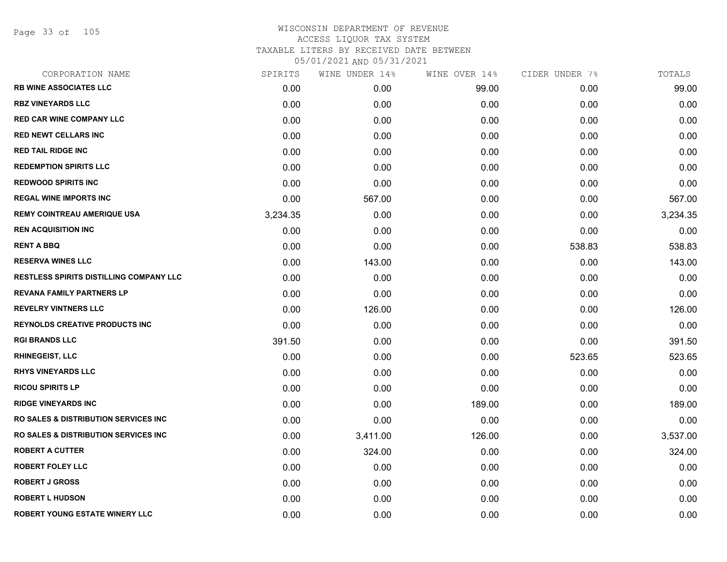WISCONSIN DEPARTMENT OF REVENUE
ACCESS LIQUOR TAX SYSTEM
TAXABLE LITERS BY RECEIVED DATE BETWEEN
05/01/2021 AND 05/31/2021

| CORPORATION NAME | SPIRITS | WINE UNDER 14% | WINE OVER 14% | CIDER UNDER 7% | TOTALS |
|---|---|---|---|---|---|
| RB WINE ASSOCIATES LLC | 0.00 | 0.00 | 99.00 | 0.00 | 99.00 |
| RBZ VINEYARDS LLC | 0.00 | 0.00 | 0.00 | 0.00 | 0.00 |
| RED CAR WINE COMPANY LLC | 0.00 | 0.00 | 0.00 | 0.00 | 0.00 |
| RED NEWT CELLARS INC | 0.00 | 0.00 | 0.00 | 0.00 | 0.00 |
| RED TAIL RIDGE INC | 0.00 | 0.00 | 0.00 | 0.00 | 0.00 |
| REDEMPTION SPIRITS LLC | 0.00 | 0.00 | 0.00 | 0.00 | 0.00 |
| REDWOOD SPIRITS INC | 0.00 | 0.00 | 0.00 | 0.00 | 0.00 |
| REGAL WINE IMPORTS INC | 0.00 | 567.00 | 0.00 | 0.00 | 567.00 |
| REMY COINTREAU AMERIQUE USA | 3,234.35 | 0.00 | 0.00 | 0.00 | 3,234.35 |
| REN ACQUISITION INC | 0.00 | 0.00 | 0.00 | 0.00 | 0.00 |
| RENT A BBQ | 0.00 | 0.00 | 0.00 | 538.83 | 538.83 |
| RESERVA WINES LLC | 0.00 | 143.00 | 0.00 | 0.00 | 143.00 |
| RESTLESS SPIRITS DISTILLING COMPANY LLC | 0.00 | 0.00 | 0.00 | 0.00 | 0.00 |
| REVANA FAMILY PARTNERS LP | 0.00 | 0.00 | 0.00 | 0.00 | 0.00 |
| REVELRY VINTNERS LLC | 0.00 | 126.00 | 0.00 | 0.00 | 126.00 |
| REYNOLDS CREATIVE PRODUCTS INC | 0.00 | 0.00 | 0.00 | 0.00 | 0.00 |
| RGI BRANDS LLC | 391.50 | 0.00 | 0.00 | 0.00 | 391.50 |
| RHINEGEIST, LLC | 0.00 | 0.00 | 0.00 | 523.65 | 523.65 |
| RHYS VINEYARDS LLC | 0.00 | 0.00 | 0.00 | 0.00 | 0.00 |
| RICOU SPIRITS LP | 0.00 | 0.00 | 0.00 | 0.00 | 0.00 |
| RIDGE VINEYARDS INC | 0.00 | 0.00 | 189.00 | 0.00 | 189.00 |
| RO SALES & DISTRIBUTION SERVICES INC | 0.00 | 0.00 | 0.00 | 0.00 | 0.00 |
| RO SALES & DISTRIBUTION SERVICES INC | 0.00 | 3,411.00 | 126.00 | 0.00 | 3,537.00 |
| ROBERT A CUTTER | 0.00 | 324.00 | 0.00 | 0.00 | 324.00 |
| ROBERT FOLEY LLC | 0.00 | 0.00 | 0.00 | 0.00 | 0.00 |
| ROBERT J GROSS | 0.00 | 0.00 | 0.00 | 0.00 | 0.00 |
| ROBERT L HUDSON | 0.00 | 0.00 | 0.00 | 0.00 | 0.00 |
| ROBERT YOUNG ESTATE WINERY LLC | 0.00 | 0.00 | 0.00 | 0.00 | 0.00 |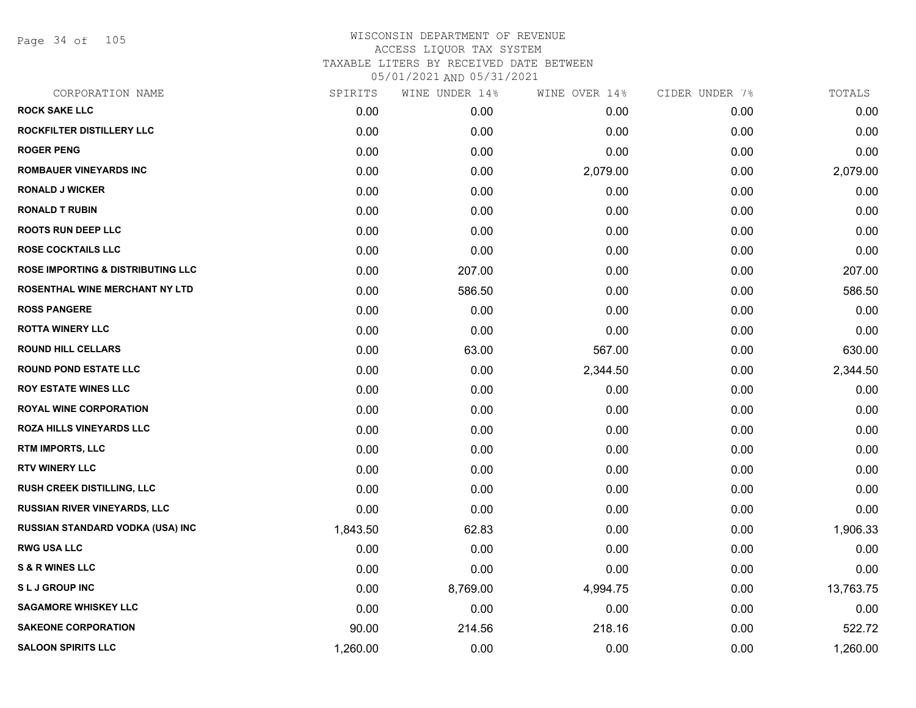# WISCONSIN DEPARTMENT OF REVENUE
## ACCESS LIQUOR TAX SYSTEM
### TAXABLE LITERS BY RECEIVED DATE BETWEEN 05/01/2021 AND 05/31/2021

| CORPORATION NAME | SPIRITS | WINE UNDER 14% | WINE OVER 14% | CIDER UNDER 7% | TOTALS |
|---|---|---|---|---|---|
| ROCK SAKE LLC | 0.00 | 0.00 | 0.00 | 0.00 | 0.00 |
| ROCKFILTER DISTILLERY LLC | 0.00 | 0.00 | 0.00 | 0.00 | 0.00 |
| ROGER PENG | 0.00 | 0.00 | 0.00 | 0.00 | 0.00 |
| ROMBAUER VINEYARDS INC | 0.00 | 0.00 | 2,079.00 | 0.00 | 2,079.00 |
| RONALD J WICKER | 0.00 | 0.00 | 0.00 | 0.00 | 0.00 |
| RONALD T RUBIN | 0.00 | 0.00 | 0.00 | 0.00 | 0.00 |
| ROOTS RUN DEEP LLC | 0.00 | 0.00 | 0.00 | 0.00 | 0.00 |
| ROSE COCKTAILS LLC | 0.00 | 0.00 | 0.00 | 0.00 | 0.00 |
| ROSE IMPORTING & DISTRIBUTING LLC | 0.00 | 207.00 | 0.00 | 0.00 | 207.00 |
| ROSENTHAL WINE MERCHANT NY LTD | 0.00 | 586.50 | 0.00 | 0.00 | 586.50 |
| ROSS PANGERE | 0.00 | 0.00 | 0.00 | 0.00 | 0.00 |
| ROTTA WINERY LLC | 0.00 | 0.00 | 0.00 | 0.00 | 0.00 |
| ROUND HILL CELLARS | 0.00 | 63.00 | 567.00 | 0.00 | 630.00 |
| ROUND POND ESTATE LLC | 0.00 | 0.00 | 2,344.50 | 0.00 | 2,344.50 |
| ROY ESTATE WINES LLC | 0.00 | 0.00 | 0.00 | 0.00 | 0.00 |
| ROYAL WINE CORPORATION | 0.00 | 0.00 | 0.00 | 0.00 | 0.00 |
| ROZA HILLS VINEYARDS LLC | 0.00 | 0.00 | 0.00 | 0.00 | 0.00 |
| RTM IMPORTS, LLC | 0.00 | 0.00 | 0.00 | 0.00 | 0.00 |
| RTV WINERY LLC | 0.00 | 0.00 | 0.00 | 0.00 | 0.00 |
| RUSH CREEK DISTILLING, LLC | 0.00 | 0.00 | 0.00 | 0.00 | 0.00 |
| RUSSIAN RIVER VINEYARDS, LLC | 0.00 | 0.00 | 0.00 | 0.00 | 0.00 |
| RUSSIAN STANDARD VODKA (USA) INC | 1,843.50 | 62.83 | 0.00 | 0.00 | 1,906.33 |
| RWG USA LLC | 0.00 | 0.00 | 0.00 | 0.00 | 0.00 |
| S & R WINES LLC | 0.00 | 0.00 | 0.00 | 0.00 | 0.00 |
| S L J GROUP INC | 0.00 | 8,769.00 | 4,994.75 | 0.00 | 13,763.75 |
| SAGAMORE WHISKEY LLC | 0.00 | 0.00 | 0.00 | 0.00 | 0.00 |
| SAKEONE CORPORATION | 90.00 | 214.56 | 218.16 | 0.00 | 522.72 |
| SALOON SPIRITS LLC | 1,260.00 | 0.00 | 0.00 | 0.00 | 1,260.00 |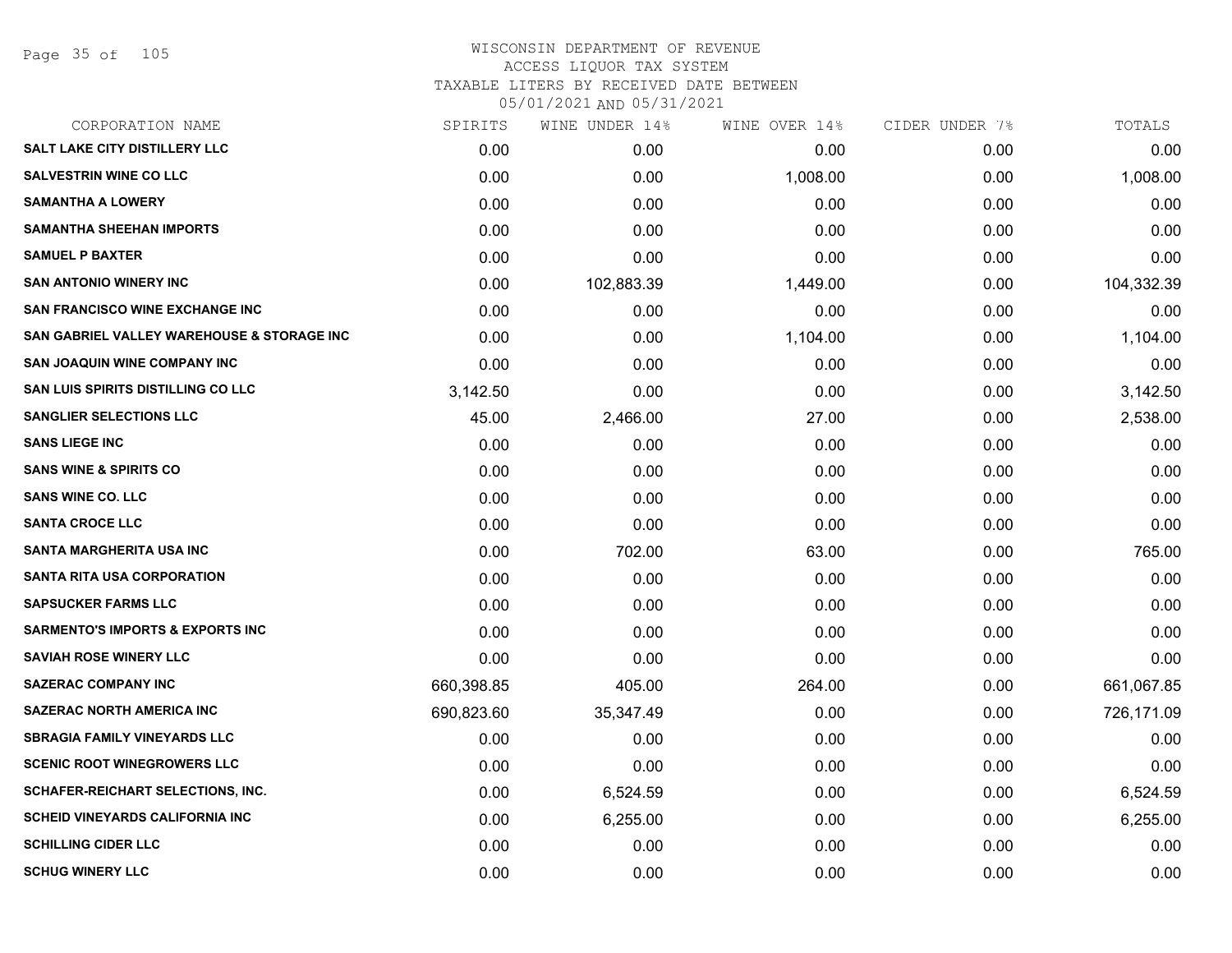WISCONSIN DEPARTMENT OF REVENUE
ACCESS LIQUOR TAX SYSTEM
TAXABLE LITERS BY RECEIVED DATE BETWEEN
05/01/2021 AND 05/31/2021

| CORPORATION NAME | SPIRITS | WINE UNDER 14% | WINE OVER 14% | CIDER UNDER 7% | TOTALS |
|---|---|---|---|---|---|
| SALT LAKE CITY DISTILLERY LLC | 0.00 | 0.00 | 0.00 | 0.00 | 0.00 |
| SALVESTRIN WINE CO LLC | 0.00 | 0.00 | 1,008.00 | 0.00 | 1,008.00 |
| SAMANTHA A LOWERY | 0.00 | 0.00 | 0.00 | 0.00 | 0.00 |
| SAMANTHA SHEEHAN IMPORTS | 0.00 | 0.00 | 0.00 | 0.00 | 0.00 |
| SAMUEL P BAXTER | 0.00 | 0.00 | 0.00 | 0.00 | 0.00 |
| SAN ANTONIO WINERY INC | 0.00 | 102,883.39 | 1,449.00 | 0.00 | 104,332.39 |
| SAN FRANCISCO WINE EXCHANGE INC | 0.00 | 0.00 | 0.00 | 0.00 | 0.00 |
| SAN GABRIEL VALLEY WAREHOUSE & STORAGE INC | 0.00 | 0.00 | 1,104.00 | 0.00 | 1,104.00 |
| SAN JOAQUIN WINE COMPANY INC | 0.00 | 0.00 | 0.00 | 0.00 | 0.00 |
| SAN LUIS SPIRITS DISTILLING CO LLC | 3,142.50 | 0.00 | 0.00 | 0.00 | 3,142.50 |
| SANGLIER SELECTIONS LLC | 45.00 | 2,466.00 | 27.00 | 0.00 | 2,538.00 |
| SANS LIEGE INC | 0.00 | 0.00 | 0.00 | 0.00 | 0.00 |
| SANS WINE & SPIRITS CO | 0.00 | 0.00 | 0.00 | 0.00 | 0.00 |
| SANS WINE CO. LLC | 0.00 | 0.00 | 0.00 | 0.00 | 0.00 |
| SANTA CROCE LLC | 0.00 | 0.00 | 0.00 | 0.00 | 0.00 |
| SANTA MARGHERITA USA INC | 0.00 | 702.00 | 63.00 | 0.00 | 765.00 |
| SANTA RITA USA CORPORATION | 0.00 | 0.00 | 0.00 | 0.00 | 0.00 |
| SAPSUCKER FARMS LLC | 0.00 | 0.00 | 0.00 | 0.00 | 0.00 |
| SARMENTO'S IMPORTS & EXPORTS INC | 0.00 | 0.00 | 0.00 | 0.00 | 0.00 |
| SAVIAH ROSE WINERY LLC | 0.00 | 0.00 | 0.00 | 0.00 | 0.00 |
| SAZERAC COMPANY INC | 660,398.85 | 405.00 | 264.00 | 0.00 | 661,067.85 |
| SAZERAC NORTH AMERICA INC | 690,823.60 | 35,347.49 | 0.00 | 0.00 | 726,171.09 |
| SBRAGIA FAMILY VINEYARDS LLC | 0.00 | 0.00 | 0.00 | 0.00 | 0.00 |
| SCENIC ROOT WINEGROWERS LLC | 0.00 | 0.00 | 0.00 | 0.00 | 0.00 |
| SCHAFER-REICHART SELECTIONS, INC. | 0.00 | 6,524.59 | 0.00 | 0.00 | 6,524.59 |
| SCHEID VINEYARDS CALIFORNIA INC | 0.00 | 6,255.00 | 0.00 | 0.00 | 6,255.00 |
| SCHILLING CIDER LLC | 0.00 | 0.00 | 0.00 | 0.00 | 0.00 |
| SCHUG WINERY LLC | 0.00 | 0.00 | 0.00 | 0.00 | 0.00 |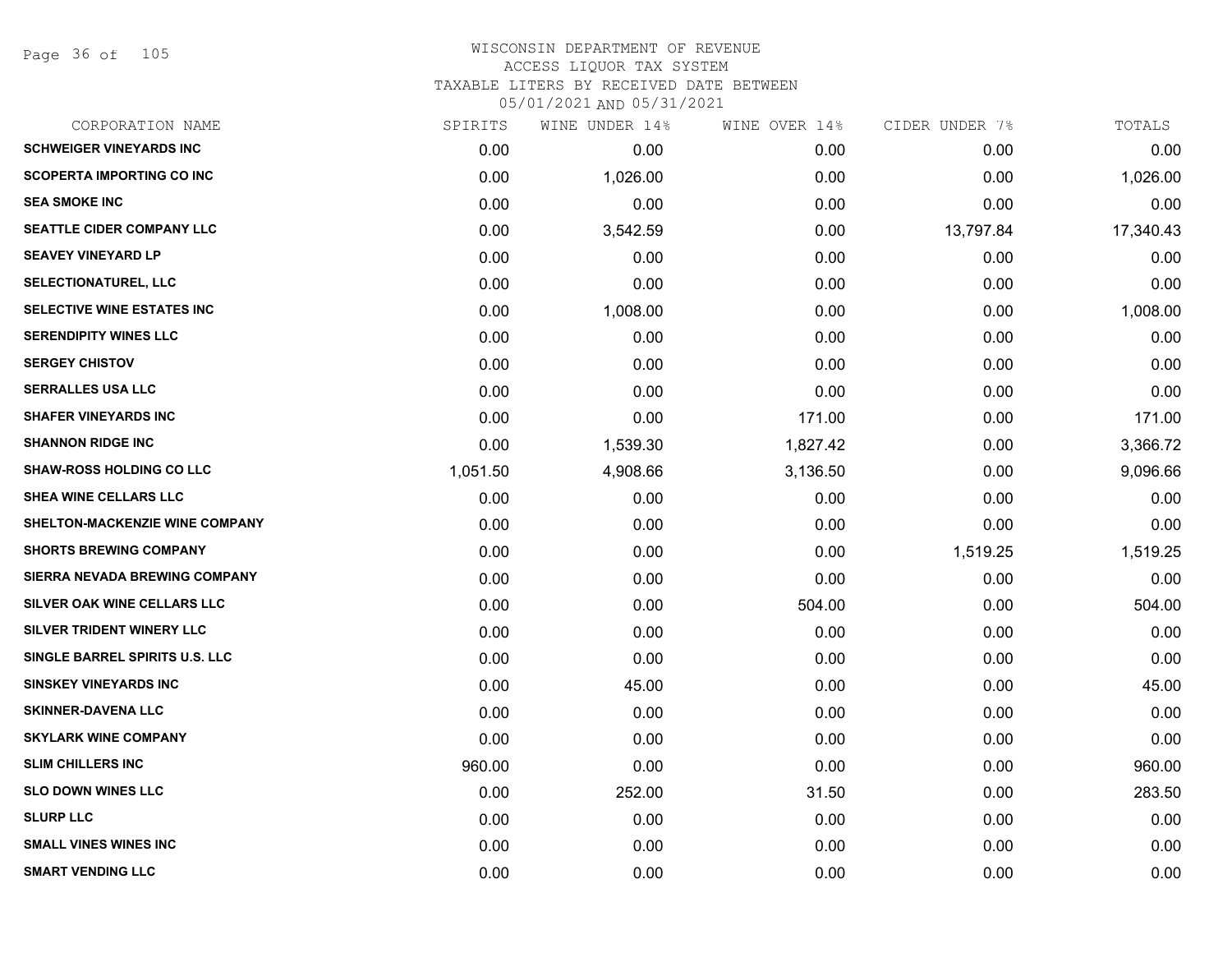WISCONSIN DEPARTMENT OF REVENUE
ACCESS LIQUOR TAX SYSTEM
TAXABLE LITERS BY RECEIVED DATE BETWEEN
05/01/2021 AND 05/31/2021

| CORPORATION NAME | SPIRITS | WINE UNDER 14% | WINE OVER 14% | CIDER UNDER 7% | TOTALS |
|---|---|---|---|---|---|
| SCHWEIGER VINEYARDS INC | 0.00 | 0.00 | 0.00 | 0.00 | 0.00 |
| SCOPERTA IMPORTING CO INC | 0.00 | 1,026.00 | 0.00 | 0.00 | 1,026.00 |
| SEA SMOKE INC | 0.00 | 0.00 | 0.00 | 0.00 | 0.00 |
| SEATTLE CIDER COMPANY LLC | 0.00 | 3,542.59 | 0.00 | 13,797.84 | 17,340.43 |
| SEAVEY VINEYARD LP | 0.00 | 0.00 | 0.00 | 0.00 | 0.00 |
| SELECTIONATUREL, LLC | 0.00 | 0.00 | 0.00 | 0.00 | 0.00 |
| SELECTIVE WINE ESTATES INC | 0.00 | 1,008.00 | 0.00 | 0.00 | 1,008.00 |
| SERENDIPITY WINES LLC | 0.00 | 0.00 | 0.00 | 0.00 | 0.00 |
| SERGEY CHISTOV | 0.00 | 0.00 | 0.00 | 0.00 | 0.00 |
| SERRALLES USA LLC | 0.00 | 0.00 | 0.00 | 0.00 | 0.00 |
| SHAFER VINEYARDS INC | 0.00 | 0.00 | 171.00 | 0.00 | 171.00 |
| SHANNON RIDGE INC | 0.00 | 1,539.30 | 1,827.42 | 0.00 | 3,366.72 |
| SHAW-ROSS HOLDING CO LLC | 1,051.50 | 4,908.66 | 3,136.50 | 0.00 | 9,096.66 |
| SHEA WINE CELLARS LLC | 0.00 | 0.00 | 0.00 | 0.00 | 0.00 |
| SHELTON-MACKENZIE WINE COMPANY | 0.00 | 0.00 | 0.00 | 0.00 | 0.00 |
| SHORTS BREWING COMPANY | 0.00 | 0.00 | 0.00 | 1,519.25 | 1,519.25 |
| SIERRA NEVADA BREWING COMPANY | 0.00 | 0.00 | 0.00 | 0.00 | 0.00 |
| SILVER OAK WINE CELLARS LLC | 0.00 | 0.00 | 504.00 | 0.00 | 504.00 |
| SILVER TRIDENT WINERY LLC | 0.00 | 0.00 | 0.00 | 0.00 | 0.00 |
| SINGLE BARREL SPIRITS U.S. LLC | 0.00 | 0.00 | 0.00 | 0.00 | 0.00 |
| SINSKEY VINEYARDS INC | 0.00 | 45.00 | 0.00 | 0.00 | 45.00 |
| SKINNER-DAVENA LLC | 0.00 | 0.00 | 0.00 | 0.00 | 0.00 |
| SKYLARK WINE COMPANY | 0.00 | 0.00 | 0.00 | 0.00 | 0.00 |
| SLIM CHILLERS INC | 960.00 | 0.00 | 0.00 | 0.00 | 960.00 |
| SLO DOWN WINES LLC | 0.00 | 252.00 | 31.50 | 0.00 | 283.50 |
| SLURP LLC | 0.00 | 0.00 | 0.00 | 0.00 | 0.00 |
| SMALL VINES WINES INC | 0.00 | 0.00 | 0.00 | 0.00 | 0.00 |
| SMART VENDING LLC | 0.00 | 0.00 | 0.00 | 0.00 | 0.00 |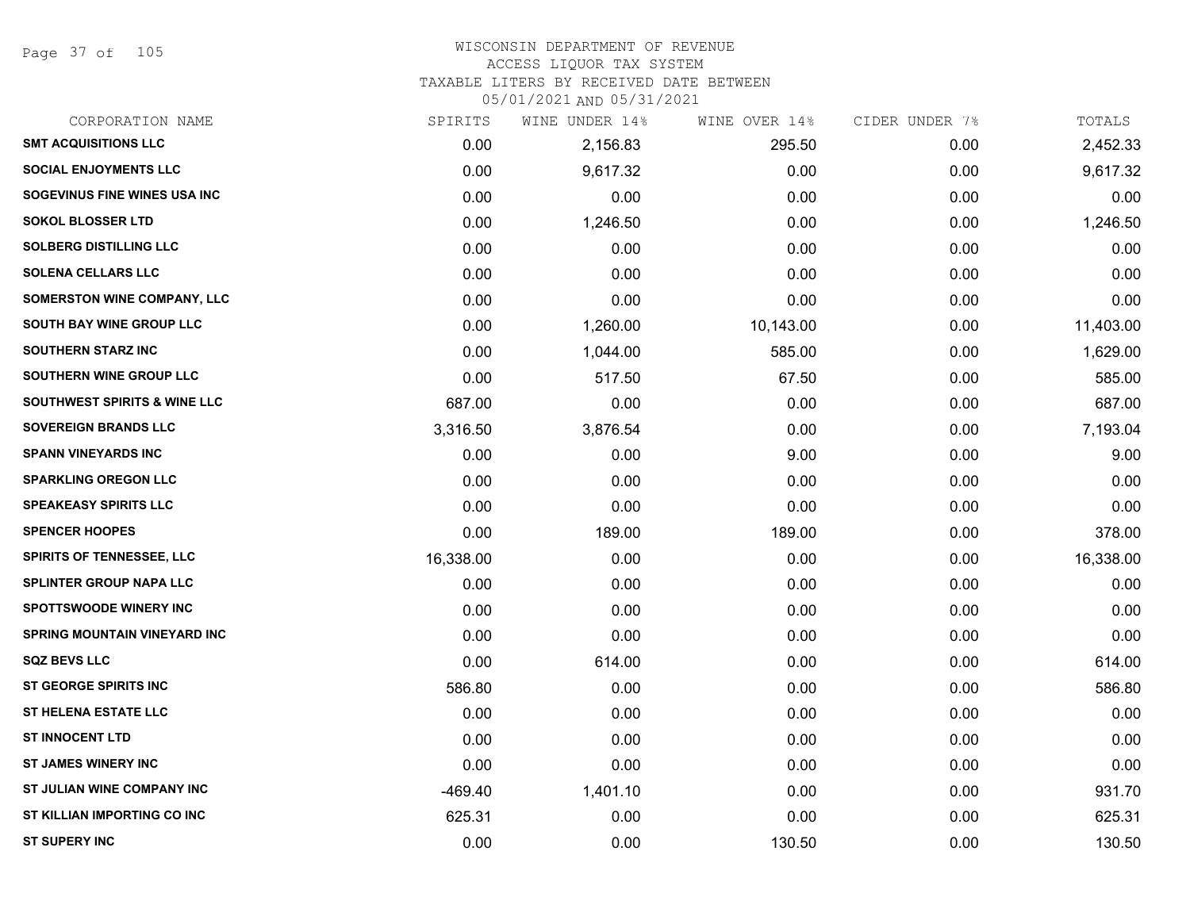# WISCONSIN DEPARTMENT OF REVENUE
## ACCESS LIQUOR TAX SYSTEM
### TAXABLE LITERS BY RECEIVED DATE BETWEEN 05/01/2021 AND 05/31/2021

| CORPORATION NAME | SPIRITS | WINE UNDER 14% | WINE OVER 14% | CIDER UNDER 7% | TOTALS |
|---|---|---|---|---|---|
| SMT ACQUISITIONS LLC | 0.00 | 2,156.83 | 295.50 | 0.00 | 2,452.33 |
| SOCIAL ENJOYMENTS LLC | 0.00 | 9,617.32 | 0.00 | 0.00 | 9,617.32 |
| SOGEVINUS FINE WINES USA INC | 0.00 | 0.00 | 0.00 | 0.00 | 0.00 |
| SOKOL BLOSSER LTD | 0.00 | 1,246.50 | 0.00 | 0.00 | 1,246.50 |
| SOLBERG DISTILLING LLC | 0.00 | 0.00 | 0.00 | 0.00 | 0.00 |
| SOLENA CELLARS LLC | 0.00 | 0.00 | 0.00 | 0.00 | 0.00 |
| SOMERSTON WINE COMPANY, LLC | 0.00 | 0.00 | 0.00 | 0.00 | 0.00 |
| SOUTH BAY WINE GROUP LLC | 0.00 | 1,260.00 | 10,143.00 | 0.00 | 11,403.00 |
| SOUTHERN STARZ INC | 0.00 | 1,044.00 | 585.00 | 0.00 | 1,629.00 |
| SOUTHERN WINE GROUP LLC | 0.00 | 517.50 | 67.50 | 0.00 | 585.00 |
| SOUTHWEST SPIRITS & WINE LLC | 687.00 | 0.00 | 0.00 | 0.00 | 687.00 |
| SOVEREIGN BRANDS LLC | 3,316.50 | 3,876.54 | 0.00 | 0.00 | 7,193.04 |
| SPANN VINEYARDS INC | 0.00 | 0.00 | 9.00 | 0.00 | 9.00 |
| SPARKLING OREGON LLC | 0.00 | 0.00 | 0.00 | 0.00 | 0.00 |
| SPEAKEASY SPIRITS LLC | 0.00 | 0.00 | 0.00 | 0.00 | 0.00 |
| SPENCER HOOPES | 0.00 | 189.00 | 189.00 | 0.00 | 378.00 |
| SPIRITS OF TENNESSEE, LLC | 16,338.00 | 0.00 | 0.00 | 0.00 | 16,338.00 |
| SPLINTER GROUP NAPA LLC | 0.00 | 0.00 | 0.00 | 0.00 | 0.00 |
| SPOTTSWOODE WINERY INC | 0.00 | 0.00 | 0.00 | 0.00 | 0.00 |
| SPRING MOUNTAIN VINEYARD INC | 0.00 | 0.00 | 0.00 | 0.00 | 0.00 |
| SQZ BEVS LLC | 0.00 | 614.00 | 0.00 | 0.00 | 614.00 |
| ST GEORGE SPIRITS INC | 586.80 | 0.00 | 0.00 | 0.00 | 586.80 |
| ST HELENA ESTATE LLC | 0.00 | 0.00 | 0.00 | 0.00 | 0.00 |
| ST INNOCENT LTD | 0.00 | 0.00 | 0.00 | 0.00 | 0.00 |
| ST JAMES WINERY INC | 0.00 | 0.00 | 0.00 | 0.00 | 0.00 |
| ST JULIAN WINE COMPANY INC | -469.40 | 1,401.10 | 0.00 | 0.00 | 931.70 |
| ST KILLIAN IMPORTING CO INC | 625.31 | 0.00 | 0.00 | 0.00 | 625.31 |
| ST SUPERY INC | 0.00 | 0.00 | 130.50 | 0.00 | 130.50 |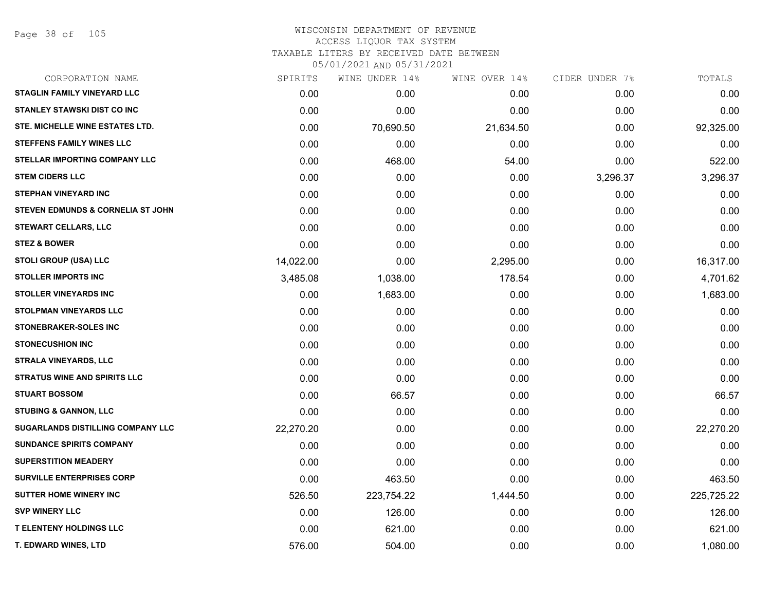# WISCONSIN DEPARTMENT OF REVENUE
## ACCESS LIQUOR TAX SYSTEM
## TAXABLE LITERS BY RECEIVED DATE BETWEEN 05/01/2021 AND 05/31/2021

| CORPORATION NAME | SPIRITS | WINE UNDER 14% | WINE OVER 14% | CIDER UNDER 7% | TOTALS |
|---|---|---|---|---|---|
| STAGLIN FAMILY VINEYARD LLC | 0.00 | 0.00 | 0.00 | 0.00 | 0.00 |
| STANLEY STAWSKI DIST CO INC | 0.00 | 0.00 | 0.00 | 0.00 | 0.00 |
| STE. MICHELLE WINE ESTATES LTD. | 0.00 | 70,690.50 | 21,634.50 | 0.00 | 92,325.00 |
| STEFFENS FAMILY WINES LLC | 0.00 | 0.00 | 0.00 | 0.00 | 0.00 |
| STELLAR IMPORTING COMPANY LLC | 0.00 | 468.00 | 54.00 | 0.00 | 522.00 |
| STEM CIDERS LLC | 0.00 | 0.00 | 0.00 | 3,296.37 | 3,296.37 |
| STEPHAN VINEYARD INC | 0.00 | 0.00 | 0.00 | 0.00 | 0.00 |
| STEVEN EDMUNDS & CORNELIA ST JOHN | 0.00 | 0.00 | 0.00 | 0.00 | 0.00 |
| STEWART CELLARS, LLC | 0.00 | 0.00 | 0.00 | 0.00 | 0.00 |
| STEZ & BOWER | 0.00 | 0.00 | 0.00 | 0.00 | 0.00 |
| STOLI GROUP (USA) LLC | 14,022.00 | 0.00 | 2,295.00 | 0.00 | 16,317.00 |
| STOLLER IMPORTS INC | 3,485.08 | 1,038.00 | 178.54 | 0.00 | 4,701.62 |
| STOLLER VINEYARDS INC | 0.00 | 1,683.00 | 0.00 | 0.00 | 1,683.00 |
| STOLPMAN VINEYARDS LLC | 0.00 | 0.00 | 0.00 | 0.00 | 0.00 |
| STONEBRAKER-SOLES INC | 0.00 | 0.00 | 0.00 | 0.00 | 0.00 |
| STONECUSHION INC | 0.00 | 0.00 | 0.00 | 0.00 | 0.00 |
| STRALA VINEYARDS, LLC | 0.00 | 0.00 | 0.00 | 0.00 | 0.00 |
| STRATUS WINE AND SPIRITS LLC | 0.00 | 0.00 | 0.00 | 0.00 | 0.00 |
| STUART BOSSOM | 0.00 | 66.57 | 0.00 | 0.00 | 66.57 |
| STUBING & GANNON, LLC | 0.00 | 0.00 | 0.00 | 0.00 | 0.00 |
| SUGARLANDS DISTILLING COMPANY LLC | 22,270.20 | 0.00 | 0.00 | 0.00 | 22,270.20 |
| SUNDANCE SPIRITS COMPANY | 0.00 | 0.00 | 0.00 | 0.00 | 0.00 |
| SUPERSTITION MEADERY | 0.00 | 0.00 | 0.00 | 0.00 | 0.00 |
| SURVILLE ENTERPRISES CORP | 0.00 | 463.50 | 0.00 | 0.00 | 463.50 |
| SUTTER HOME WINERY INC | 526.50 | 223,754.22 | 1,444.50 | 0.00 | 225,725.22 |
| SVP WINERY LLC | 0.00 | 126.00 | 0.00 | 0.00 | 126.00 |
| T ELENTENY HOLDINGS LLC | 0.00 | 621.00 | 0.00 | 0.00 | 621.00 |
| T. EDWARD WINES, LTD | 576.00 | 504.00 | 0.00 | 0.00 | 1,080.00 |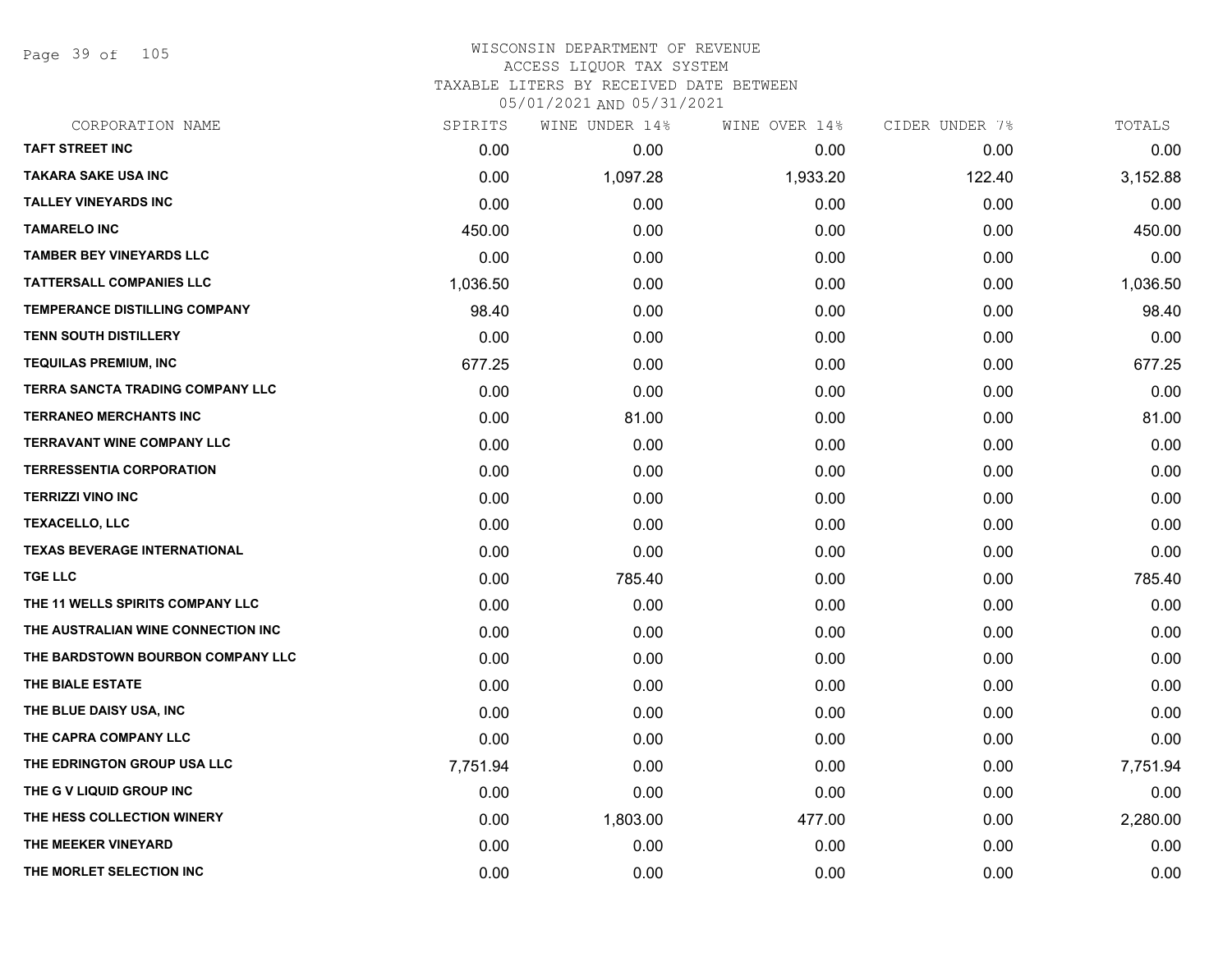# WISCONSIN DEPARTMENT OF REVENUE
## ACCESS LIQUOR TAX SYSTEM
### TAXABLE LITERS BY RECEIVED DATE BETWEEN 05/01/2021 AND 05/31/2021

| CORPORATION NAME | SPIRITS | WINE UNDER 14% | WINE OVER 14% | CIDER UNDER 7% | TOTALS |
|---|---|---|---|---|---|
| TAFT STREET INC | 0.00 | 0.00 | 0.00 | 0.00 | 0.00 |
| TAKARA SAKE USA INC | 0.00 | 1,097.28 | 1,933.20 | 122.40 | 3,152.88 |
| TALLEY VINEYARDS INC | 0.00 | 0.00 | 0.00 | 0.00 | 0.00 |
| TAMARELO INC | 450.00 | 0.00 | 0.00 | 0.00 | 450.00 |
| TAMBER BEY VINEYARDS LLC | 0.00 | 0.00 | 0.00 | 0.00 | 0.00 |
| TATTERSALL COMPANIES LLC | 1,036.50 | 0.00 | 0.00 | 0.00 | 1,036.50 |
| TEMPERANCE DISTILLING COMPANY | 98.40 | 0.00 | 0.00 | 0.00 | 98.40 |
| TENN SOUTH DISTILLERY | 0.00 | 0.00 | 0.00 | 0.00 | 0.00 |
| TEQUILAS PREMIUM, INC | 677.25 | 0.00 | 0.00 | 0.00 | 677.25 |
| TERRA SANCTA TRADING COMPANY LLC | 0.00 | 0.00 | 0.00 | 0.00 | 0.00 |
| TERRANEO MERCHANTS INC | 0.00 | 81.00 | 0.00 | 0.00 | 81.00 |
| TERRAVANT WINE COMPANY LLC | 0.00 | 0.00 | 0.00 | 0.00 | 0.00 |
| TERRESSENTIA CORPORATION | 0.00 | 0.00 | 0.00 | 0.00 | 0.00 |
| TERRIZZI VINO INC | 0.00 | 0.00 | 0.00 | 0.00 | 0.00 |
| TEXACELLO, LLC | 0.00 | 0.00 | 0.00 | 0.00 | 0.00 |
| TEXAS BEVERAGE INTERNATIONAL | 0.00 | 0.00 | 0.00 | 0.00 | 0.00 |
| TGE LLC | 0.00 | 785.40 | 0.00 | 0.00 | 785.40 |
| THE 11 WELLS SPIRITS COMPANY LLC | 0.00 | 0.00 | 0.00 | 0.00 | 0.00 |
| THE AUSTRALIAN WINE CONNECTION INC | 0.00 | 0.00 | 0.00 | 0.00 | 0.00 |
| THE BARDSTOWN BOURBON COMPANY LLC | 0.00 | 0.00 | 0.00 | 0.00 | 0.00 |
| THE BIALE ESTATE | 0.00 | 0.00 | 0.00 | 0.00 | 0.00 |
| THE BLUE DAISY USA, INC | 0.00 | 0.00 | 0.00 | 0.00 | 0.00 |
| THE CAPRA COMPANY LLC | 0.00 | 0.00 | 0.00 | 0.00 | 0.00 |
| THE EDRINGTON GROUP USA LLC | 7,751.94 | 0.00 | 0.00 | 0.00 | 7,751.94 |
| THE G V LIQUID GROUP INC | 0.00 | 0.00 | 0.00 | 0.00 | 0.00 |
| THE HESS COLLECTION WINERY | 0.00 | 1,803.00 | 477.00 | 0.00 | 2,280.00 |
| THE MEEKER VINEYARD | 0.00 | 0.00 | 0.00 | 0.00 | 0.00 |
| THE MORLET SELECTION INC | 0.00 | 0.00 | 0.00 | 0.00 | 0.00 |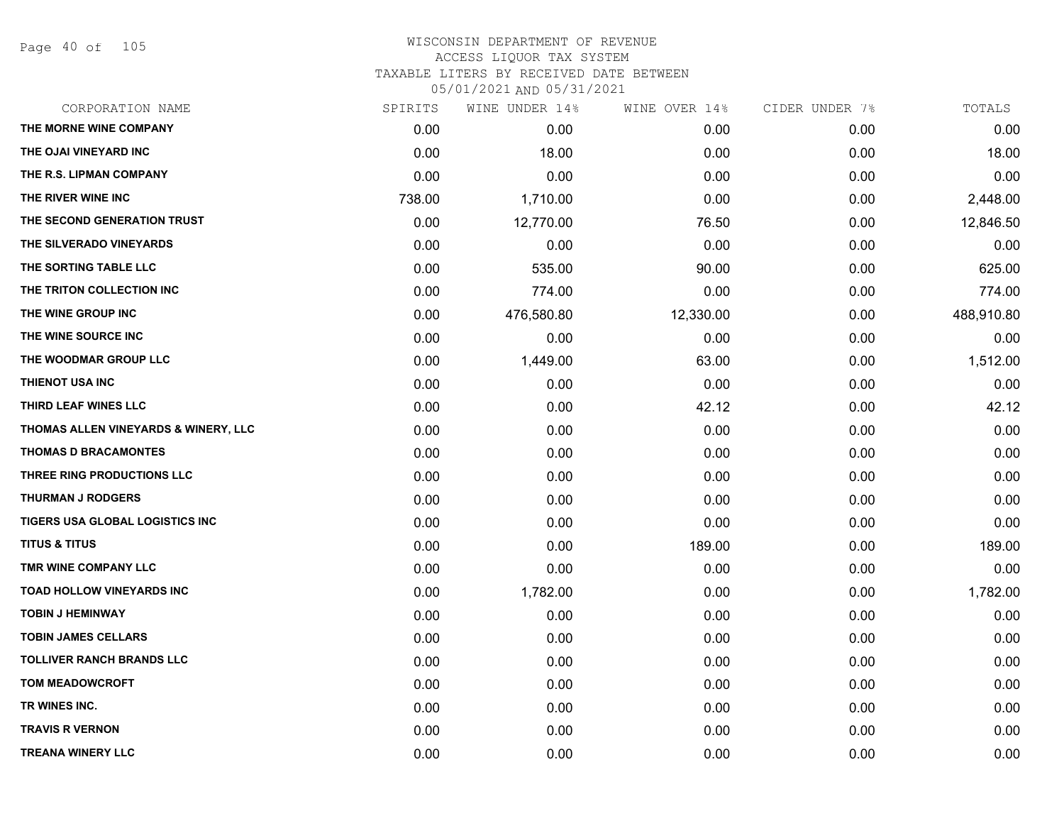# WISCONSIN DEPARTMENT OF REVENUE

ACCESS LIQUOR TAX SYSTEM

TAXABLE LITERS BY RECEIVED DATE BETWEEN

05/01/2021 AND 05/31/2021

| CORPORATION NAME | SPIRITS | WINE UNDER 14% | WINE OVER 14% | CIDER UNDER 7% | TOTALS |
|---|---|---|---|---|---|
| THE MORNE WINE COMPANY | 0.00 | 0.00 | 0.00 | 0.00 | 0.00 |
| THE OJAI VINEYARD INC | 0.00 | 18.00 | 0.00 | 0.00 | 18.00 |
| THE R.S. LIPMAN COMPANY | 0.00 | 0.00 | 0.00 | 0.00 | 0.00 |
| THE RIVER WINE INC | 738.00 | 1,710.00 | 0.00 | 0.00 | 2,448.00 |
| THE SECOND GENERATION TRUST | 0.00 | 12,770.00 | 76.50 | 0.00 | 12,846.50 |
| THE SILVERADO VINEYARDS | 0.00 | 0.00 | 0.00 | 0.00 | 0.00 |
| THE SORTING TABLE LLC | 0.00 | 535.00 | 90.00 | 0.00 | 625.00 |
| THE TRITON COLLECTION INC | 0.00 | 774.00 | 0.00 | 0.00 | 774.00 |
| THE WINE GROUP INC | 0.00 | 476,580.80 | 12,330.00 | 0.00 | 488,910.80 |
| THE WINE SOURCE INC | 0.00 | 0.00 | 0.00 | 0.00 | 0.00 |
| THE WOODMAR GROUP LLC | 0.00 | 1,449.00 | 63.00 | 0.00 | 1,512.00 |
| THIENOT USA INC | 0.00 | 0.00 | 0.00 | 0.00 | 0.00 |
| THIRD LEAF WINES LLC | 0.00 | 0.00 | 42.12 | 0.00 | 42.12 |
| THOMAS ALLEN VINEYARDS & WINERY, LLC | 0.00 | 0.00 | 0.00 | 0.00 | 0.00 |
| THOMAS D BRACAMONTES | 0.00 | 0.00 | 0.00 | 0.00 | 0.00 |
| THREE RING PRODUCTIONS LLC | 0.00 | 0.00 | 0.00 | 0.00 | 0.00 |
| THURMAN J RODGERS | 0.00 | 0.00 | 0.00 | 0.00 | 0.00 |
| TIGERS USA GLOBAL LOGISTICS INC | 0.00 | 0.00 | 0.00 | 0.00 | 0.00 |
| TITUS & TITUS | 0.00 | 0.00 | 189.00 | 0.00 | 189.00 |
| TMR WINE COMPANY LLC | 0.00 | 0.00 | 0.00 | 0.00 | 0.00 |
| TOAD HOLLOW VINEYARDS INC | 0.00 | 1,782.00 | 0.00 | 0.00 | 1,782.00 |
| TOBIN J HEMINWAY | 0.00 | 0.00 | 0.00 | 0.00 | 0.00 |
| TOBIN JAMES CELLARS | 0.00 | 0.00 | 0.00 | 0.00 | 0.00 |
| TOLLIVER RANCH BRANDS LLC | 0.00 | 0.00 | 0.00 | 0.00 | 0.00 |
| TOM MEADOWCROFT | 0.00 | 0.00 | 0.00 | 0.00 | 0.00 |
| TR WINES INC. | 0.00 | 0.00 | 0.00 | 0.00 | 0.00 |
| TRAVIS R VERNON | 0.00 | 0.00 | 0.00 | 0.00 | 0.00 |
| TREANA WINERY LLC | 0.00 | 0.00 | 0.00 | 0.00 | 0.00 |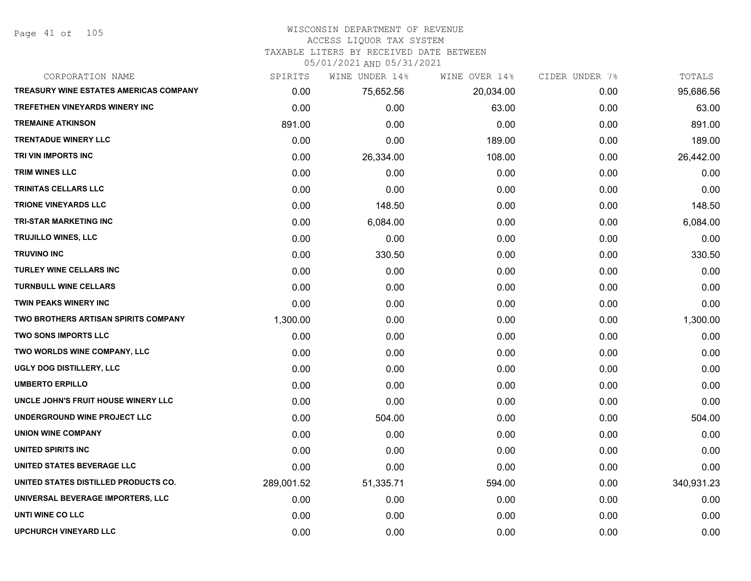# WISCONSIN DEPARTMENT OF REVENUE
## ACCESS LIQUOR TAX SYSTEM
### TAXABLE LITERS BY RECEIVED DATE BETWEEN 05/01/2021 AND 05/31/2021

| CORPORATION NAME | SPIRITS | WINE UNDER 14% | WINE OVER 14% | CIDER UNDER 7% | TOTALS |
|---|---|---|---|---|---|
| TREASURY WINE ESTATES AMERICAS COMPANY | 0.00 | 75,652.56 | 20,034.00 | 0.00 | 95,686.56 |
| TREFETHEN VINEYARDS WINERY INC | 0.00 | 0.00 | 63.00 | 0.00 | 63.00 |
| TREMAINE ATKINSON | 891.00 | 0.00 | 0.00 | 0.00 | 891.00 |
| TRENTADUE WINERY LLC | 0.00 | 0.00 | 189.00 | 0.00 | 189.00 |
| TRI VIN IMPORTS INC | 0.00 | 26,334.00 | 108.00 | 0.00 | 26,442.00 |
| TRIM WINES LLC | 0.00 | 0.00 | 0.00 | 0.00 | 0.00 |
| TRINITAS CELLARS LLC | 0.00 | 0.00 | 0.00 | 0.00 | 0.00 |
| TRIONE VINEYARDS LLC | 0.00 | 148.50 | 0.00 | 0.00 | 148.50 |
| TRI-STAR MARKETING INC | 0.00 | 6,084.00 | 0.00 | 0.00 | 6,084.00 |
| TRUJILLO WINES, LLC | 0.00 | 0.00 | 0.00 | 0.00 | 0.00 |
| TRUVINO INC | 0.00 | 330.50 | 0.00 | 0.00 | 330.50 |
| TURLEY WINE CELLARS INC | 0.00 | 0.00 | 0.00 | 0.00 | 0.00 |
| TURNBULL WINE CELLARS | 0.00 | 0.00 | 0.00 | 0.00 | 0.00 |
| TWIN PEAKS WINERY INC | 0.00 | 0.00 | 0.00 | 0.00 | 0.00 |
| TWO BROTHERS ARTISAN SPIRITS COMPANY | 1,300.00 | 0.00 | 0.00 | 0.00 | 1,300.00 |
| TWO SONS IMPORTS LLC | 0.00 | 0.00 | 0.00 | 0.00 | 0.00 |
| TWO WORLDS WINE COMPANY, LLC | 0.00 | 0.00 | 0.00 | 0.00 | 0.00 |
| UGLY DOG DISTILLERY, LLC | 0.00 | 0.00 | 0.00 | 0.00 | 0.00 |
| UMBERTO ERPILLO | 0.00 | 0.00 | 0.00 | 0.00 | 0.00 |
| UNCLE JOHN'S FRUIT HOUSE WINERY LLC | 0.00 | 0.00 | 0.00 | 0.00 | 0.00 |
| UNDERGROUND WINE PROJECT LLC | 0.00 | 504.00 | 0.00 | 0.00 | 504.00 |
| UNION WINE COMPANY | 0.00 | 0.00 | 0.00 | 0.00 | 0.00 |
| UNITED SPIRITS INC | 0.00 | 0.00 | 0.00 | 0.00 | 0.00 |
| UNITED STATES BEVERAGE LLC | 0.00 | 0.00 | 0.00 | 0.00 | 0.00 |
| UNITED STATES DISTILLED PRODUCTS CO. | 289,001.52 | 51,335.71 | 594.00 | 0.00 | 340,931.23 |
| UNIVERSAL BEVERAGE IMPORTERS, LLC | 0.00 | 0.00 | 0.00 | 0.00 | 0.00 |
| UNTI WINE CO LLC | 0.00 | 0.00 | 0.00 | 0.00 | 0.00 |
| UPCHURCH VINEYARD LLC | 0.00 | 0.00 | 0.00 | 0.00 | 0.00 |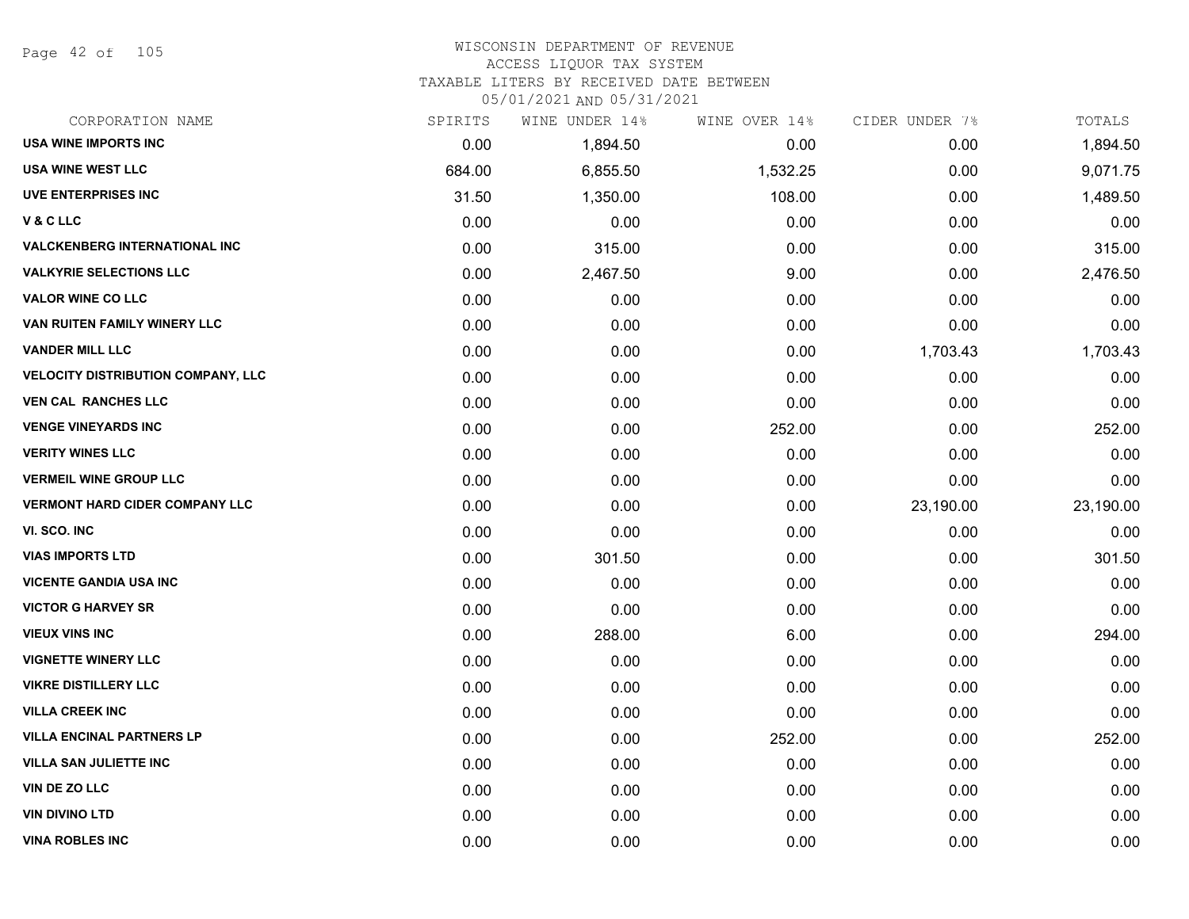WISCONSIN DEPARTMENT OF REVENUE
ACCESS LIQUOR TAX SYSTEM
TAXABLE LITERS BY RECEIVED DATE BETWEEN
05/01/2021 AND 05/31/2021

| CORPORATION NAME | SPIRITS | WINE UNDER 14% | WINE OVER 14% | CIDER UNDER 7% | TOTALS |
|---|---|---|---|---|---|
| USA WINE IMPORTS INC | 0.00 | 1,894.50 | 0.00 | 0.00 | 1,894.50 |
| USA WINE WEST LLC | 684.00 | 6,855.50 | 1,532.25 | 0.00 | 9,071.75 |
| UVE ENTERPRISES INC | 31.50 | 1,350.00 | 108.00 | 0.00 | 1,489.50 |
| V & C LLC | 0.00 | 0.00 | 0.00 | 0.00 | 0.00 |
| VALCKENBERG INTERNATIONAL INC | 0.00 | 315.00 | 0.00 | 0.00 | 315.00 |
| VALKYRIE SELECTIONS LLC | 0.00 | 2,467.50 | 9.00 | 0.00 | 2,476.50 |
| VALOR WINE CO LLC | 0.00 | 0.00 | 0.00 | 0.00 | 0.00 |
| VAN RUITEN FAMILY WINERY LLC | 0.00 | 0.00 | 0.00 | 0.00 | 0.00 |
| VANDER MILL LLC | 0.00 | 0.00 | 0.00 | 1,703.43 | 1,703.43 |
| VELOCITY DISTRIBUTION COMPANY, LLC | 0.00 | 0.00 | 0.00 | 0.00 | 0.00 |
| VEN CAL RANCHES LLC | 0.00 | 0.00 | 0.00 | 0.00 | 0.00 |
| VENGE VINEYARDS INC | 0.00 | 0.00 | 252.00 | 0.00 | 252.00 |
| VERITY WINES LLC | 0.00 | 0.00 | 0.00 | 0.00 | 0.00 |
| VERMEIL WINE GROUP LLC | 0.00 | 0.00 | 0.00 | 0.00 | 0.00 |
| VERMONT HARD CIDER COMPANY LLC | 0.00 | 0.00 | 0.00 | 23,190.00 | 23,190.00 |
| VI. SCO. INC | 0.00 | 0.00 | 0.00 | 0.00 | 0.00 |
| VIAS IMPORTS LTD | 0.00 | 301.50 | 0.00 | 0.00 | 301.50 |
| VICENTE GANDIA USA INC | 0.00 | 0.00 | 0.00 | 0.00 | 0.00 |
| VICTOR G HARVEY SR | 0.00 | 0.00 | 0.00 | 0.00 | 0.00 |
| VIEUX VINS INC | 0.00 | 288.00 | 6.00 | 0.00 | 294.00 |
| VIGNETTE WINERY LLC | 0.00 | 0.00 | 0.00 | 0.00 | 0.00 |
| VIKRE DISTILLERY LLC | 0.00 | 0.00 | 0.00 | 0.00 | 0.00 |
| VILLA CREEK INC | 0.00 | 0.00 | 0.00 | 0.00 | 0.00 |
| VILLA ENCINAL PARTNERS LP | 0.00 | 0.00 | 252.00 | 0.00 | 252.00 |
| VILLA SAN JULIETTE INC | 0.00 | 0.00 | 0.00 | 0.00 | 0.00 |
| VIN DE ZO LLC | 0.00 | 0.00 | 0.00 | 0.00 | 0.00 |
| VIN DIVINO LTD | 0.00 | 0.00 | 0.00 | 0.00 | 0.00 |
| VINA ROBLES INC | 0.00 | 0.00 | 0.00 | 0.00 | 0.00 |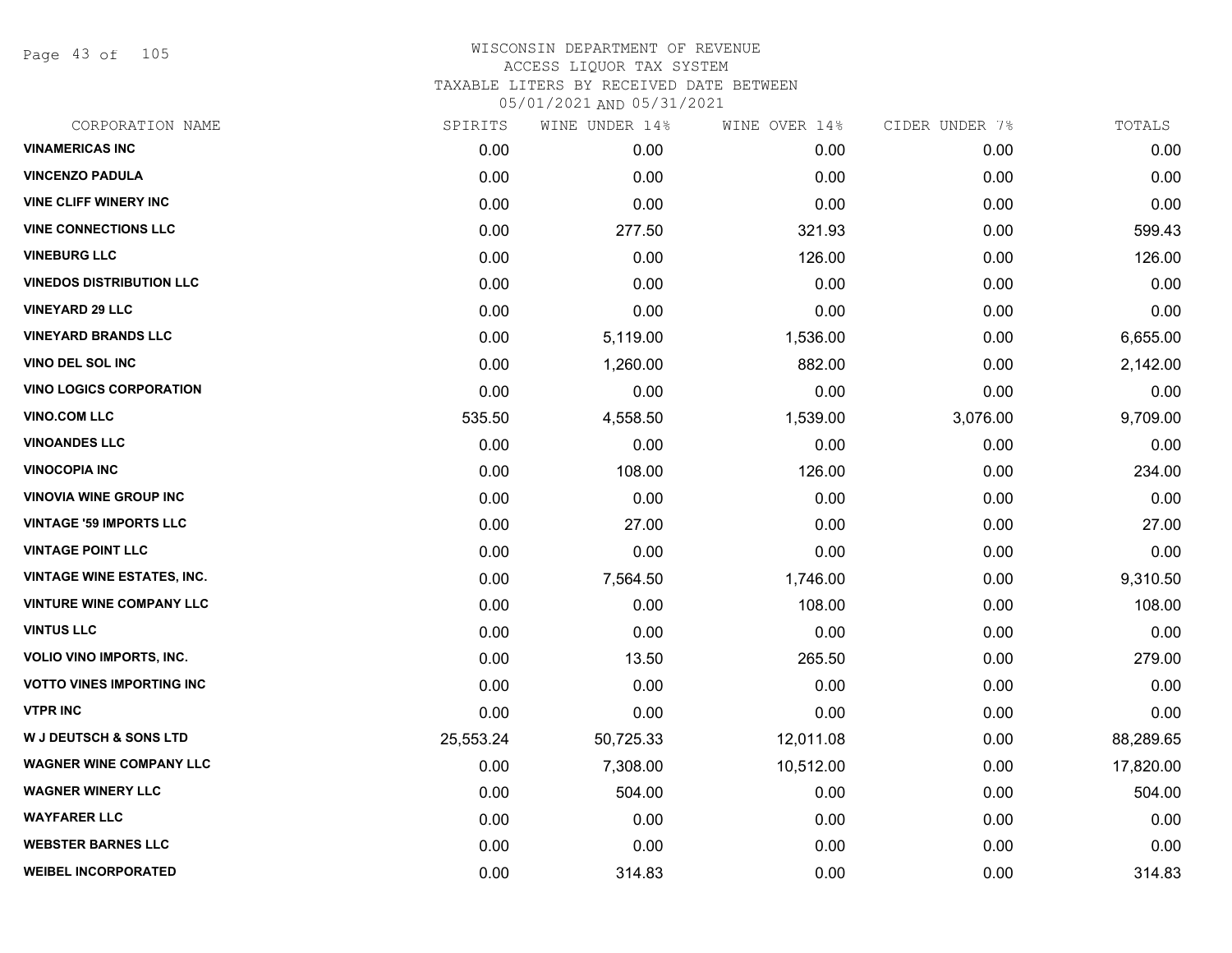WISCONSIN DEPARTMENT OF REVENUE
ACCESS LIQUOR TAX SYSTEM
TAXABLE LITERS BY RECEIVED DATE BETWEEN
05/01/2021 AND 05/31/2021

| CORPORATION NAME | SPIRITS | WINE UNDER 14% | WINE OVER 14% | CIDER UNDER 7% | TOTALS |
|---|---|---|---|---|---|
| VINAMERICAS INC | 0.00 | 0.00 | 0.00 | 0.00 | 0.00 |
| VINCENZO PADULA | 0.00 | 0.00 | 0.00 | 0.00 | 0.00 |
| VINE CLIFF WINERY INC | 0.00 | 0.00 | 0.00 | 0.00 | 0.00 |
| VINE CONNECTIONS LLC | 0.00 | 277.50 | 321.93 | 0.00 | 599.43 |
| VINEBURG LLC | 0.00 | 0.00 | 126.00 | 0.00 | 126.00 |
| VINEDOS DISTRIBUTION LLC | 0.00 | 0.00 | 0.00 | 0.00 | 0.00 |
| VINEYARD 29 LLC | 0.00 | 0.00 | 0.00 | 0.00 | 0.00 |
| VINEYARD BRANDS LLC | 0.00 | 5,119.00 | 1,536.00 | 0.00 | 6,655.00 |
| VINO DEL SOL INC | 0.00 | 1,260.00 | 882.00 | 0.00 | 2,142.00 |
| VINO LOGICS CORPORATION | 0.00 | 0.00 | 0.00 | 0.00 | 0.00 |
| VINO.COM LLC | 535.50 | 4,558.50 | 1,539.00 | 3,076.00 | 9,709.00 |
| VINOANDES LLC | 0.00 | 0.00 | 0.00 | 0.00 | 0.00 |
| VINOCOPIA INC | 0.00 | 108.00 | 126.00 | 0.00 | 234.00 |
| VINOVIA WINE GROUP INC | 0.00 | 0.00 | 0.00 | 0.00 | 0.00 |
| VINTAGE '59 IMPORTS LLC | 0.00 | 27.00 | 0.00 | 0.00 | 27.00 |
| VINTAGE POINT LLC | 0.00 | 0.00 | 0.00 | 0.00 | 0.00 |
| VINTAGE WINE ESTATES, INC. | 0.00 | 7,564.50 | 1,746.00 | 0.00 | 9,310.50 |
| VINTURE WINE COMPANY LLC | 0.00 | 0.00 | 108.00 | 0.00 | 108.00 |
| VINTUS LLC | 0.00 | 0.00 | 0.00 | 0.00 | 0.00 |
| VOLIO VINO IMPORTS, INC. | 0.00 | 13.50 | 265.50 | 0.00 | 279.00 |
| VOTTO VINES IMPORTING INC | 0.00 | 0.00 | 0.00 | 0.00 | 0.00 |
| VTPR INC | 0.00 | 0.00 | 0.00 | 0.00 | 0.00 |
| W J DEUTSCH & SONS LTD | 25,553.24 | 50,725.33 | 12,011.08 | 0.00 | 88,289.65 |
| WAGNER WINE COMPANY LLC | 0.00 | 7,308.00 | 10,512.00 | 0.00 | 17,820.00 |
| WAGNER WINERY LLC | 0.00 | 504.00 | 0.00 | 0.00 | 504.00 |
| WAYFARER LLC | 0.00 | 0.00 | 0.00 | 0.00 | 0.00 |
| WEBSTER BARNES LLC | 0.00 | 0.00 | 0.00 | 0.00 | 0.00 |
| WEIBEL INCORPORATED | 0.00 | 314.83 | 0.00 | 0.00 | 314.83 |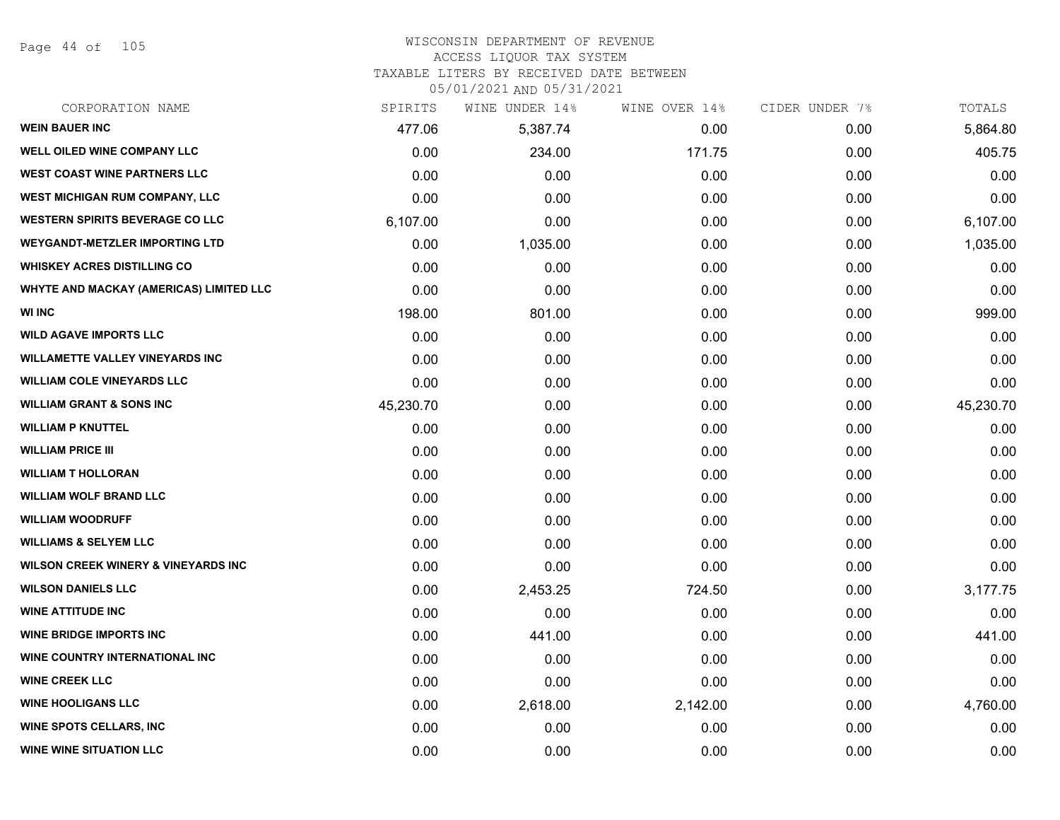WISCONSIN DEPARTMENT OF REVENUE
ACCESS LIQUOR TAX SYSTEM
TAXABLE LITERS BY RECEIVED DATE BETWEEN
05/01/2021 AND 05/31/2021

| CORPORATION NAME | SPIRITS | WINE UNDER 14% | WINE OVER 14% | CIDER UNDER 7% | TOTALS |
|---|---|---|---|---|---|
| WEIN BAUER INC | 477.06 | 5,387.74 | 0.00 | 0.00 | 5,864.80 |
| WELL OILED WINE COMPANY LLC | 0.00 | 234.00 | 171.75 | 0.00 | 405.75 |
| WEST COAST WINE PARTNERS LLC | 0.00 | 0.00 | 0.00 | 0.00 | 0.00 |
| WEST MICHIGAN RUM COMPANY, LLC | 0.00 | 0.00 | 0.00 | 0.00 | 0.00 |
| WESTERN SPIRITS BEVERAGE CO LLC | 6,107.00 | 0.00 | 0.00 | 0.00 | 6,107.00 |
| WEYGANDT-METZLER IMPORTING LTD | 0.00 | 1,035.00 | 0.00 | 0.00 | 1,035.00 |
| WHISKEY ACRES DISTILLING CO | 0.00 | 0.00 | 0.00 | 0.00 | 0.00 |
| WHYTE AND MACKAY (AMERICAS) LIMITED LLC | 0.00 | 0.00 | 0.00 | 0.00 | 0.00 |
| WI INC | 198.00 | 801.00 | 0.00 | 0.00 | 999.00 |
| WILD AGAVE IMPORTS LLC | 0.00 | 0.00 | 0.00 | 0.00 | 0.00 |
| WILLAMETTE VALLEY VINEYARDS INC | 0.00 | 0.00 | 0.00 | 0.00 | 0.00 |
| WILLIAM COLE VINEYARDS LLC | 0.00 | 0.00 | 0.00 | 0.00 | 0.00 |
| WILLIAM GRANT & SONS INC | 45,230.70 | 0.00 | 0.00 | 0.00 | 45,230.70 |
| WILLIAM P KNUTTEL | 0.00 | 0.00 | 0.00 | 0.00 | 0.00 |
| WILLIAM PRICE III | 0.00 | 0.00 | 0.00 | 0.00 | 0.00 |
| WILLIAM T HOLLORAN | 0.00 | 0.00 | 0.00 | 0.00 | 0.00 |
| WILLIAM WOLF BRAND LLC | 0.00 | 0.00 | 0.00 | 0.00 | 0.00 |
| WILLIAM WOODRUFF | 0.00 | 0.00 | 0.00 | 0.00 | 0.00 |
| WILLIAMS & SELYEM LLC | 0.00 | 0.00 | 0.00 | 0.00 | 0.00 |
| WILSON CREEK WINERY & VINEYARDS INC | 0.00 | 0.00 | 0.00 | 0.00 | 0.00 |
| WILSON DANIELS LLC | 0.00 | 2,453.25 | 724.50 | 0.00 | 3,177.75 |
| WINE ATTITUDE INC | 0.00 | 0.00 | 0.00 | 0.00 | 0.00 |
| WINE BRIDGE IMPORTS INC | 0.00 | 441.00 | 0.00 | 0.00 | 441.00 |
| WINE COUNTRY INTERNATIONAL INC | 0.00 | 0.00 | 0.00 | 0.00 | 0.00 |
| WINE CREEK LLC | 0.00 | 0.00 | 0.00 | 0.00 | 0.00 |
| WINE HOOLIGANS LLC | 0.00 | 2,618.00 | 2,142.00 | 0.00 | 4,760.00 |
| WINE SPOTS CELLARS, INC | 0.00 | 0.00 | 0.00 | 0.00 | 0.00 |
| WINE WINE SITUATION LLC | 0.00 | 0.00 | 0.00 | 0.00 | 0.00 |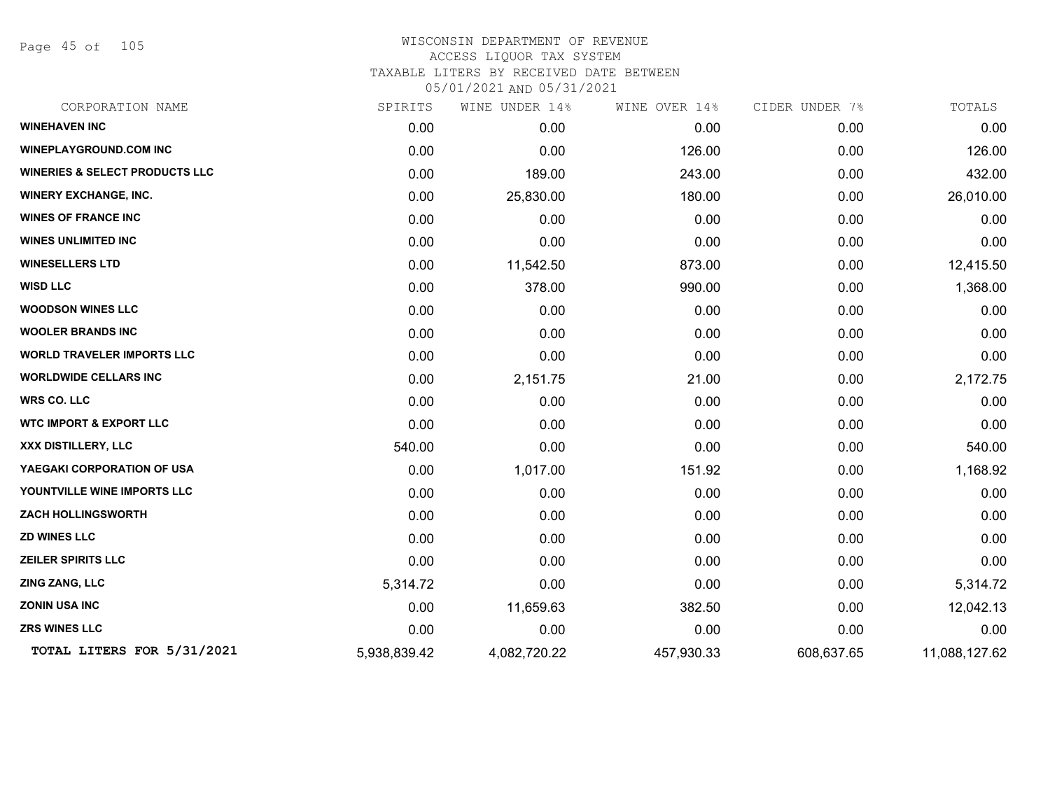# WISCONSIN DEPARTMENT OF REVENUE

ACCESS LIQUOR TAX SYSTEM

TAXABLE LITERS BY RECEIVED DATE BETWEEN

05/01/2021 AND 05/31/2021

| CORPORATION NAME | SPIRITS | WINE UNDER 14% | WINE OVER 14% | CIDER UNDER 7% | TOTALS |
|---|---|---|---|---|---|
| **WINEHAVEN INC** | 0.00 | 0.00 | 0.00 | 0.00 | 0.00 |
| **WINEPLAYGROUND.COM INC** | 0.00 | 0.00 | 126.00 | 0.00 | 126.00 |
| **WINERIES & SELECT PRODUCTS LLC** | 0.00 | 189.00 | 243.00 | 0.00 | 432.00 |
| **WINERY EXCHANGE, INC.** | 0.00 | 25,830.00 | 180.00 | 0.00 | 26,010.00 |
| **WINES OF FRANCE INC** | 0.00 | 0.00 | 0.00 | 0.00 | 0.00 |
| **WINES UNLIMITED INC** | 0.00 | 0.00 | 0.00 | 0.00 | 0.00 |
| **WINESELLERS LTD** | 0.00 | 11,542.50 | 873.00 | 0.00 | 12,415.50 |
| **WISD LLC** | 0.00 | 378.00 | 990.00 | 0.00 | 1,368.00 |
| **WOODSON WINES LLC** | 0.00 | 0.00 | 0.00 | 0.00 | 0.00 |
| **WOOLER BRANDS INC** | 0.00 | 0.00 | 0.00 | 0.00 | 0.00 |
| **WORLD TRAVELER IMPORTS LLC** | 0.00 | 0.00 | 0.00 | 0.00 | 0.00 |
| **WORLDWIDE CELLARS INC** | 0.00 | 2,151.75 | 21.00 | 0.00 | 2,172.75 |
| **WRS CO. LLC** | 0.00 | 0.00 | 0.00 | 0.00 | 0.00 |
| **WTC IMPORT & EXPORT LLC** | 0.00 | 0.00 | 0.00 | 0.00 | 0.00 |
| **XXX DISTILLERY, LLC** | 540.00 | 0.00 | 0.00 | 0.00 | 540.00 |
| **YAEGAKI CORPORATION OF USA** | 0.00 | 1,017.00 | 151.92 | 0.00 | 1,168.92 |
| **YOUNTVILLE WINE IMPORTS LLC** | 0.00 | 0.00 | 0.00 | 0.00 | 0.00 |
| **ZACH HOLLINGSWORTH** | 0.00 | 0.00 | 0.00 | 0.00 | 0.00 |
| **ZD WINES LLC** | 0.00 | 0.00 | 0.00 | 0.00 | 0.00 |
| **ZEILER SPIRITS LLC** | 0.00 | 0.00 | 0.00 | 0.00 | 0.00 |
| **ZING ZANG, LLC** | 5,314.72 | 0.00 | 0.00 | 0.00 | 5,314.72 |
| **ZONIN USA INC** | 0.00 | 11,659.63 | 382.50 | 0.00 | 12,042.13 |
| **ZRS WINES LLC** | 0.00 | 0.00 | 0.00 | 0.00 | 0.00 |
| **TOTAL LITERS FOR 5/31/2021** | 5,938,839.42 | 4,082,720.22 | 457,930.33 | 608,637.65 | 11,088,127.62 |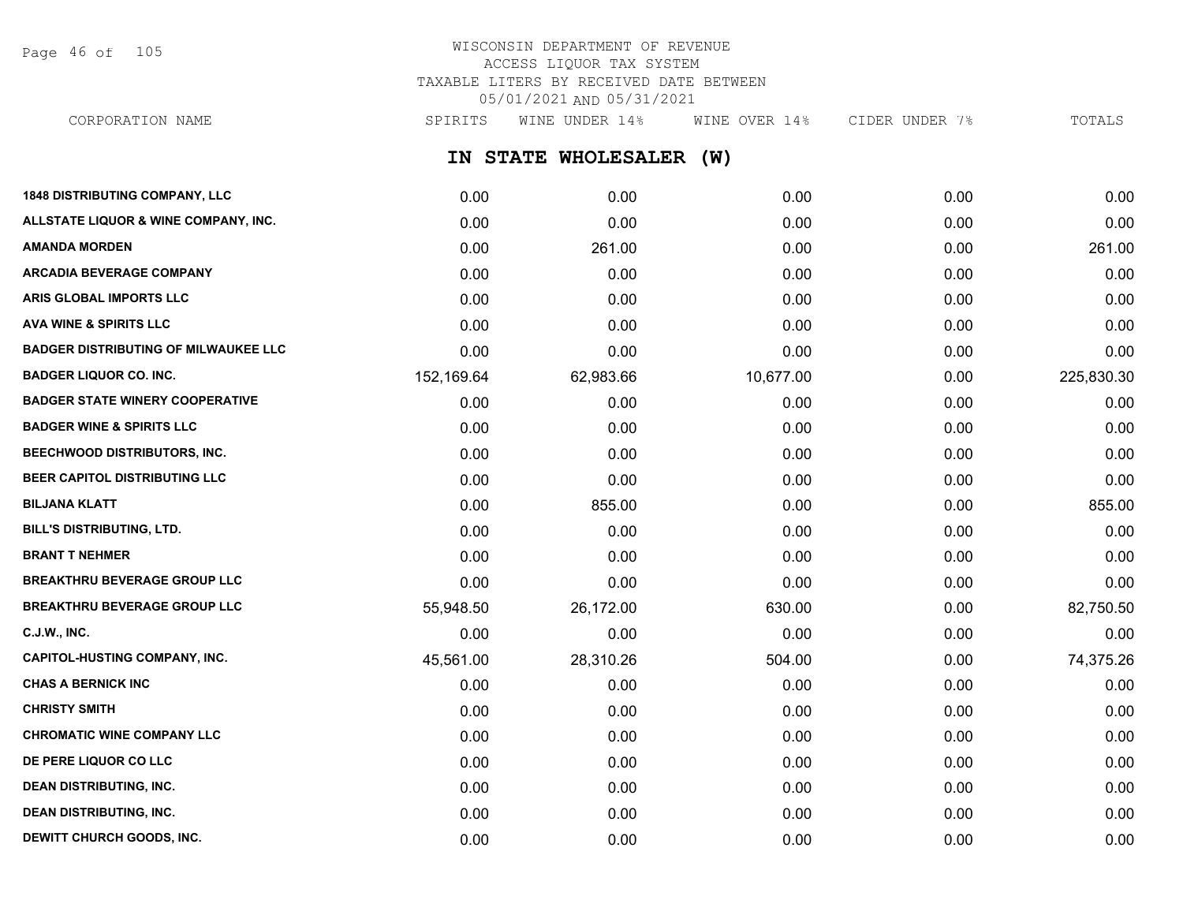WISCONSIN DEPARTMENT OF REVENUE
ACCESS LIQUOR TAX SYSTEM
TAXABLE LITERS BY RECEIVED DATE BETWEEN
05/01/2021 AND 05/31/2021

## IN STATE WHOLESALER (W)

| CORPORATION NAME | SPIRITS | WINE UNDER 14% | WINE OVER 14% | CIDER UNDER 7% | TOTALS |
|---|---|---|---|---|---|
| 1848 DISTRIBUTING COMPANY, LLC | 0.00 | 0.00 | 0.00 | 0.00 | 0.00 |
| ALLSTATE LIQUOR & WINE COMPANY, INC. | 0.00 | 0.00 | 0.00 | 0.00 | 0.00 |
| AMANDA MORDEN | 0.00 | 261.00 | 0.00 | 0.00 | 261.00 |
| ARCADIA BEVERAGE COMPANY | 0.00 | 0.00 | 0.00 | 0.00 | 0.00 |
| ARIS GLOBAL IMPORTS LLC | 0.00 | 0.00 | 0.00 | 0.00 | 0.00 |
| AVA WINE & SPIRITS LLC | 0.00 | 0.00 | 0.00 | 0.00 | 0.00 |
| BADGER DISTRIBUTING OF MILWAUKEE LLC | 0.00 | 0.00 | 0.00 | 0.00 | 0.00 |
| BADGER LIQUOR CO. INC. | 152,169.64 | 62,983.66 | 10,677.00 | 0.00 | 225,830.30 |
| BADGER STATE WINERY COOPERATIVE | 0.00 | 0.00 | 0.00 | 0.00 | 0.00 |
| BADGER WINE & SPIRITS LLC | 0.00 | 0.00 | 0.00 | 0.00 | 0.00 |
| BEECHWOOD DISTRIBUTORS, INC. | 0.00 | 0.00 | 0.00 | 0.00 | 0.00 |
| BEER CAPITOL DISTRIBUTING LLC | 0.00 | 0.00 | 0.00 | 0.00 | 0.00 |
| BILJANA KLATT | 0.00 | 855.00 | 0.00 | 0.00 | 855.00 |
| BILL'S DISTRIBUTING, LTD. | 0.00 | 0.00 | 0.00 | 0.00 | 0.00 |
| BRANT T NEHMER | 0.00 | 0.00 | 0.00 | 0.00 | 0.00 |
| BREAKTHRU BEVERAGE GROUP LLC | 0.00 | 0.00 | 0.00 | 0.00 | 0.00 |
| BREAKTHRU BEVERAGE GROUP LLC | 55,948.50 | 26,172.00 | 630.00 | 0.00 | 82,750.50 |
| C.J.W., INC. | 0.00 | 0.00 | 0.00 | 0.00 | 0.00 |
| CAPITOL-HUSTING COMPANY, INC. | 45,561.00 | 28,310.26 | 504.00 | 0.00 | 74,375.26 |
| CHAS A BERNICK INC | 0.00 | 0.00 | 0.00 | 0.00 | 0.00 |
| CHRISTY SMITH | 0.00 | 0.00 | 0.00 | 0.00 | 0.00 |
| CHROMATIC WINE COMPANY LLC | 0.00 | 0.00 | 0.00 | 0.00 | 0.00 |
| DE PERE LIQUOR CO LLC | 0.00 | 0.00 | 0.00 | 0.00 | 0.00 |
| DEAN DISTRIBUTING, INC. | 0.00 | 0.00 | 0.00 | 0.00 | 0.00 |
| DEAN DISTRIBUTING, INC. | 0.00 | 0.00 | 0.00 | 0.00 | 0.00 |
| DEWITT CHURCH GOODS, INC. | 0.00 | 0.00 | 0.00 | 0.00 | 0.00 |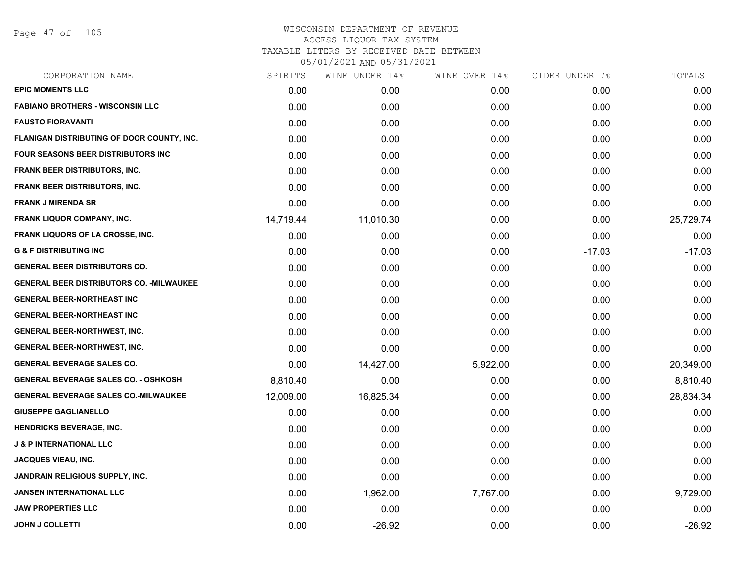# WISCONSIN DEPARTMENT OF REVENUE
## ACCESS LIQUOR TAX SYSTEM
### TAXABLE LITERS BY RECEIVED DATE BETWEEN 05/01/2021 AND 05/31/2021

| CORPORATION NAME | SPIRITS | WINE UNDER 14% | WINE OVER 14% | CIDER UNDER 7% | TOTALS |
|---|---|---|---|---|---|
| EPIC MOMENTS LLC | 0.00 | 0.00 | 0.00 | 0.00 | 0.00 |
| FABIANO BROTHERS - WISCONSIN LLC | 0.00 | 0.00 | 0.00 | 0.00 | 0.00 |
| FAUSTO FIORAVANTI | 0.00 | 0.00 | 0.00 | 0.00 | 0.00 |
| FLANIGAN DISTRIBUTING OF DOOR COUNTY, INC. | 0.00 | 0.00 | 0.00 | 0.00 | 0.00 |
| FOUR SEASONS BEER DISTRIBUTORS INC | 0.00 | 0.00 | 0.00 | 0.00 | 0.00 |
| FRANK BEER DISTRIBUTORS, INC. | 0.00 | 0.00 | 0.00 | 0.00 | 0.00 |
| FRANK BEER DISTRIBUTORS, INC. | 0.00 | 0.00 | 0.00 | 0.00 | 0.00 |
| FRANK J MIRENDA SR | 0.00 | 0.00 | 0.00 | 0.00 | 0.00 |
| FRANK LIQUOR COMPANY, INC. | 14,719.44 | 11,010.30 | 0.00 | 0.00 | 25,729.74 |
| FRANK LIQUORS OF LA CROSSE, INC. | 0.00 | 0.00 | 0.00 | 0.00 | 0.00 |
| G & F DISTRIBUTING INC | 0.00 | 0.00 | 0.00 | -17.03 | -17.03 |
| GENERAL BEER DISTRIBUTORS CO. | 0.00 | 0.00 | 0.00 | 0.00 | 0.00 |
| GENERAL BEER DISTRIBUTORS CO. -MILWAUKEE | 0.00 | 0.00 | 0.00 | 0.00 | 0.00 |
| GENERAL BEER-NORTHEAST INC | 0.00 | 0.00 | 0.00 | 0.00 | 0.00 |
| GENERAL BEER-NORTHEAST INC | 0.00 | 0.00 | 0.00 | 0.00 | 0.00 |
| GENERAL BEER-NORTHWEST, INC. | 0.00 | 0.00 | 0.00 | 0.00 | 0.00 |
| GENERAL BEER-NORTHWEST, INC. | 0.00 | 0.00 | 0.00 | 0.00 | 0.00 |
| GENERAL BEVERAGE SALES CO. | 0.00 | 14,427.00 | 5,922.00 | 0.00 | 20,349.00 |
| GENERAL BEVERAGE SALES CO. - OSHKOSH | 8,810.40 | 0.00 | 0.00 | 0.00 | 8,810.40 |
| GENERAL BEVERAGE SALES CO.-MILWAUKEE | 12,009.00 | 16,825.34 | 0.00 | 0.00 | 28,834.34 |
| GIUSEPPE GAGLIANELLO | 0.00 | 0.00 | 0.00 | 0.00 | 0.00 |
| HENDRICKS BEVERAGE, INC. | 0.00 | 0.00 | 0.00 | 0.00 | 0.00 |
| J & P INTERNATIONAL LLC | 0.00 | 0.00 | 0.00 | 0.00 | 0.00 |
| JACQUES VIEAU, INC. | 0.00 | 0.00 | 0.00 | 0.00 | 0.00 |
| JANDRAIN RELIGIOUS SUPPLY, INC. | 0.00 | 0.00 | 0.00 | 0.00 | 0.00 |
| JANSEN INTERNATIONAL LLC | 0.00 | 1,962.00 | 7,767.00 | 0.00 | 9,729.00 |
| JAW PROPERTIES LLC | 0.00 | 0.00 | 0.00 | 0.00 | 0.00 |
| JOHN J COLLETTI | 0.00 | -26.92 | 0.00 | 0.00 | -26.92 |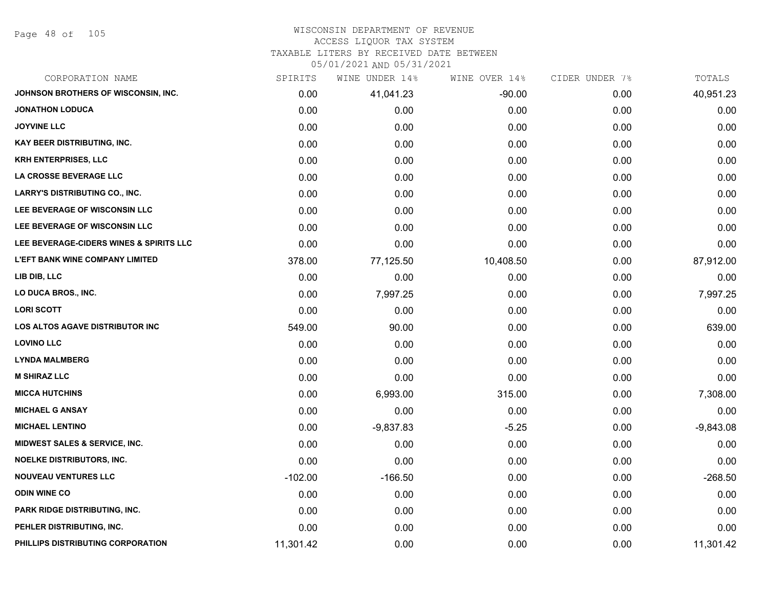WISCONSIN DEPARTMENT OF REVENUE
ACCESS LIQUOR TAX SYSTEM
TAXABLE LITERS BY RECEIVED DATE BETWEEN
05/01/2021 AND 05/31/2021

| CORPORATION NAME | SPIRITS | WINE UNDER 14% | WINE OVER 14% | CIDER UNDER 7% | TOTALS |
|---|---|---|---|---|---|
| JOHNSON BROTHERS OF WISCONSIN, INC. | 0.00 | 41,041.23 | -90.00 | 0.00 | 40,951.23 |
| JONATHON LODUCA | 0.00 | 0.00 | 0.00 | 0.00 | 0.00 |
| JOYVINE LLC | 0.00 | 0.00 | 0.00 | 0.00 | 0.00 |
| KAY BEER DISTRIBUTING, INC. | 0.00 | 0.00 | 0.00 | 0.00 | 0.00 |
| KRH ENTERPRISES, LLC | 0.00 | 0.00 | 0.00 | 0.00 | 0.00 |
| LA CROSSE BEVERAGE LLC | 0.00 | 0.00 | 0.00 | 0.00 | 0.00 |
| LARRY'S DISTRIBUTING CO., INC. | 0.00 | 0.00 | 0.00 | 0.00 | 0.00 |
| LEE BEVERAGE OF WISCONSIN LLC | 0.00 | 0.00 | 0.00 | 0.00 | 0.00 |
| LEE BEVERAGE OF WISCONSIN LLC | 0.00 | 0.00 | 0.00 | 0.00 | 0.00 |
| LEE BEVERAGE-CIDERS WINES & SPIRITS LLC | 0.00 | 0.00 | 0.00 | 0.00 | 0.00 |
| L'EFT BANK WINE COMPANY LIMITED | 378.00 | 77,125.50 | 10,408.50 | 0.00 | 87,912.00 |
| LIB DIB, LLC | 0.00 | 0.00 | 0.00 | 0.00 | 0.00 |
| LO DUCA BROS., INC. | 0.00 | 7,997.25 | 0.00 | 0.00 | 7,997.25 |
| LORI SCOTT | 0.00 | 0.00 | 0.00 | 0.00 | 0.00 |
| LOS ALTOS AGAVE DISTRIBUTOR INC | 549.00 | 90.00 | 0.00 | 0.00 | 639.00 |
| LOVINO LLC | 0.00 | 0.00 | 0.00 | 0.00 | 0.00 |
| LYNDA MALMBERG | 0.00 | 0.00 | 0.00 | 0.00 | 0.00 |
| M SHIRAZ LLC | 0.00 | 0.00 | 0.00 | 0.00 | 0.00 |
| MICCA HUTCHINS | 0.00 | 6,993.00 | 315.00 | 0.00 | 7,308.00 |
| MICHAEL G ANSAY | 0.00 | 0.00 | 0.00 | 0.00 | 0.00 |
| MICHAEL LENTINO | 0.00 | -9,837.83 | -5.25 | 0.00 | -9,843.08 |
| MIDWEST SALES & SERVICE, INC. | 0.00 | 0.00 | 0.00 | 0.00 | 0.00 |
| NOELKE DISTRIBUTORS, INC. | 0.00 | 0.00 | 0.00 | 0.00 | 0.00 |
| NOUVEAU VENTURES LLC | -102.00 | -166.50 | 0.00 | 0.00 | -268.50 |
| ODIN WINE CO | 0.00 | 0.00 | 0.00 | 0.00 | 0.00 |
| PARK RIDGE DISTRIBUTING, INC. | 0.00 | 0.00 | 0.00 | 0.00 | 0.00 |
| PEHLER DISTRIBUTING, INC. | 0.00 | 0.00 | 0.00 | 0.00 | 0.00 |
| PHILLIPS DISTRIBUTING CORPORATION | 11,301.42 | 0.00 | 0.00 | 0.00 | 11,301.42 |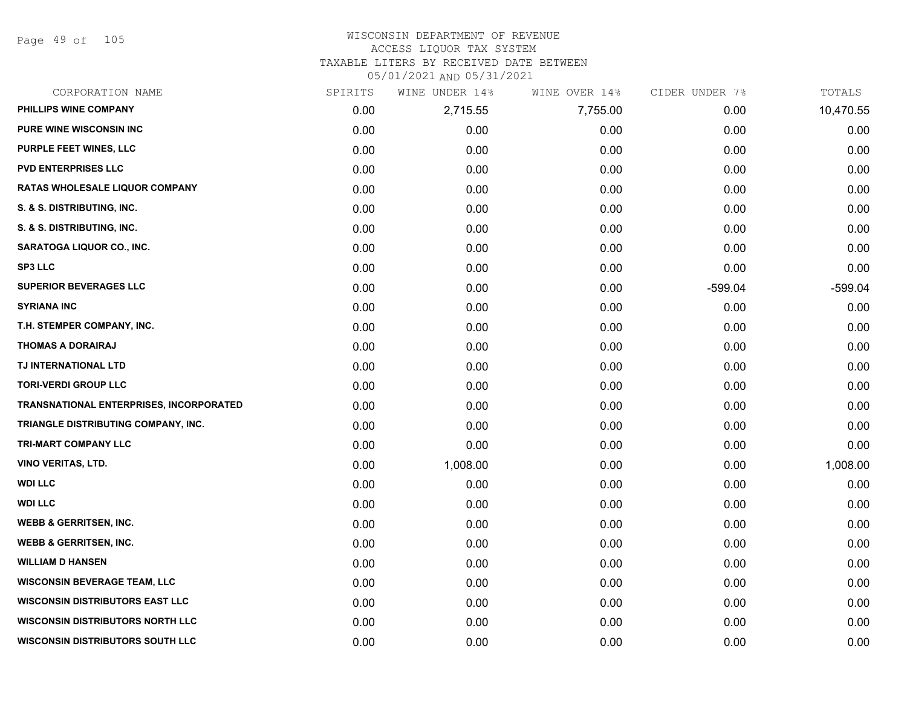# WISCONSIN DEPARTMENT OF REVENUE
## ACCESS LIQUOR TAX SYSTEM
## TAXABLE LITERS BY RECEIVED DATE BETWEEN 05/01/2021 AND 05/31/2021

| CORPORATION NAME | SPIRITS | WINE UNDER 14% | WINE OVER 14% | CIDER UNDER 7% | TOTALS |
|---|---|---|---|---|---|
| PHILLIPS WINE COMPANY | 0.00 | 2,715.55 | 7,755.00 | 0.00 | 10,470.55 |
| PURE WINE WISCONSIN INC | 0.00 | 0.00 | 0.00 | 0.00 | 0.00 |
| PURPLE FEET WINES, LLC | 0.00 | 0.00 | 0.00 | 0.00 | 0.00 |
| PVD ENTERPRISES LLC | 0.00 | 0.00 | 0.00 | 0.00 | 0.00 |
| RATAS WHOLESALE LIQUOR COMPANY | 0.00 | 0.00 | 0.00 | 0.00 | 0.00 |
| S. & S. DISTRIBUTING, INC. | 0.00 | 0.00 | 0.00 | 0.00 | 0.00 |
| S. & S. DISTRIBUTING, INC. | 0.00 | 0.00 | 0.00 | 0.00 | 0.00 |
| SARATOGA LIQUOR CO., INC. | 0.00 | 0.00 | 0.00 | 0.00 | 0.00 |
| SP3 LLC | 0.00 | 0.00 | 0.00 | 0.00 | 0.00 |
| SUPERIOR BEVERAGES LLC | 0.00 | 0.00 | 0.00 | -599.04 | -599.04 |
| SYRIANA INC | 0.00 | 0.00 | 0.00 | 0.00 | 0.00 |
| T.H. STEMPER COMPANY, INC. | 0.00 | 0.00 | 0.00 | 0.00 | 0.00 |
| THOMAS A DORAIRAJ | 0.00 | 0.00 | 0.00 | 0.00 | 0.00 |
| TJ INTERNATIONAL LTD | 0.00 | 0.00 | 0.00 | 0.00 | 0.00 |
| TORI-VERDI GROUP LLC | 0.00 | 0.00 | 0.00 | 0.00 | 0.00 |
| TRANSNATIONAL ENTERPRISES, INCORPORATED | 0.00 | 0.00 | 0.00 | 0.00 | 0.00 |
| TRIANGLE DISTRIBUTING COMPANY, INC. | 0.00 | 0.00 | 0.00 | 0.00 | 0.00 |
| TRI-MART COMPANY LLC | 0.00 | 0.00 | 0.00 | 0.00 | 0.00 |
| VINO VERITAS, LTD. | 0.00 | 1,008.00 | 0.00 | 0.00 | 1,008.00 |
| WDI LLC | 0.00 | 0.00 | 0.00 | 0.00 | 0.00 |
| WDI LLC | 0.00 | 0.00 | 0.00 | 0.00 | 0.00 |
| WEBB & GERRITSEN, INC. | 0.00 | 0.00 | 0.00 | 0.00 | 0.00 |
| WEBB & GERRITSEN, INC. | 0.00 | 0.00 | 0.00 | 0.00 | 0.00 |
| WILLIAM D HANSEN | 0.00 | 0.00 | 0.00 | 0.00 | 0.00 |
| WISCONSIN BEVERAGE TEAM, LLC | 0.00 | 0.00 | 0.00 | 0.00 | 0.00 |
| WISCONSIN DISTRIBUTORS EAST LLC | 0.00 | 0.00 | 0.00 | 0.00 | 0.00 |
| WISCONSIN DISTRIBUTORS NORTH LLC | 0.00 | 0.00 | 0.00 | 0.00 | 0.00 |
| WISCONSIN DISTRIBUTORS SOUTH LLC | 0.00 | 0.00 | 0.00 | 0.00 | 0.00 |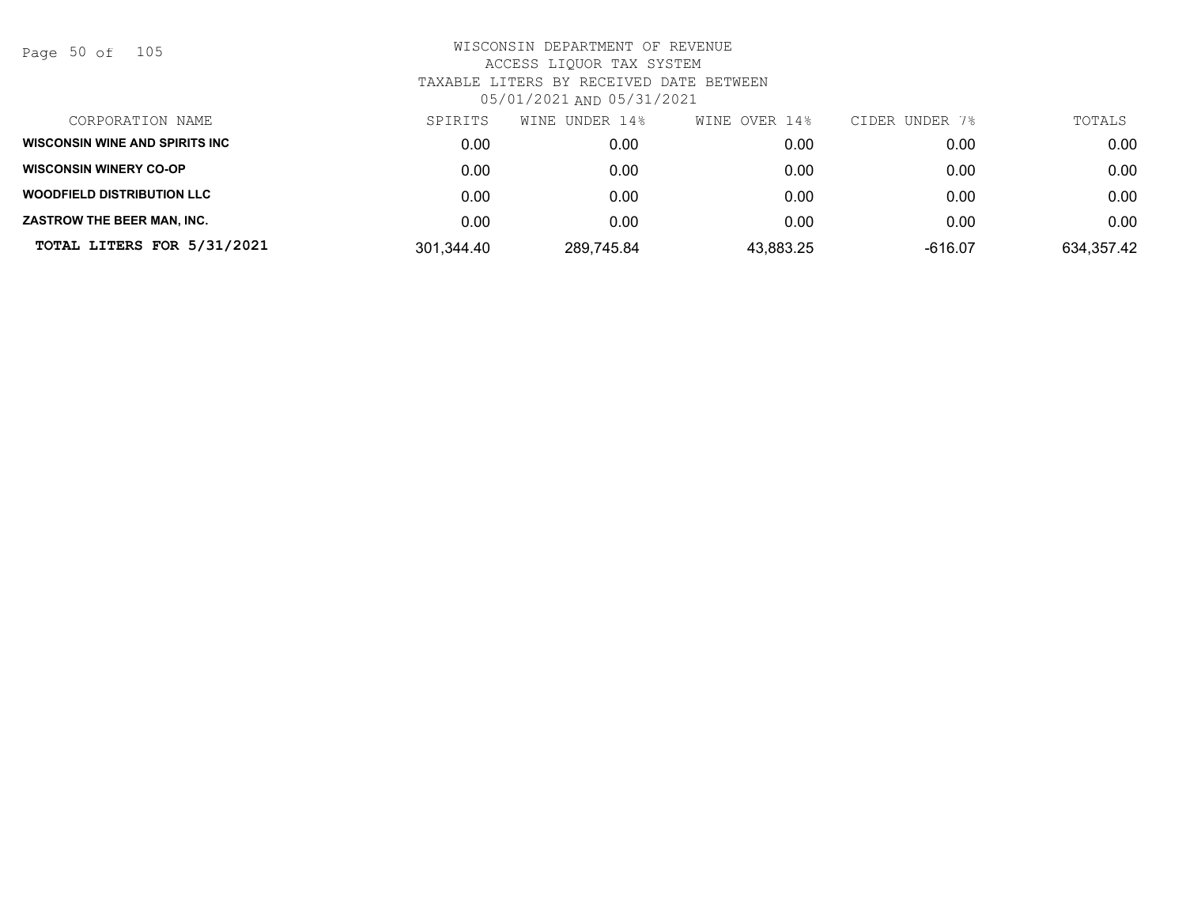WISCONSIN DEPARTMENT OF REVENUE
ACCESS LIQUOR TAX SYSTEM
TAXABLE LITERS BY RECEIVED DATE BETWEEN
05/01/2021 AND 05/31/2021

| CORPORATION NAME | SPIRITS | WINE UNDER 14% | WINE OVER 14% | CIDER UNDER 7% | TOTALS |
|---|---|---|---|---|---|
| **WISCONSIN WINE AND SPIRITS INC** | 0.00 | 0.00 | 0.00 | 0.00 | 0.00 |
| **WISCONSIN WINERY CO-OP** | 0.00 | 0.00 | 0.00 | 0.00 | 0.00 |
| **WOODFIELD DISTRIBUTION LLC** | 0.00 | 0.00 | 0.00 | 0.00 | 0.00 |
| **ZASTROW THE BEER MAN, INC.** | 0.00 | 0.00 | 0.00 | 0.00 | 0.00 |
| **TOTAL LITERS FOR 5/31/2021** | 301,344.40 | 289,745.84 | 43,883.25 | -616.07 | 634,357.42 |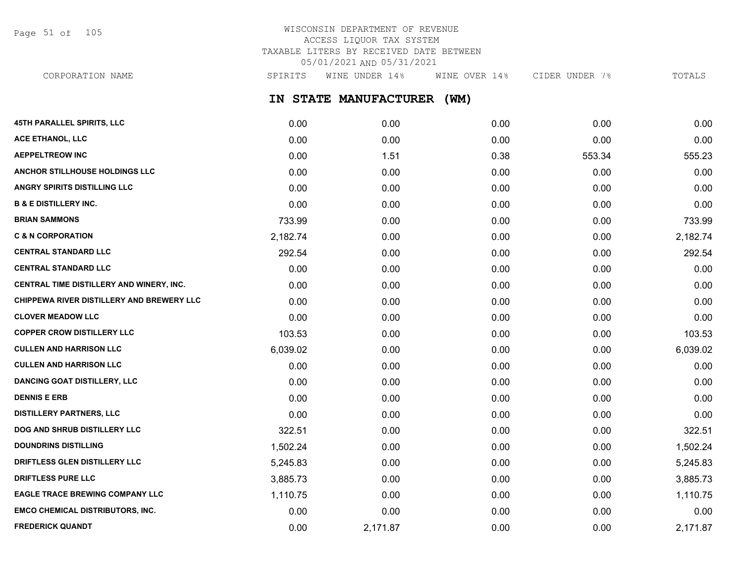WISCONSIN DEPARTMENT OF REVENUE
ACCESS LIQUOR TAX SYSTEM
TAXABLE LITERS BY RECEIVED DATE BETWEEN
05/01/2021 AND 05/31/2021

## IN STATE MANUFACTURER (WM)

| CORPORATION NAME | SPIRITS | WINE UNDER 14% | WINE OVER 14% | CIDER UNDER 7% | TOTALS |
|---|---|---|---|---|---|
| 45TH PARALLEL SPIRITS, LLC | 0.00 | 0.00 | 0.00 | 0.00 | 0.00 |
| ACE ETHANOL, LLC | 0.00 | 0.00 | 0.00 | 0.00 | 0.00 |
| AEPPELTREOW INC | 0.00 | 1.51 | 0.38 | 553.34 | 555.23 |
| ANCHOR STILLHOUSE HOLDINGS LLC | 0.00 | 0.00 | 0.00 | 0.00 | 0.00 |
| ANGRY SPIRITS DISTILLING LLC | 0.00 | 0.00 | 0.00 | 0.00 | 0.00 |
| B & E DISTILLERY INC. | 0.00 | 0.00 | 0.00 | 0.00 | 0.00 |
| BRIAN SAMMONS | 733.99 | 0.00 | 0.00 | 0.00 | 733.99 |
| C & N CORPORATION | 2,182.74 | 0.00 | 0.00 | 0.00 | 2,182.74 |
| CENTRAL STANDARD LLC | 292.54 | 0.00 | 0.00 | 0.00 | 292.54 |
| CENTRAL STANDARD LLC | 0.00 | 0.00 | 0.00 | 0.00 | 0.00 |
| CENTRAL TIME DISTILLERY AND WINERY, INC. | 0.00 | 0.00 | 0.00 | 0.00 | 0.00 |
| CHIPPEWA RIVER DISTILLERY AND BREWERY LLC | 0.00 | 0.00 | 0.00 | 0.00 | 0.00 |
| CLOVER MEADOW LLC | 0.00 | 0.00 | 0.00 | 0.00 | 0.00 |
| COPPER CROW DISTILLERY LLC | 103.53 | 0.00 | 0.00 | 0.00 | 103.53 |
| CULLEN AND HARRISON LLC | 6,039.02 | 0.00 | 0.00 | 0.00 | 6,039.02 |
| CULLEN AND HARRISON LLC | 0.00 | 0.00 | 0.00 | 0.00 | 0.00 |
| DANCING GOAT DISTILLERY, LLC | 0.00 | 0.00 | 0.00 | 0.00 | 0.00 |
| DENNIS E ERB | 0.00 | 0.00 | 0.00 | 0.00 | 0.00 |
| DISTILLERY PARTNERS, LLC | 0.00 | 0.00 | 0.00 | 0.00 | 0.00 |
| DOG AND SHRUB DISTILLERY LLC | 322.51 | 0.00 | 0.00 | 0.00 | 322.51 |
| DOUNDRINS DISTILLING | 1,502.24 | 0.00 | 0.00 | 0.00 | 1,502.24 |
| DRIFTLESS GLEN DISTILLERY LLC | 5,245.83 | 0.00 | 0.00 | 0.00 | 5,245.83 |
| DRIFTLESS PURE LLC | 3,885.73 | 0.00 | 0.00 | 0.00 | 3,885.73 |
| EAGLE TRACE BREWING COMPANY LLC | 1,110.75 | 0.00 | 0.00 | 0.00 | 1,110.75 |
| EMCO CHEMICAL DISTRIBUTORS, INC. | 0.00 | 0.00 | 0.00 | 0.00 | 0.00 |
| FREDERICK QUANDT | 0.00 | 2,171.87 | 0.00 | 0.00 | 2,171.87 |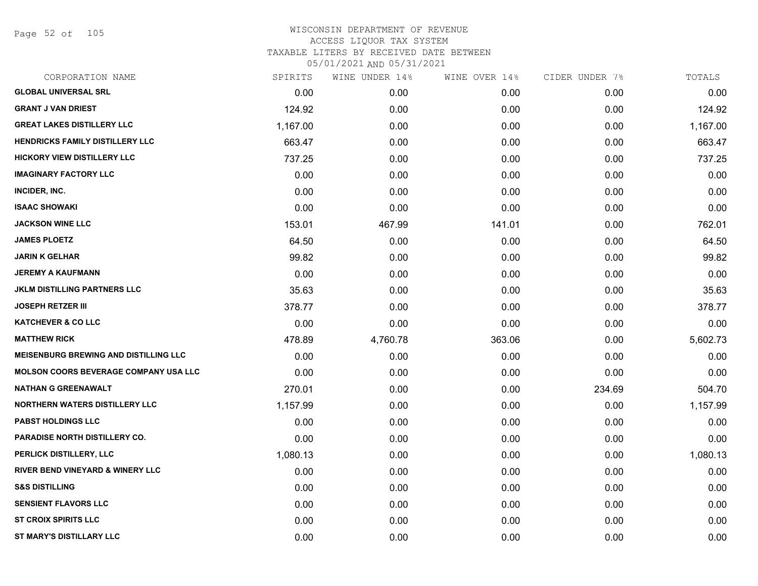# WISCONSIN DEPARTMENT OF REVENUE
## ACCESS LIQUOR TAX SYSTEM
### TAXABLE LITERS BY RECEIVED DATE BETWEEN 05/01/2021 AND 05/31/2021

| CORPORATION NAME | SPIRITS | WINE UNDER 14% | WINE OVER 14% | CIDER UNDER 7% | TOTALS |
|---|---|---|---|---|---|
| GLOBAL UNIVERSAL SRL | 0.00 | 0.00 | 0.00 | 0.00 | 0.00 |
| GRANT J VAN DRIEST | 124.92 | 0.00 | 0.00 | 0.00 | 124.92 |
| GREAT LAKES DISTILLERY LLC | 1,167.00 | 0.00 | 0.00 | 0.00 | 1,167.00 |
| HENDRICKS FAMILY DISTILLERY LLC | 663.47 | 0.00 | 0.00 | 0.00 | 663.47 |
| HICKORY VIEW DISTILLERY LLC | 737.25 | 0.00 | 0.00 | 0.00 | 737.25 |
| IMAGINARY FACTORY LLC | 0.00 | 0.00 | 0.00 | 0.00 | 0.00 |
| INCIDER, INC. | 0.00 | 0.00 | 0.00 | 0.00 | 0.00 |
| ISAAC SHOWAKI | 0.00 | 0.00 | 0.00 | 0.00 | 0.00 |
| JACKSON WINE LLC | 153.01 | 467.99 | 141.01 | 0.00 | 762.01 |
| JAMES PLOETZ | 64.50 | 0.00 | 0.00 | 0.00 | 64.50 |
| JARIN K GELHAR | 99.82 | 0.00 | 0.00 | 0.00 | 99.82 |
| JEREMY A KAUFMANN | 0.00 | 0.00 | 0.00 | 0.00 | 0.00 |
| JKLM DISTILLING PARTNERS LLC | 35.63 | 0.00 | 0.00 | 0.00 | 35.63 |
| JOSEPH RETZER III | 378.77 | 0.00 | 0.00 | 0.00 | 378.77 |
| KATCHEVER & CO LLC | 0.00 | 0.00 | 0.00 | 0.00 | 0.00 |
| MATTHEW RICK | 478.89 | 4,760.78 | 363.06 | 0.00 | 5,602.73 |
| MEISENBURG BREWING AND DISTILLING LLC | 0.00 | 0.00 | 0.00 | 0.00 | 0.00 |
| MOLSON COORS BEVERAGE COMPANY USA LLC | 0.00 | 0.00 | 0.00 | 0.00 | 0.00 |
| NATHAN G GREENAWALT | 270.01 | 0.00 | 0.00 | 234.69 | 504.70 |
| NORTHERN WATERS DISTILLERY LLC | 1,157.99 | 0.00 | 0.00 | 0.00 | 1,157.99 |
| PABST HOLDINGS LLC | 0.00 | 0.00 | 0.00 | 0.00 | 0.00 |
| PARADISE NORTH DISTILLERY CO. | 0.00 | 0.00 | 0.00 | 0.00 | 0.00 |
| PERLICK DISTILLERY, LLC | 1,080.13 | 0.00 | 0.00 | 0.00 | 1,080.13 |
| RIVER BEND VINEYARD & WINERY LLC | 0.00 | 0.00 | 0.00 | 0.00 | 0.00 |
| S&S DISTILLING | 0.00 | 0.00 | 0.00 | 0.00 | 0.00 |
| SENSIENT FLAVORS LLC | 0.00 | 0.00 | 0.00 | 0.00 | 0.00 |
| ST CROIX SPIRITS LLC | 0.00 | 0.00 | 0.00 | 0.00 | 0.00 |
| ST MARY'S DISTILLARY LLC | 0.00 | 0.00 | 0.00 | 0.00 | 0.00 |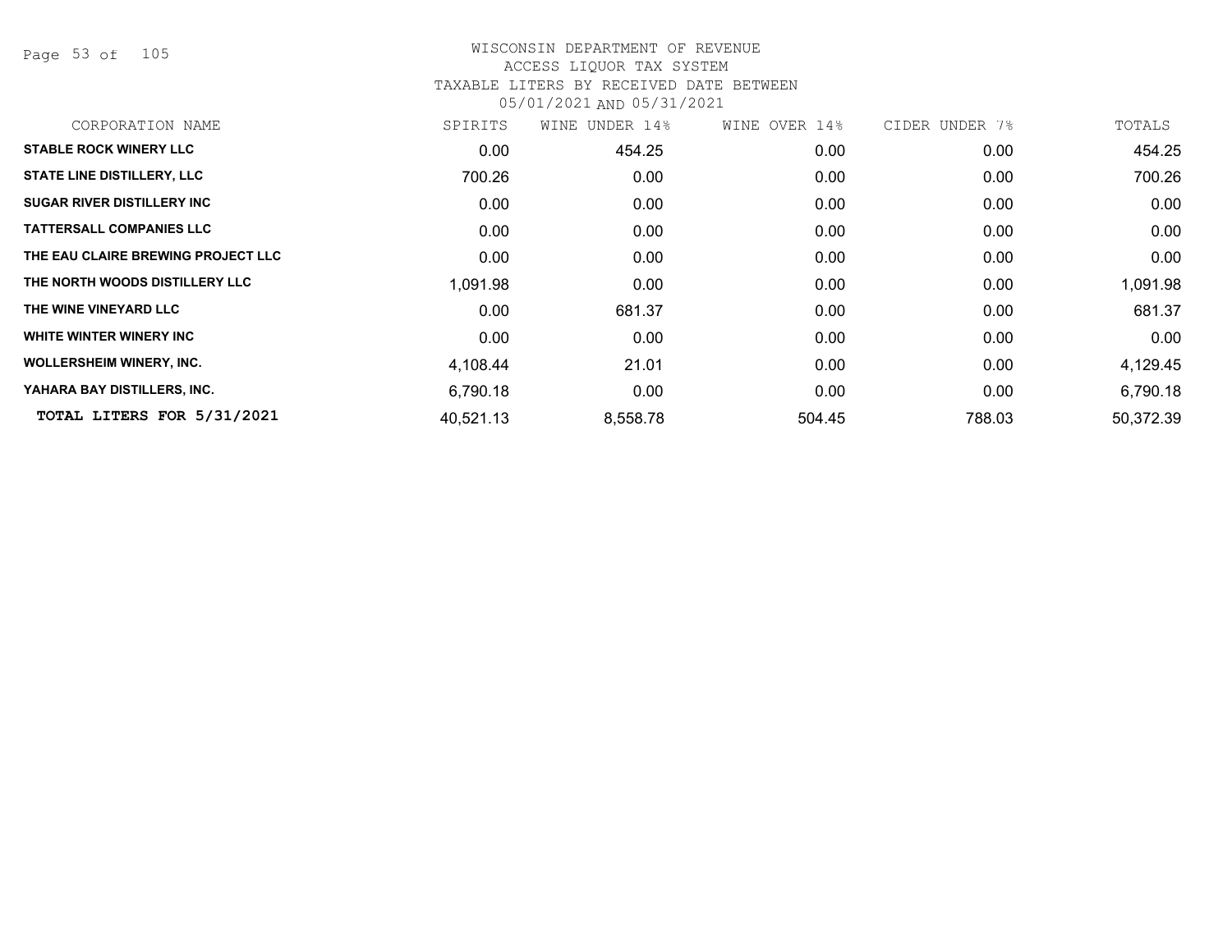WISCONSIN DEPARTMENT OF REVENUE
ACCESS LIQUOR TAX SYSTEM
TAXABLE LITERS BY RECEIVED DATE BETWEEN
05/01/2021 AND 05/31/2021

| CORPORATION NAME | SPIRITS | WINE UNDER 14% | WINE OVER 14% | CIDER UNDER 7% | TOTALS |
|---|---|---|---|---|---|
| **STABLE ROCK WINERY LLC** | 0.00 | 454.25 | 0.00 | 0.00 | 454.25 |
| **STATE LINE DISTILLERY, LLC** | 700.26 | 0.00 | 0.00 | 0.00 | 700.26 |
| **SUGAR RIVER DISTILLERY INC** | 0.00 | 0.00 | 0.00 | 0.00 | 0.00 |
| **TATTERSALL COMPANIES LLC** | 0.00 | 0.00 | 0.00 | 0.00 | 0.00 |
| **THE EAU CLAIRE BREWING PROJECT LLC** | 0.00 | 0.00 | 0.00 | 0.00 | 0.00 |
| **THE NORTH WOODS DISTILLERY LLC** | 1,091.98 | 0.00 | 0.00 | 0.00 | 1,091.98 |
| **THE WINE VINEYARD LLC** | 0.00 | 681.37 | 0.00 | 0.00 | 681.37 |
| **WHITE WINTER WINERY INC** | 0.00 | 0.00 | 0.00 | 0.00 | 0.00 |
| **WOLLERSHEIM WINERY, INC.** | 4,108.44 | 21.01 | 0.00 | 0.00 | 4,129.45 |
| **YAHARA BAY DISTILLERS, INC.** | 6,790.18 | 0.00 | 0.00 | 0.00 | 6,790.18 |
| **TOTAL LITERS FOR 5/31/2021** | 40,521.13 | 8,558.78 | 504.45 | 788.03 | 50,372.39 |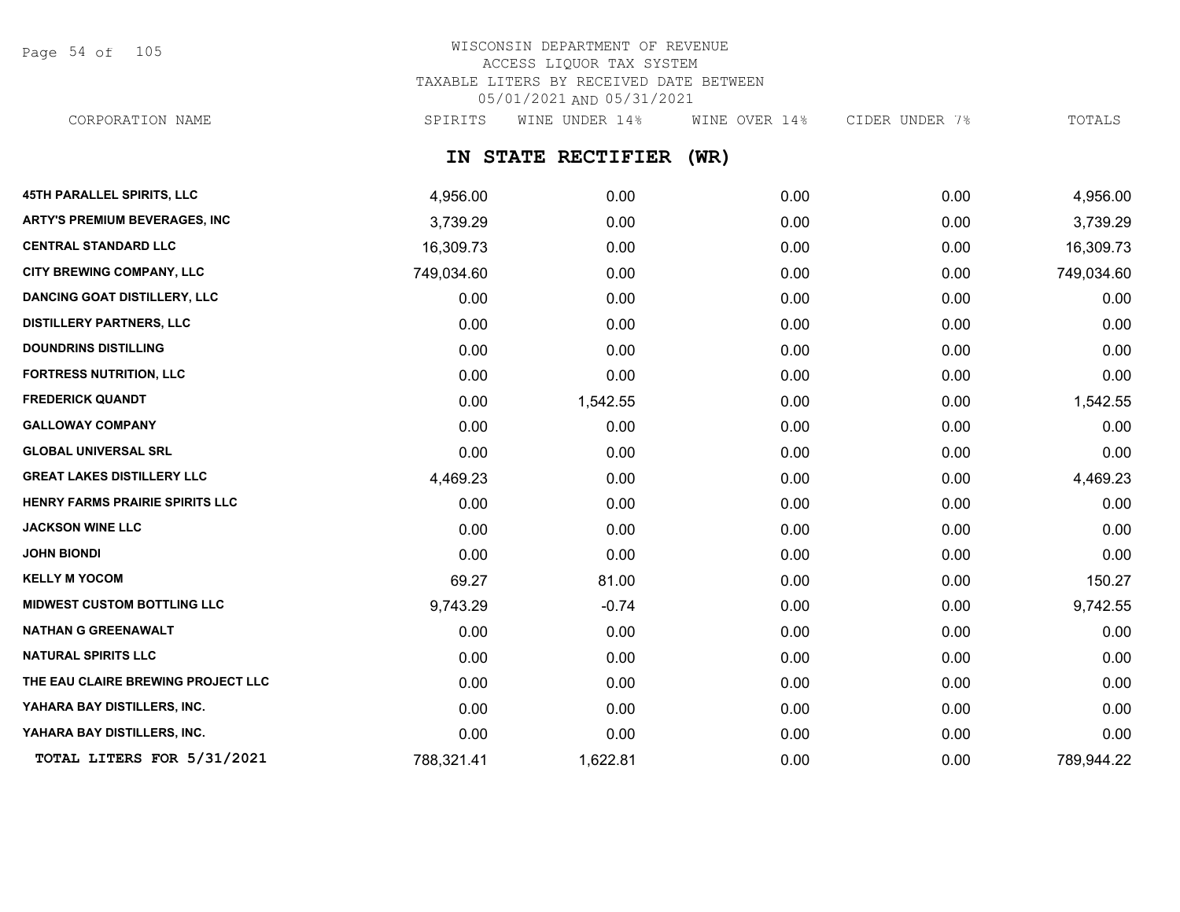# WISCONSIN DEPARTMENT OF REVENUE
ACCESS LIQUOR TAX SYSTEM
TAXABLE LITERS BY RECEIVED DATE BETWEEN
05/01/2021 AND 05/31/2021

## IN STATE RECTIFIER (WR)

| CORPORATION NAME | SPIRITS | WINE UNDER 14% | WINE OVER 14% | CIDER UNDER 7% | TOTALS |
|---|---|---|---|---|---|
| 45TH PARALLEL SPIRITS, LLC | 4,956.00 | 0.00 | 0.00 | 0.00 | 4,956.00 |
| ARTY'S PREMIUM BEVERAGES, INC | 3,739.29 | 0.00 | 0.00 | 0.00 | 3,739.29 |
| CENTRAL STANDARD LLC | 16,309.73 | 0.00 | 0.00 | 0.00 | 16,309.73 |
| CITY BREWING COMPANY, LLC | 749,034.60 | 0.00 | 0.00 | 0.00 | 749,034.60 |
| DANCING GOAT DISTILLERY, LLC | 0.00 | 0.00 | 0.00 | 0.00 | 0.00 |
| DISTILLERY PARTNERS, LLC | 0.00 | 0.00 | 0.00 | 0.00 | 0.00 |
| DOUNDRINS DISTILLING | 0.00 | 0.00 | 0.00 | 0.00 | 0.00 |
| FORTRESS NUTRITION, LLC | 0.00 | 0.00 | 0.00 | 0.00 | 0.00 |
| FREDERICK QUANDT | 0.00 | 1,542.55 | 0.00 | 0.00 | 1,542.55 |
| GALLOWAY COMPANY | 0.00 | 0.00 | 0.00 | 0.00 | 0.00 |
| GLOBAL UNIVERSAL SRL | 0.00 | 0.00 | 0.00 | 0.00 | 0.00 |
| GREAT LAKES DISTILLERY LLC | 4,469.23 | 0.00 | 0.00 | 0.00 | 4,469.23 |
| HENRY FARMS PRAIRIE SPIRITS LLC | 0.00 | 0.00 | 0.00 | 0.00 | 0.00 |
| JACKSON WINE LLC | 0.00 | 0.00 | 0.00 | 0.00 | 0.00 |
| JOHN BIONDI | 0.00 | 0.00 | 0.00 | 0.00 | 0.00 |
| KELLY M YOCOM | 69.27 | 81.00 | 0.00 | 0.00 | 150.27 |
| MIDWEST CUSTOM BOTTLING LLC | 9,743.29 | -0.74 | 0.00 | 0.00 | 9,742.55 |
| NATHAN G GREENAWALT | 0.00 | 0.00 | 0.00 | 0.00 | 0.00 |
| NATURAL SPIRITS LLC | 0.00 | 0.00 | 0.00 | 0.00 | 0.00 |
| THE EAU CLAIRE BREWING PROJECT LLC | 0.00 | 0.00 | 0.00 | 0.00 | 0.00 |
| YAHARA BAY DISTILLERS, INC. | 0.00 | 0.00 | 0.00 | 0.00 | 0.00 |
| YAHARA BAY DISTILLERS, INC. | 0.00 | 0.00 | 0.00 | 0.00 | 0.00 |
| **TOTAL LITERS FOR 5/31/2021** | 788,321.41 | 1,622.81 | 0.00 | 0.00 | 789,944.22 |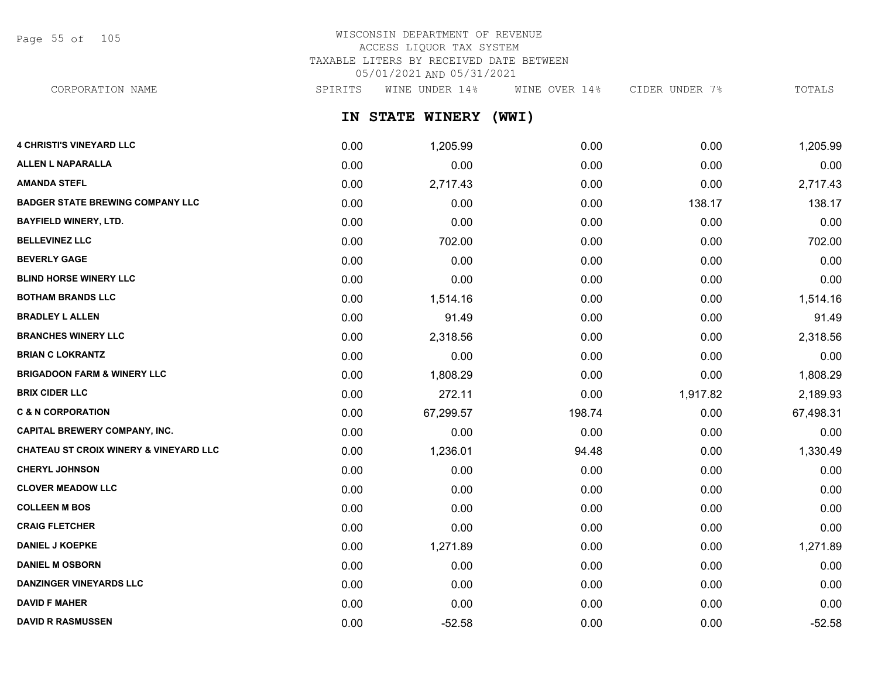WISCONSIN DEPARTMENT OF REVENUE
ACCESS LIQUOR TAX SYSTEM
TAXABLE LITERS BY RECEIVED DATE BETWEEN
05/01/2021 AND 05/31/2021

## IN STATE WINERY (WWI)

| CORPORATION NAME | SPIRITS | WINE UNDER 14% | WINE OVER 14% | CIDER UNDER 7% | TOTALS |
|---|---|---|---|---|---|
| 4 CHRISTI'S VINEYARD LLC | 0.00 | 1,205.99 | 0.00 | 0.00 | 1,205.99 |
| ALLEN L NAPARALLA | 0.00 | 0.00 | 0.00 | 0.00 | 0.00 |
| AMANDA STEFL | 0.00 | 2,717.43 | 0.00 | 0.00 | 2,717.43 |
| BADGER STATE BREWING COMPANY LLC | 0.00 | 0.00 | 0.00 | 138.17 | 138.17 |
| BAYFIELD WINERY, LTD. | 0.00 | 0.00 | 0.00 | 0.00 | 0.00 |
| BELLEVINEZ LLC | 0.00 | 702.00 | 0.00 | 0.00 | 702.00 |
| BEVERLY GAGE | 0.00 | 0.00 | 0.00 | 0.00 | 0.00 |
| BLIND HORSE WINERY LLC | 0.00 | 0.00 | 0.00 | 0.00 | 0.00 |
| BOTHAM BRANDS LLC | 0.00 | 1,514.16 | 0.00 | 0.00 | 1,514.16 |
| BRADLEY L ALLEN | 0.00 | 91.49 | 0.00 | 0.00 | 91.49 |
| BRANCHES WINERY LLC | 0.00 | 2,318.56 | 0.00 | 0.00 | 2,318.56 |
| BRIAN C LOKRANTZ | 0.00 | 0.00 | 0.00 | 0.00 | 0.00 |
| BRIGADOON FARM & WINERY LLC | 0.00 | 1,808.29 | 0.00 | 0.00 | 1,808.29 |
| BRIX CIDER LLC | 0.00 | 272.11 | 0.00 | 1,917.82 | 2,189.93 |
| C & N CORPORATION | 0.00 | 67,299.57 | 198.74 | 0.00 | 67,498.31 |
| CAPITAL BREWERY COMPANY, INC. | 0.00 | 0.00 | 0.00 | 0.00 | 0.00 |
| CHATEAU ST CROIX WINERY & VINEYARD LLC | 0.00 | 1,236.01 | 94.48 | 0.00 | 1,330.49 |
| CHERYL JOHNSON | 0.00 | 0.00 | 0.00 | 0.00 | 0.00 |
| CLOVER MEADOW LLC | 0.00 | 0.00 | 0.00 | 0.00 | 0.00 |
| COLLEEN M BOS | 0.00 | 0.00 | 0.00 | 0.00 | 0.00 |
| CRAIG FLETCHER | 0.00 | 0.00 | 0.00 | 0.00 | 0.00 |
| DANIEL J KOEPKE | 0.00 | 1,271.89 | 0.00 | 0.00 | 1,271.89 |
| DANIEL M OSBORN | 0.00 | 0.00 | 0.00 | 0.00 | 0.00 |
| DANZINGER VINEYARDS LLC | 0.00 | 0.00 | 0.00 | 0.00 | 0.00 |
| DAVID F MAHER | 0.00 | 0.00 | 0.00 | 0.00 | 0.00 |
| DAVID R RASMUSSEN | 0.00 | -52.58 | 0.00 | 0.00 | -52.58 |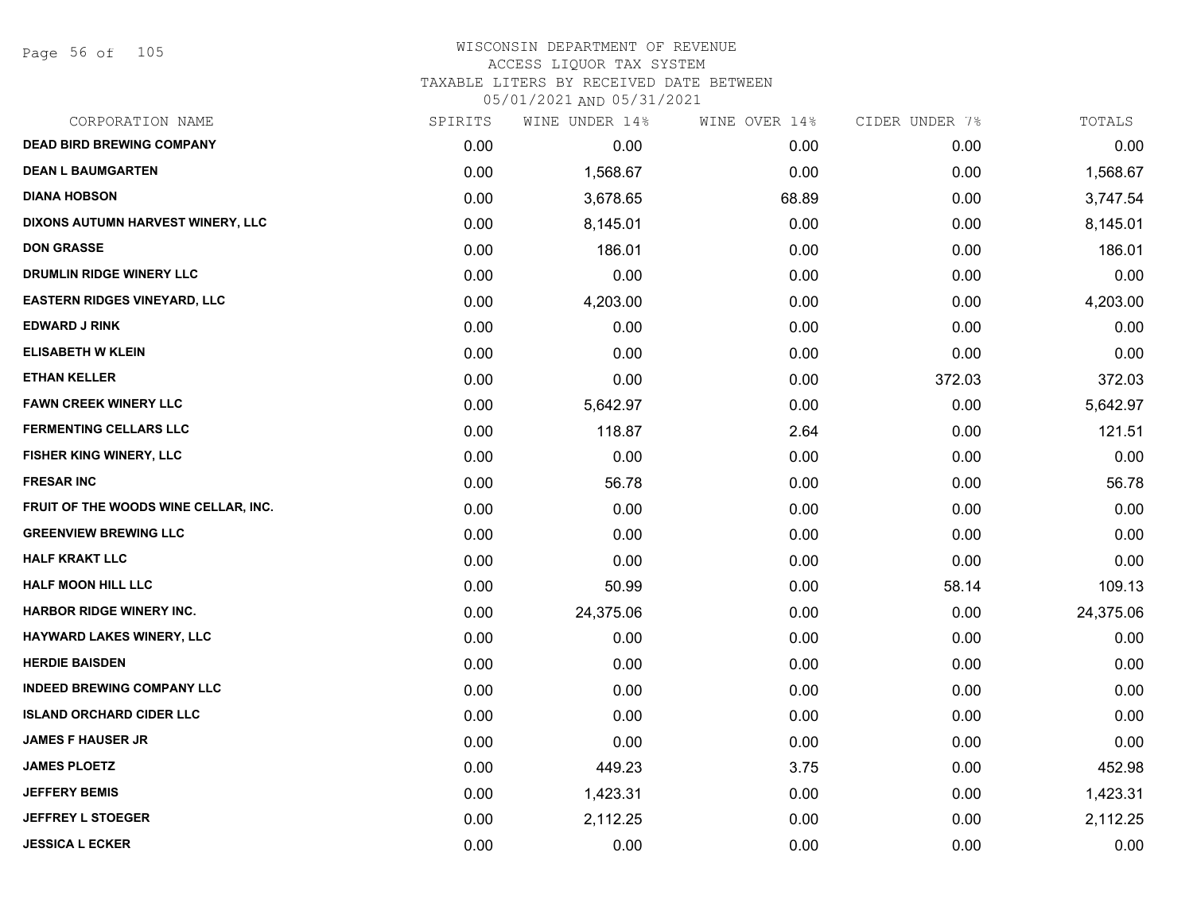WISCONSIN DEPARTMENT OF REVENUE
ACCESS LIQUOR TAX SYSTEM
TAXABLE LITERS BY RECEIVED DATE BETWEEN
05/01/2021 AND 05/31/2021

| CORPORATION NAME | SPIRITS | WINE UNDER 14% | WINE OVER 14% | CIDER UNDER 7% | TOTALS |
|---|---|---|---|---|---|
| DEAD BIRD BREWING COMPANY | 0.00 | 0.00 | 0.00 | 0.00 | 0.00 |
| DEAN L BAUMGARTEN | 0.00 | 1,568.67 | 0.00 | 0.00 | 1,568.67 |
| DIANA HOBSON | 0.00 | 3,678.65 | 68.89 | 0.00 | 3,747.54 |
| DIXONS AUTUMN HARVEST WINERY, LLC | 0.00 | 8,145.01 | 0.00 | 0.00 | 8,145.01 |
| DON GRASSE | 0.00 | 186.01 | 0.00 | 0.00 | 186.01 |
| DRUMLIN RIDGE WINERY LLC | 0.00 | 0.00 | 0.00 | 0.00 | 0.00 |
| EASTERN RIDGES VINEYARD, LLC | 0.00 | 4,203.00 | 0.00 | 0.00 | 4,203.00 |
| EDWARD J RINK | 0.00 | 0.00 | 0.00 | 0.00 | 0.00 |
| ELISABETH W KLEIN | 0.00 | 0.00 | 0.00 | 0.00 | 0.00 |
| ETHAN KELLER | 0.00 | 0.00 | 0.00 | 372.03 | 372.03 |
| FAWN CREEK WINERY LLC | 0.00 | 5,642.97 | 0.00 | 0.00 | 5,642.97 |
| FERMENTING CELLARS LLC | 0.00 | 118.87 | 2.64 | 0.00 | 121.51 |
| FISHER KING WINERY, LLC | 0.00 | 0.00 | 0.00 | 0.00 | 0.00 |
| FRESAR INC | 0.00 | 56.78 | 0.00 | 0.00 | 56.78 |
| FRUIT OF THE WOODS WINE CELLAR, INC. | 0.00 | 0.00 | 0.00 | 0.00 | 0.00 |
| GREENVIEW BREWING LLC | 0.00 | 0.00 | 0.00 | 0.00 | 0.00 |
| HALF KRAKT LLC | 0.00 | 0.00 | 0.00 | 0.00 | 0.00 |
| HALF MOON HILL LLC | 0.00 | 50.99 | 0.00 | 58.14 | 109.13 |
| HARBOR RIDGE WINERY INC. | 0.00 | 24,375.06 | 0.00 | 0.00 | 24,375.06 |
| HAYWARD LAKES WINERY, LLC | 0.00 | 0.00 | 0.00 | 0.00 | 0.00 |
| HERDIE BAISDEN | 0.00 | 0.00 | 0.00 | 0.00 | 0.00 |
| INDEED BREWING COMPANY LLC | 0.00 | 0.00 | 0.00 | 0.00 | 0.00 |
| ISLAND ORCHARD CIDER LLC | 0.00 | 0.00 | 0.00 | 0.00 | 0.00 |
| JAMES F HAUSER JR | 0.00 | 0.00 | 0.00 | 0.00 | 0.00 |
| JAMES PLOETZ | 0.00 | 449.23 | 3.75 | 0.00 | 452.98 |
| JEFFERY BEMIS | 0.00 | 1,423.31 | 0.00 | 0.00 | 1,423.31 |
| JEFFREY L STOEGER | 0.00 | 2,112.25 | 0.00 | 0.00 | 2,112.25 |
| JESSICA L ECKER | 0.00 | 0.00 | 0.00 | 0.00 | 0.00 |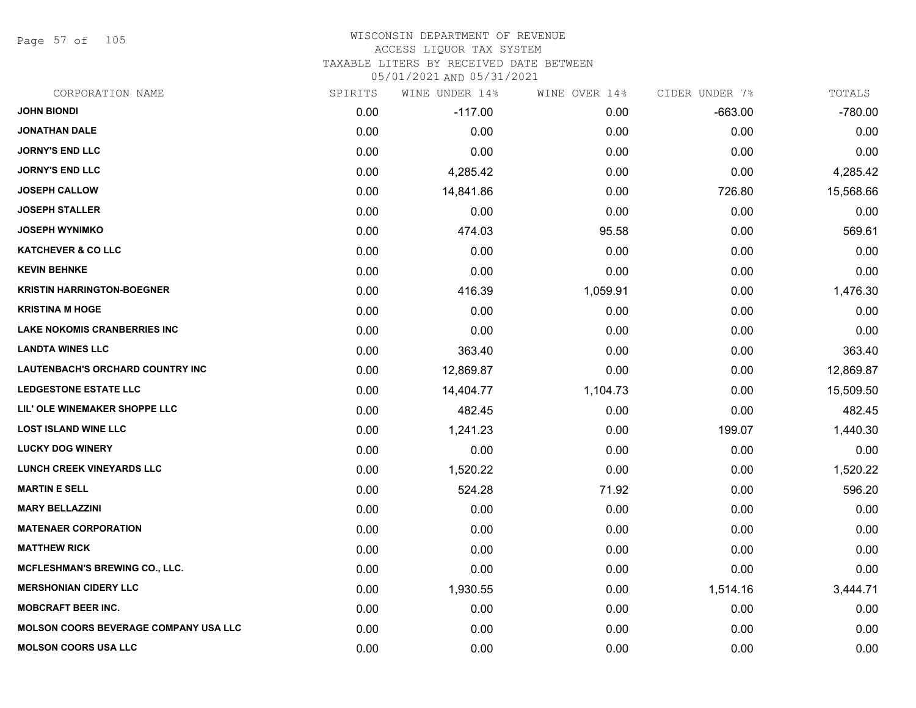WISCONSIN DEPARTMENT OF REVENUE
ACCESS LIQUOR TAX SYSTEM
TAXABLE LITERS BY RECEIVED DATE BETWEEN
05/01/2021 AND 05/31/2021

| CORPORATION NAME | SPIRITS | WINE UNDER 14% | WINE OVER 14% | CIDER UNDER 7% | TOTALS |
|---|---|---|---|---|---|
| JOHN BIONDI | 0.00 | -117.00 | 0.00 | -663.00 | -780.00 |
| JONATHAN DALE | 0.00 | 0.00 | 0.00 | 0.00 | 0.00 |
| JORNY'S END LLC | 0.00 | 0.00 | 0.00 | 0.00 | 0.00 |
| JORNY'S END LLC | 0.00 | 4,285.42 | 0.00 | 0.00 | 4,285.42 |
| JOSEPH CALLOW | 0.00 | 14,841.86 | 0.00 | 726.80 | 15,568.66 |
| JOSEPH STALLER | 0.00 | 0.00 | 0.00 | 0.00 | 0.00 |
| JOSEPH WYNIMKO | 0.00 | 474.03 | 95.58 | 0.00 | 569.61 |
| KATCHEVER & CO LLC | 0.00 | 0.00 | 0.00 | 0.00 | 0.00 |
| KEVIN BEHNKE | 0.00 | 0.00 | 0.00 | 0.00 | 0.00 |
| KRISTIN HARRINGTON-BOEGNER | 0.00 | 416.39 | 1,059.91 | 0.00 | 1,476.30 |
| KRISTINA M HOGE | 0.00 | 0.00 | 0.00 | 0.00 | 0.00 |
| LAKE NOKOMIS CRANBERRIES INC | 0.00 | 0.00 | 0.00 | 0.00 | 0.00 |
| LANDTA WINES LLC | 0.00 | 363.40 | 0.00 | 0.00 | 363.40 |
| LAUTENBACH'S ORCHARD COUNTRY INC | 0.00 | 12,869.87 | 0.00 | 0.00 | 12,869.87 |
| LEDGESTONE ESTATE LLC | 0.00 | 14,404.77 | 1,104.73 | 0.00 | 15,509.50 |
| LIL' OLE WINEMAKER SHOPPE LLC | 0.00 | 482.45 | 0.00 | 0.00 | 482.45 |
| LOST ISLAND WINE LLC | 0.00 | 1,241.23 | 0.00 | 199.07 | 1,440.30 |
| LUCKY DOG WINERY | 0.00 | 0.00 | 0.00 | 0.00 | 0.00 |
| LUNCH CREEK VINEYARDS LLC | 0.00 | 1,520.22 | 0.00 | 0.00 | 1,520.22 |
| MARTIN E SELL | 0.00 | 524.28 | 71.92 | 0.00 | 596.20 |
| MARY BELLAZZINI | 0.00 | 0.00 | 0.00 | 0.00 | 0.00 |
| MATENAER CORPORATION | 0.00 | 0.00 | 0.00 | 0.00 | 0.00 |
| MATTHEW RICK | 0.00 | 0.00 | 0.00 | 0.00 | 0.00 |
| MCFLESHMAN'S BREWING CO., LLC. | 0.00 | 0.00 | 0.00 | 0.00 | 0.00 |
| MERSHONIAN CIDERY LLC | 0.00 | 1,930.55 | 0.00 | 1,514.16 | 3,444.71 |
| MOBCRAFT BEER INC. | 0.00 | 0.00 | 0.00 | 0.00 | 0.00 |
| MOLSON COORS BEVERAGE COMPANY USA LLC | 0.00 | 0.00 | 0.00 | 0.00 | 0.00 |
| MOLSON COORS USA LLC | 0.00 | 0.00 | 0.00 | 0.00 | 0.00 |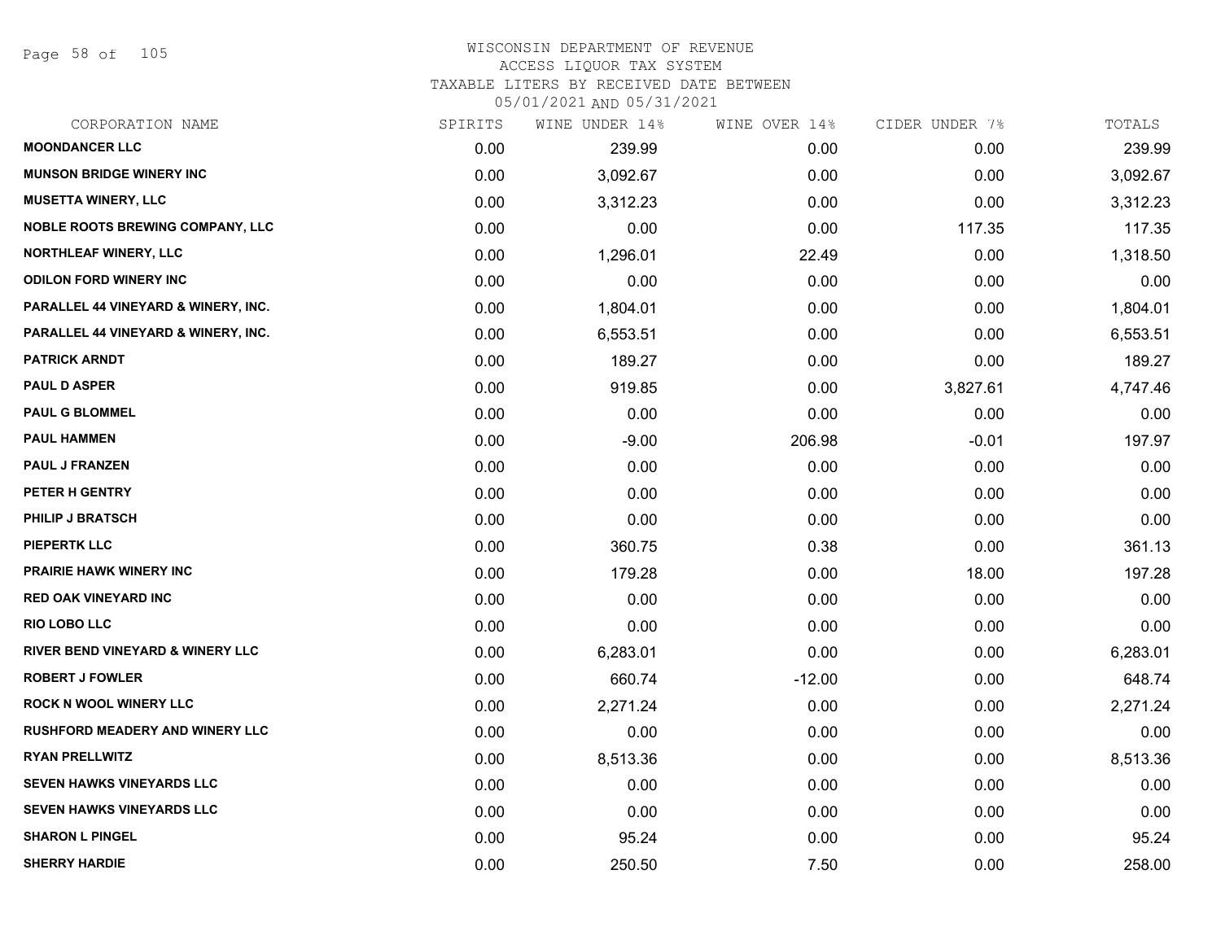# WISCONSIN DEPARTMENT OF REVENUE
ACCESS LIQUOR TAX SYSTEM
TAXABLE LITERS BY RECEIVED DATE BETWEEN
05/01/2021 AND 05/31/2021

| CORPORATION NAME | SPIRITS | WINE UNDER 14% | WINE OVER 14% | CIDER UNDER 7% | TOTALS |
|---|---|---|---|---|---|
| MOONDANCER LLC | 0.00 | 239.99 | 0.00 | 0.00 | 239.99 |
| MUNSON BRIDGE WINERY INC | 0.00 | 3,092.67 | 0.00 | 0.00 | 3,092.67 |
| MUSETTA WINERY, LLC | 0.00 | 3,312.23 | 0.00 | 0.00 | 3,312.23 |
| NOBLE ROOTS BREWING COMPANY, LLC | 0.00 | 0.00 | 0.00 | 117.35 | 117.35 |
| NORTHLEAF WINERY, LLC | 0.00 | 1,296.01 | 22.49 | 0.00 | 1,318.50 |
| ODILON FORD WINERY INC | 0.00 | 0.00 | 0.00 | 0.00 | 0.00 |
| PARALLEL 44 VINEYARD & WINERY, INC. | 0.00 | 1,804.01 | 0.00 | 0.00 | 1,804.01 |
| PARALLEL 44 VINEYARD & WINERY, INC. | 0.00 | 6,553.51 | 0.00 | 0.00 | 6,553.51 |
| PATRICK ARNDT | 0.00 | 189.27 | 0.00 | 0.00 | 189.27 |
| PAUL D ASPER | 0.00 | 919.85 | 0.00 | 3,827.61 | 4,747.46 |
| PAUL G BLOMMEL | 0.00 | 0.00 | 0.00 | 0.00 | 0.00 |
| PAUL HAMMEN | 0.00 | -9.00 | 206.98 | -0.01 | 197.97 |
| PAUL J FRANZEN | 0.00 | 0.00 | 0.00 | 0.00 | 0.00 |
| PETER H GENTRY | 0.00 | 0.00 | 0.00 | 0.00 | 0.00 |
| PHILIP J BRATSCH | 0.00 | 0.00 | 0.00 | 0.00 | 0.00 |
| PIEPERTK LLC | 0.00 | 360.75 | 0.38 | 0.00 | 361.13 |
| PRAIRIE HAWK WINERY INC | 0.00 | 179.28 | 0.00 | 18.00 | 197.28 |
| RED OAK VINEYARD INC | 0.00 | 0.00 | 0.00 | 0.00 | 0.00 |
| RIO LOBO LLC | 0.00 | 0.00 | 0.00 | 0.00 | 0.00 |
| RIVER BEND VINEYARD & WINERY LLC | 0.00 | 6,283.01 | 0.00 | 0.00 | 6,283.01 |
| ROBERT J FOWLER | 0.00 | 660.74 | -12.00 | 0.00 | 648.74 |
| ROCK N WOOL WINERY LLC | 0.00 | 2,271.24 | 0.00 | 0.00 | 2,271.24 |
| RUSHFORD MEADERY AND WINERY LLC | 0.00 | 0.00 | 0.00 | 0.00 | 0.00 |
| RYAN PRELLWITZ | 0.00 | 8,513.36 | 0.00 | 0.00 | 8,513.36 |
| SEVEN HAWKS VINEYARDS LLC | 0.00 | 0.00 | 0.00 | 0.00 | 0.00 |
| SEVEN HAWKS VINEYARDS LLC | 0.00 | 0.00 | 0.00 | 0.00 | 0.00 |
| SHARON L PINGEL | 0.00 | 95.24 | 0.00 | 0.00 | 95.24 |
| SHERRY HARDIE | 0.00 | 250.50 | 7.50 | 0.00 | 258.00 |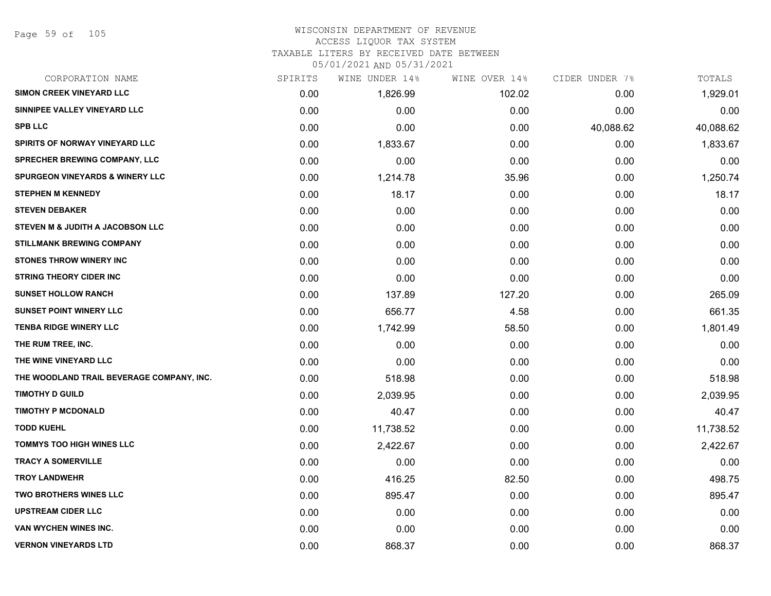WISCONSIN DEPARTMENT OF REVENUE
ACCESS LIQUOR TAX SYSTEM
TAXABLE LITERS BY RECEIVED DATE BETWEEN
05/01/2021 AND 05/31/2021

| CORPORATION NAME | SPIRITS | WINE UNDER 14% | WINE OVER 14% | CIDER UNDER 7% | TOTALS |
|---|---|---|---|---|---|
| SIMON CREEK VINEYARD LLC | 0.00 | 1,826.99 | 102.02 | 0.00 | 1,929.01 |
| SINNIPEE VALLEY VINEYARD LLC | 0.00 | 0.00 | 0.00 | 0.00 | 0.00 |
| SPB LLC | 0.00 | 0.00 | 0.00 | 40,088.62 | 40,088.62 |
| SPIRITS OF NORWAY VINEYARD LLC | 0.00 | 1,833.67 | 0.00 | 0.00 | 1,833.67 |
| SPRECHER BREWING COMPANY, LLC | 0.00 | 0.00 | 0.00 | 0.00 | 0.00 |
| SPURGEON VINEYARDS & WINERY LLC | 0.00 | 1,214.78 | 35.96 | 0.00 | 1,250.74 |
| STEPHEN M KENNEDY | 0.00 | 18.17 | 0.00 | 0.00 | 18.17 |
| STEVEN DEBAKER | 0.00 | 0.00 | 0.00 | 0.00 | 0.00 |
| STEVEN M & JUDITH A JACOBSON LLC | 0.00 | 0.00 | 0.00 | 0.00 | 0.00 |
| STILLMANK BREWING COMPANY | 0.00 | 0.00 | 0.00 | 0.00 | 0.00 |
| STONES THROW WINERY INC | 0.00 | 0.00 | 0.00 | 0.00 | 0.00 |
| STRING THEORY CIDER INC | 0.00 | 0.00 | 0.00 | 0.00 | 0.00 |
| SUNSET HOLLOW RANCH | 0.00 | 137.89 | 127.20 | 0.00 | 265.09 |
| SUNSET POINT WINERY LLC | 0.00 | 656.77 | 4.58 | 0.00 | 661.35 |
| TENBA RIDGE WINERY LLC | 0.00 | 1,742.99 | 58.50 | 0.00 | 1,801.49 |
| THE RUM TREE, INC. | 0.00 | 0.00 | 0.00 | 0.00 | 0.00 |
| THE WINE VINEYARD LLC | 0.00 | 0.00 | 0.00 | 0.00 | 0.00 |
| THE WOODLAND TRAIL BEVERAGE COMPANY, INC. | 0.00 | 518.98 | 0.00 | 0.00 | 518.98 |
| TIMOTHY D GUILD | 0.00 | 2,039.95 | 0.00 | 0.00 | 2,039.95 |
| TIMOTHY P MCDONALD | 0.00 | 40.47 | 0.00 | 0.00 | 40.47 |
| TODD KUEHL | 0.00 | 11,738.52 | 0.00 | 0.00 | 11,738.52 |
| TOMMYS TOO HIGH WINES LLC | 0.00 | 2,422.67 | 0.00 | 0.00 | 2,422.67 |
| TRACY A SOMERVILLE | 0.00 | 0.00 | 0.00 | 0.00 | 0.00 |
| TROY LANDWEHR | 0.00 | 416.25 | 82.50 | 0.00 | 498.75 |
| TWO BROTHERS WINES LLC | 0.00 | 895.47 | 0.00 | 0.00 | 895.47 |
| UPSTREAM CIDER LLC | 0.00 | 0.00 | 0.00 | 0.00 | 0.00 |
| VAN WYCHEN WINES INC. | 0.00 | 0.00 | 0.00 | 0.00 | 0.00 |
| VERNON VINEYARDS LTD | 0.00 | 868.37 | 0.00 | 0.00 | 868.37 |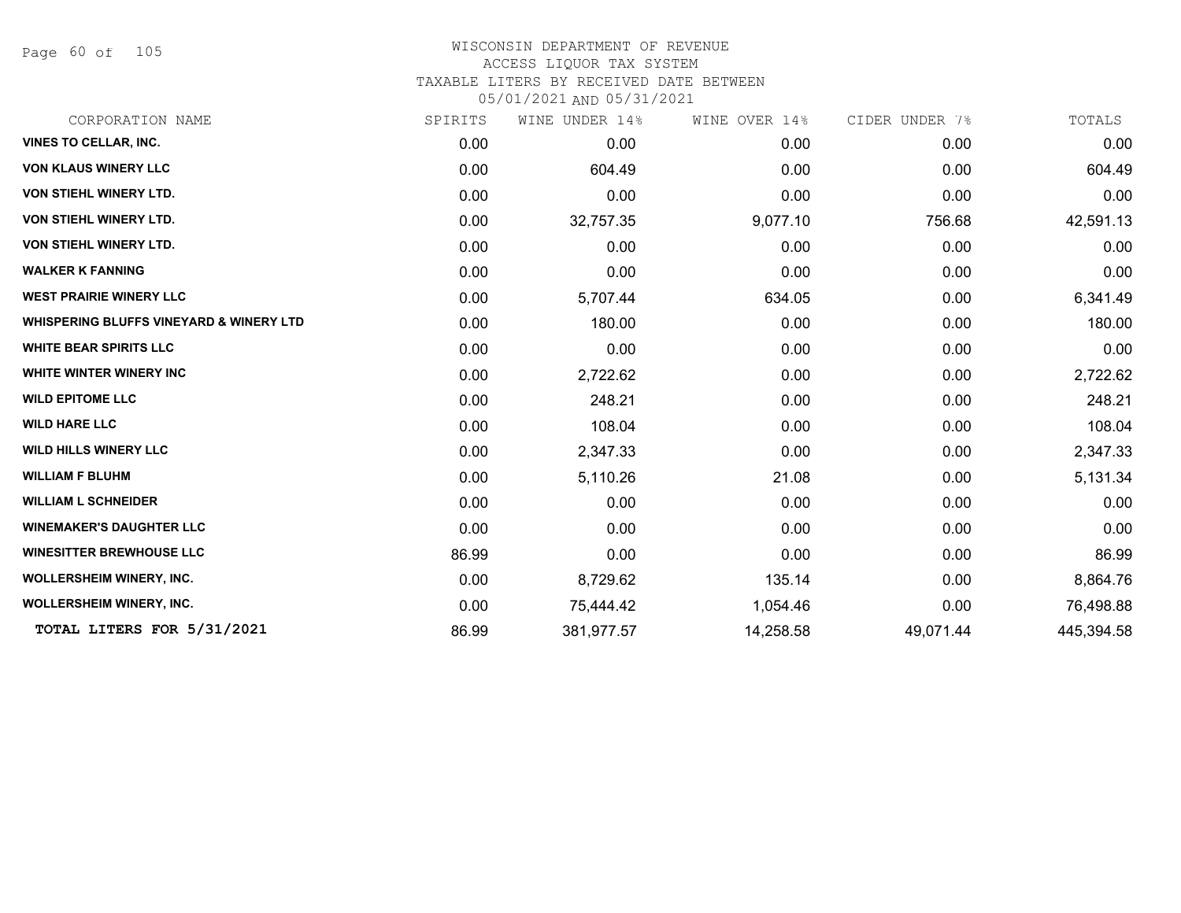WISCONSIN DEPARTMENT OF REVENUE
ACCESS LIQUOR TAX SYSTEM
TAXABLE LITERS BY RECEIVED DATE BETWEEN
05/01/2021 AND 05/31/2021

| CORPORATION NAME | SPIRITS | WINE UNDER 14% | WINE OVER 14% | CIDER UNDER 7% | TOTALS |
|---|---|---|---|---|---|
| VINES TO CELLAR, INC. | 0.00 | 0.00 | 0.00 | 0.00 | 0.00 |
| VON KLAUS WINERY LLC | 0.00 | 604.49 | 0.00 | 0.00 | 604.49 |
| VON STIEHL WINERY LTD. | 0.00 | 0.00 | 0.00 | 0.00 | 0.00 |
| VON STIEHL WINERY LTD. | 0.00 | 32,757.35 | 9,077.10 | 756.68 | 42,591.13 |
| VON STIEHL WINERY LTD. | 0.00 | 0.00 | 0.00 | 0.00 | 0.00 |
| WALKER K FANNING | 0.00 | 0.00 | 0.00 | 0.00 | 0.00 |
| WEST PRAIRIE WINERY LLC | 0.00 | 5,707.44 | 634.05 | 0.00 | 6,341.49 |
| WHISPERING BLUFFS VINEYARD & WINERY LTD | 0.00 | 180.00 | 0.00 | 0.00 | 180.00 |
| WHITE BEAR SPIRITS LLC | 0.00 | 0.00 | 0.00 | 0.00 | 0.00 |
| WHITE WINTER WINERY INC | 0.00 | 2,722.62 | 0.00 | 0.00 | 2,722.62 |
| WILD EPITOME LLC | 0.00 | 248.21 | 0.00 | 0.00 | 248.21 |
| WILD HARE LLC | 0.00 | 108.04 | 0.00 | 0.00 | 108.04 |
| WILD HILLS WINERY LLC | 0.00 | 2,347.33 | 0.00 | 0.00 | 2,347.33 |
| WILLIAM F BLUHM | 0.00 | 5,110.26 | 21.08 | 0.00 | 5,131.34 |
| WILLIAM L SCHNEIDER | 0.00 | 0.00 | 0.00 | 0.00 | 0.00 |
| WINEMAKER'S DAUGHTER LLC | 0.00 | 0.00 | 0.00 | 0.00 | 0.00 |
| WINESITTER BREWHOUSE LLC | 86.99 | 0.00 | 0.00 | 0.00 | 86.99 |
| WOLLERSHEIM WINERY, INC. | 0.00 | 8,729.62 | 135.14 | 0.00 | 8,864.76 |
| WOLLERSHEIM WINERY, INC. | 0.00 | 75,444.42 | 1,054.46 | 0.00 | 76,498.88 |
| **TOTAL LITERS FOR 5/31/2021** | 86.99 | 381,977.57 | 14,258.58 | 49,071.44 | 445,394.58 |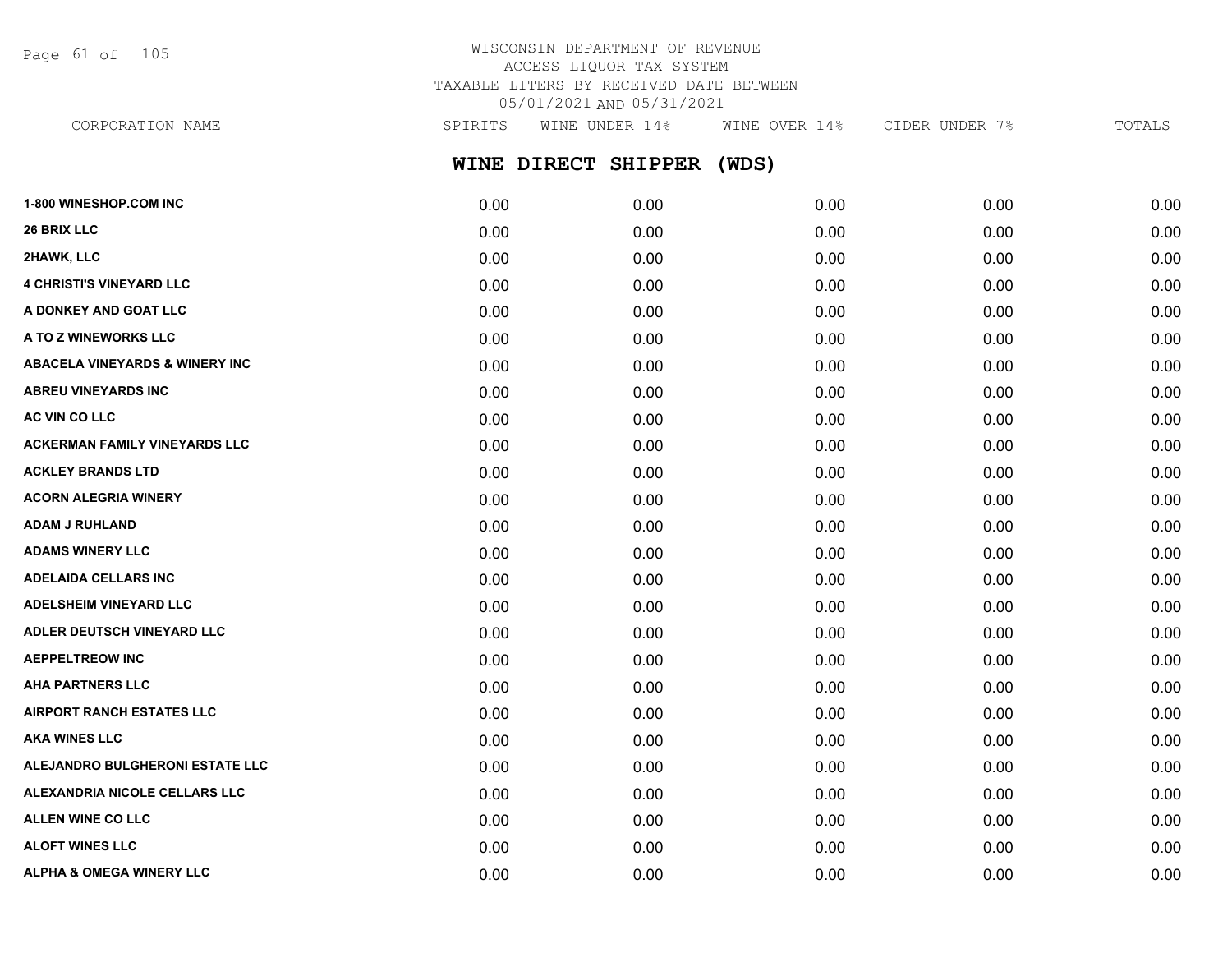WISCONSIN DEPARTMENT OF REVENUE
ACCESS LIQUOR TAX SYSTEM
TAXABLE LITERS BY RECEIVED DATE BETWEEN
05/01/2021 AND 05/31/2021

## WINE DIRECT SHIPPER (WDS)

| CORPORATION NAME | SPIRITS | WINE UNDER 14% | WINE OVER 14% | CIDER UNDER 7% | TOTALS |
|---|---|---|---|---|---|
| 1-800 WINESHOP.COM INC | 0.00 | 0.00 | 0.00 | 0.00 | 0.00 |
| 26 BRIX LLC | 0.00 | 0.00 | 0.00 | 0.00 | 0.00 |
| 2HAWK, LLC | 0.00 | 0.00 | 0.00 | 0.00 | 0.00 |
| 4 CHRISTI'S VINEYARD LLC | 0.00 | 0.00 | 0.00 | 0.00 | 0.00 |
| A DONKEY AND GOAT LLC | 0.00 | 0.00 | 0.00 | 0.00 | 0.00 |
| A TO Z WINEWORKS LLC | 0.00 | 0.00 | 0.00 | 0.00 | 0.00 |
| ABACELA VINEYARDS & WINERY INC | 0.00 | 0.00 | 0.00 | 0.00 | 0.00 |
| ABREU VINEYARDS INC | 0.00 | 0.00 | 0.00 | 0.00 | 0.00 |
| AC VIN CO LLC | 0.00 | 0.00 | 0.00 | 0.00 | 0.00 |
| ACKERMAN FAMILY VINEYARDS LLC | 0.00 | 0.00 | 0.00 | 0.00 | 0.00 |
| ACKLEY BRANDS LTD | 0.00 | 0.00 | 0.00 | 0.00 | 0.00 |
| ACORN ALEGRIA WINERY | 0.00 | 0.00 | 0.00 | 0.00 | 0.00 |
| ADAM J RUHLAND | 0.00 | 0.00 | 0.00 | 0.00 | 0.00 |
| ADAMS WINERY LLC | 0.00 | 0.00 | 0.00 | 0.00 | 0.00 |
| ADELAIDA CELLARS INC | 0.00 | 0.00 | 0.00 | 0.00 | 0.00 |
| ADELSHEIM VINEYARD LLC | 0.00 | 0.00 | 0.00 | 0.00 | 0.00 |
| ADLER DEUTSCH VINEYARD LLC | 0.00 | 0.00 | 0.00 | 0.00 | 0.00 |
| AEPPELTREOW INC | 0.00 | 0.00 | 0.00 | 0.00 | 0.00 |
| AHA PARTNERS LLC | 0.00 | 0.00 | 0.00 | 0.00 | 0.00 |
| AIRPORT RANCH ESTATES LLC | 0.00 | 0.00 | 0.00 | 0.00 | 0.00 |
| AKA WINES LLC | 0.00 | 0.00 | 0.00 | 0.00 | 0.00 |
| ALEJANDRO BULGHERONI ESTATE LLC | 0.00 | 0.00 | 0.00 | 0.00 | 0.00 |
| ALEXANDRIA NICOLE CELLARS LLC | 0.00 | 0.00 | 0.00 | 0.00 | 0.00 |
| ALLEN WINE CO LLC | 0.00 | 0.00 | 0.00 | 0.00 | 0.00 |
| ALOFT WINES LLC | 0.00 | 0.00 | 0.00 | 0.00 | 0.00 |
| ALPHA & OMEGA WINERY LLC | 0.00 | 0.00 | 0.00 | 0.00 | 0.00 |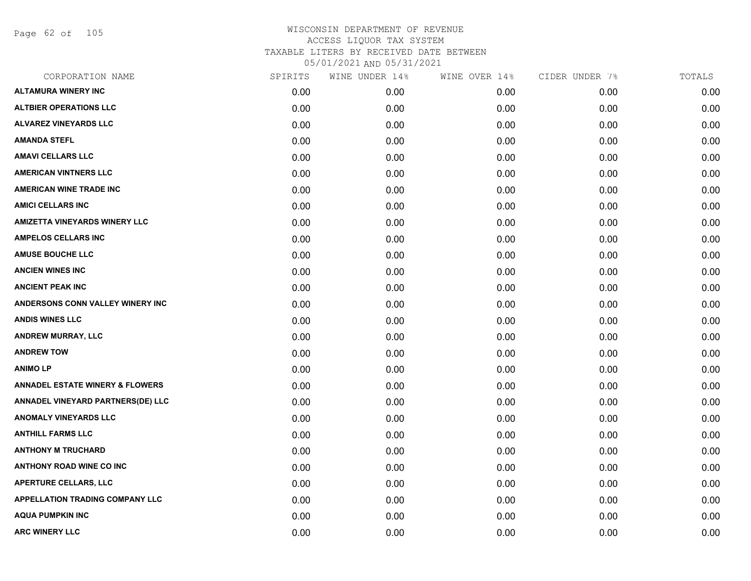WISCONSIN DEPARTMENT OF REVENUE
ACCESS LIQUOR TAX SYSTEM
TAXABLE LITERS BY RECEIVED DATE BETWEEN
05/01/2021 AND 05/31/2021

| CORPORATION NAME | SPIRITS | WINE UNDER 14% | WINE OVER 14% | CIDER UNDER 7% | TOTALS |
|---|---|---|---|---|---|
| ALTAMURA WINERY INC | 0.00 | 0.00 | 0.00 | 0.00 | 0.00 |
| ALTBIER OPERATIONS LLC | 0.00 | 0.00 | 0.00 | 0.00 | 0.00 |
| ALVAREZ VINEYARDS LLC | 0.00 | 0.00 | 0.00 | 0.00 | 0.00 |
| AMANDA STEFL | 0.00 | 0.00 | 0.00 | 0.00 | 0.00 |
| AMAVI CELLARS LLC | 0.00 | 0.00 | 0.00 | 0.00 | 0.00 |
| AMERICAN VINTNERS LLC | 0.00 | 0.00 | 0.00 | 0.00 | 0.00 |
| AMERICAN WINE TRADE INC | 0.00 | 0.00 | 0.00 | 0.00 | 0.00 |
| AMICI CELLARS INC | 0.00 | 0.00 | 0.00 | 0.00 | 0.00 |
| AMIZETTA VINEYARDS WINERY LLC | 0.00 | 0.00 | 0.00 | 0.00 | 0.00 |
| AMPELOS CELLARS INC | 0.00 | 0.00 | 0.00 | 0.00 | 0.00 |
| AMUSE BOUCHE LLC | 0.00 | 0.00 | 0.00 | 0.00 | 0.00 |
| ANCIEN WINES INC | 0.00 | 0.00 | 0.00 | 0.00 | 0.00 |
| ANCIENT PEAK INC | 0.00 | 0.00 | 0.00 | 0.00 | 0.00 |
| ANDERSONS CONN VALLEY WINERY INC | 0.00 | 0.00 | 0.00 | 0.00 | 0.00 |
| ANDIS WINES LLC | 0.00 | 0.00 | 0.00 | 0.00 | 0.00 |
| ANDREW MURRAY, LLC | 0.00 | 0.00 | 0.00 | 0.00 | 0.00 |
| ANDREW TOW | 0.00 | 0.00 | 0.00 | 0.00 | 0.00 |
| ANIMO LP | 0.00 | 0.00 | 0.00 | 0.00 | 0.00 |
| ANNADEL ESTATE WINERY & FLOWERS | 0.00 | 0.00 | 0.00 | 0.00 | 0.00 |
| ANNADEL VINEYARD PARTNERS(DE) LLC | 0.00 | 0.00 | 0.00 | 0.00 | 0.00 |
| ANOMALY VINEYARDS LLC | 0.00 | 0.00 | 0.00 | 0.00 | 0.00 |
| ANTHILL FARMS LLC | 0.00 | 0.00 | 0.00 | 0.00 | 0.00 |
| ANTHONY M TRUCHARD | 0.00 | 0.00 | 0.00 | 0.00 | 0.00 |
| ANTHONY ROAD WINE CO INC | 0.00 | 0.00 | 0.00 | 0.00 | 0.00 |
| APERTURE CELLARS, LLC | 0.00 | 0.00 | 0.00 | 0.00 | 0.00 |
| APPELLATION TRADING COMPANY LLC | 0.00 | 0.00 | 0.00 | 0.00 | 0.00 |
| AQUA PUMPKIN INC | 0.00 | 0.00 | 0.00 | 0.00 | 0.00 |
| ARC WINERY LLC | 0.00 | 0.00 | 0.00 | 0.00 | 0.00 |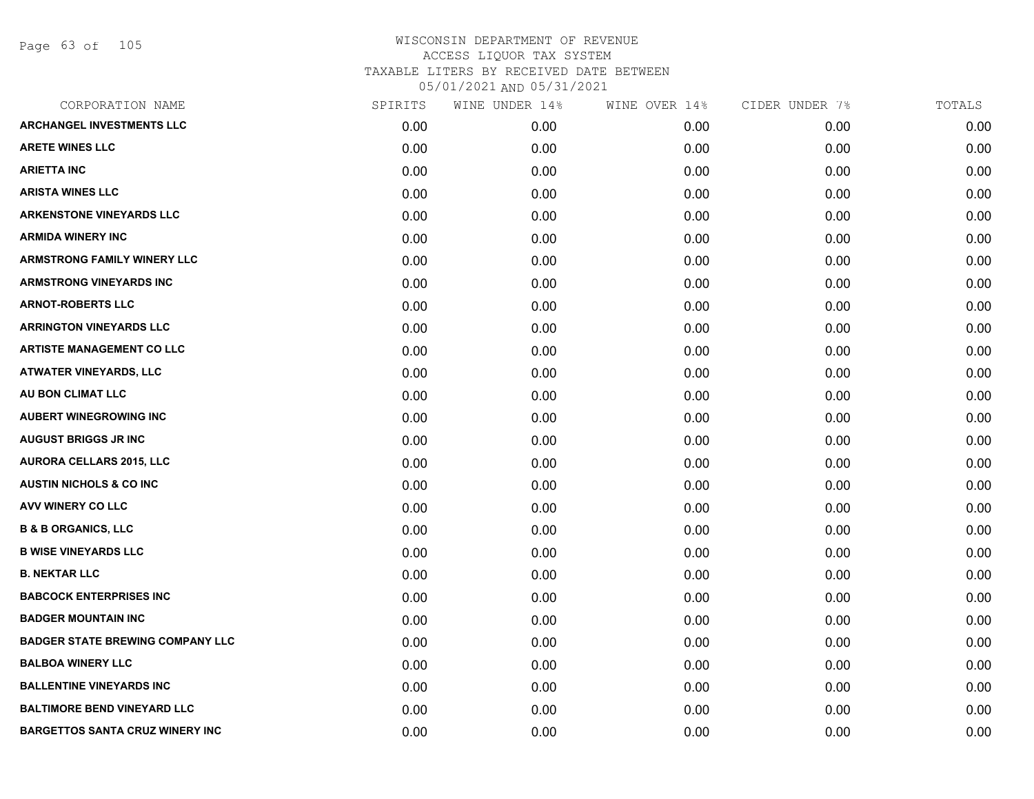WISCONSIN DEPARTMENT OF REVENUE
ACCESS LIQUOR TAX SYSTEM
TAXABLE LITERS BY RECEIVED DATE BETWEEN
05/01/2021 AND 05/31/2021

| CORPORATION NAME | SPIRITS | WINE UNDER 14% | WINE OVER 14% | CIDER UNDER 7% | TOTALS |
|---|---|---|---|---|---|
| ARCHANGEL INVESTMENTS LLC | 0.00 | 0.00 | 0.00 | 0.00 | 0.00 |
| ARETE WINES LLC | 0.00 | 0.00 | 0.00 | 0.00 | 0.00 |
| ARIETTA INC | 0.00 | 0.00 | 0.00 | 0.00 | 0.00 |
| ARISTA WINES LLC | 0.00 | 0.00 | 0.00 | 0.00 | 0.00 |
| ARKENSTONE VINEYARDS LLC | 0.00 | 0.00 | 0.00 | 0.00 | 0.00 |
| ARMIDA WINERY INC | 0.00 | 0.00 | 0.00 | 0.00 | 0.00 |
| ARMSTRONG FAMILY WINERY LLC | 0.00 | 0.00 | 0.00 | 0.00 | 0.00 |
| ARMSTRONG VINEYARDS INC | 0.00 | 0.00 | 0.00 | 0.00 | 0.00 |
| ARNOT-ROBERTS LLC | 0.00 | 0.00 | 0.00 | 0.00 | 0.00 |
| ARRINGTON VINEYARDS LLC | 0.00 | 0.00 | 0.00 | 0.00 | 0.00 |
| ARTISTE MANAGEMENT CO LLC | 0.00 | 0.00 | 0.00 | 0.00 | 0.00 |
| ATWATER VINEYARDS, LLC | 0.00 | 0.00 | 0.00 | 0.00 | 0.00 |
| AU BON CLIMAT LLC | 0.00 | 0.00 | 0.00 | 0.00 | 0.00 |
| AUBERT WINEGROWING INC | 0.00 | 0.00 | 0.00 | 0.00 | 0.00 |
| AUGUST BRIGGS JR INC | 0.00 | 0.00 | 0.00 | 0.00 | 0.00 |
| AURORA CELLARS 2015, LLC | 0.00 | 0.00 | 0.00 | 0.00 | 0.00 |
| AUSTIN NICHOLS & CO INC | 0.00 | 0.00 | 0.00 | 0.00 | 0.00 |
| AVV WINERY CO LLC | 0.00 | 0.00 | 0.00 | 0.00 | 0.00 |
| B & B ORGANICS, LLC | 0.00 | 0.00 | 0.00 | 0.00 | 0.00 |
| B WISE VINEYARDS LLC | 0.00 | 0.00 | 0.00 | 0.00 | 0.00 |
| B. NEKTAR LLC | 0.00 | 0.00 | 0.00 | 0.00 | 0.00 |
| BABCOCK ENTERPRISES INC | 0.00 | 0.00 | 0.00 | 0.00 | 0.00 |
| BADGER MOUNTAIN INC | 0.00 | 0.00 | 0.00 | 0.00 | 0.00 |
| BADGER STATE BREWING COMPANY LLC | 0.00 | 0.00 | 0.00 | 0.00 | 0.00 |
| BALBOA WINERY LLC | 0.00 | 0.00 | 0.00 | 0.00 | 0.00 |
| BALLENTINE VINEYARDS INC | 0.00 | 0.00 | 0.00 | 0.00 | 0.00 |
| BALTIMORE BEND VINEYARD LLC | 0.00 | 0.00 | 0.00 | 0.00 | 0.00 |
| BARGETTOS SANTA CRUZ WINERY INC | 0.00 | 0.00 | 0.00 | 0.00 | 0.00 |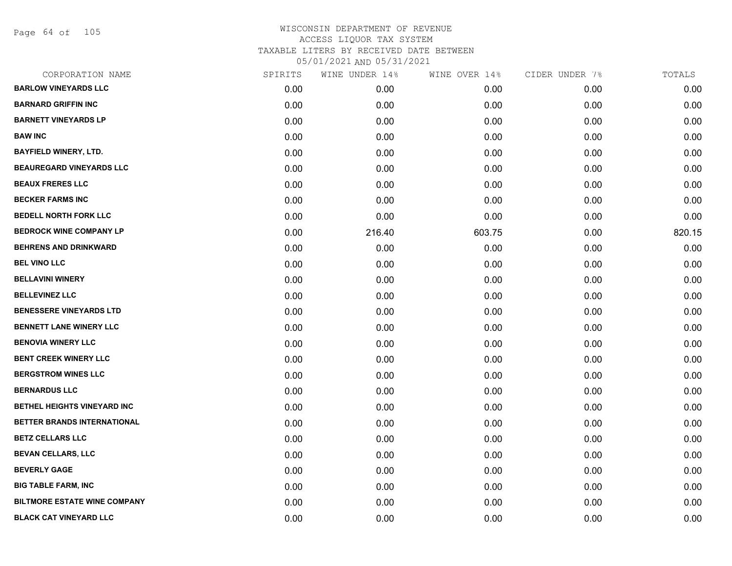WISCONSIN DEPARTMENT OF REVENUE
ACCESS LIQUOR TAX SYSTEM
TAXABLE LITERS BY RECEIVED DATE BETWEEN
05/01/2021 AND 05/31/2021

| CORPORATION NAME | SPIRITS | WINE UNDER 14% | WINE OVER 14% | CIDER UNDER 7% | TOTALS |
|---|---|---|---|---|---|
| BARLOW VINEYARDS LLC | 0.00 | 0.00 | 0.00 | 0.00 | 0.00 |
| BARNARD GRIFFIN INC | 0.00 | 0.00 | 0.00 | 0.00 | 0.00 |
| BARNETT VINEYARDS LP | 0.00 | 0.00 | 0.00 | 0.00 | 0.00 |
| BAW INC | 0.00 | 0.00 | 0.00 | 0.00 | 0.00 |
| BAYFIELD WINERY, LTD. | 0.00 | 0.00 | 0.00 | 0.00 | 0.00 |
| BEAUREGARD VINEYARDS LLC | 0.00 | 0.00 | 0.00 | 0.00 | 0.00 |
| BEAUX FRERES LLC | 0.00 | 0.00 | 0.00 | 0.00 | 0.00 |
| BECKER FARMS INC | 0.00 | 0.00 | 0.00 | 0.00 | 0.00 |
| BEDELL NORTH FORK LLC | 0.00 | 0.00 | 0.00 | 0.00 | 0.00 |
| BEDROCK WINE COMPANY LP | 0.00 | 216.40 | 603.75 | 0.00 | 820.15 |
| BEHRENS AND DRINKWARD | 0.00 | 0.00 | 0.00 | 0.00 | 0.00 |
| BEL VINO LLC | 0.00 | 0.00 | 0.00 | 0.00 | 0.00 |
| BELLAVINI WINERY | 0.00 | 0.00 | 0.00 | 0.00 | 0.00 |
| BELLEVINEZ LLC | 0.00 | 0.00 | 0.00 | 0.00 | 0.00 |
| BENESSERE VINEYARDS LTD | 0.00 | 0.00 | 0.00 | 0.00 | 0.00 |
| BENNETT LANE WINERY LLC | 0.00 | 0.00 | 0.00 | 0.00 | 0.00 |
| BENOVIA WINERY LLC | 0.00 | 0.00 | 0.00 | 0.00 | 0.00 |
| BENT CREEK WINERY LLC | 0.00 | 0.00 | 0.00 | 0.00 | 0.00 |
| BERGSTROM WINES LLC | 0.00 | 0.00 | 0.00 | 0.00 | 0.00 |
| BERNARDUS LLC | 0.00 | 0.00 | 0.00 | 0.00 | 0.00 |
| BETHEL HEIGHTS VINEYARD INC | 0.00 | 0.00 | 0.00 | 0.00 | 0.00 |
| BETTER BRANDS INTERNATIONAL | 0.00 | 0.00 | 0.00 | 0.00 | 0.00 |
| BETZ CELLARS LLC | 0.00 | 0.00 | 0.00 | 0.00 | 0.00 |
| BEVAN CELLARS, LLC | 0.00 | 0.00 | 0.00 | 0.00 | 0.00 |
| BEVERLY GAGE | 0.00 | 0.00 | 0.00 | 0.00 | 0.00 |
| BIG TABLE FARM, INC | 0.00 | 0.00 | 0.00 | 0.00 | 0.00 |
| BILTMORE ESTATE WINE COMPANY | 0.00 | 0.00 | 0.00 | 0.00 | 0.00 |
| BLACK CAT VINEYARD LLC | 0.00 | 0.00 | 0.00 | 0.00 | 0.00 |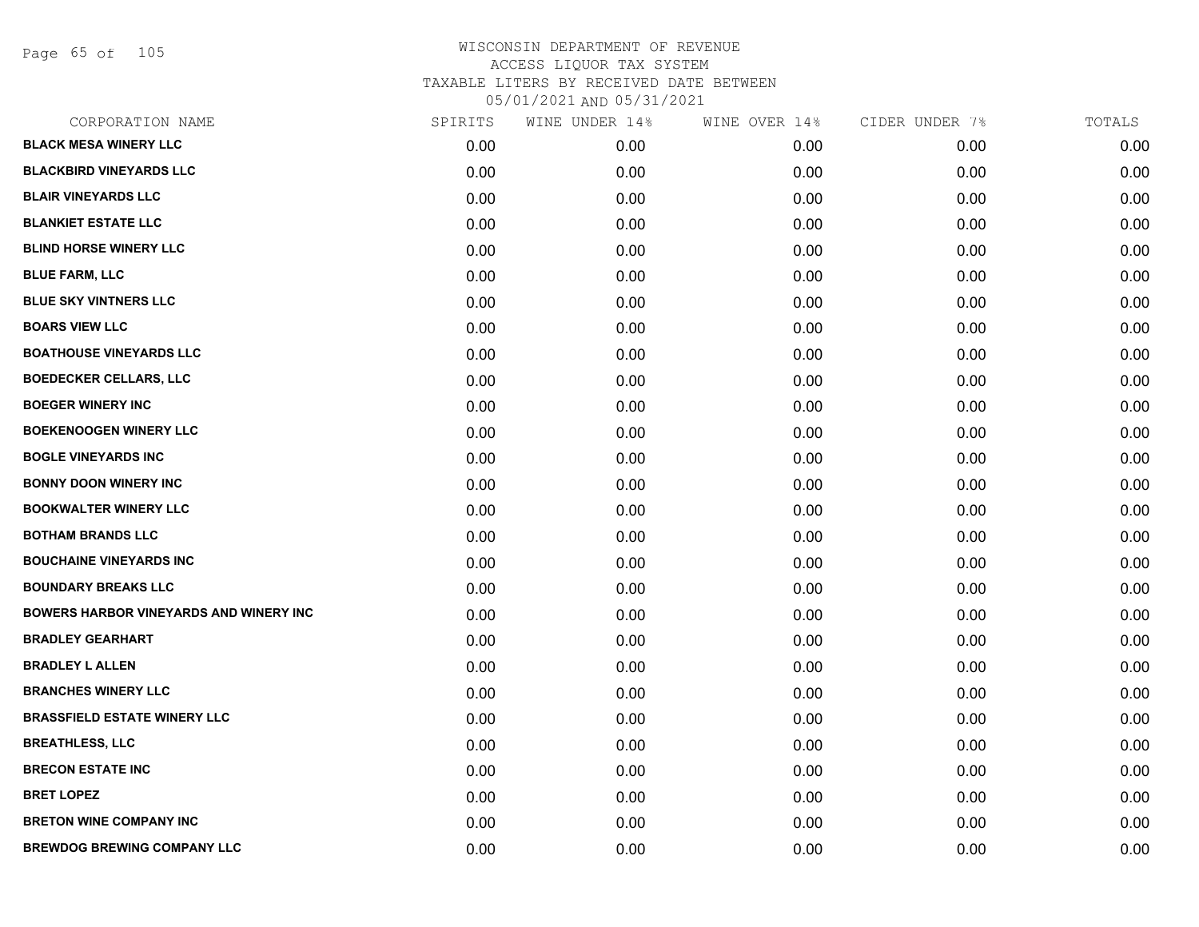WISCONSIN DEPARTMENT OF REVENUE
ACCESS LIQUOR TAX SYSTEM
TAXABLE LITERS BY RECEIVED DATE BETWEEN
05/01/2021 AND 05/31/2021

| CORPORATION NAME | SPIRITS | WINE UNDER 14% | WINE OVER 14% | CIDER UNDER 7% | TOTALS |
|---|---|---|---|---|---|
| BLACK MESA WINERY LLC | 0.00 | 0.00 | 0.00 | 0.00 | 0.00 |
| BLACKBIRD VINEYARDS LLC | 0.00 | 0.00 | 0.00 | 0.00 | 0.00 |
| BLAIR VINEYARDS LLC | 0.00 | 0.00 | 0.00 | 0.00 | 0.00 |
| BLANKIET ESTATE LLC | 0.00 | 0.00 | 0.00 | 0.00 | 0.00 |
| BLIND HORSE WINERY LLC | 0.00 | 0.00 | 0.00 | 0.00 | 0.00 |
| BLUE FARM, LLC | 0.00 | 0.00 | 0.00 | 0.00 | 0.00 |
| BLUE SKY VINTNERS LLC | 0.00 | 0.00 | 0.00 | 0.00 | 0.00 |
| BOARS VIEW LLC | 0.00 | 0.00 | 0.00 | 0.00 | 0.00 |
| BOATHOUSE VINEYARDS LLC | 0.00 | 0.00 | 0.00 | 0.00 | 0.00 |
| BOEDECKER CELLARS, LLC | 0.00 | 0.00 | 0.00 | 0.00 | 0.00 |
| BOEGER WINERY INC | 0.00 | 0.00 | 0.00 | 0.00 | 0.00 |
| BOEKENOOGEN WINERY LLC | 0.00 | 0.00 | 0.00 | 0.00 | 0.00 |
| BOGLE VINEYARDS INC | 0.00 | 0.00 | 0.00 | 0.00 | 0.00 |
| BONNY DOON WINERY INC | 0.00 | 0.00 | 0.00 | 0.00 | 0.00 |
| BOOKWALTER WINERY LLC | 0.00 | 0.00 | 0.00 | 0.00 | 0.00 |
| BOTHAM BRANDS LLC | 0.00 | 0.00 | 0.00 | 0.00 | 0.00 |
| BOUCHAINE VINEYARDS INC | 0.00 | 0.00 | 0.00 | 0.00 | 0.00 |
| BOUNDARY BREAKS LLC | 0.00 | 0.00 | 0.00 | 0.00 | 0.00 |
| BOWERS HARBOR VINEYARDS AND WINERY INC | 0.00 | 0.00 | 0.00 | 0.00 | 0.00 |
| BRADLEY GEARHART | 0.00 | 0.00 | 0.00 | 0.00 | 0.00 |
| BRADLEY L ALLEN | 0.00 | 0.00 | 0.00 | 0.00 | 0.00 |
| BRANCHES WINERY LLC | 0.00 | 0.00 | 0.00 | 0.00 | 0.00 |
| BRASSFIELD ESTATE WINERY LLC | 0.00 | 0.00 | 0.00 | 0.00 | 0.00 |
| BREATHLESS, LLC | 0.00 | 0.00 | 0.00 | 0.00 | 0.00 |
| BRECON ESTATE INC | 0.00 | 0.00 | 0.00 | 0.00 | 0.00 |
| BRET LOPEZ | 0.00 | 0.00 | 0.00 | 0.00 | 0.00 |
| BRETON WINE COMPANY INC | 0.00 | 0.00 | 0.00 | 0.00 | 0.00 |
| BREWDOG BREWING COMPANY LLC | 0.00 | 0.00 | 0.00 | 0.00 | 0.00 |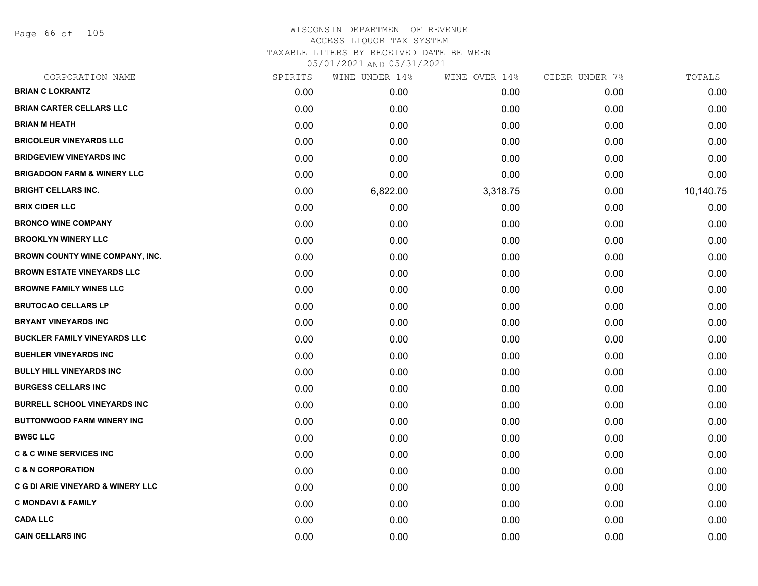# WISCONSIN DEPARTMENT OF REVENUE
## ACCESS LIQUOR TAX SYSTEM
### TAXABLE LITERS BY RECEIVED DATE BETWEEN 05/01/2021 AND 05/31/2021

| CORPORATION NAME | SPIRITS | WINE UNDER 14% | WINE OVER 14% | CIDER UNDER 7% | TOTALS |
|---|---|---|---|---|---|
| BRIAN C LOKRANTZ | 0.00 | 0.00 | 0.00 | 0.00 | 0.00 |
| BRIAN CARTER CELLARS LLC | 0.00 | 0.00 | 0.00 | 0.00 | 0.00 |
| BRIAN M HEATH | 0.00 | 0.00 | 0.00 | 0.00 | 0.00 |
| BRICOLEUR VINEYARDS LLC | 0.00 | 0.00 | 0.00 | 0.00 | 0.00 |
| BRIDGEVIEW VINEYARDS INC | 0.00 | 0.00 | 0.00 | 0.00 | 0.00 |
| BRIGADOON FARM & WINERY LLC | 0.00 | 0.00 | 0.00 | 0.00 | 0.00 |
| BRIGHT CELLARS INC. | 0.00 | 6,822.00 | 3,318.75 | 0.00 | 10,140.75 |
| BRIX CIDER LLC | 0.00 | 0.00 | 0.00 | 0.00 | 0.00 |
| BRONCO WINE COMPANY | 0.00 | 0.00 | 0.00 | 0.00 | 0.00 |
| BROOKLYN WINERY LLC | 0.00 | 0.00 | 0.00 | 0.00 | 0.00 |
| BROWN COUNTY WINE COMPANY, INC. | 0.00 | 0.00 | 0.00 | 0.00 | 0.00 |
| BROWN ESTATE VINEYARDS LLC | 0.00 | 0.00 | 0.00 | 0.00 | 0.00 |
| BROWNE FAMILY WINES LLC | 0.00 | 0.00 | 0.00 | 0.00 | 0.00 |
| BRUTOCAO CELLARS LP | 0.00 | 0.00 | 0.00 | 0.00 | 0.00 |
| BRYANT VINEYARDS INC | 0.00 | 0.00 | 0.00 | 0.00 | 0.00 |
| BUCKLER FAMILY VINEYARDS LLC | 0.00 | 0.00 | 0.00 | 0.00 | 0.00 |
| BUEHLER VINEYARDS INC | 0.00 | 0.00 | 0.00 | 0.00 | 0.00 |
| BULLY HILL VINEYARDS INC | 0.00 | 0.00 | 0.00 | 0.00 | 0.00 |
| BURGESS CELLARS INC | 0.00 | 0.00 | 0.00 | 0.00 | 0.00 |
| BURRELL SCHOOL VINEYARDS INC | 0.00 | 0.00 | 0.00 | 0.00 | 0.00 |
| BUTTONWOOD FARM WINERY INC | 0.00 | 0.00 | 0.00 | 0.00 | 0.00 |
| BWSC LLC | 0.00 | 0.00 | 0.00 | 0.00 | 0.00 |
| C & C WINE SERVICES INC | 0.00 | 0.00 | 0.00 | 0.00 | 0.00 |
| C & N CORPORATION | 0.00 | 0.00 | 0.00 | 0.00 | 0.00 |
| C G DI ARIE VINEYARD & WINERY LLC | 0.00 | 0.00 | 0.00 | 0.00 | 0.00 |
| C MONDAVI & FAMILY | 0.00 | 0.00 | 0.00 | 0.00 | 0.00 |
| CADA LLC | 0.00 | 0.00 | 0.00 | 0.00 | 0.00 |
| CAIN CELLARS INC | 0.00 | 0.00 | 0.00 | 0.00 | 0.00 |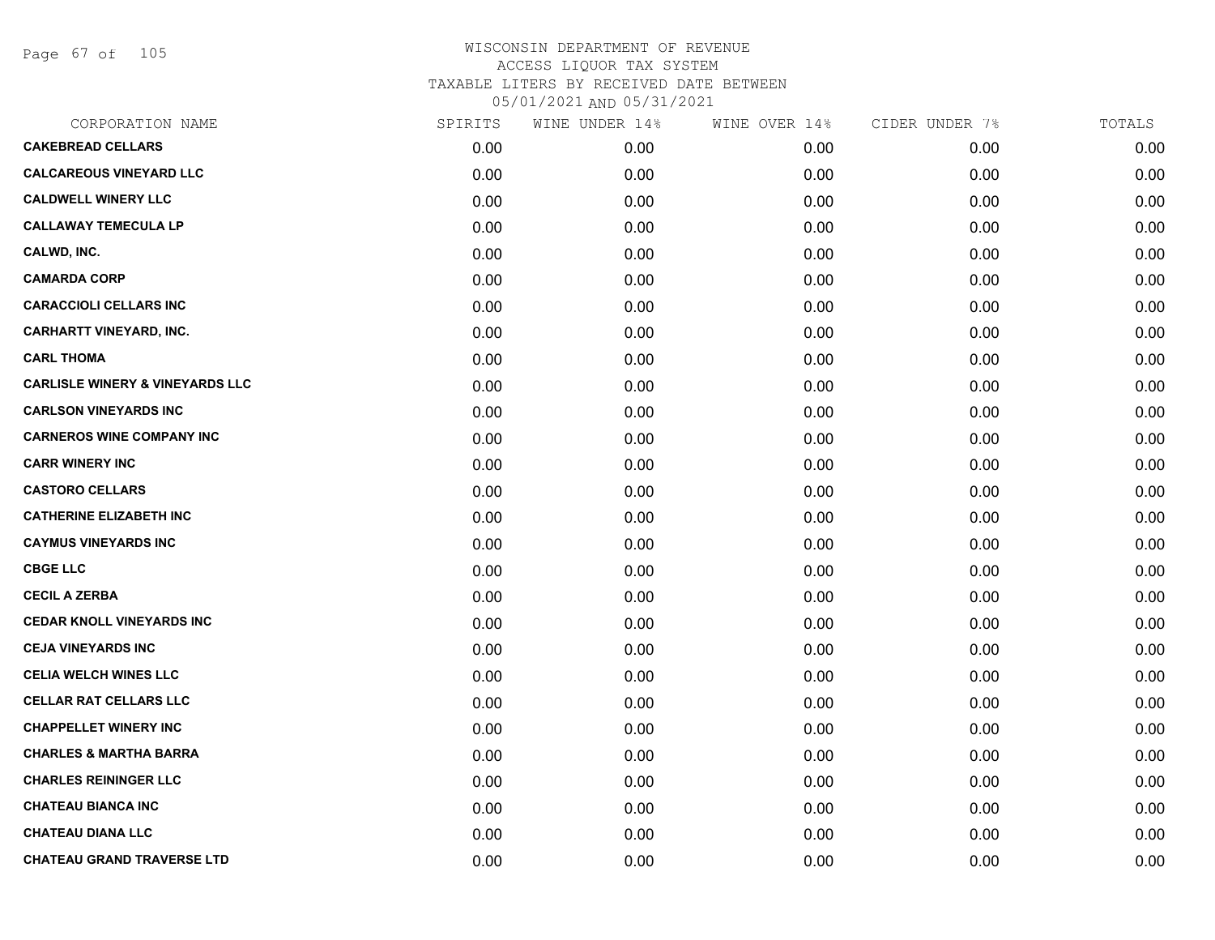WISCONSIN DEPARTMENT OF REVENUE
ACCESS LIQUOR TAX SYSTEM
TAXABLE LITERS BY RECEIVED DATE BETWEEN
05/01/2021 AND 05/31/2021

| CORPORATION NAME | SPIRITS | WINE UNDER 14% | WINE OVER 14% | CIDER UNDER 7% | TOTALS |
|---|---|---|---|---|---|
| CAKEBREAD CELLARS | 0.00 | 0.00 | 0.00 | 0.00 | 0.00 |
| CALCAREOUS VINEYARD LLC | 0.00 | 0.00 | 0.00 | 0.00 | 0.00 |
| CALDWELL WINERY LLC | 0.00 | 0.00 | 0.00 | 0.00 | 0.00 |
| CALLAWAY TEMECULA LP | 0.00 | 0.00 | 0.00 | 0.00 | 0.00 |
| CALWD, INC. | 0.00 | 0.00 | 0.00 | 0.00 | 0.00 |
| CAMARDA CORP | 0.00 | 0.00 | 0.00 | 0.00 | 0.00 |
| CARACCIOLI CELLARS INC | 0.00 | 0.00 | 0.00 | 0.00 | 0.00 |
| CARHARTT VINEYARD, INC. | 0.00 | 0.00 | 0.00 | 0.00 | 0.00 |
| CARL THOMA | 0.00 | 0.00 | 0.00 | 0.00 | 0.00 |
| CARLISLE WINERY & VINEYARDS LLC | 0.00 | 0.00 | 0.00 | 0.00 | 0.00 |
| CARLSON VINEYARDS INC | 0.00 | 0.00 | 0.00 | 0.00 | 0.00 |
| CARNEROS WINE COMPANY INC | 0.00 | 0.00 | 0.00 | 0.00 | 0.00 |
| CARR WINERY INC | 0.00 | 0.00 | 0.00 | 0.00 | 0.00 |
| CASTORO CELLARS | 0.00 | 0.00 | 0.00 | 0.00 | 0.00 |
| CATHERINE ELIZABETH INC | 0.00 | 0.00 | 0.00 | 0.00 | 0.00 |
| CAYMUS VINEYARDS INC | 0.00 | 0.00 | 0.00 | 0.00 | 0.00 |
| CBGE LLC | 0.00 | 0.00 | 0.00 | 0.00 | 0.00 |
| CECIL A ZERBA | 0.00 | 0.00 | 0.00 | 0.00 | 0.00 |
| CEDAR KNOLL VINEYARDS INC | 0.00 | 0.00 | 0.00 | 0.00 | 0.00 |
| CEJA VINEYARDS INC | 0.00 | 0.00 | 0.00 | 0.00 | 0.00 |
| CELIA WELCH WINES LLC | 0.00 | 0.00 | 0.00 | 0.00 | 0.00 |
| CELLAR RAT CELLARS LLC | 0.00 | 0.00 | 0.00 | 0.00 | 0.00 |
| CHAPPELLET WINERY INC | 0.00 | 0.00 | 0.00 | 0.00 | 0.00 |
| CHARLES & MARTHA BARRA | 0.00 | 0.00 | 0.00 | 0.00 | 0.00 |
| CHARLES REININGER LLC | 0.00 | 0.00 | 0.00 | 0.00 | 0.00 |
| CHATEAU BIANCA INC | 0.00 | 0.00 | 0.00 | 0.00 | 0.00 |
| CHATEAU DIANA LLC | 0.00 | 0.00 | 0.00 | 0.00 | 0.00 |
| CHATEAU GRAND TRAVERSE LTD | 0.00 | 0.00 | 0.00 | 0.00 | 0.00 |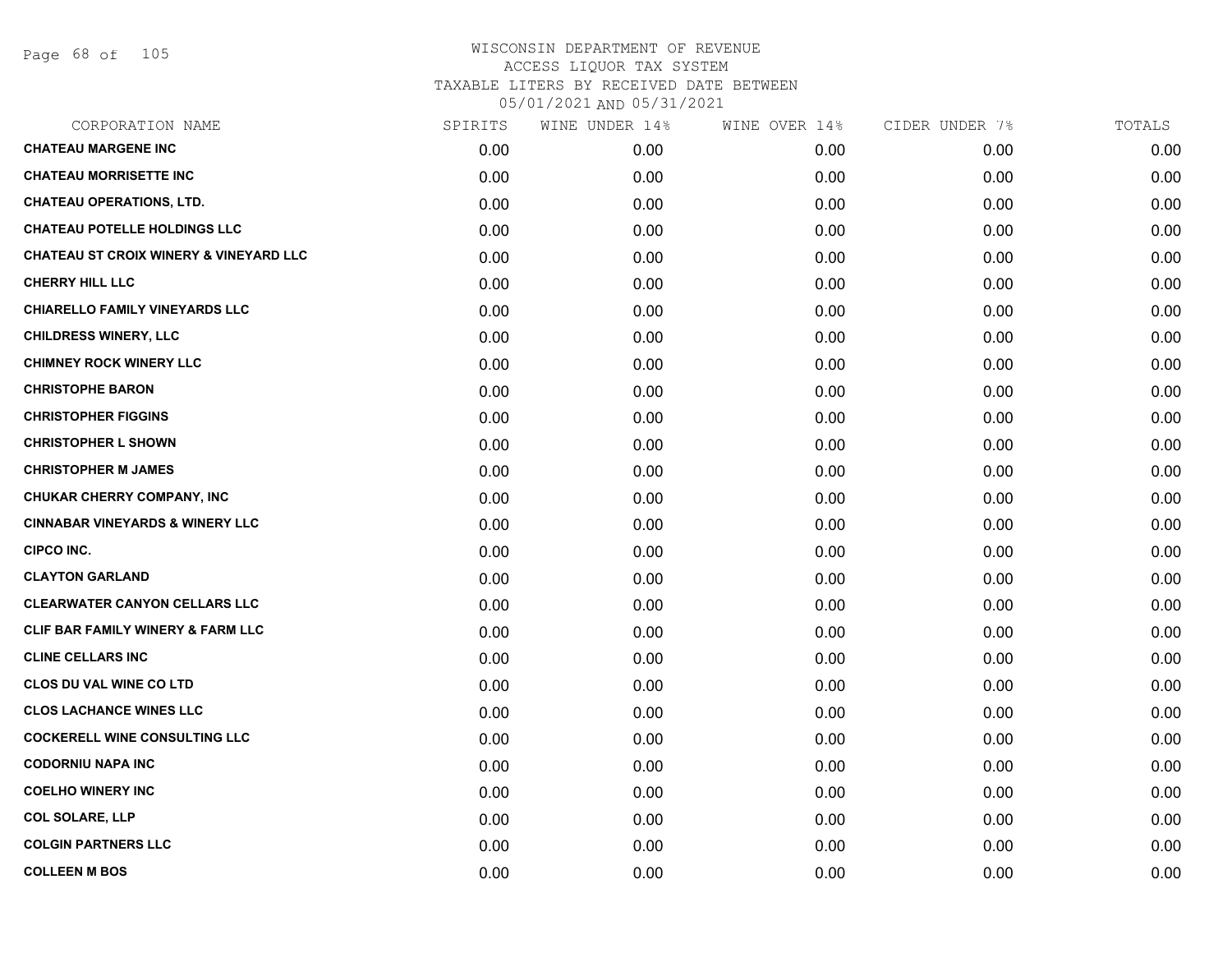WISCONSIN DEPARTMENT OF REVENUE
ACCESS LIQUOR TAX SYSTEM
TAXABLE LITERS BY RECEIVED DATE BETWEEN
05/01/2021 AND 05/31/2021

| CORPORATION NAME | SPIRITS | WINE UNDER 14% | WINE OVER 14% | CIDER UNDER 7% | TOTALS |
|---|---|---|---|---|---|
| CHATEAU MARGENE INC | 0.00 | 0.00 | 0.00 | 0.00 | 0.00 |
| CHATEAU MORRISETTE INC | 0.00 | 0.00 | 0.00 | 0.00 | 0.00 |
| CHATEAU OPERATIONS, LTD. | 0.00 | 0.00 | 0.00 | 0.00 | 0.00 |
| CHATEAU POTELLE HOLDINGS LLC | 0.00 | 0.00 | 0.00 | 0.00 | 0.00 |
| CHATEAU ST CROIX WINERY & VINEYARD LLC | 0.00 | 0.00 | 0.00 | 0.00 | 0.00 |
| CHERRY HILL LLC | 0.00 | 0.00 | 0.00 | 0.00 | 0.00 |
| CHIARELLO FAMILY VINEYARDS LLC | 0.00 | 0.00 | 0.00 | 0.00 | 0.00 |
| CHILDRESS WINERY, LLC | 0.00 | 0.00 | 0.00 | 0.00 | 0.00 |
| CHIMNEY ROCK WINERY LLC | 0.00 | 0.00 | 0.00 | 0.00 | 0.00 |
| CHRISTOPHE BARON | 0.00 | 0.00 | 0.00 | 0.00 | 0.00 |
| CHRISTOPHER FIGGINS | 0.00 | 0.00 | 0.00 | 0.00 | 0.00 |
| CHRISTOPHER L SHOWN | 0.00 | 0.00 | 0.00 | 0.00 | 0.00 |
| CHRISTOPHER M JAMES | 0.00 | 0.00 | 0.00 | 0.00 | 0.00 |
| CHUKAR CHERRY COMPANY, INC | 0.00 | 0.00 | 0.00 | 0.00 | 0.00 |
| CINNABAR VINEYARDS & WINERY LLC | 0.00 | 0.00 | 0.00 | 0.00 | 0.00 |
| CIPCO INC. | 0.00 | 0.00 | 0.00 | 0.00 | 0.00 |
| CLAYTON GARLAND | 0.00 | 0.00 | 0.00 | 0.00 | 0.00 |
| CLEARWATER CANYON CELLARS LLC | 0.00 | 0.00 | 0.00 | 0.00 | 0.00 |
| CLIF BAR FAMILY WINERY & FARM LLC | 0.00 | 0.00 | 0.00 | 0.00 | 0.00 |
| CLINE CELLARS INC | 0.00 | 0.00 | 0.00 | 0.00 | 0.00 |
| CLOS DU VAL WINE CO LTD | 0.00 | 0.00 | 0.00 | 0.00 | 0.00 |
| CLOS LACHANCE WINES LLC | 0.00 | 0.00 | 0.00 | 0.00 | 0.00 |
| COCKERELL WINE CONSULTING LLC | 0.00 | 0.00 | 0.00 | 0.00 | 0.00 |
| CODORNIU NAPA INC | 0.00 | 0.00 | 0.00 | 0.00 | 0.00 |
| COELHO WINERY INC | 0.00 | 0.00 | 0.00 | 0.00 | 0.00 |
| COL SOLARE, LLP | 0.00 | 0.00 | 0.00 | 0.00 | 0.00 |
| COLGIN PARTNERS LLC | 0.00 | 0.00 | 0.00 | 0.00 | 0.00 |
| COLLEEN M BOS | 0.00 | 0.00 | 0.00 | 0.00 | 0.00 |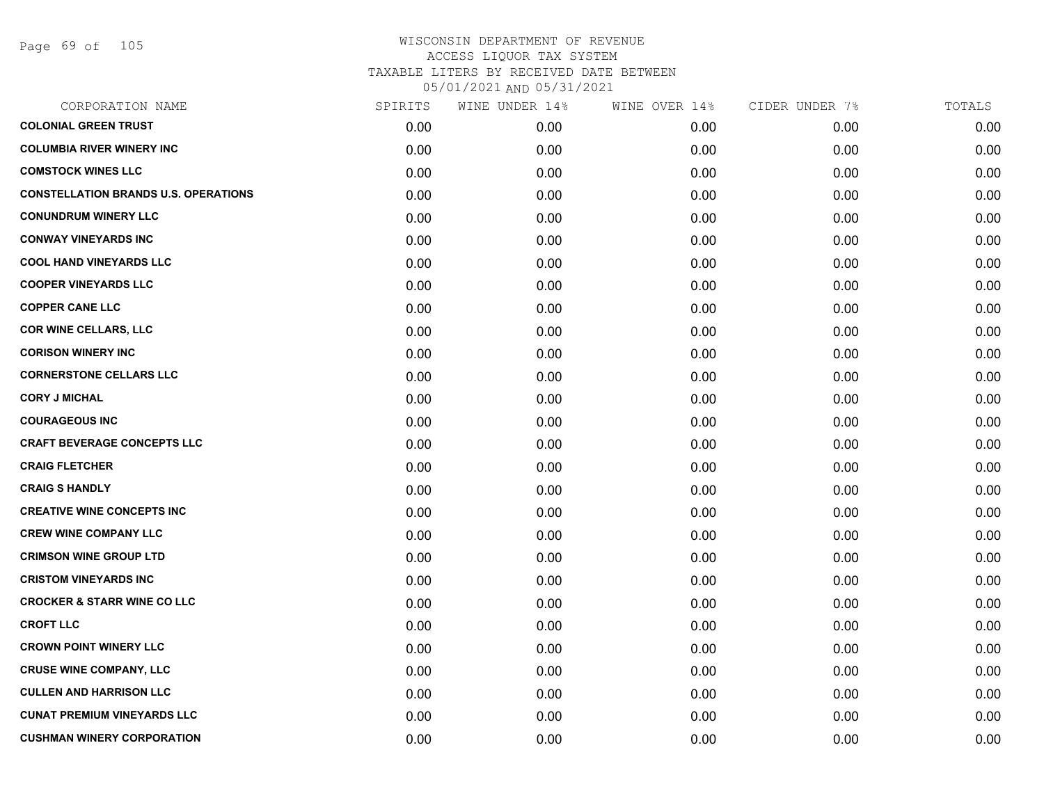# WISCONSIN DEPARTMENT OF REVENUE
## ACCESS LIQUOR TAX SYSTEM
### TAXABLE LITERS BY RECEIVED DATE BETWEEN 05/01/2021 AND 05/31/2021

| CORPORATION NAME | SPIRITS | WINE UNDER 14% | WINE OVER 14% | CIDER UNDER 7% | TOTALS |
|---|---|---|---|---|---|
| COLONIAL GREEN TRUST | 0.00 | 0.00 | 0.00 | 0.00 | 0.00 |
| COLUMBIA RIVER WINERY INC | 0.00 | 0.00 | 0.00 | 0.00 | 0.00 |
| COMSTOCK WINES LLC | 0.00 | 0.00 | 0.00 | 0.00 | 0.00 |
| CONSTELLATION BRANDS U.S. OPERATIONS | 0.00 | 0.00 | 0.00 | 0.00 | 0.00 |
| CONUNDRUM WINERY LLC | 0.00 | 0.00 | 0.00 | 0.00 | 0.00 |
| CONWAY VINEYARDS INC | 0.00 | 0.00 | 0.00 | 0.00 | 0.00 |
| COOL HAND VINEYARDS LLC | 0.00 | 0.00 | 0.00 | 0.00 | 0.00 |
| COOPER VINEYARDS LLC | 0.00 | 0.00 | 0.00 | 0.00 | 0.00 |
| COPPER CANE LLC | 0.00 | 0.00 | 0.00 | 0.00 | 0.00 |
| COR WINE CELLARS, LLC | 0.00 | 0.00 | 0.00 | 0.00 | 0.00 |
| CORISON WINERY INC | 0.00 | 0.00 | 0.00 | 0.00 | 0.00 |
| CORNERSTONE CELLARS LLC | 0.00 | 0.00 | 0.00 | 0.00 | 0.00 |
| CORY J MICHAL | 0.00 | 0.00 | 0.00 | 0.00 | 0.00 |
| COURAGEOUS INC | 0.00 | 0.00 | 0.00 | 0.00 | 0.00 |
| CRAFT BEVERAGE CONCEPTS LLC | 0.00 | 0.00 | 0.00 | 0.00 | 0.00 |
| CRAIG FLETCHER | 0.00 | 0.00 | 0.00 | 0.00 | 0.00 |
| CRAIG S HANDLY | 0.00 | 0.00 | 0.00 | 0.00 | 0.00 |
| CREATIVE WINE CONCEPTS INC | 0.00 | 0.00 | 0.00 | 0.00 | 0.00 |
| CREW WINE COMPANY LLC | 0.00 | 0.00 | 0.00 | 0.00 | 0.00 |
| CRIMSON WINE GROUP LTD | 0.00 | 0.00 | 0.00 | 0.00 | 0.00 |
| CRISTOM VINEYARDS INC | 0.00 | 0.00 | 0.00 | 0.00 | 0.00 |
| CROCKER & STARR WINE CO LLC | 0.00 | 0.00 | 0.00 | 0.00 | 0.00 |
| CROFT LLC | 0.00 | 0.00 | 0.00 | 0.00 | 0.00 |
| CROWN POINT WINERY LLC | 0.00 | 0.00 | 0.00 | 0.00 | 0.00 |
| CRUSE WINE COMPANY, LLC | 0.00 | 0.00 | 0.00 | 0.00 | 0.00 |
| CULLEN AND HARRISON LLC | 0.00 | 0.00 | 0.00 | 0.00 | 0.00 |
| CUNAT PREMIUM VINEYARDS LLC | 0.00 | 0.00 | 0.00 | 0.00 | 0.00 |
| CUSHMAN WINERY CORPORATION | 0.00 | 0.00 | 0.00 | 0.00 | 0.00 |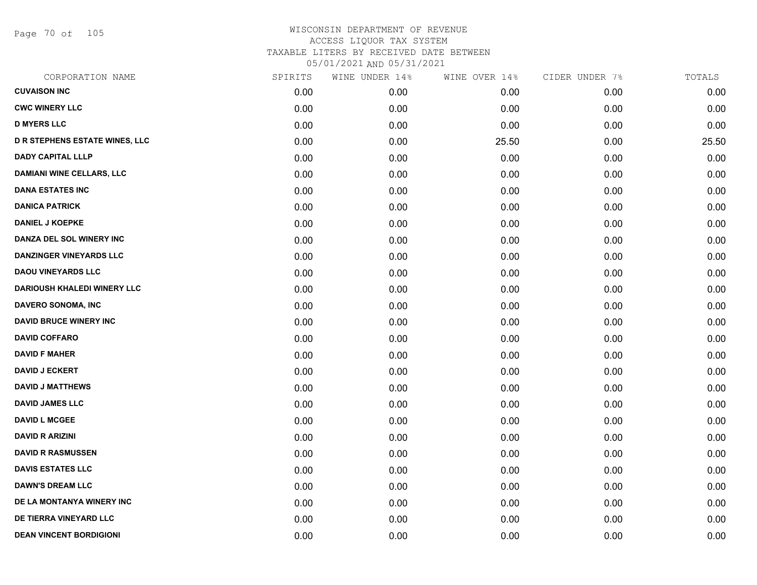# WISCONSIN DEPARTMENT OF REVENUE
ACCESS LIQUOR TAX SYSTEM
TAXABLE LITERS BY RECEIVED DATE BETWEEN
05/01/2021 AND 05/31/2021

| CORPORATION NAME | SPIRITS | WINE UNDER 14% | WINE OVER 14% | CIDER UNDER 7% | TOTALS |
|---|---|---|---|---|---|
| CUVAISON INC | 0.00 | 0.00 | 0.00 | 0.00 | 0.00 |
| CWC WINERY LLC | 0.00 | 0.00 | 0.00 | 0.00 | 0.00 |
| D MYERS LLC | 0.00 | 0.00 | 0.00 | 0.00 | 0.00 |
| D R STEPHENS ESTATE WINES, LLC | 0.00 | 0.00 | 25.50 | 0.00 | 25.50 |
| DADY CAPITAL LLLP | 0.00 | 0.00 | 0.00 | 0.00 | 0.00 |
| DAMIANI WINE CELLARS, LLC | 0.00 | 0.00 | 0.00 | 0.00 | 0.00 |
| DANA ESTATES INC | 0.00 | 0.00 | 0.00 | 0.00 | 0.00 |
| DANICA PATRICK | 0.00 | 0.00 | 0.00 | 0.00 | 0.00 |
| DANIEL J KOEPKE | 0.00 | 0.00 | 0.00 | 0.00 | 0.00 |
| DANZA DEL SOL WINERY INC | 0.00 | 0.00 | 0.00 | 0.00 | 0.00 |
| DANZINGER VINEYARDS LLC | 0.00 | 0.00 | 0.00 | 0.00 | 0.00 |
| DAOU VINEYARDS LLC | 0.00 | 0.00 | 0.00 | 0.00 | 0.00 |
| DARIOUSH KHALEDI WINERY LLC | 0.00 | 0.00 | 0.00 | 0.00 | 0.00 |
| DAVERO SONOMA, INC | 0.00 | 0.00 | 0.00 | 0.00 | 0.00 |
| DAVID BRUCE WINERY INC | 0.00 | 0.00 | 0.00 | 0.00 | 0.00 |
| DAVID COFFARO | 0.00 | 0.00 | 0.00 | 0.00 | 0.00 |
| DAVID F MAHER | 0.00 | 0.00 | 0.00 | 0.00 | 0.00 |
| DAVID J ECKERT | 0.00 | 0.00 | 0.00 | 0.00 | 0.00 |
| DAVID J MATTHEWS | 0.00 | 0.00 | 0.00 | 0.00 | 0.00 |
| DAVID JAMES LLC | 0.00 | 0.00 | 0.00 | 0.00 | 0.00 |
| DAVID L MCGEE | 0.00 | 0.00 | 0.00 | 0.00 | 0.00 |
| DAVID R ARIZINI | 0.00 | 0.00 | 0.00 | 0.00 | 0.00 |
| DAVID R RASMUSSEN | 0.00 | 0.00 | 0.00 | 0.00 | 0.00 |
| DAVIS ESTATES LLC | 0.00 | 0.00 | 0.00 | 0.00 | 0.00 |
| DAWN'S DREAM LLC | 0.00 | 0.00 | 0.00 | 0.00 | 0.00 |
| DE LA MONTANYA WINERY INC | 0.00 | 0.00 | 0.00 | 0.00 | 0.00 |
| DE TIERRA VINEYARD LLC | 0.00 | 0.00 | 0.00 | 0.00 | 0.00 |
| DEAN VINCENT BORDIGIONI | 0.00 | 0.00 | 0.00 | 0.00 | 0.00 |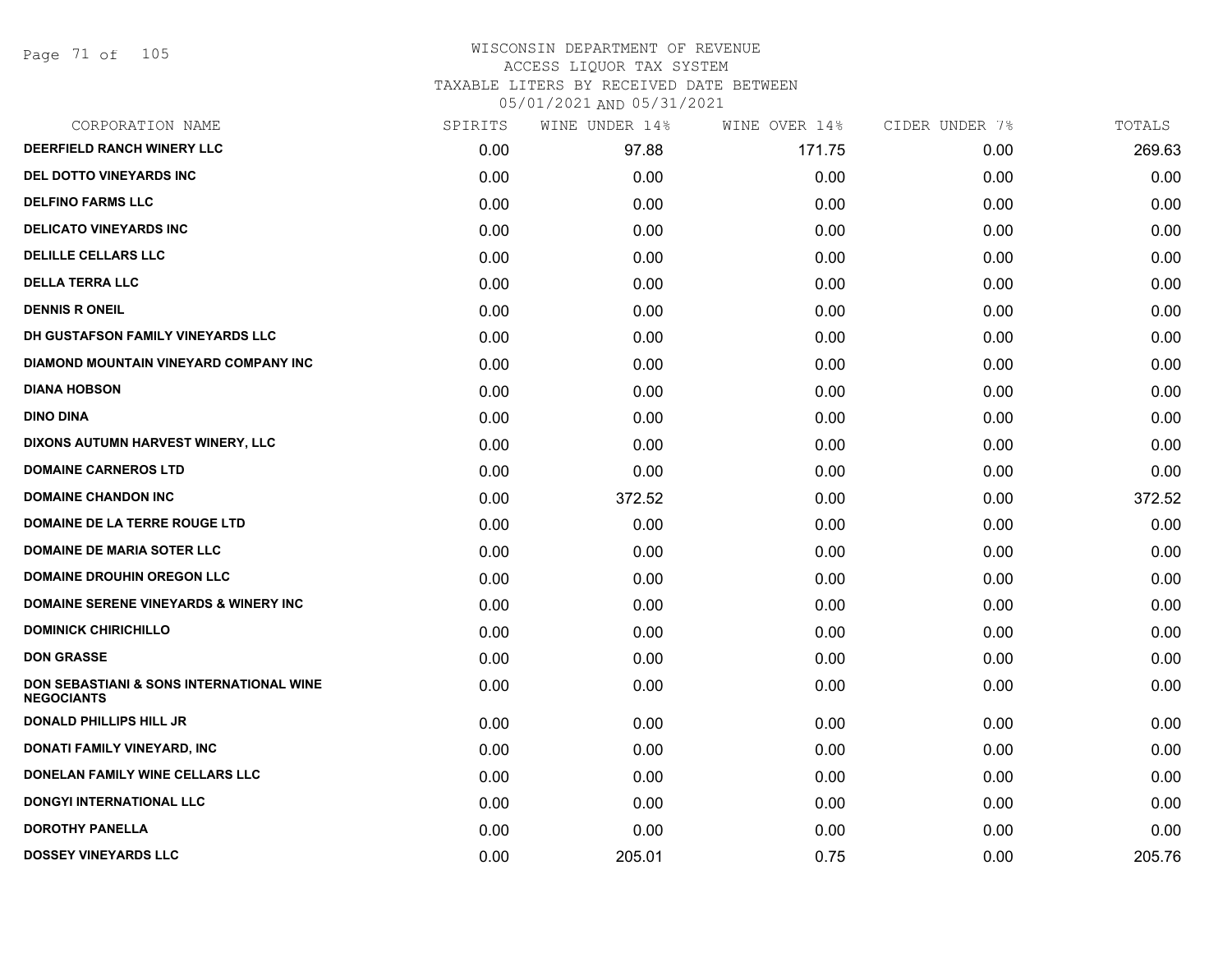# WISCONSIN DEPARTMENT OF REVENUE
ACCESS LIQUOR TAX SYSTEM
TAXABLE LITERS BY RECEIVED DATE BETWEEN
05/01/2021 AND 05/31/2021

| CORPORATION NAME | SPIRITS | WINE UNDER 14% | WINE OVER 14% | CIDER UNDER 7% | TOTALS |
|---|---|---|---|---|---|
| DEERFIELD RANCH WINERY LLC | 0.00 | 97.88 | 171.75 | 0.00 | 269.63 |
| DEL DOTTO VINEYARDS INC | 0.00 | 0.00 | 0.00 | 0.00 | 0.00 |
| DELFINO FARMS LLC | 0.00 | 0.00 | 0.00 | 0.00 | 0.00 |
| DELICATO VINEYARDS INC | 0.00 | 0.00 | 0.00 | 0.00 | 0.00 |
| DELILLE CELLARS LLC | 0.00 | 0.00 | 0.00 | 0.00 | 0.00 |
| DELLA TERRA LLC | 0.00 | 0.00 | 0.00 | 0.00 | 0.00 |
| DENNIS R ONEIL | 0.00 | 0.00 | 0.00 | 0.00 | 0.00 |
| DH GUSTAFSON FAMILY VINEYARDS LLC | 0.00 | 0.00 | 0.00 | 0.00 | 0.00 |
| DIAMOND MOUNTAIN VINEYARD COMPANY INC | 0.00 | 0.00 | 0.00 | 0.00 | 0.00 |
| DIANA HOBSON | 0.00 | 0.00 | 0.00 | 0.00 | 0.00 |
| DINO DINA | 0.00 | 0.00 | 0.00 | 0.00 | 0.00 |
| DIXONS AUTUMN HARVEST WINERY, LLC | 0.00 | 0.00 | 0.00 | 0.00 | 0.00 |
| DOMAINE CARNEROS LTD | 0.00 | 0.00 | 0.00 | 0.00 | 0.00 |
| DOMAINE CHANDON INC | 0.00 | 372.52 | 0.00 | 0.00 | 372.52 |
| DOMAINE DE LA TERRE ROUGE LTD | 0.00 | 0.00 | 0.00 | 0.00 | 0.00 |
| DOMAINE DE MARIA SOTER LLC | 0.00 | 0.00 | 0.00 | 0.00 | 0.00 |
| DOMAINE DROUHIN OREGON LLC | 0.00 | 0.00 | 0.00 | 0.00 | 0.00 |
| DOMAINE SERENE VINEYARDS & WINERY INC | 0.00 | 0.00 | 0.00 | 0.00 | 0.00 |
| DOMINICK CHIRICHILLO | 0.00 | 0.00 | 0.00 | 0.00 | 0.00 |
| DON GRASSE | 0.00 | 0.00 | 0.00 | 0.00 | 0.00 |
| DON SEBASTIANI & SONS INTERNATIONAL WINE NEGOCIANTS | 0.00 | 0.00 | 0.00 | 0.00 | 0.00 |
| DONALD PHILLIPS HILL JR | 0.00 | 0.00 | 0.00 | 0.00 | 0.00 |
| DONATI FAMILY VINEYARD, INC | 0.00 | 0.00 | 0.00 | 0.00 | 0.00 |
| DONELAN FAMILY WINE CELLARS LLC | 0.00 | 0.00 | 0.00 | 0.00 | 0.00 |
| DONGYI INTERNATIONAL LLC | 0.00 | 0.00 | 0.00 | 0.00 | 0.00 |
| DOROTHY PANELLA | 0.00 | 0.00 | 0.00 | 0.00 | 0.00 |
| DOSSEY VINEYARDS LLC | 0.00 | 205.01 | 0.75 | 0.00 | 205.76 |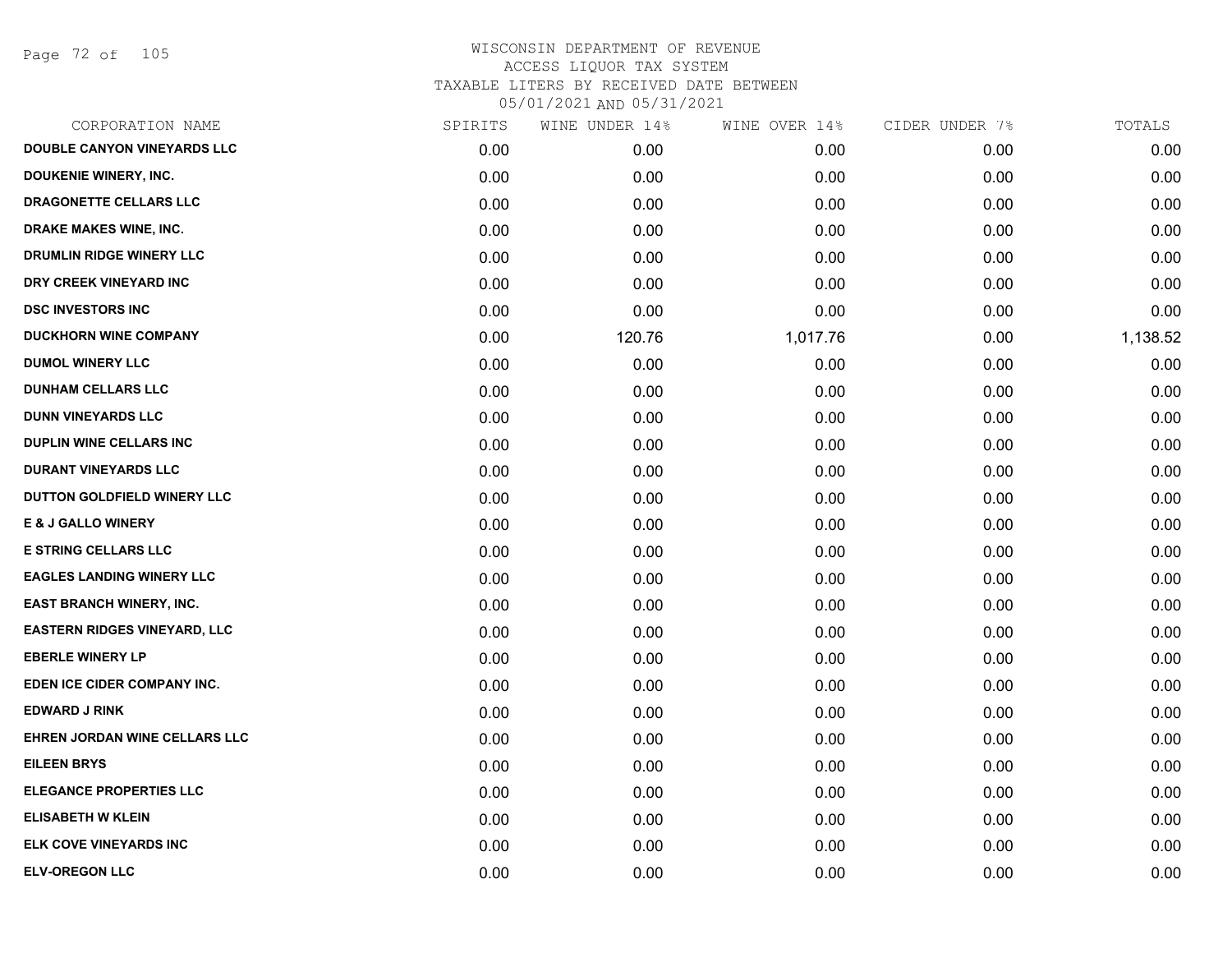# WISCONSIN DEPARTMENT OF REVENUE
ACCESS LIQUOR TAX SYSTEM
TAXABLE LITERS BY RECEIVED DATE BETWEEN
05/01/2021 AND 05/31/2021

| CORPORATION NAME | SPIRITS | WINE UNDER 14% | WINE OVER 14% | CIDER UNDER 7% | TOTALS |
|---|---|---|---|---|---|
| DOUBLE CANYON VINEYARDS LLC | 0.00 | 0.00 | 0.00 | 0.00 | 0.00 |
| DOUKENIE WINERY, INC. | 0.00 | 0.00 | 0.00 | 0.00 | 0.00 |
| DRAGONETTE CELLARS LLC | 0.00 | 0.00 | 0.00 | 0.00 | 0.00 |
| DRAKE MAKES WINE, INC. | 0.00 | 0.00 | 0.00 | 0.00 | 0.00 |
| DRUMLIN RIDGE WINERY LLC | 0.00 | 0.00 | 0.00 | 0.00 | 0.00 |
| DRY CREEK VINEYARD INC | 0.00 | 0.00 | 0.00 | 0.00 | 0.00 |
| DSC INVESTORS INC | 0.00 | 0.00 | 0.00 | 0.00 | 0.00 |
| DUCKHORN WINE COMPANY | 0.00 | 120.76 | 1,017.76 | 0.00 | 1,138.52 |
| DUMOL WINERY LLC | 0.00 | 0.00 | 0.00 | 0.00 | 0.00 |
| DUNHAM CELLARS LLC | 0.00 | 0.00 | 0.00 | 0.00 | 0.00 |
| DUNN VINEYARDS LLC | 0.00 | 0.00 | 0.00 | 0.00 | 0.00 |
| DUPLIN WINE CELLARS INC | 0.00 | 0.00 | 0.00 | 0.00 | 0.00 |
| DURANT VINEYARDS LLC | 0.00 | 0.00 | 0.00 | 0.00 | 0.00 |
| DUTTON GOLDFIELD WINERY LLC | 0.00 | 0.00 | 0.00 | 0.00 | 0.00 |
| E & J GALLO WINERY | 0.00 | 0.00 | 0.00 | 0.00 | 0.00 |
| E STRING CELLARS LLC | 0.00 | 0.00 | 0.00 | 0.00 | 0.00 |
| EAGLES LANDING WINERY LLC | 0.00 | 0.00 | 0.00 | 0.00 | 0.00 |
| EAST BRANCH WINERY, INC. | 0.00 | 0.00 | 0.00 | 0.00 | 0.00 |
| EASTERN RIDGES VINEYARD, LLC | 0.00 | 0.00 | 0.00 | 0.00 | 0.00 |
| EBERLE WINERY LP | 0.00 | 0.00 | 0.00 | 0.00 | 0.00 |
| EDEN ICE CIDER COMPANY INC. | 0.00 | 0.00 | 0.00 | 0.00 | 0.00 |
| EDWARD J RINK | 0.00 | 0.00 | 0.00 | 0.00 | 0.00 |
| EHREN JORDAN WINE CELLARS LLC | 0.00 | 0.00 | 0.00 | 0.00 | 0.00 |
| EILEEN BRYS | 0.00 | 0.00 | 0.00 | 0.00 | 0.00 |
| ELEGANCE PROPERTIES LLC | 0.00 | 0.00 | 0.00 | 0.00 | 0.00 |
| ELISABETH W KLEIN | 0.00 | 0.00 | 0.00 | 0.00 | 0.00 |
| ELK COVE VINEYARDS INC | 0.00 | 0.00 | 0.00 | 0.00 | 0.00 |
| ELV-OREGON LLC | 0.00 | 0.00 | 0.00 | 0.00 | 0.00 |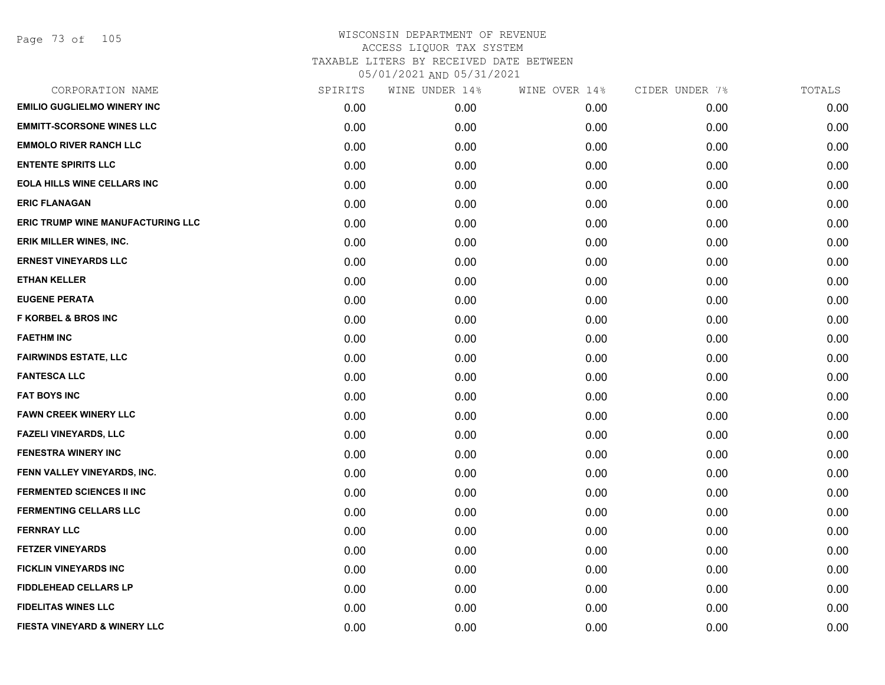# WISCONSIN DEPARTMENT OF REVENUE
## ACCESS LIQUOR TAX SYSTEM
### TAXABLE LITERS BY RECEIVED DATE BETWEEN 05/01/2021 AND 05/31/2021

| CORPORATION NAME | SPIRITS | WINE UNDER 14% | WINE OVER 14% | CIDER UNDER 7% | TOTALS |
|---|---|---|---|---|---|
| EMILIO GUGLIELMO WINERY INC | 0.00 | 0.00 | 0.00 | 0.00 | 0.00 |
| EMMITT-SCORSONE WINES LLC | 0.00 | 0.00 | 0.00 | 0.00 | 0.00 |
| EMMOLO RIVER RANCH LLC | 0.00 | 0.00 | 0.00 | 0.00 | 0.00 |
| ENTENTE SPIRITS LLC | 0.00 | 0.00 | 0.00 | 0.00 | 0.00 |
| EOLA HILLS WINE CELLARS INC | 0.00 | 0.00 | 0.00 | 0.00 | 0.00 |
| ERIC FLANAGAN | 0.00 | 0.00 | 0.00 | 0.00 | 0.00 |
| ERIC TRUMP WINE MANUFACTURING LLC | 0.00 | 0.00 | 0.00 | 0.00 | 0.00 |
| ERIK MILLER WINES, INC. | 0.00 | 0.00 | 0.00 | 0.00 | 0.00 |
| ERNEST VINEYARDS LLC | 0.00 | 0.00 | 0.00 | 0.00 | 0.00 |
| ETHAN KELLER | 0.00 | 0.00 | 0.00 | 0.00 | 0.00 |
| EUGENE PERATA | 0.00 | 0.00 | 0.00 | 0.00 | 0.00 |
| F KORBEL & BROS INC | 0.00 | 0.00 | 0.00 | 0.00 | 0.00 |
| FAETHM INC | 0.00 | 0.00 | 0.00 | 0.00 | 0.00 |
| FAIRWINDS ESTATE, LLC | 0.00 | 0.00 | 0.00 | 0.00 | 0.00 |
| FANTESCA LLC | 0.00 | 0.00 | 0.00 | 0.00 | 0.00 |
| FAT BOYS INC | 0.00 | 0.00 | 0.00 | 0.00 | 0.00 |
| FAWN CREEK WINERY LLC | 0.00 | 0.00 | 0.00 | 0.00 | 0.00 |
| FAZELI VINEYARDS, LLC | 0.00 | 0.00 | 0.00 | 0.00 | 0.00 |
| FENESTRA WINERY INC | 0.00 | 0.00 | 0.00 | 0.00 | 0.00 |
| FENN VALLEY VINEYARDS, INC. | 0.00 | 0.00 | 0.00 | 0.00 | 0.00 |
| FERMENTED SCIENCES II INC | 0.00 | 0.00 | 0.00 | 0.00 | 0.00 |
| FERMENTING CELLARS LLC | 0.00 | 0.00 | 0.00 | 0.00 | 0.00 |
| FERNRAY LLC | 0.00 | 0.00 | 0.00 | 0.00 | 0.00 |
| FETZER VINEYARDS | 0.00 | 0.00 | 0.00 | 0.00 | 0.00 |
| FICKLIN VINEYARDS INC | 0.00 | 0.00 | 0.00 | 0.00 | 0.00 |
| FIDDLEHEAD CELLARS LP | 0.00 | 0.00 | 0.00 | 0.00 | 0.00 |
| FIDELITAS WINES LLC | 0.00 | 0.00 | 0.00 | 0.00 | 0.00 |
| FIESTA VINEYARD & WINERY LLC | 0.00 | 0.00 | 0.00 | 0.00 | 0.00 |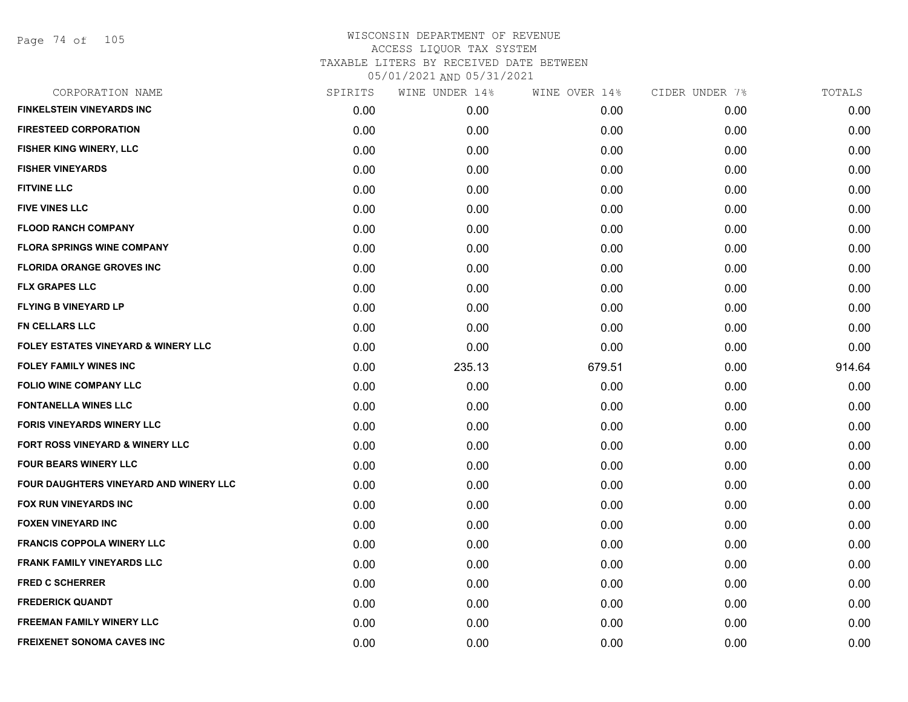# WISCONSIN DEPARTMENT OF REVENUE
## ACCESS LIQUOR TAX SYSTEM
### TAXABLE LITERS BY RECEIVED DATE BETWEEN 05/01/2021 AND 05/31/2021

| CORPORATION NAME | SPIRITS | WINE UNDER 14% | WINE OVER 14% | CIDER UNDER 7% | TOTALS |
|---|---|---|---|---|---|
| FINKELSTEIN VINEYARDS INC | 0.00 | 0.00 | 0.00 | 0.00 | 0.00 |
| FIRESTEED CORPORATION | 0.00 | 0.00 | 0.00 | 0.00 | 0.00 |
| FISHER KING WINERY, LLC | 0.00 | 0.00 | 0.00 | 0.00 | 0.00 |
| FISHER VINEYARDS | 0.00 | 0.00 | 0.00 | 0.00 | 0.00 |
| FITVINE LLC | 0.00 | 0.00 | 0.00 | 0.00 | 0.00 |
| FIVE VINES LLC | 0.00 | 0.00 | 0.00 | 0.00 | 0.00 |
| FLOOD RANCH COMPANY | 0.00 | 0.00 | 0.00 | 0.00 | 0.00 |
| FLORA SPRINGS WINE COMPANY | 0.00 | 0.00 | 0.00 | 0.00 | 0.00 |
| FLORIDA ORANGE GROVES INC | 0.00 | 0.00 | 0.00 | 0.00 | 0.00 |
| FLX GRAPES LLC | 0.00 | 0.00 | 0.00 | 0.00 | 0.00 |
| FLYING B VINEYARD LP | 0.00 | 0.00 | 0.00 | 0.00 | 0.00 |
| FN CELLARS LLC | 0.00 | 0.00 | 0.00 | 0.00 | 0.00 |
| FOLEY ESTATES VINEYARD & WINERY LLC | 0.00 | 0.00 | 0.00 | 0.00 | 0.00 |
| FOLEY FAMILY WINES INC | 0.00 | 235.13 | 679.51 | 0.00 | 914.64 |
| FOLIO WINE COMPANY LLC | 0.00 | 0.00 | 0.00 | 0.00 | 0.00 |
| FONTANELLA WINES LLC | 0.00 | 0.00 | 0.00 | 0.00 | 0.00 |
| FORIS VINEYARDS WINERY LLC | 0.00 | 0.00 | 0.00 | 0.00 | 0.00 |
| FORT ROSS VINEYARD & WINERY LLC | 0.00 | 0.00 | 0.00 | 0.00 | 0.00 |
| FOUR BEARS WINERY LLC | 0.00 | 0.00 | 0.00 | 0.00 | 0.00 |
| FOUR DAUGHTERS VINEYARD AND WINERY LLC | 0.00 | 0.00 | 0.00 | 0.00 | 0.00 |
| FOX RUN VINEYARDS INC | 0.00 | 0.00 | 0.00 | 0.00 | 0.00 |
| FOXEN VINEYARD INC | 0.00 | 0.00 | 0.00 | 0.00 | 0.00 |
| FRANCIS COPPOLA WINERY LLC | 0.00 | 0.00 | 0.00 | 0.00 | 0.00 |
| FRANK FAMILY VINEYARDS LLC | 0.00 | 0.00 | 0.00 | 0.00 | 0.00 |
| FRED C SCHERRER | 0.00 | 0.00 | 0.00 | 0.00 | 0.00 |
| FREDERICK QUANDT | 0.00 | 0.00 | 0.00 | 0.00 | 0.00 |
| FREEMAN FAMILY WINERY LLC | 0.00 | 0.00 | 0.00 | 0.00 | 0.00 |
| FREIXENET SONOMA CAVES INC | 0.00 | 0.00 | 0.00 | 0.00 | 0.00 |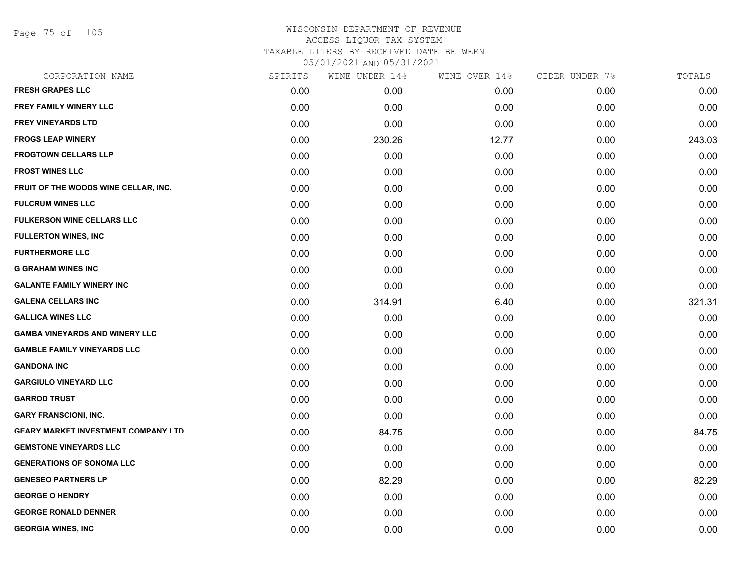# WISCONSIN DEPARTMENT OF REVENUE
ACCESS LIQUOR TAX SYSTEM
TAXABLE LITERS BY RECEIVED DATE BETWEEN
05/01/2021 AND 05/31/2021

| CORPORATION NAME | SPIRITS | WINE UNDER 14% | WINE OVER 14% | CIDER UNDER 7% | TOTALS |
|---|---|---|---|---|---|
| FRESH GRAPES LLC | 0.00 | 0.00 | 0.00 | 0.00 | 0.00 |
| FREY FAMILY WINERY LLC | 0.00 | 0.00 | 0.00 | 0.00 | 0.00 |
| FREY VINEYARDS LTD | 0.00 | 0.00 | 0.00 | 0.00 | 0.00 |
| FROGS LEAP WINERY | 0.00 | 230.26 | 12.77 | 0.00 | 243.03 |
| FROGTOWN CELLARS LLP | 0.00 | 0.00 | 0.00 | 0.00 | 0.00 |
| FROST WINES LLC | 0.00 | 0.00 | 0.00 | 0.00 | 0.00 |
| FRUIT OF THE WOODS WINE CELLAR, INC. | 0.00 | 0.00 | 0.00 | 0.00 | 0.00 |
| FULCRUM WINES LLC | 0.00 | 0.00 | 0.00 | 0.00 | 0.00 |
| FULKERSON WINE CELLARS LLC | 0.00 | 0.00 | 0.00 | 0.00 | 0.00 |
| FULLERTON WINES, INC | 0.00 | 0.00 | 0.00 | 0.00 | 0.00 |
| FURTHERMORE LLC | 0.00 | 0.00 | 0.00 | 0.00 | 0.00 |
| G GRAHAM WINES INC | 0.00 | 0.00 | 0.00 | 0.00 | 0.00 |
| GALANTE FAMILY WINERY INC | 0.00 | 0.00 | 0.00 | 0.00 | 0.00 |
| GALENA CELLARS INC | 0.00 | 314.91 | 6.40 | 0.00 | 321.31 |
| GALLICA WINES LLC | 0.00 | 0.00 | 0.00 | 0.00 | 0.00 |
| GAMBA VINEYARDS AND WINERY LLC | 0.00 | 0.00 | 0.00 | 0.00 | 0.00 |
| GAMBLE FAMILY VINEYARDS LLC | 0.00 | 0.00 | 0.00 | 0.00 | 0.00 |
| GANDONA INC | 0.00 | 0.00 | 0.00 | 0.00 | 0.00 |
| GARGIULO VINEYARD LLC | 0.00 | 0.00 | 0.00 | 0.00 | 0.00 |
| GARROD TRUST | 0.00 | 0.00 | 0.00 | 0.00 | 0.00 |
| GARY FRANSCIONI, INC. | 0.00 | 0.00 | 0.00 | 0.00 | 0.00 |
| GEARY MARKET INVESTMENT COMPANY LTD | 0.00 | 84.75 | 0.00 | 0.00 | 84.75 |
| GEMSTONE VINEYARDS LLC | 0.00 | 0.00 | 0.00 | 0.00 | 0.00 |
| GENERATIONS OF SONOMA LLC | 0.00 | 0.00 | 0.00 | 0.00 | 0.00 |
| GENESEO PARTNERS LP | 0.00 | 82.29 | 0.00 | 0.00 | 82.29 |
| GEORGE O HENDRY | 0.00 | 0.00 | 0.00 | 0.00 | 0.00 |
| GEORGE RONALD DENNER | 0.00 | 0.00 | 0.00 | 0.00 | 0.00 |
| GEORGIA WINES, INC | 0.00 | 0.00 | 0.00 | 0.00 | 0.00 |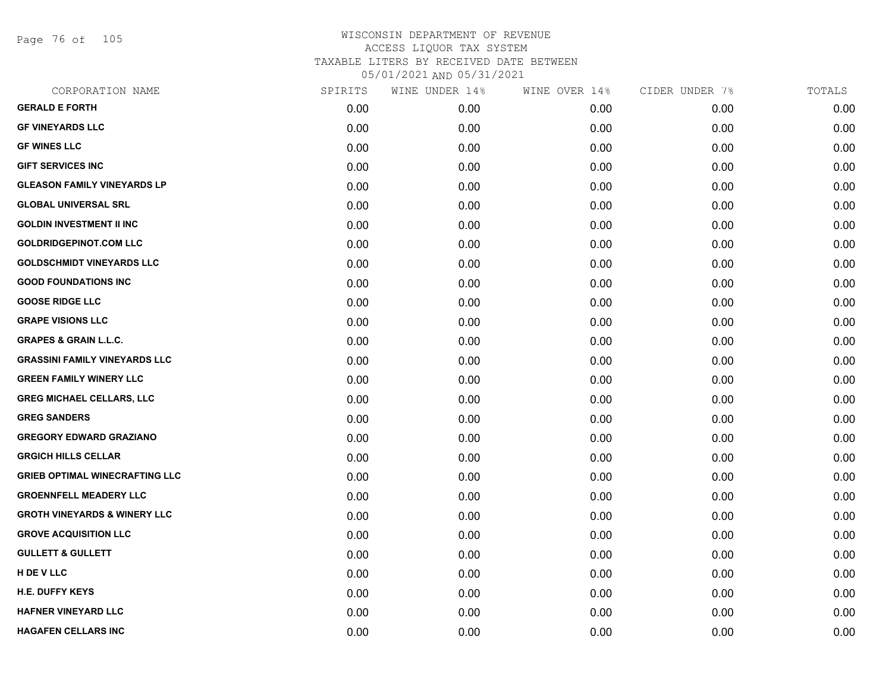# WISCONSIN DEPARTMENT OF REVENUE
## ACCESS LIQUOR TAX SYSTEM
### TAXABLE LITERS BY RECEIVED DATE BETWEEN 05/01/2021 AND 05/31/2021

| CORPORATION NAME | SPIRITS | WINE UNDER 14% | WINE OVER 14% | CIDER UNDER 7% | TOTALS |
|---|---|---|---|---|---|
| GERALD E FORTH | 0.00 | 0.00 | 0.00 | 0.00 | 0.00 |
| GF VINEYARDS LLC | 0.00 | 0.00 | 0.00 | 0.00 | 0.00 |
| GF WINES LLC | 0.00 | 0.00 | 0.00 | 0.00 | 0.00 |
| GIFT SERVICES INC | 0.00 | 0.00 | 0.00 | 0.00 | 0.00 |
| GLEASON FAMILY VINEYARDS LP | 0.00 | 0.00 | 0.00 | 0.00 | 0.00 |
| GLOBAL UNIVERSAL SRL | 0.00 | 0.00 | 0.00 | 0.00 | 0.00 |
| GOLDIN INVESTMENT II INC | 0.00 | 0.00 | 0.00 | 0.00 | 0.00 |
| GOLDRIDGEPINOT.COM LLC | 0.00 | 0.00 | 0.00 | 0.00 | 0.00 |
| GOLDSCHMIDT VINEYARDS LLC | 0.00 | 0.00 | 0.00 | 0.00 | 0.00 |
| GOOD FOUNDATIONS INC | 0.00 | 0.00 | 0.00 | 0.00 | 0.00 |
| GOOSE RIDGE LLC | 0.00 | 0.00 | 0.00 | 0.00 | 0.00 |
| GRAPE VISIONS LLC | 0.00 | 0.00 | 0.00 | 0.00 | 0.00 |
| GRAPES & GRAIN L.L.C. | 0.00 | 0.00 | 0.00 | 0.00 | 0.00 |
| GRASSINI FAMILY VINEYARDS LLC | 0.00 | 0.00 | 0.00 | 0.00 | 0.00 |
| GREEN FAMILY WINERY LLC | 0.00 | 0.00 | 0.00 | 0.00 | 0.00 |
| GREG MICHAEL CELLARS, LLC | 0.00 | 0.00 | 0.00 | 0.00 | 0.00 |
| GREG SANDERS | 0.00 | 0.00 | 0.00 | 0.00 | 0.00 |
| GREGORY EDWARD GRAZIANO | 0.00 | 0.00 | 0.00 | 0.00 | 0.00 |
| GRGICH HILLS CELLAR | 0.00 | 0.00 | 0.00 | 0.00 | 0.00 |
| GRIEB OPTIMAL WINECRAFTING LLC | 0.00 | 0.00 | 0.00 | 0.00 | 0.00 |
| GROENNFELL MEADERY LLC | 0.00 | 0.00 | 0.00 | 0.00 | 0.00 |
| GROTH VINEYARDS & WINERY LLC | 0.00 | 0.00 | 0.00 | 0.00 | 0.00 |
| GROVE ACQUISITION LLC | 0.00 | 0.00 | 0.00 | 0.00 | 0.00 |
| GULLETT & GULLETT | 0.00 | 0.00 | 0.00 | 0.00 | 0.00 |
| H DE V LLC | 0.00 | 0.00 | 0.00 | 0.00 | 0.00 |
| H.E. DUFFY KEYS | 0.00 | 0.00 | 0.00 | 0.00 | 0.00 |
| HAFNER VINEYARD LLC | 0.00 | 0.00 | 0.00 | 0.00 | 0.00 |
| HAGAFEN CELLARS INC | 0.00 | 0.00 | 0.00 | 0.00 | 0.00 |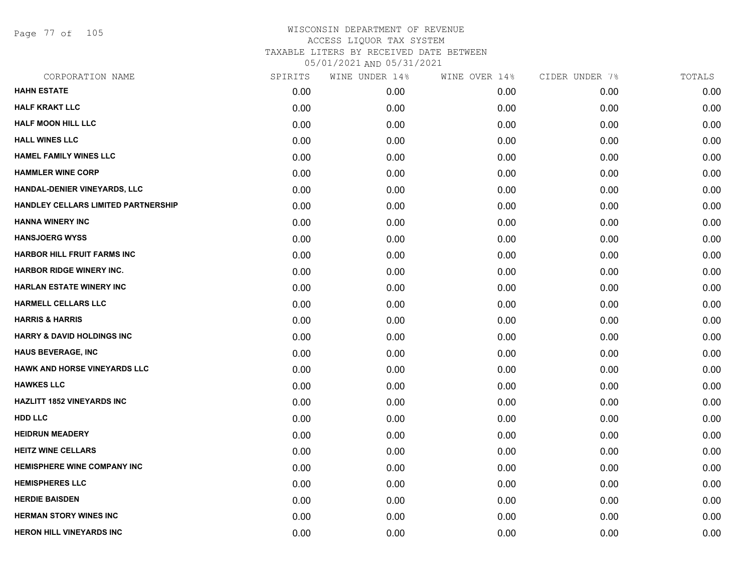# WISCONSIN DEPARTMENT OF REVENUE
## ACCESS LIQUOR TAX SYSTEM
### TAXABLE LITERS BY RECEIVED DATE BETWEEN 05/01/2021 AND 05/31/2021

| CORPORATION NAME | SPIRITS | WINE UNDER 14% | WINE OVER 14% | CIDER UNDER 7% | TOTALS |
|---|---|---|---|---|---|
| **HAHN ESTATE** | 0.00 | 0.00 | 0.00 | 0.00 | 0.00 |
| **HALF KRAKT LLC** | 0.00 | 0.00 | 0.00 | 0.00 | 0.00 |
| **HALF MOON HILL LLC** | 0.00 | 0.00 | 0.00 | 0.00 | 0.00 |
| **HALL WINES LLC** | 0.00 | 0.00 | 0.00 | 0.00 | 0.00 |
| **HAMEL FAMILY WINES LLC** | 0.00 | 0.00 | 0.00 | 0.00 | 0.00 |
| **HAMMLER WINE CORP** | 0.00 | 0.00 | 0.00 | 0.00 | 0.00 |
| **HANDAL-DENIER VINEYARDS, LLC** | 0.00 | 0.00 | 0.00 | 0.00 | 0.00 |
| **HANDLEY CELLARS LIMITED PARTNERSHIP** | 0.00 | 0.00 | 0.00 | 0.00 | 0.00 |
| **HANNA WINERY INC** | 0.00 | 0.00 | 0.00 | 0.00 | 0.00 |
| **HANSJOERG WYSS** | 0.00 | 0.00 | 0.00 | 0.00 | 0.00 |
| **HARBOR HILL FRUIT FARMS INC** | 0.00 | 0.00 | 0.00 | 0.00 | 0.00 |
| **HARBOR RIDGE WINERY INC.** | 0.00 | 0.00 | 0.00 | 0.00 | 0.00 |
| **HARLAN ESTATE WINERY INC** | 0.00 | 0.00 | 0.00 | 0.00 | 0.00 |
| **HARMELL CELLARS LLC** | 0.00 | 0.00 | 0.00 | 0.00 | 0.00 |
| **HARRIS & HARRIS** | 0.00 | 0.00 | 0.00 | 0.00 | 0.00 |
| **HARRY & DAVID HOLDINGS INC** | 0.00 | 0.00 | 0.00 | 0.00 | 0.00 |
| **HAUS BEVERAGE, INC** | 0.00 | 0.00 | 0.00 | 0.00 | 0.00 |
| **HAWK AND HORSE VINEYARDS LLC** | 0.00 | 0.00 | 0.00 | 0.00 | 0.00 |
| **HAWKES LLC** | 0.00 | 0.00 | 0.00 | 0.00 | 0.00 |
| **HAZLITT 1852 VINEYARDS INC** | 0.00 | 0.00 | 0.00 | 0.00 | 0.00 |
| **HDD LLC** | 0.00 | 0.00 | 0.00 | 0.00 | 0.00 |
| **HEIDRUN MEADERY** | 0.00 | 0.00 | 0.00 | 0.00 | 0.00 |
| **HEITZ WINE CELLARS** | 0.00 | 0.00 | 0.00 | 0.00 | 0.00 |
| **HEMISPHERE WINE COMPANY INC** | 0.00 | 0.00 | 0.00 | 0.00 | 0.00 |
| **HEMISPHERES LLC** | 0.00 | 0.00 | 0.00 | 0.00 | 0.00 |
| **HERDIE BAISDEN** | 0.00 | 0.00 | 0.00 | 0.00 | 0.00 |
| **HERMAN STORY WINES INC** | 0.00 | 0.00 | 0.00 | 0.00 | 0.00 |
| **HERON HILL VINEYARDS INC** | 0.00 | 0.00 | 0.00 | 0.00 | 0.00 |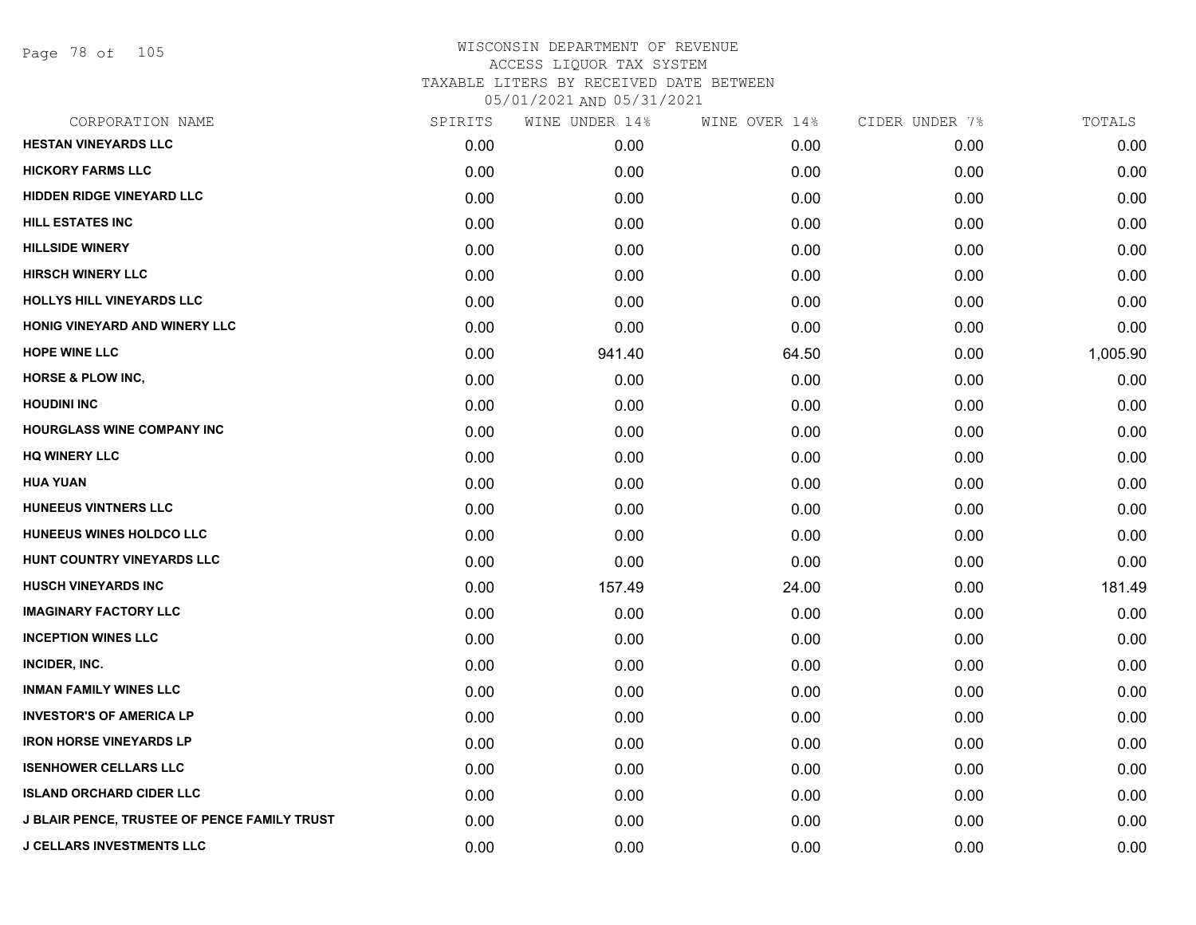# WISCONSIN DEPARTMENT OF REVENUE
## ACCESS LIQUOR TAX SYSTEM
## TAXABLE LITERS BY RECEIVED DATE BETWEEN 05/01/2021 AND 05/31/2021

| CORPORATION NAME | SPIRITS | WINE UNDER 14% | WINE OVER 14% | CIDER UNDER 7% | TOTALS |
|---|---|---|---|---|---|
| HESTAN VINEYARDS LLC | 0.00 | 0.00 | 0.00 | 0.00 | 0.00 |
| HICKORY FARMS LLC | 0.00 | 0.00 | 0.00 | 0.00 | 0.00 |
| HIDDEN RIDGE VINEYARD LLC | 0.00 | 0.00 | 0.00 | 0.00 | 0.00 |
| HILL ESTATES INC | 0.00 | 0.00 | 0.00 | 0.00 | 0.00 |
| HILLSIDE WINERY | 0.00 | 0.00 | 0.00 | 0.00 | 0.00 |
| HIRSCH WINERY LLC | 0.00 | 0.00 | 0.00 | 0.00 | 0.00 |
| HOLLYS HILL VINEYARDS LLC | 0.00 | 0.00 | 0.00 | 0.00 | 0.00 |
| HONIG VINEYARD AND WINERY LLC | 0.00 | 0.00 | 0.00 | 0.00 | 0.00 |
| HOPE WINE LLC | 0.00 | 941.40 | 64.50 | 0.00 | 1,005.90 |
| HORSE & PLOW INC, | 0.00 | 0.00 | 0.00 | 0.00 | 0.00 |
| HOUDINI INC | 0.00 | 0.00 | 0.00 | 0.00 | 0.00 |
| HOURGLASS WINE COMPANY INC | 0.00 | 0.00 | 0.00 | 0.00 | 0.00 |
| HQ WINERY LLC | 0.00 | 0.00 | 0.00 | 0.00 | 0.00 |
| HUA YUAN | 0.00 | 0.00 | 0.00 | 0.00 | 0.00 |
| HUNEEUS VINTNERS LLC | 0.00 | 0.00 | 0.00 | 0.00 | 0.00 |
| HUNEEUS WINES HOLDCO LLC | 0.00 | 0.00 | 0.00 | 0.00 | 0.00 |
| HUNT COUNTRY VINEYARDS LLC | 0.00 | 0.00 | 0.00 | 0.00 | 0.00 |
| HUSCH VINEYARDS INC | 0.00 | 157.49 | 24.00 | 0.00 | 181.49 |
| IMAGINARY FACTORY LLC | 0.00 | 0.00 | 0.00 | 0.00 | 0.00 |
| INCEPTION WINES LLC | 0.00 | 0.00 | 0.00 | 0.00 | 0.00 |
| INCIDER, INC. | 0.00 | 0.00 | 0.00 | 0.00 | 0.00 |
| INMAN FAMILY WINES LLC | 0.00 | 0.00 | 0.00 | 0.00 | 0.00 |
| INVESTOR'S OF AMERICA LP | 0.00 | 0.00 | 0.00 | 0.00 | 0.00 |
| IRON HORSE VINEYARDS LP | 0.00 | 0.00 | 0.00 | 0.00 | 0.00 |
| ISENHOWER CELLARS LLC | 0.00 | 0.00 | 0.00 | 0.00 | 0.00 |
| ISLAND ORCHARD CIDER LLC | 0.00 | 0.00 | 0.00 | 0.00 | 0.00 |
| J BLAIR PENCE, TRUSTEE OF PENCE FAMILY TRUST | 0.00 | 0.00 | 0.00 | 0.00 | 0.00 |
| J CELLARS INVESTMENTS LLC | 0.00 | 0.00 | 0.00 | 0.00 | 0.00 |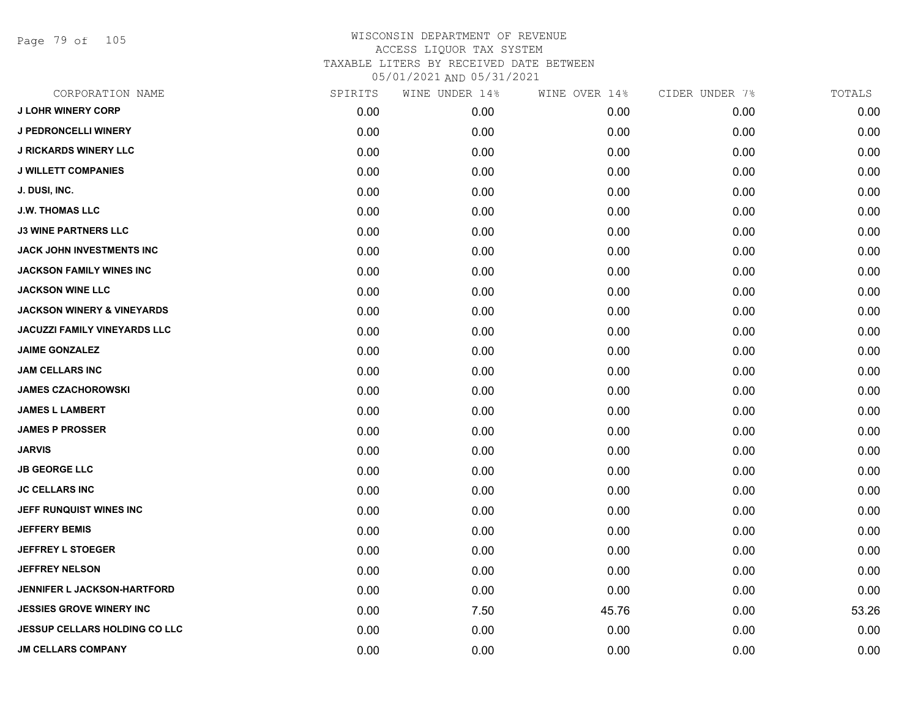WISCONSIN DEPARTMENT OF REVENUE
ACCESS LIQUOR TAX SYSTEM
TAXABLE LITERS BY RECEIVED DATE BETWEEN
05/01/2021 AND 05/31/2021

| CORPORATION NAME | SPIRITS | WINE UNDER 14% | WINE OVER 14% | CIDER UNDER 7% | TOTALS |
|---|---|---|---|---|---|
| J LOHR WINERY CORP | 0.00 | 0.00 | 0.00 | 0.00 | 0.00 |
| J PEDRONCELLI WINERY | 0.00 | 0.00 | 0.00 | 0.00 | 0.00 |
| J RICKARDS WINERY LLC | 0.00 | 0.00 | 0.00 | 0.00 | 0.00 |
| J WILLETT COMPANIES | 0.00 | 0.00 | 0.00 | 0.00 | 0.00 |
| J. DUSI, INC. | 0.00 | 0.00 | 0.00 | 0.00 | 0.00 |
| J.W. THOMAS LLC | 0.00 | 0.00 | 0.00 | 0.00 | 0.00 |
| J3 WINE PARTNERS LLC | 0.00 | 0.00 | 0.00 | 0.00 | 0.00 |
| JACK JOHN INVESTMENTS INC | 0.00 | 0.00 | 0.00 | 0.00 | 0.00 |
| JACKSON FAMILY WINES INC | 0.00 | 0.00 | 0.00 | 0.00 | 0.00 |
| JACKSON WINE LLC | 0.00 | 0.00 | 0.00 | 0.00 | 0.00 |
| JACKSON WINERY & VINEYARDS | 0.00 | 0.00 | 0.00 | 0.00 | 0.00 |
| JACUZZI FAMILY VINEYARDS LLC | 0.00 | 0.00 | 0.00 | 0.00 | 0.00 |
| JAIME GONZALEZ | 0.00 | 0.00 | 0.00 | 0.00 | 0.00 |
| JAM CELLARS INC | 0.00 | 0.00 | 0.00 | 0.00 | 0.00 |
| JAMES CZACHOROWSKI | 0.00 | 0.00 | 0.00 | 0.00 | 0.00 |
| JAMES L LAMBERT | 0.00 | 0.00 | 0.00 | 0.00 | 0.00 |
| JAMES P PROSSER | 0.00 | 0.00 | 0.00 | 0.00 | 0.00 |
| JARVIS | 0.00 | 0.00 | 0.00 | 0.00 | 0.00 |
| JB GEORGE LLC | 0.00 | 0.00 | 0.00 | 0.00 | 0.00 |
| JC CELLARS INC | 0.00 | 0.00 | 0.00 | 0.00 | 0.00 |
| JEFF RUNQUIST WINES INC | 0.00 | 0.00 | 0.00 | 0.00 | 0.00 |
| JEFFERY BEMIS | 0.00 | 0.00 | 0.00 | 0.00 | 0.00 |
| JEFFREY L STOEGER | 0.00 | 0.00 | 0.00 | 0.00 | 0.00 |
| JEFFREY NELSON | 0.00 | 0.00 | 0.00 | 0.00 | 0.00 |
| JENNIFER L JACKSON-HARTFORD | 0.00 | 0.00 | 0.00 | 0.00 | 0.00 |
| JESSIES GROVE WINERY INC | 0.00 | 7.50 | 45.76 | 0.00 | 53.26 |
| JESSUP CELLARS HOLDING CO LLC | 0.00 | 0.00 | 0.00 | 0.00 | 0.00 |
| JM CELLARS COMPANY | 0.00 | 0.00 | 0.00 | 0.00 | 0.00 |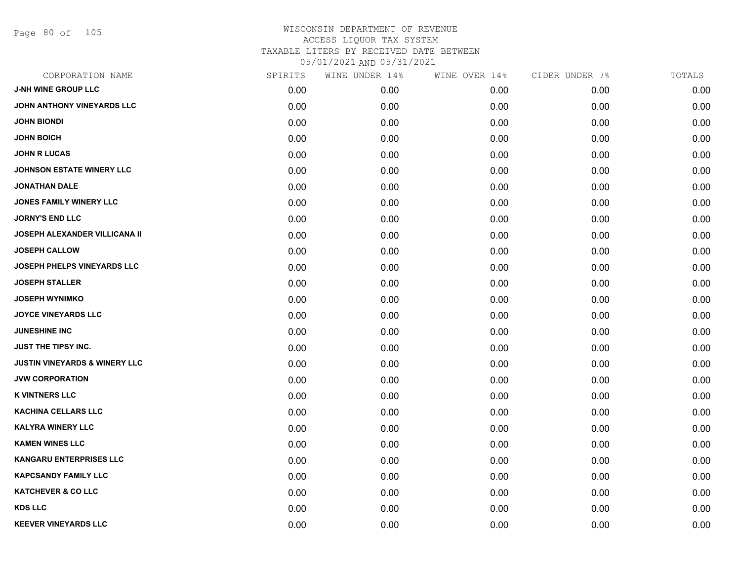WISCONSIN DEPARTMENT OF REVENUE
ACCESS LIQUOR TAX SYSTEM
TAXABLE LITERS BY RECEIVED DATE BETWEEN
05/01/2021 AND 05/31/2021

| CORPORATION NAME | SPIRITS | WINE UNDER 14% | WINE OVER 14% | CIDER UNDER 7% | TOTALS |
|---|---|---|---|---|---|
| J-NH WINE GROUP LLC | 0.00 | 0.00 | 0.00 | 0.00 | 0.00 |
| JOHN ANTHONY VINEYARDS LLC | 0.00 | 0.00 | 0.00 | 0.00 | 0.00 |
| JOHN BIONDI | 0.00 | 0.00 | 0.00 | 0.00 | 0.00 |
| JOHN BOICH | 0.00 | 0.00 | 0.00 | 0.00 | 0.00 |
| JOHN R LUCAS | 0.00 | 0.00 | 0.00 | 0.00 | 0.00 |
| JOHNSON ESTATE WINERY LLC | 0.00 | 0.00 | 0.00 | 0.00 | 0.00 |
| JONATHAN DALE | 0.00 | 0.00 | 0.00 | 0.00 | 0.00 |
| JONES FAMILY WINERY LLC | 0.00 | 0.00 | 0.00 | 0.00 | 0.00 |
| JORNY'S END LLC | 0.00 | 0.00 | 0.00 | 0.00 | 0.00 |
| JOSEPH ALEXANDER VILLICANA II | 0.00 | 0.00 | 0.00 | 0.00 | 0.00 |
| JOSEPH CALLOW | 0.00 | 0.00 | 0.00 | 0.00 | 0.00 |
| JOSEPH PHELPS VINEYARDS LLC | 0.00 | 0.00 | 0.00 | 0.00 | 0.00 |
| JOSEPH STALLER | 0.00 | 0.00 | 0.00 | 0.00 | 0.00 |
| JOSEPH WYNIMKO | 0.00 | 0.00 | 0.00 | 0.00 | 0.00 |
| JOYCE VINEYARDS LLC | 0.00 | 0.00 | 0.00 | 0.00 | 0.00 |
| JUNESHINE INC | 0.00 | 0.00 | 0.00 | 0.00 | 0.00 |
| JUST THE TIPSY INC. | 0.00 | 0.00 | 0.00 | 0.00 | 0.00 |
| JUSTIN VINEYARDS & WINERY LLC | 0.00 | 0.00 | 0.00 | 0.00 | 0.00 |
| JVW CORPORATION | 0.00 | 0.00 | 0.00 | 0.00 | 0.00 |
| K VINTNERS LLC | 0.00 | 0.00 | 0.00 | 0.00 | 0.00 |
| KACHINA CELLARS LLC | 0.00 | 0.00 | 0.00 | 0.00 | 0.00 |
| KALYRA WINERY LLC | 0.00 | 0.00 | 0.00 | 0.00 | 0.00 |
| KAMEN WINES LLC | 0.00 | 0.00 | 0.00 | 0.00 | 0.00 |
| KANGARU ENTERPRISES LLC | 0.00 | 0.00 | 0.00 | 0.00 | 0.00 |
| KAPCSANDY FAMILY LLC | 0.00 | 0.00 | 0.00 | 0.00 | 0.00 |
| KATCHEVER & CO LLC | 0.00 | 0.00 | 0.00 | 0.00 | 0.00 |
| KDS LLC | 0.00 | 0.00 | 0.00 | 0.00 | 0.00 |
| KEEVER VINEYARDS LLC | 0.00 | 0.00 | 0.00 | 0.00 | 0.00 |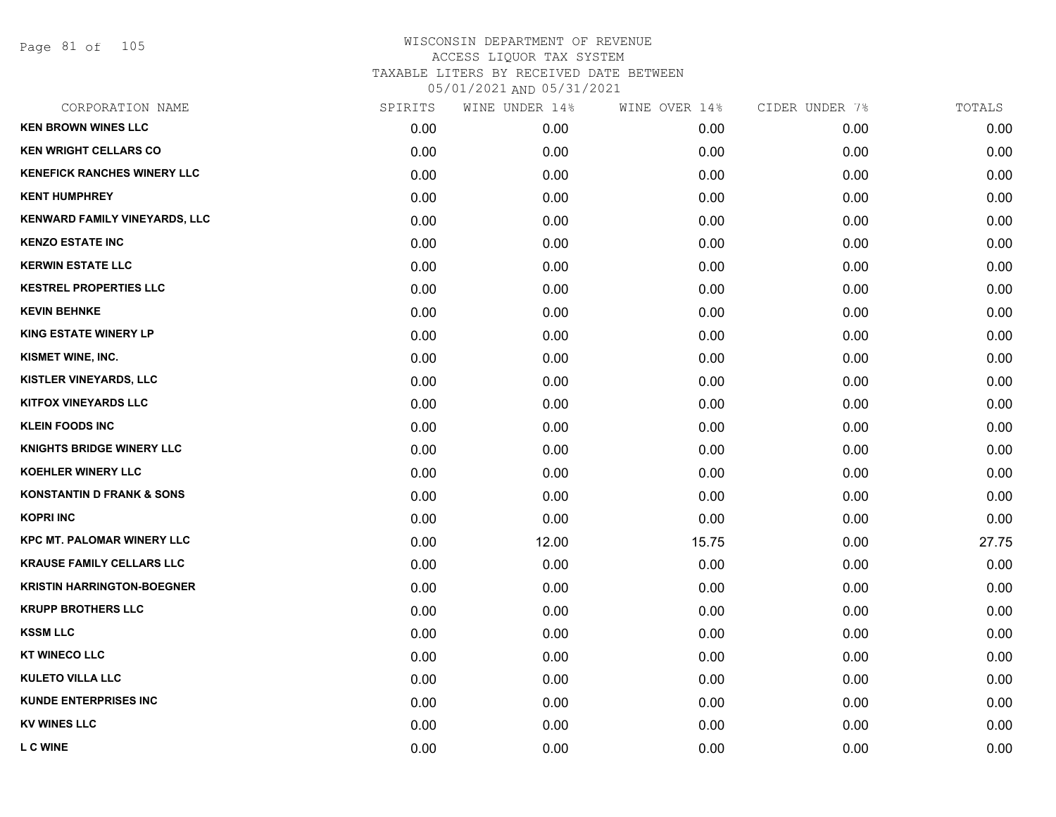# WISCONSIN DEPARTMENT OF REVENUE
## ACCESS LIQUOR TAX SYSTEM
## TAXABLE LITERS BY RECEIVED DATE BETWEEN 05/01/2021 AND 05/31/2021

| CORPORATION NAME | SPIRITS | WINE UNDER 14% | WINE OVER 14% | CIDER UNDER 7% | TOTALS |
|---|---|---|---|---|---|
| KEN BROWN WINES LLC | 0.00 | 0.00 | 0.00 | 0.00 | 0.00 |
| KEN WRIGHT CELLARS CO | 0.00 | 0.00 | 0.00 | 0.00 | 0.00 |
| KENEFICK RANCHES WINERY LLC | 0.00 | 0.00 | 0.00 | 0.00 | 0.00 |
| KENT HUMPHREY | 0.00 | 0.00 | 0.00 | 0.00 | 0.00 |
| KENWARD FAMILY VINEYARDS, LLC | 0.00 | 0.00 | 0.00 | 0.00 | 0.00 |
| KENZO ESTATE INC | 0.00 | 0.00 | 0.00 | 0.00 | 0.00 |
| KERWIN ESTATE LLC | 0.00 | 0.00 | 0.00 | 0.00 | 0.00 |
| KESTREL PROPERTIES LLC | 0.00 | 0.00 | 0.00 | 0.00 | 0.00 |
| KEVIN BEHNKE | 0.00 | 0.00 | 0.00 | 0.00 | 0.00 |
| KING ESTATE WINERY LP | 0.00 | 0.00 | 0.00 | 0.00 | 0.00 |
| KISMET WINE, INC. | 0.00 | 0.00 | 0.00 | 0.00 | 0.00 |
| KISTLER VINEYARDS, LLC | 0.00 | 0.00 | 0.00 | 0.00 | 0.00 |
| KITFOX VINEYARDS LLC | 0.00 | 0.00 | 0.00 | 0.00 | 0.00 |
| KLEIN FOODS INC | 0.00 | 0.00 | 0.00 | 0.00 | 0.00 |
| KNIGHTS BRIDGE WINERY LLC | 0.00 | 0.00 | 0.00 | 0.00 | 0.00 |
| KOEHLER WINERY LLC | 0.00 | 0.00 | 0.00 | 0.00 | 0.00 |
| KONSTANTIN D FRANK & SONS | 0.00 | 0.00 | 0.00 | 0.00 | 0.00 |
| KOPRI INC | 0.00 | 0.00 | 0.00 | 0.00 | 0.00 |
| KPC MT. PALOMAR WINERY LLC | 0.00 | 12.00 | 15.75 | 0.00 | 27.75 |
| KRAUSE FAMILY CELLARS LLC | 0.00 | 0.00 | 0.00 | 0.00 | 0.00 |
| KRISTIN HARRINGTON-BOEGNER | 0.00 | 0.00 | 0.00 | 0.00 | 0.00 |
| KRUPP BROTHERS LLC | 0.00 | 0.00 | 0.00 | 0.00 | 0.00 |
| KSSM LLC | 0.00 | 0.00 | 0.00 | 0.00 | 0.00 |
| KT WINECO LLC | 0.00 | 0.00 | 0.00 | 0.00 | 0.00 |
| KULETO VILLA LLC | 0.00 | 0.00 | 0.00 | 0.00 | 0.00 |
| KUNDE ENTERPRISES INC | 0.00 | 0.00 | 0.00 | 0.00 | 0.00 |
| KV WINES LLC | 0.00 | 0.00 | 0.00 | 0.00 | 0.00 |
| L C WINE | 0.00 | 0.00 | 0.00 | 0.00 | 0.00 |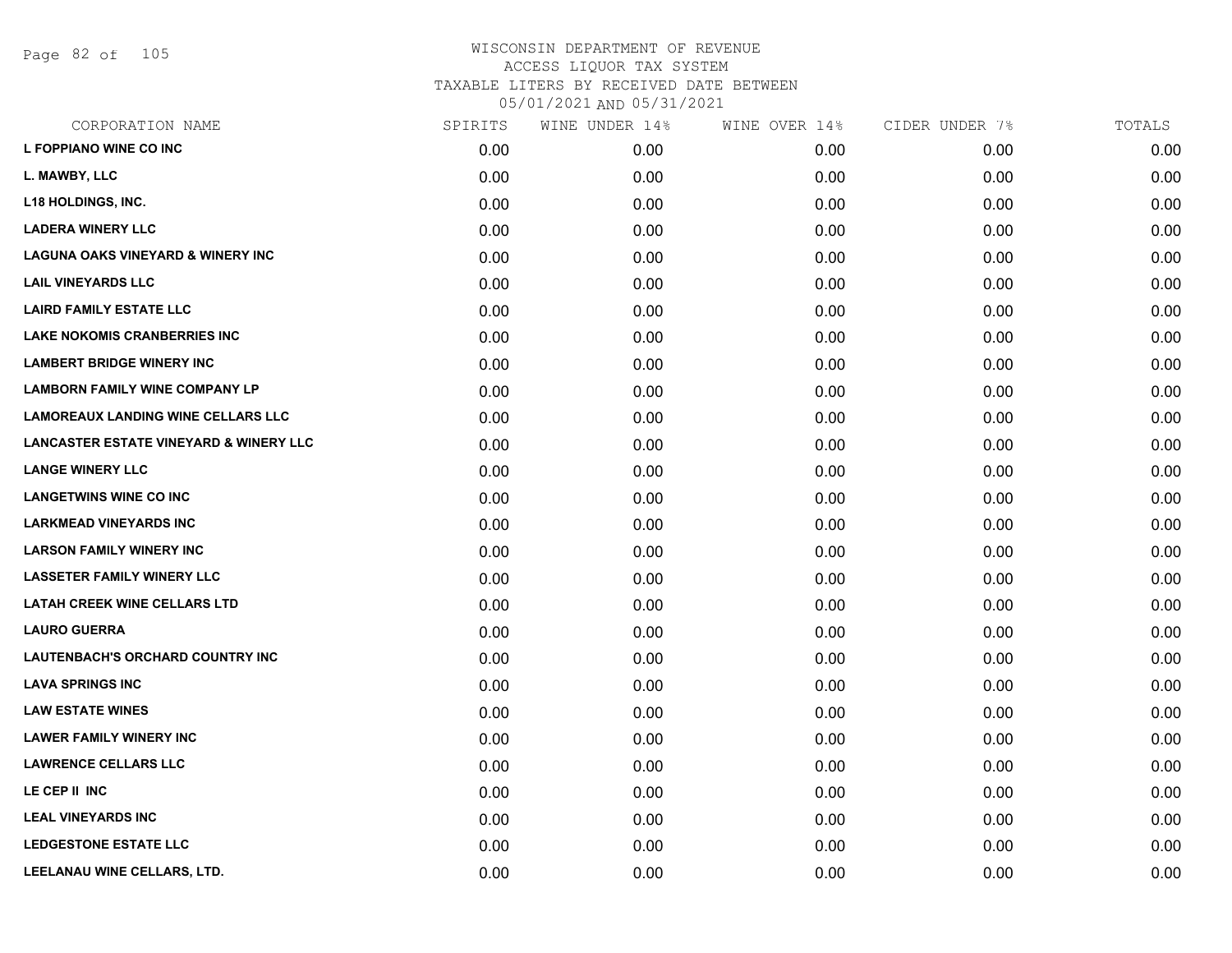WISCONSIN DEPARTMENT OF REVENUE
ACCESS LIQUOR TAX SYSTEM
TAXABLE LITERS BY RECEIVED DATE BETWEEN
05/01/2021 AND 05/31/2021

| CORPORATION NAME | SPIRITS | WINE UNDER 14% | WINE OVER 14% | CIDER UNDER 7% | TOTALS |
|---|---|---|---|---|---|
| L FOPPIANO WINE CO INC | 0.00 | 0.00 | 0.00 | 0.00 | 0.00 |
| L. MAWBY, LLC | 0.00 | 0.00 | 0.00 | 0.00 | 0.00 |
| L18 HOLDINGS, INC. | 0.00 | 0.00 | 0.00 | 0.00 | 0.00 |
| LADERA WINERY LLC | 0.00 | 0.00 | 0.00 | 0.00 | 0.00 |
| LAGUNA OAKS VINEYARD & WINERY INC | 0.00 | 0.00 | 0.00 | 0.00 | 0.00 |
| LAIL VINEYARDS LLC | 0.00 | 0.00 | 0.00 | 0.00 | 0.00 |
| LAIRD FAMILY ESTATE LLC | 0.00 | 0.00 | 0.00 | 0.00 | 0.00 |
| LAKE NOKOMIS CRANBERRIES INC | 0.00 | 0.00 | 0.00 | 0.00 | 0.00 |
| LAMBERT BRIDGE WINERY INC | 0.00 | 0.00 | 0.00 | 0.00 | 0.00 |
| LAMBORN FAMILY WINE COMPANY LP | 0.00 | 0.00 | 0.00 | 0.00 | 0.00 |
| LAMOREAUX LANDING WINE CELLARS LLC | 0.00 | 0.00 | 0.00 | 0.00 | 0.00 |
| LANCASTER ESTATE VINEYARD & WINERY LLC | 0.00 | 0.00 | 0.00 | 0.00 | 0.00 |
| LANGE WINERY LLC | 0.00 | 0.00 | 0.00 | 0.00 | 0.00 |
| LANGETWINS WINE CO INC | 0.00 | 0.00 | 0.00 | 0.00 | 0.00 |
| LARKMEAD VINEYARDS INC | 0.00 | 0.00 | 0.00 | 0.00 | 0.00 |
| LARSON FAMILY WINERY INC | 0.00 | 0.00 | 0.00 | 0.00 | 0.00 |
| LASSETER FAMILY WINERY LLC | 0.00 | 0.00 | 0.00 | 0.00 | 0.00 |
| LATAH CREEK WINE CELLARS LTD | 0.00 | 0.00 | 0.00 | 0.00 | 0.00 |
| LAURO GUERRA | 0.00 | 0.00 | 0.00 | 0.00 | 0.00 |
| LAUTENBACH'S ORCHARD COUNTRY INC | 0.00 | 0.00 | 0.00 | 0.00 | 0.00 |
| LAVA SPRINGS INC | 0.00 | 0.00 | 0.00 | 0.00 | 0.00 |
| LAW ESTATE WINES | 0.00 | 0.00 | 0.00 | 0.00 | 0.00 |
| LAWER FAMILY WINERY INC | 0.00 | 0.00 | 0.00 | 0.00 | 0.00 |
| LAWRENCE CELLARS LLC | 0.00 | 0.00 | 0.00 | 0.00 | 0.00 |
| LE CEP II INC | 0.00 | 0.00 | 0.00 | 0.00 | 0.00 |
| LEAL VINEYARDS INC | 0.00 | 0.00 | 0.00 | 0.00 | 0.00 |
| LEDGESTONE ESTATE LLC | 0.00 | 0.00 | 0.00 | 0.00 | 0.00 |
| LEELANAU WINE CELLARS, LTD. | 0.00 | 0.00 | 0.00 | 0.00 | 0.00 |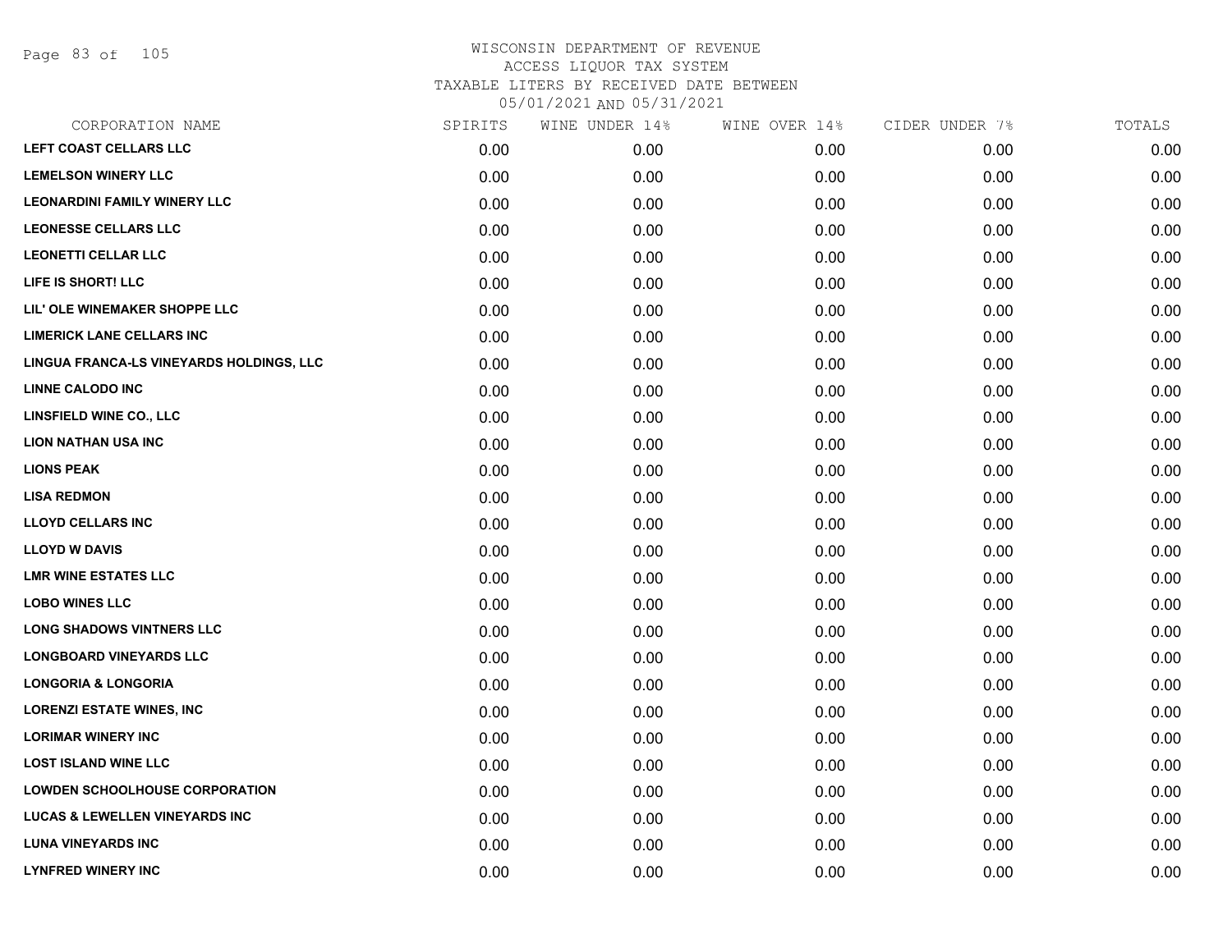# WISCONSIN DEPARTMENT OF REVENUE
ACCESS LIQUOR TAX SYSTEM
TAXABLE LITERS BY RECEIVED DATE BETWEEN
05/01/2021 AND 05/31/2021

| CORPORATION NAME | SPIRITS | WINE UNDER 14% | WINE OVER 14% | CIDER UNDER 7% | TOTALS |
|---|---|---|---|---|---|
| LEFT COAST CELLARS LLC | 0.00 | 0.00 | 0.00 | 0.00 | 0.00 |
| LEMELSON WINERY LLC | 0.00 | 0.00 | 0.00 | 0.00 | 0.00 |
| LEONARDINI FAMILY WINERY LLC | 0.00 | 0.00 | 0.00 | 0.00 | 0.00 |
| LEONESSE CELLARS LLC | 0.00 | 0.00 | 0.00 | 0.00 | 0.00 |
| LEONETTI CELLAR LLC | 0.00 | 0.00 | 0.00 | 0.00 | 0.00 |
| LIFE IS SHORT! LLC | 0.00 | 0.00 | 0.00 | 0.00 | 0.00 |
| LIL' OLE WINEMAKER SHOPPE LLC | 0.00 | 0.00 | 0.00 | 0.00 | 0.00 |
| LIMERICK LANE CELLARS INC | 0.00 | 0.00 | 0.00 | 0.00 | 0.00 |
| LINGUA FRANCA-LS VINEYARDS HOLDINGS, LLC | 0.00 | 0.00 | 0.00 | 0.00 | 0.00 |
| LINNE CALODO INC | 0.00 | 0.00 | 0.00 | 0.00 | 0.00 |
| LINSFIELD WINE CO., LLC | 0.00 | 0.00 | 0.00 | 0.00 | 0.00 |
| LION NATHAN USA INC | 0.00 | 0.00 | 0.00 | 0.00 | 0.00 |
| LIONS PEAK | 0.00 | 0.00 | 0.00 | 0.00 | 0.00 |
| LISA REDMON | 0.00 | 0.00 | 0.00 | 0.00 | 0.00 |
| LLOYD CELLARS INC | 0.00 | 0.00 | 0.00 | 0.00 | 0.00 |
| LLOYD W DAVIS | 0.00 | 0.00 | 0.00 | 0.00 | 0.00 |
| LMR WINE ESTATES LLC | 0.00 | 0.00 | 0.00 | 0.00 | 0.00 |
| LOBO WINES LLC | 0.00 | 0.00 | 0.00 | 0.00 | 0.00 |
| LONG SHADOWS VINTNERS LLC | 0.00 | 0.00 | 0.00 | 0.00 | 0.00 |
| LONGBOARD VINEYARDS LLC | 0.00 | 0.00 | 0.00 | 0.00 | 0.00 |
| LONGORIA & LONGORIA | 0.00 | 0.00 | 0.00 | 0.00 | 0.00 |
| LORENZI ESTATE WINES, INC | 0.00 | 0.00 | 0.00 | 0.00 | 0.00 |
| LORIMAR WINERY INC | 0.00 | 0.00 | 0.00 | 0.00 | 0.00 |
| LOST ISLAND WINE LLC | 0.00 | 0.00 | 0.00 | 0.00 | 0.00 |
| LOWDEN SCHOOLHOUSE CORPORATION | 0.00 | 0.00 | 0.00 | 0.00 | 0.00 |
| LUCAS & LEWELLEN VINEYARDS INC | 0.00 | 0.00 | 0.00 | 0.00 | 0.00 |
| LUNA VINEYARDS INC | 0.00 | 0.00 | 0.00 | 0.00 | 0.00 |
| LYNFRED WINERY INC | 0.00 | 0.00 | 0.00 | 0.00 | 0.00 |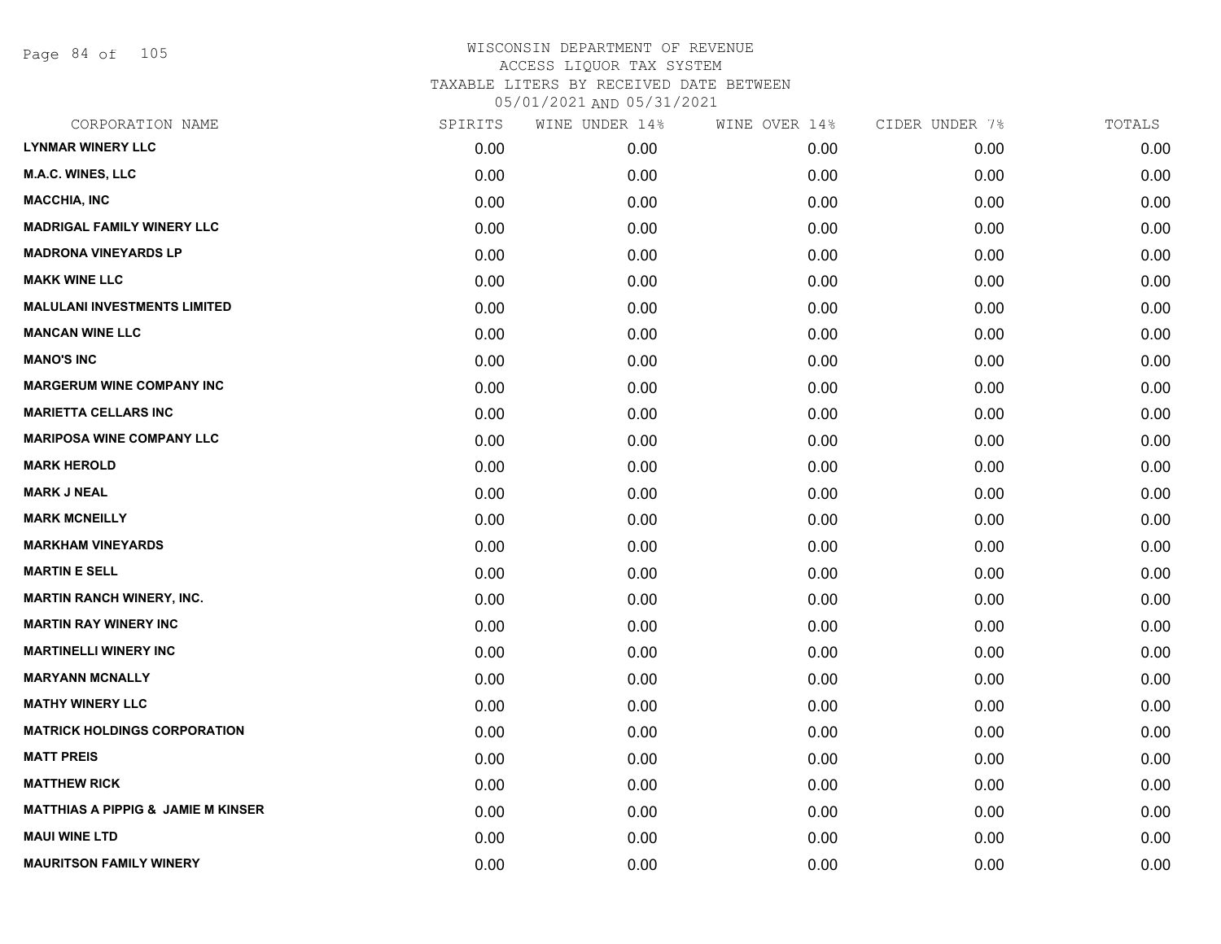WISCONSIN DEPARTMENT OF REVENUE
ACCESS LIQUOR TAX SYSTEM
TAXABLE LITERS BY RECEIVED DATE BETWEEN
05/01/2021 AND 05/31/2021

| CORPORATION NAME | SPIRITS | WINE UNDER 14% | WINE OVER 14% | CIDER UNDER 7% | TOTALS |
|---|---|---|---|---|---|
| LYNMAR WINERY LLC | 0.00 | 0.00 | 0.00 | 0.00 | 0.00 |
| M.A.C. WINES, LLC | 0.00 | 0.00 | 0.00 | 0.00 | 0.00 |
| MACCHIA, INC | 0.00 | 0.00 | 0.00 | 0.00 | 0.00 |
| MADRIGAL FAMILY WINERY LLC | 0.00 | 0.00 | 0.00 | 0.00 | 0.00 |
| MADRONA VINEYARDS LP | 0.00 | 0.00 | 0.00 | 0.00 | 0.00 |
| MAKK WINE LLC | 0.00 | 0.00 | 0.00 | 0.00 | 0.00 |
| MALULANI INVESTMENTS LIMITED | 0.00 | 0.00 | 0.00 | 0.00 | 0.00 |
| MANCAN WINE LLC | 0.00 | 0.00 | 0.00 | 0.00 | 0.00 |
| MANO'S INC | 0.00 | 0.00 | 0.00 | 0.00 | 0.00 |
| MARGERUM WINE COMPANY INC | 0.00 | 0.00 | 0.00 | 0.00 | 0.00 |
| MARIETTA CELLARS INC | 0.00 | 0.00 | 0.00 | 0.00 | 0.00 |
| MARIPOSA WINE COMPANY LLC | 0.00 | 0.00 | 0.00 | 0.00 | 0.00 |
| MARK HEROLD | 0.00 | 0.00 | 0.00 | 0.00 | 0.00 |
| MARK J NEAL | 0.00 | 0.00 | 0.00 | 0.00 | 0.00 |
| MARK MCNEILLY | 0.00 | 0.00 | 0.00 | 0.00 | 0.00 |
| MARKHAM VINEYARDS | 0.00 | 0.00 | 0.00 | 0.00 | 0.00 |
| MARTIN E SELL | 0.00 | 0.00 | 0.00 | 0.00 | 0.00 |
| MARTIN RANCH WINERY, INC. | 0.00 | 0.00 | 0.00 | 0.00 | 0.00 |
| MARTIN RAY WINERY INC | 0.00 | 0.00 | 0.00 | 0.00 | 0.00 |
| MARTINELLI WINERY INC | 0.00 | 0.00 | 0.00 | 0.00 | 0.00 |
| MARYANN MCNALLY | 0.00 | 0.00 | 0.00 | 0.00 | 0.00 |
| MATHY WINERY LLC | 0.00 | 0.00 | 0.00 | 0.00 | 0.00 |
| MATRICK HOLDINGS CORPORATION | 0.00 | 0.00 | 0.00 | 0.00 | 0.00 |
| MATT PREIS | 0.00 | 0.00 | 0.00 | 0.00 | 0.00 |
| MATTHEW RICK | 0.00 | 0.00 | 0.00 | 0.00 | 0.00 |
| MATTHIAS A PIPPIG & JAMIE M KINSER | 0.00 | 0.00 | 0.00 | 0.00 | 0.00 |
| MAUI WINE LTD | 0.00 | 0.00 | 0.00 | 0.00 | 0.00 |
| MAURITSON FAMILY WINERY | 0.00 | 0.00 | 0.00 | 0.00 | 0.00 |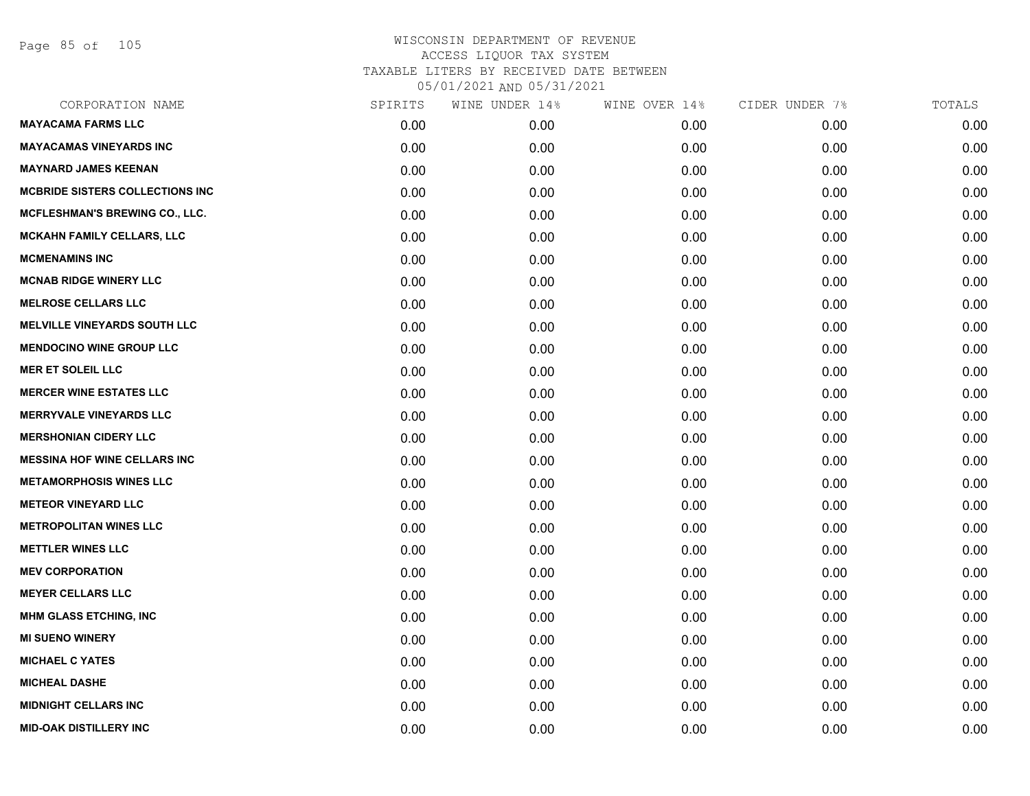# WISCONSIN DEPARTMENT OF REVENUE
ACCESS LIQUOR TAX SYSTEM
TAXABLE LITERS BY RECEIVED DATE BETWEEN
05/01/2021 AND 05/31/2021

| CORPORATION NAME | SPIRITS | WINE UNDER 14% | WINE OVER 14% | CIDER UNDER 7% | TOTALS |
|---|---|---|---|---|---|
| MAYACAMA FARMS LLC | 0.00 | 0.00 | 0.00 | 0.00 | 0.00 |
| MAYACAMAS VINEYARDS INC | 0.00 | 0.00 | 0.00 | 0.00 | 0.00 |
| MAYNARD JAMES KEENAN | 0.00 | 0.00 | 0.00 | 0.00 | 0.00 |
| MCBRIDE SISTERS COLLECTIONS INC | 0.00 | 0.00 | 0.00 | 0.00 | 0.00 |
| MCFLESHMAN'S BREWING CO., LLC. | 0.00 | 0.00 | 0.00 | 0.00 | 0.00 |
| MCKAHN FAMILY CELLARS, LLC | 0.00 | 0.00 | 0.00 | 0.00 | 0.00 |
| MCMENAMINS INC | 0.00 | 0.00 | 0.00 | 0.00 | 0.00 |
| MCNAB RIDGE WINERY LLC | 0.00 | 0.00 | 0.00 | 0.00 | 0.00 |
| MELROSE CELLARS LLC | 0.00 | 0.00 | 0.00 | 0.00 | 0.00 |
| MELVILLE VINEYARDS SOUTH LLC | 0.00 | 0.00 | 0.00 | 0.00 | 0.00 |
| MENDOCINO WINE GROUP LLC | 0.00 | 0.00 | 0.00 | 0.00 | 0.00 |
| MER ET SOLEIL LLC | 0.00 | 0.00 | 0.00 | 0.00 | 0.00 |
| MERCER WINE ESTATES LLC | 0.00 | 0.00 | 0.00 | 0.00 | 0.00 |
| MERRYVALE VINEYARDS LLC | 0.00 | 0.00 | 0.00 | 0.00 | 0.00 |
| MERSHONIAN CIDERY LLC | 0.00 | 0.00 | 0.00 | 0.00 | 0.00 |
| MESSINA HOF WINE CELLARS INC | 0.00 | 0.00 | 0.00 | 0.00 | 0.00 |
| METAMORPHOSIS WINES LLC | 0.00 | 0.00 | 0.00 | 0.00 | 0.00 |
| METEOR VINEYARD LLC | 0.00 | 0.00 | 0.00 | 0.00 | 0.00 |
| METROPOLITAN WINES LLC | 0.00 | 0.00 | 0.00 | 0.00 | 0.00 |
| METTLER WINES LLC | 0.00 | 0.00 | 0.00 | 0.00 | 0.00 |
| MEV CORPORATION | 0.00 | 0.00 | 0.00 | 0.00 | 0.00 |
| MEYER CELLARS LLC | 0.00 | 0.00 | 0.00 | 0.00 | 0.00 |
| MHM GLASS ETCHING, INC | 0.00 | 0.00 | 0.00 | 0.00 | 0.00 |
| MI SUENO WINERY | 0.00 | 0.00 | 0.00 | 0.00 | 0.00 |
| MICHAEL C YATES | 0.00 | 0.00 | 0.00 | 0.00 | 0.00 |
| MICHEAL DASHE | 0.00 | 0.00 | 0.00 | 0.00 | 0.00 |
| MIDNIGHT CELLARS INC | 0.00 | 0.00 | 0.00 | 0.00 | 0.00 |
| MID-OAK DISTILLERY INC | 0.00 | 0.00 | 0.00 | 0.00 | 0.00 |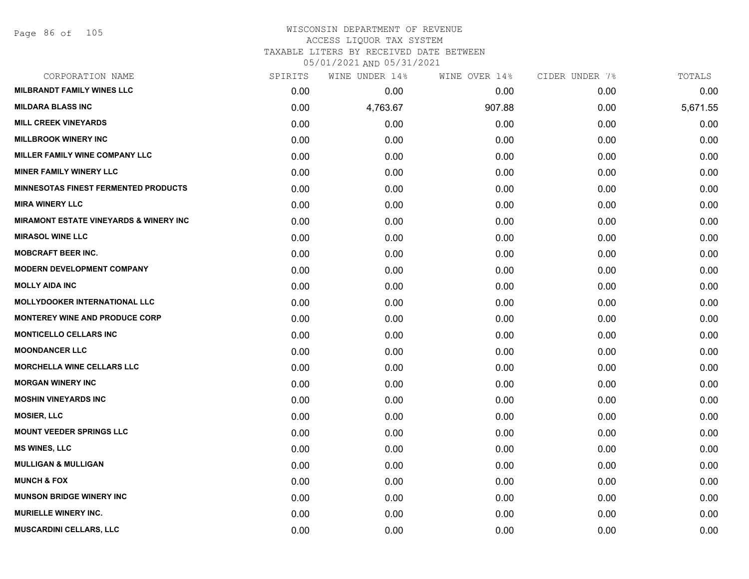WISCONSIN DEPARTMENT OF REVENUE
ACCESS LIQUOR TAX SYSTEM
TAXABLE LITERS BY RECEIVED DATE BETWEEN
05/01/2021 AND 05/31/2021

| CORPORATION NAME | SPIRITS | WINE UNDER 14% | WINE OVER 14% | CIDER UNDER 7% | TOTALS |
|---|---|---|---|---|---|
| MILBRANDT FAMILY WINES LLC | 0.00 | 0.00 | 0.00 | 0.00 | 0.00 |
| MILDARA BLASS INC | 0.00 | 4,763.67 | 907.88 | 0.00 | 5,671.55 |
| MILL CREEK VINEYARDS | 0.00 | 0.00 | 0.00 | 0.00 | 0.00 |
| MILLBROOK WINERY INC | 0.00 | 0.00 | 0.00 | 0.00 | 0.00 |
| MILLER FAMILY WINE COMPANY LLC | 0.00 | 0.00 | 0.00 | 0.00 | 0.00 |
| MINER FAMILY WINERY LLC | 0.00 | 0.00 | 0.00 | 0.00 | 0.00 |
| MINNESOTAS FINEST FERMENTED PRODUCTS | 0.00 | 0.00 | 0.00 | 0.00 | 0.00 |
| MIRA WINERY LLC | 0.00 | 0.00 | 0.00 | 0.00 | 0.00 |
| MIRAMONT ESTATE VINEYARDS & WINERY INC | 0.00 | 0.00 | 0.00 | 0.00 | 0.00 |
| MIRASOL WINE LLC | 0.00 | 0.00 | 0.00 | 0.00 | 0.00 |
| MOBCRAFT BEER INC. | 0.00 | 0.00 | 0.00 | 0.00 | 0.00 |
| MODERN DEVELOPMENT COMPANY | 0.00 | 0.00 | 0.00 | 0.00 | 0.00 |
| MOLLY AIDA INC | 0.00 | 0.00 | 0.00 | 0.00 | 0.00 |
| MOLLYDOOKER INTERNATIONAL LLC | 0.00 | 0.00 | 0.00 | 0.00 | 0.00 |
| MONTEREY WINE AND PRODUCE CORP | 0.00 | 0.00 | 0.00 | 0.00 | 0.00 |
| MONTICELLO CELLARS INC | 0.00 | 0.00 | 0.00 | 0.00 | 0.00 |
| MOONDANCER LLC | 0.00 | 0.00 | 0.00 | 0.00 | 0.00 |
| MORCHELLA WINE CELLARS LLC | 0.00 | 0.00 | 0.00 | 0.00 | 0.00 |
| MORGAN WINERY INC | 0.00 | 0.00 | 0.00 | 0.00 | 0.00 |
| MOSHIN VINEYARDS INC | 0.00 | 0.00 | 0.00 | 0.00 | 0.00 |
| MOSIER, LLC | 0.00 | 0.00 | 0.00 | 0.00 | 0.00 |
| MOUNT VEEDER SPRINGS LLC | 0.00 | 0.00 | 0.00 | 0.00 | 0.00 |
| MS WINES, LLC | 0.00 | 0.00 | 0.00 | 0.00 | 0.00 |
| MULLIGAN & MULLIGAN | 0.00 | 0.00 | 0.00 | 0.00 | 0.00 |
| MUNCH & FOX | 0.00 | 0.00 | 0.00 | 0.00 | 0.00 |
| MUNSON BRIDGE WINERY INC | 0.00 | 0.00 | 0.00 | 0.00 | 0.00 |
| MURIELLE WINERY INC. | 0.00 | 0.00 | 0.00 | 0.00 | 0.00 |
| MUSCARDINI CELLARS, LLC | 0.00 | 0.00 | 0.00 | 0.00 | 0.00 |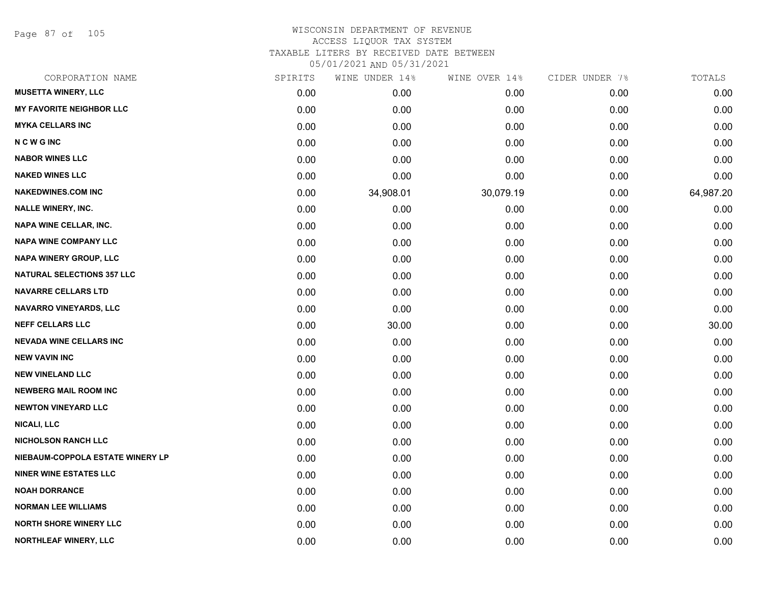# WISCONSIN DEPARTMENT OF REVENUE
ACCESS LIQUOR TAX SYSTEM
TAXABLE LITERS BY RECEIVED DATE BETWEEN
05/01/2021 AND 05/31/2021

| CORPORATION NAME | SPIRITS | WINE UNDER 14% | WINE OVER 14% | CIDER UNDER 7% | TOTALS |
|---|---|---|---|---|---|
| MUSETTA WINERY, LLC | 0.00 | 0.00 | 0.00 | 0.00 | 0.00 |
| MY FAVORITE NEIGHBOR LLC | 0.00 | 0.00 | 0.00 | 0.00 | 0.00 |
| MYKA CELLARS INC | 0.00 | 0.00 | 0.00 | 0.00 | 0.00 |
| N C W G INC | 0.00 | 0.00 | 0.00 | 0.00 | 0.00 |
| NABOR WINES LLC | 0.00 | 0.00 | 0.00 | 0.00 | 0.00 |
| NAKED WINES LLC | 0.00 | 0.00 | 0.00 | 0.00 | 0.00 |
| NAKEDWINES.COM INC | 0.00 | 34,908.01 | 30,079.19 | 0.00 | 64,987.20 |
| NALLE WINERY, INC. | 0.00 | 0.00 | 0.00 | 0.00 | 0.00 |
| NAPA WINE CELLAR, INC. | 0.00 | 0.00 | 0.00 | 0.00 | 0.00 |
| NAPA WINE COMPANY LLC | 0.00 | 0.00 | 0.00 | 0.00 | 0.00 |
| NAPA WINERY GROUP, LLC | 0.00 | 0.00 | 0.00 | 0.00 | 0.00 |
| NATURAL SELECTIONS 357 LLC | 0.00 | 0.00 | 0.00 | 0.00 | 0.00 |
| NAVARRE CELLARS LTD | 0.00 | 0.00 | 0.00 | 0.00 | 0.00 |
| NAVARRO VINEYARDS, LLC | 0.00 | 0.00 | 0.00 | 0.00 | 0.00 |
| NEFF CELLARS LLC | 0.00 | 30.00 | 0.00 | 0.00 | 30.00 |
| NEVADA WINE CELLARS INC | 0.00 | 0.00 | 0.00 | 0.00 | 0.00 |
| NEW VAVIN INC | 0.00 | 0.00 | 0.00 | 0.00 | 0.00 |
| NEW VINELAND LLC | 0.00 | 0.00 | 0.00 | 0.00 | 0.00 |
| NEWBERG MAIL ROOM INC | 0.00 | 0.00 | 0.00 | 0.00 | 0.00 |
| NEWTON VINEYARD LLC | 0.00 | 0.00 | 0.00 | 0.00 | 0.00 |
| NICALI, LLC | 0.00 | 0.00 | 0.00 | 0.00 | 0.00 |
| NICHOLSON RANCH LLC | 0.00 | 0.00 | 0.00 | 0.00 | 0.00 |
| NIEBAUM-COPPOLA ESTATE WINERY LP | 0.00 | 0.00 | 0.00 | 0.00 | 0.00 |
| NINER WINE ESTATES LLC | 0.00 | 0.00 | 0.00 | 0.00 | 0.00 |
| NOAH DORRANCE | 0.00 | 0.00 | 0.00 | 0.00 | 0.00 |
| NORMAN LEE WILLIAMS | 0.00 | 0.00 | 0.00 | 0.00 | 0.00 |
| NORTH SHORE WINERY LLC | 0.00 | 0.00 | 0.00 | 0.00 | 0.00 |
| NORTHLEAF WINERY, LLC | 0.00 | 0.00 | 0.00 | 0.00 | 0.00 |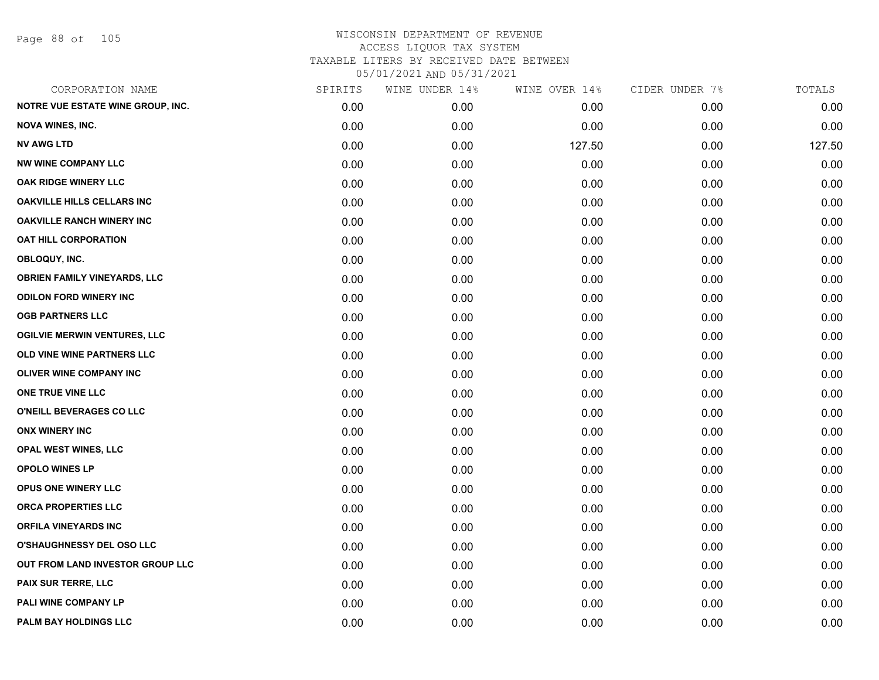# WISCONSIN DEPARTMENT OF REVENUE
## ACCESS LIQUOR TAX SYSTEM
### TAXABLE LITERS BY RECEIVED DATE BETWEEN 05/01/2021 AND 05/31/2021

| CORPORATION NAME | SPIRITS | WINE UNDER 14% | WINE OVER 14% | CIDER UNDER 7% | TOTALS |
|---|---|---|---|---|---|
| NOTRE VUE ESTATE WINE GROUP, INC. | 0.00 | 0.00 | 0.00 | 0.00 | 0.00 |
| NOVA WINES, INC. | 0.00 | 0.00 | 0.00 | 0.00 | 0.00 |
| NV AWG LTD | 0.00 | 0.00 | 127.50 | 0.00 | 127.50 |
| NW WINE COMPANY LLC | 0.00 | 0.00 | 0.00 | 0.00 | 0.00 |
| OAK RIDGE WINERY LLC | 0.00 | 0.00 | 0.00 | 0.00 | 0.00 |
| OAKVILLE HILLS CELLARS INC | 0.00 | 0.00 | 0.00 | 0.00 | 0.00 |
| OAKVILLE RANCH WINERY INC | 0.00 | 0.00 | 0.00 | 0.00 | 0.00 |
| OAT HILL CORPORATION | 0.00 | 0.00 | 0.00 | 0.00 | 0.00 |
| OBLOQUY, INC. | 0.00 | 0.00 | 0.00 | 0.00 | 0.00 |
| OBRIEN FAMILY VINEYARDS, LLC | 0.00 | 0.00 | 0.00 | 0.00 | 0.00 |
| ODILON FORD WINERY INC | 0.00 | 0.00 | 0.00 | 0.00 | 0.00 |
| OGB PARTNERS LLC | 0.00 | 0.00 | 0.00 | 0.00 | 0.00 |
| OGILVIE MERWIN VENTURES, LLC | 0.00 | 0.00 | 0.00 | 0.00 | 0.00 |
| OLD VINE WINE PARTNERS LLC | 0.00 | 0.00 | 0.00 | 0.00 | 0.00 |
| OLIVER WINE COMPANY INC | 0.00 | 0.00 | 0.00 | 0.00 | 0.00 |
| ONE TRUE VINE LLC | 0.00 | 0.00 | 0.00 | 0.00 | 0.00 |
| O'NEILL BEVERAGES CO LLC | 0.00 | 0.00 | 0.00 | 0.00 | 0.00 |
| ONX WINERY INC | 0.00 | 0.00 | 0.00 | 0.00 | 0.00 |
| OPAL WEST WINES, LLC | 0.00 | 0.00 | 0.00 | 0.00 | 0.00 |
| OPOLO WINES LP | 0.00 | 0.00 | 0.00 | 0.00 | 0.00 |
| OPUS ONE WINERY LLC | 0.00 | 0.00 | 0.00 | 0.00 | 0.00 |
| ORCA PROPERTIES LLC | 0.00 | 0.00 | 0.00 | 0.00 | 0.00 |
| ORFILA VINEYARDS INC | 0.00 | 0.00 | 0.00 | 0.00 | 0.00 |
| O'SHAUGHNESSY DEL OSO LLC | 0.00 | 0.00 | 0.00 | 0.00 | 0.00 |
| OUT FROM LAND INVESTOR GROUP LLC | 0.00 | 0.00 | 0.00 | 0.00 | 0.00 |
| PAIX SUR TERRE, LLC | 0.00 | 0.00 | 0.00 | 0.00 | 0.00 |
| PALI WINE COMPANY LP | 0.00 | 0.00 | 0.00 | 0.00 | 0.00 |
| PALM BAY HOLDINGS LLC | 0.00 | 0.00 | 0.00 | 0.00 | 0.00 |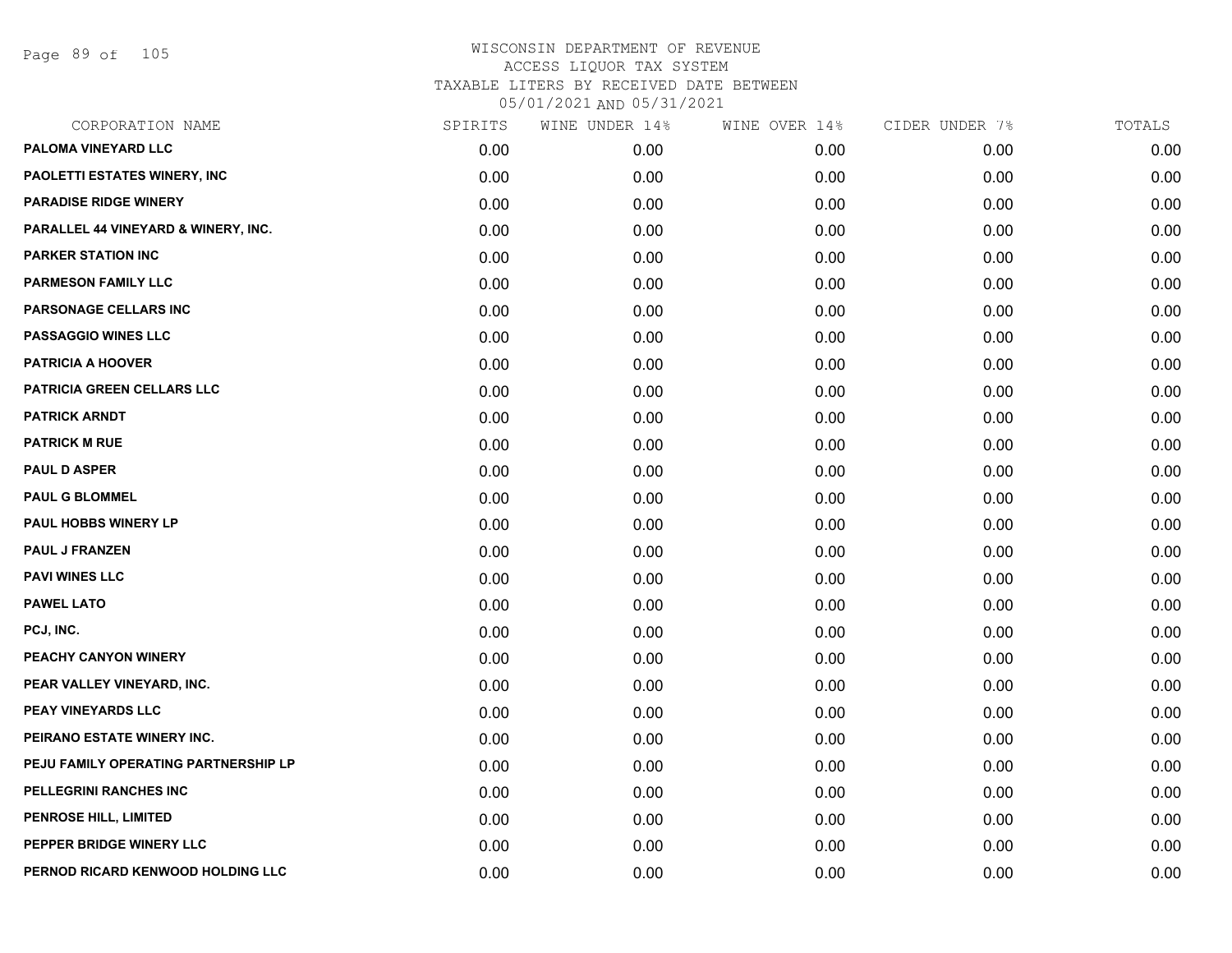# WISCONSIN DEPARTMENT OF REVENUE
## ACCESS LIQUOR TAX SYSTEM
### TAXABLE LITERS BY RECEIVED DATE BETWEEN 05/01/2021 AND 05/31/2021

| CORPORATION NAME | SPIRITS | WINE UNDER 14% | WINE OVER 14% | CIDER UNDER 7% | TOTALS |
|---|---|---|---|---|---|
| PALOMA VINEYARD LLC | 0.00 | 0.00 | 0.00 | 0.00 | 0.00 |
| PAOLETTI ESTATES WINERY, INC | 0.00 | 0.00 | 0.00 | 0.00 | 0.00 |
| PARADISE RIDGE WINERY | 0.00 | 0.00 | 0.00 | 0.00 | 0.00 |
| PARALLEL 44 VINEYARD & WINERY, INC. | 0.00 | 0.00 | 0.00 | 0.00 | 0.00 |
| PARKER STATION INC | 0.00 | 0.00 | 0.00 | 0.00 | 0.00 |
| PARMESON FAMILY LLC | 0.00 | 0.00 | 0.00 | 0.00 | 0.00 |
| PARSONAGE CELLARS INC | 0.00 | 0.00 | 0.00 | 0.00 | 0.00 |
| PASSAGGIO WINES LLC | 0.00 | 0.00 | 0.00 | 0.00 | 0.00 |
| PATRICIA A HOOVER | 0.00 | 0.00 | 0.00 | 0.00 | 0.00 |
| PATRICIA GREEN CELLARS LLC | 0.00 | 0.00 | 0.00 | 0.00 | 0.00 |
| PATRICK ARNDT | 0.00 | 0.00 | 0.00 | 0.00 | 0.00 |
| PATRICK M RUE | 0.00 | 0.00 | 0.00 | 0.00 | 0.00 |
| PAUL D ASPER | 0.00 | 0.00 | 0.00 | 0.00 | 0.00 |
| PAUL G BLOMMEL | 0.00 | 0.00 | 0.00 | 0.00 | 0.00 |
| PAUL HOBBS WINERY LP | 0.00 | 0.00 | 0.00 | 0.00 | 0.00 |
| PAUL J FRANZEN | 0.00 | 0.00 | 0.00 | 0.00 | 0.00 |
| PAVI WINES LLC | 0.00 | 0.00 | 0.00 | 0.00 | 0.00 |
| PAWEL LATO | 0.00 | 0.00 | 0.00 | 0.00 | 0.00 |
| PCJ, INC. | 0.00 | 0.00 | 0.00 | 0.00 | 0.00 |
| PEACHY CANYON WINERY | 0.00 | 0.00 | 0.00 | 0.00 | 0.00 |
| PEAR VALLEY VINEYARD, INC. | 0.00 | 0.00 | 0.00 | 0.00 | 0.00 |
| PEAY VINEYARDS LLC | 0.00 | 0.00 | 0.00 | 0.00 | 0.00 |
| PEIRANO ESTATE WINERY INC. | 0.00 | 0.00 | 0.00 | 0.00 | 0.00 |
| PEJU FAMILY OPERATING PARTNERSHIP LP | 0.00 | 0.00 | 0.00 | 0.00 | 0.00 |
| PELLEGRINI RANCHES INC | 0.00 | 0.00 | 0.00 | 0.00 | 0.00 |
| PENROSE HILL, LIMITED | 0.00 | 0.00 | 0.00 | 0.00 | 0.00 |
| PEPPER BRIDGE WINERY LLC | 0.00 | 0.00 | 0.00 | 0.00 | 0.00 |
| PERNOD RICARD KENWOOD HOLDING LLC | 0.00 | 0.00 | 0.00 | 0.00 | 0.00 |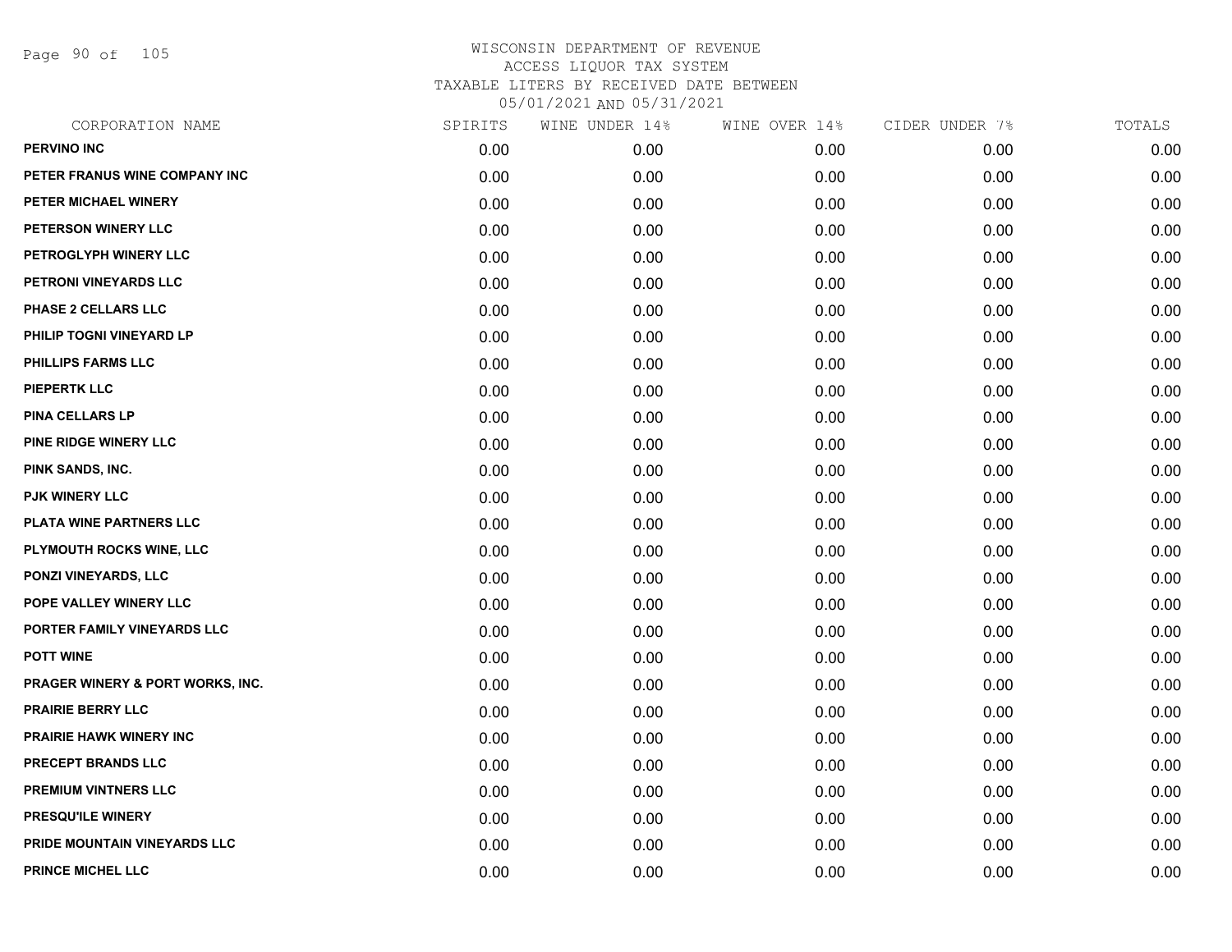# WISCONSIN DEPARTMENT OF REVENUE
## ACCESS LIQUOR TAX SYSTEM
### TAXABLE LITERS BY RECEIVED DATE BETWEEN 05/01/2021 AND 05/31/2021

| CORPORATION NAME | SPIRITS | WINE UNDER 14% | WINE OVER 14% | CIDER UNDER 7% | TOTALS |
|---|---|---|---|---|---|
| PERVINO INC | 0.00 | 0.00 | 0.00 | 0.00 | 0.00 |
| PETER FRANUS WINE COMPANY INC | 0.00 | 0.00 | 0.00 | 0.00 | 0.00 |
| PETER MICHAEL WINERY | 0.00 | 0.00 | 0.00 | 0.00 | 0.00 |
| PETERSON WINERY LLC | 0.00 | 0.00 | 0.00 | 0.00 | 0.00 |
| PETROGLYPH WINERY LLC | 0.00 | 0.00 | 0.00 | 0.00 | 0.00 |
| PETRONI VINEYARDS LLC | 0.00 | 0.00 | 0.00 | 0.00 | 0.00 |
| PHASE 2 CELLARS LLC | 0.00 | 0.00 | 0.00 | 0.00 | 0.00 |
| PHILIP TOGNI VINEYARD LP | 0.00 | 0.00 | 0.00 | 0.00 | 0.00 |
| PHILLIPS FARMS LLC | 0.00 | 0.00 | 0.00 | 0.00 | 0.00 |
| PIEPERTK LLC | 0.00 | 0.00 | 0.00 | 0.00 | 0.00 |
| PINA CELLARS LP | 0.00 | 0.00 | 0.00 | 0.00 | 0.00 |
| PINE RIDGE WINERY LLC | 0.00 | 0.00 | 0.00 | 0.00 | 0.00 |
| PINK SANDS, INC. | 0.00 | 0.00 | 0.00 | 0.00 | 0.00 |
| PJK WINERY LLC | 0.00 | 0.00 | 0.00 | 0.00 | 0.00 |
| PLATA WINE PARTNERS LLC | 0.00 | 0.00 | 0.00 | 0.00 | 0.00 |
| PLYMOUTH ROCKS WINE, LLC | 0.00 | 0.00 | 0.00 | 0.00 | 0.00 |
| PONZI VINEYARDS, LLC | 0.00 | 0.00 | 0.00 | 0.00 | 0.00 |
| POPE VALLEY WINERY LLC | 0.00 | 0.00 | 0.00 | 0.00 | 0.00 |
| PORTER FAMILY VINEYARDS LLC | 0.00 | 0.00 | 0.00 | 0.00 | 0.00 |
| POTT WINE | 0.00 | 0.00 | 0.00 | 0.00 | 0.00 |
| PRAGER WINERY & PORT WORKS, INC. | 0.00 | 0.00 | 0.00 | 0.00 | 0.00 |
| PRAIRIE BERRY LLC | 0.00 | 0.00 | 0.00 | 0.00 | 0.00 |
| PRAIRIE HAWK WINERY INC | 0.00 | 0.00 | 0.00 | 0.00 | 0.00 |
| PRECEPT BRANDS LLC | 0.00 | 0.00 | 0.00 | 0.00 | 0.00 |
| PREMIUM VINTNERS LLC | 0.00 | 0.00 | 0.00 | 0.00 | 0.00 |
| PRESQU'ILE WINERY | 0.00 | 0.00 | 0.00 | 0.00 | 0.00 |
| PRIDE MOUNTAIN VINEYARDS LLC | 0.00 | 0.00 | 0.00 | 0.00 | 0.00 |
| PRINCE MICHEL LLC | 0.00 | 0.00 | 0.00 | 0.00 | 0.00 |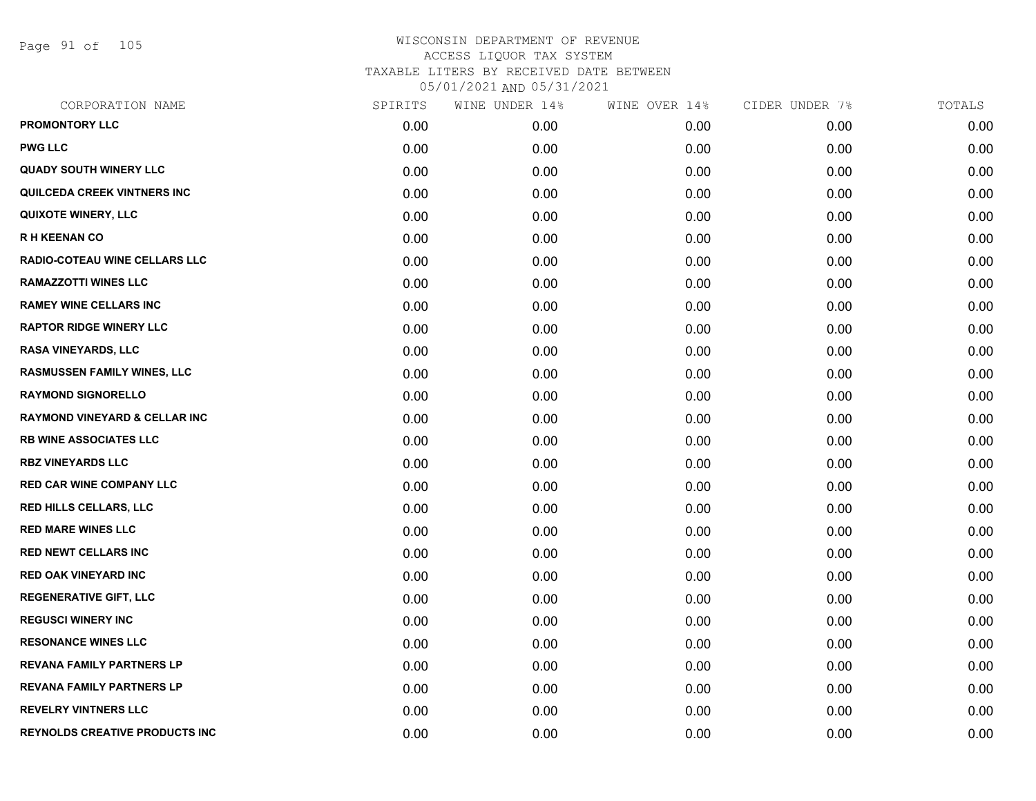WISCONSIN DEPARTMENT OF REVENUE
ACCESS LIQUOR TAX SYSTEM
TAXABLE LITERS BY RECEIVED DATE BETWEEN
05/01/2021 AND 05/31/2021

| CORPORATION NAME | SPIRITS | WINE UNDER 14% | WINE OVER 14% | CIDER UNDER 7% | TOTALS |
|---|---|---|---|---|---|
| PROMONTORY LLC | 0.00 | 0.00 | 0.00 | 0.00 | 0.00 |
| PWG LLC | 0.00 | 0.00 | 0.00 | 0.00 | 0.00 |
| QUADY SOUTH WINERY LLC | 0.00 | 0.00 | 0.00 | 0.00 | 0.00 |
| QUILCEDA CREEK VINTNERS INC | 0.00 | 0.00 | 0.00 | 0.00 | 0.00 |
| QUIXOTE WINERY, LLC | 0.00 | 0.00 | 0.00 | 0.00 | 0.00 |
| R H KEENAN CO | 0.00 | 0.00 | 0.00 | 0.00 | 0.00 |
| RADIO-COTEAU WINE CELLARS LLC | 0.00 | 0.00 | 0.00 | 0.00 | 0.00 |
| RAMAZZOTTI WINES LLC | 0.00 | 0.00 | 0.00 | 0.00 | 0.00 |
| RAMEY WINE CELLARS INC | 0.00 | 0.00 | 0.00 | 0.00 | 0.00 |
| RAPTOR RIDGE WINERY LLC | 0.00 | 0.00 | 0.00 | 0.00 | 0.00 |
| RASA VINEYARDS, LLC | 0.00 | 0.00 | 0.00 | 0.00 | 0.00 |
| RASMUSSEN FAMILY WINES, LLC | 0.00 | 0.00 | 0.00 | 0.00 | 0.00 |
| RAYMOND SIGNORELLO | 0.00 | 0.00 | 0.00 | 0.00 | 0.00 |
| RAYMOND VINEYARD & CELLAR INC | 0.00 | 0.00 | 0.00 | 0.00 | 0.00 |
| RB WINE ASSOCIATES LLC | 0.00 | 0.00 | 0.00 | 0.00 | 0.00 |
| RBZ VINEYARDS LLC | 0.00 | 0.00 | 0.00 | 0.00 | 0.00 |
| RED CAR WINE COMPANY LLC | 0.00 | 0.00 | 0.00 | 0.00 | 0.00 |
| RED HILLS CELLARS, LLC | 0.00 | 0.00 | 0.00 | 0.00 | 0.00 |
| RED MARE WINES LLC | 0.00 | 0.00 | 0.00 | 0.00 | 0.00 |
| RED NEWT CELLARS INC | 0.00 | 0.00 | 0.00 | 0.00 | 0.00 |
| RED OAK VINEYARD INC | 0.00 | 0.00 | 0.00 | 0.00 | 0.00 |
| REGENERATIVE GIFT, LLC | 0.00 | 0.00 | 0.00 | 0.00 | 0.00 |
| REGUSCI WINERY INC | 0.00 | 0.00 | 0.00 | 0.00 | 0.00 |
| RESONANCE WINES LLC | 0.00 | 0.00 | 0.00 | 0.00 | 0.00 |
| REVANA FAMILY PARTNERS LP | 0.00 | 0.00 | 0.00 | 0.00 | 0.00 |
| REVANA FAMILY PARTNERS LP | 0.00 | 0.00 | 0.00 | 0.00 | 0.00 |
| REVELRY VINTNERS LLC | 0.00 | 0.00 | 0.00 | 0.00 | 0.00 |
| REYNOLDS CREATIVE PRODUCTS INC | 0.00 | 0.00 | 0.00 | 0.00 | 0.00 |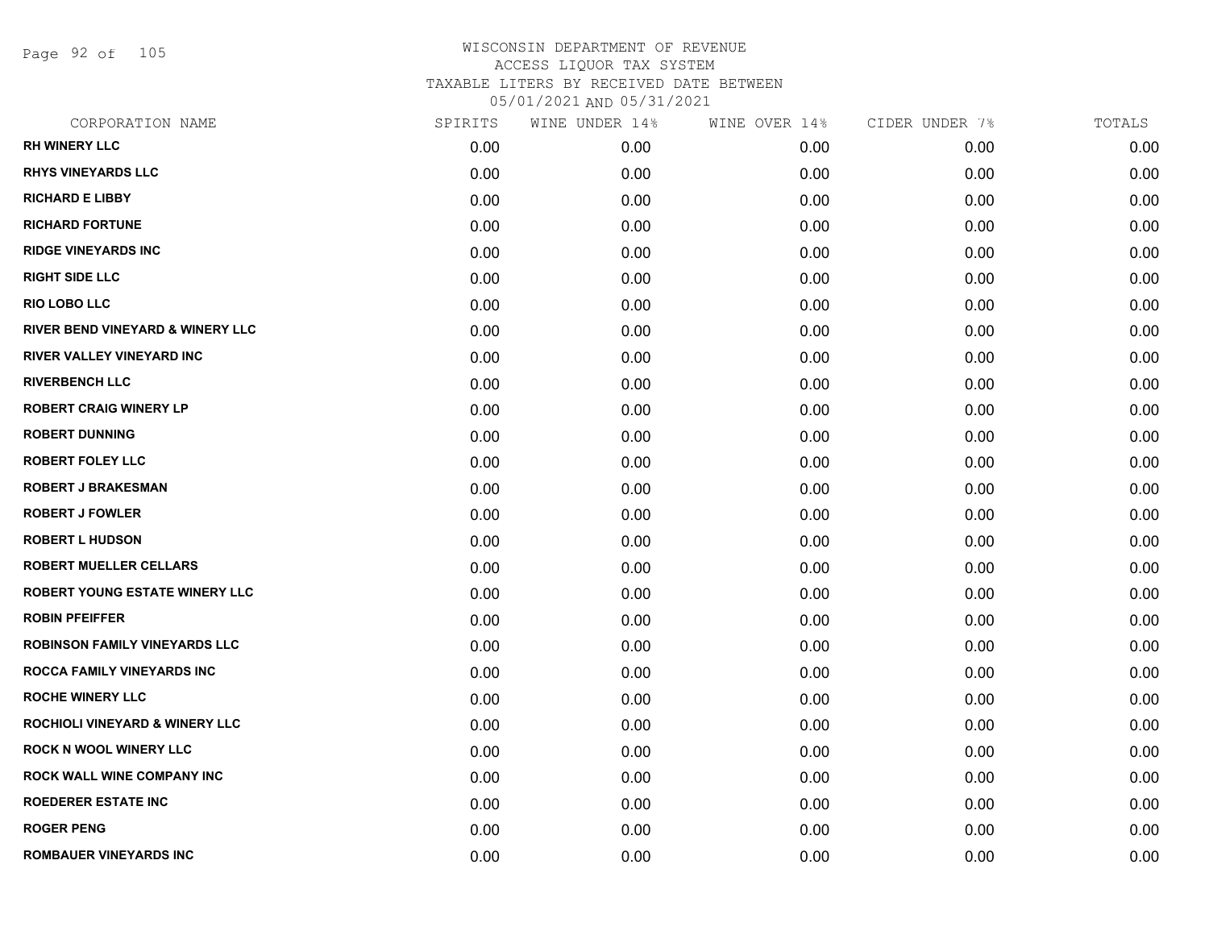# WISCONSIN DEPARTMENT OF REVENUE
## ACCESS LIQUOR TAX SYSTEM
### TAXABLE LITERS BY RECEIVED DATE BETWEEN 05/01/2021 AND 05/31/2021

| CORPORATION NAME | SPIRITS | WINE UNDER 14% | WINE OVER 14% | CIDER UNDER 7% | TOTALS |
|---|---|---|---|---|---|
| RH WINERY LLC | 0.00 | 0.00 | 0.00 | 0.00 | 0.00 |
| RHYS VINEYARDS LLC | 0.00 | 0.00 | 0.00 | 0.00 | 0.00 |
| RICHARD E LIBBY | 0.00 | 0.00 | 0.00 | 0.00 | 0.00 |
| RICHARD FORTUNE | 0.00 | 0.00 | 0.00 | 0.00 | 0.00 |
| RIDGE VINEYARDS INC | 0.00 | 0.00 | 0.00 | 0.00 | 0.00 |
| RIGHT SIDE LLC | 0.00 | 0.00 | 0.00 | 0.00 | 0.00 |
| RIO LOBO LLC | 0.00 | 0.00 | 0.00 | 0.00 | 0.00 |
| RIVER BEND VINEYARD & WINERY LLC | 0.00 | 0.00 | 0.00 | 0.00 | 0.00 |
| RIVER VALLEY VINEYARD INC | 0.00 | 0.00 | 0.00 | 0.00 | 0.00 |
| RIVERBENCH LLC | 0.00 | 0.00 | 0.00 | 0.00 | 0.00 |
| ROBERT CRAIG WINERY LP | 0.00 | 0.00 | 0.00 | 0.00 | 0.00 |
| ROBERT DUNNING | 0.00 | 0.00 | 0.00 | 0.00 | 0.00 |
| ROBERT FOLEY LLC | 0.00 | 0.00 | 0.00 | 0.00 | 0.00 |
| ROBERT J BRAKESMAN | 0.00 | 0.00 | 0.00 | 0.00 | 0.00 |
| ROBERT J FOWLER | 0.00 | 0.00 | 0.00 | 0.00 | 0.00 |
| ROBERT L HUDSON | 0.00 | 0.00 | 0.00 | 0.00 | 0.00 |
| ROBERT MUELLER CELLARS | 0.00 | 0.00 | 0.00 | 0.00 | 0.00 |
| ROBERT YOUNG ESTATE WINERY LLC | 0.00 | 0.00 | 0.00 | 0.00 | 0.00 |
| ROBIN PFEIFFER | 0.00 | 0.00 | 0.00 | 0.00 | 0.00 |
| ROBINSON FAMILY VINEYARDS LLC | 0.00 | 0.00 | 0.00 | 0.00 | 0.00 |
| ROCCA FAMILY VINEYARDS INC | 0.00 | 0.00 | 0.00 | 0.00 | 0.00 |
| ROCHE WINERY LLC | 0.00 | 0.00 | 0.00 | 0.00 | 0.00 |
| ROCHIOLI VINEYARD & WINERY LLC | 0.00 | 0.00 | 0.00 | 0.00 | 0.00 |
| ROCK N WOOL WINERY LLC | 0.00 | 0.00 | 0.00 | 0.00 | 0.00 |
| ROCK WALL WINE COMPANY INC | 0.00 | 0.00 | 0.00 | 0.00 | 0.00 |
| ROEDERER ESTATE INC | 0.00 | 0.00 | 0.00 | 0.00 | 0.00 |
| ROGER PENG | 0.00 | 0.00 | 0.00 | 0.00 | 0.00 |
| ROMBAUER VINEYARDS INC | 0.00 | 0.00 | 0.00 | 0.00 | 0.00 |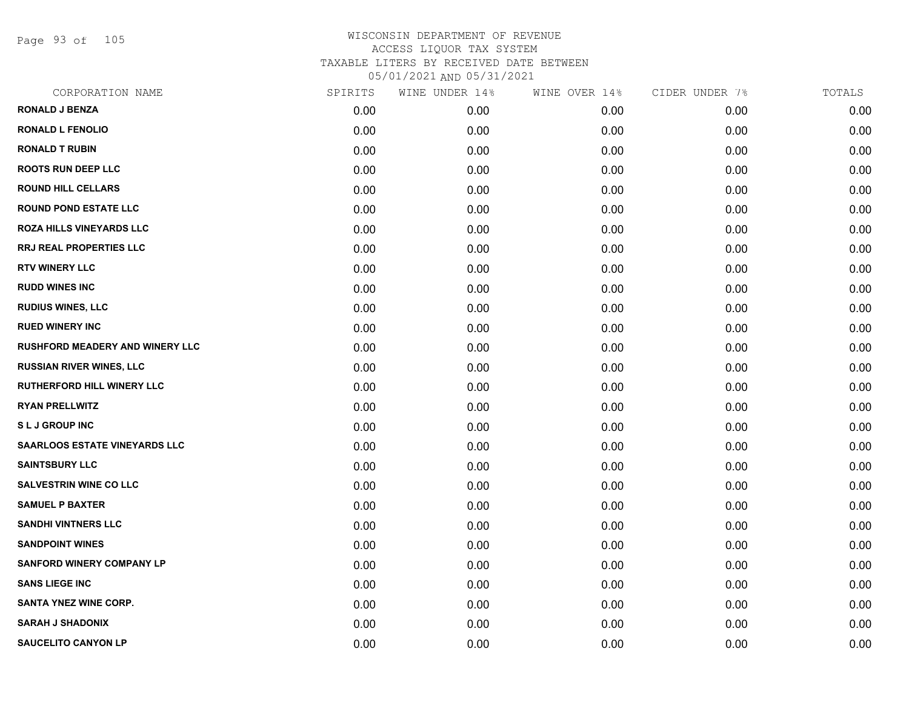# WISCONSIN DEPARTMENT OF REVENUE
## ACCESS LIQUOR TAX SYSTEM
### TAXABLE LITERS BY RECEIVED DATE BETWEEN 05/01/2021 AND 05/31/2021

| CORPORATION NAME | SPIRITS | WINE UNDER 14% | WINE OVER 14% | CIDER UNDER 7% | TOTALS |
|---|---|---|---|---|---|
| RONALD J BENZA | 0.00 | 0.00 | 0.00 | 0.00 | 0.00 |
| RONALD L FENOLIO | 0.00 | 0.00 | 0.00 | 0.00 | 0.00 |
| RONALD T RUBIN | 0.00 | 0.00 | 0.00 | 0.00 | 0.00 |
| ROOTS RUN DEEP LLC | 0.00 | 0.00 | 0.00 | 0.00 | 0.00 |
| ROUND HILL CELLARS | 0.00 | 0.00 | 0.00 | 0.00 | 0.00 |
| ROUND POND ESTATE LLC | 0.00 | 0.00 | 0.00 | 0.00 | 0.00 |
| ROZA HILLS VINEYARDS LLC | 0.00 | 0.00 | 0.00 | 0.00 | 0.00 |
| RRJ REAL PROPERTIES LLC | 0.00 | 0.00 | 0.00 | 0.00 | 0.00 |
| RTV WINERY LLC | 0.00 | 0.00 | 0.00 | 0.00 | 0.00 |
| RUDD WINES INC | 0.00 | 0.00 | 0.00 | 0.00 | 0.00 |
| RUDIUS WINES, LLC | 0.00 | 0.00 | 0.00 | 0.00 | 0.00 |
| RUED WINERY INC | 0.00 | 0.00 | 0.00 | 0.00 | 0.00 |
| RUSHFORD MEADERY AND WINERY LLC | 0.00 | 0.00 | 0.00 | 0.00 | 0.00 |
| RUSSIAN RIVER WINES, LLC | 0.00 | 0.00 | 0.00 | 0.00 | 0.00 |
| RUTHERFORD HILL WINERY LLC | 0.00 | 0.00 | 0.00 | 0.00 | 0.00 |
| RYAN PRELLWITZ | 0.00 | 0.00 | 0.00 | 0.00 | 0.00 |
| S L J GROUP INC | 0.00 | 0.00 | 0.00 | 0.00 | 0.00 |
| SAARLOOS ESTATE VINEYARDS LLC | 0.00 | 0.00 | 0.00 | 0.00 | 0.00 |
| SAINTSBURY LLC | 0.00 | 0.00 | 0.00 | 0.00 | 0.00 |
| SALVESTRIN WINE CO LLC | 0.00 | 0.00 | 0.00 | 0.00 | 0.00 |
| SAMUEL P BAXTER | 0.00 | 0.00 | 0.00 | 0.00 | 0.00 |
| SANDHI VINTNERS LLC | 0.00 | 0.00 | 0.00 | 0.00 | 0.00 |
| SANDPOINT WINES | 0.00 | 0.00 | 0.00 | 0.00 | 0.00 |
| SANFORD WINERY COMPANY LP | 0.00 | 0.00 | 0.00 | 0.00 | 0.00 |
| SANS LIEGE INC | 0.00 | 0.00 | 0.00 | 0.00 | 0.00 |
| SANTA YNEZ WINE CORP. | 0.00 | 0.00 | 0.00 | 0.00 | 0.00 |
| SARAH J SHADONIX | 0.00 | 0.00 | 0.00 | 0.00 | 0.00 |
| SAUCELITO CANYON LP | 0.00 | 0.00 | 0.00 | 0.00 | 0.00 |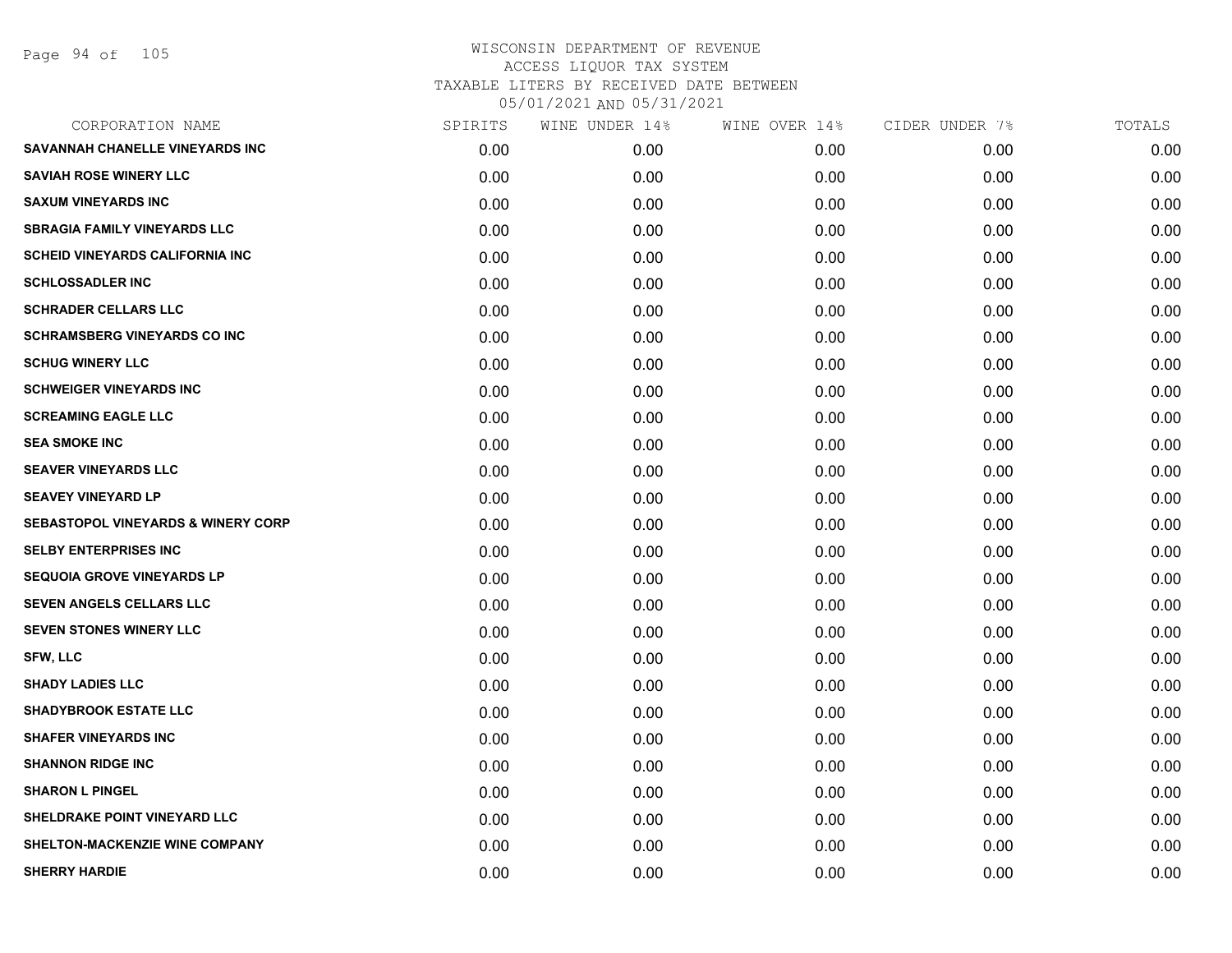# WISCONSIN DEPARTMENT OF REVENUE
## ACCESS LIQUOR TAX SYSTEM
## TAXABLE LITERS BY RECEIVED DATE BETWEEN 05/01/2021 AND 05/31/2021

| CORPORATION NAME | SPIRITS | WINE UNDER 14% | WINE OVER 14% | CIDER UNDER 7% | TOTALS |
|---|---|---|---|---|---|
| SAVANNAH CHANELLE VINEYARDS INC | 0.00 | 0.00 | 0.00 | 0.00 | 0.00 |
| SAVIAH ROSE WINERY LLC | 0.00 | 0.00 | 0.00 | 0.00 | 0.00 |
| SAXUM VINEYARDS INC | 0.00 | 0.00 | 0.00 | 0.00 | 0.00 |
| SBRAGIA FAMILY VINEYARDS LLC | 0.00 | 0.00 | 0.00 | 0.00 | 0.00 |
| SCHEID VINEYARDS CALIFORNIA INC | 0.00 | 0.00 | 0.00 | 0.00 | 0.00 |
| SCHLOSSADLER INC | 0.00 | 0.00 | 0.00 | 0.00 | 0.00 |
| SCHRADER CELLARS LLC | 0.00 | 0.00 | 0.00 | 0.00 | 0.00 |
| SCHRAMSBERG VINEYARDS CO INC | 0.00 | 0.00 | 0.00 | 0.00 | 0.00 |
| SCHUG WINERY LLC | 0.00 | 0.00 | 0.00 | 0.00 | 0.00 |
| SCHWEIGER VINEYARDS INC | 0.00 | 0.00 | 0.00 | 0.00 | 0.00 |
| SCREAMING EAGLE LLC | 0.00 | 0.00 | 0.00 | 0.00 | 0.00 |
| SEA SMOKE INC | 0.00 | 0.00 | 0.00 | 0.00 | 0.00 |
| SEAVER VINEYARDS LLC | 0.00 | 0.00 | 0.00 | 0.00 | 0.00 |
| SEAVEY VINEYARD LP | 0.00 | 0.00 | 0.00 | 0.00 | 0.00 |
| SEBASTOPOL VINEYARDS & WINERY CORP | 0.00 | 0.00 | 0.00 | 0.00 | 0.00 |
| SELBY ENTERPRISES INC | 0.00 | 0.00 | 0.00 | 0.00 | 0.00 |
| SEQUOIA GROVE VINEYARDS LP | 0.00 | 0.00 | 0.00 | 0.00 | 0.00 |
| SEVEN ANGELS CELLARS LLC | 0.00 | 0.00 | 0.00 | 0.00 | 0.00 |
| SEVEN STONES WINERY LLC | 0.00 | 0.00 | 0.00 | 0.00 | 0.00 |
| SFW, LLC | 0.00 | 0.00 | 0.00 | 0.00 | 0.00 |
| SHADY LADIES LLC | 0.00 | 0.00 | 0.00 | 0.00 | 0.00 |
| SHADYBROOK ESTATE LLC | 0.00 | 0.00 | 0.00 | 0.00 | 0.00 |
| SHAFER VINEYARDS INC | 0.00 | 0.00 | 0.00 | 0.00 | 0.00 |
| SHANNON RIDGE INC | 0.00 | 0.00 | 0.00 | 0.00 | 0.00 |
| SHARON L PINGEL | 0.00 | 0.00 | 0.00 | 0.00 | 0.00 |
| SHELDRAKE POINT VINEYARD LLC | 0.00 | 0.00 | 0.00 | 0.00 | 0.00 |
| SHELTON-MACKENZIE WINE COMPANY | 0.00 | 0.00 | 0.00 | 0.00 | 0.00 |
| SHERRY HARDIE | 0.00 | 0.00 | 0.00 | 0.00 | 0.00 |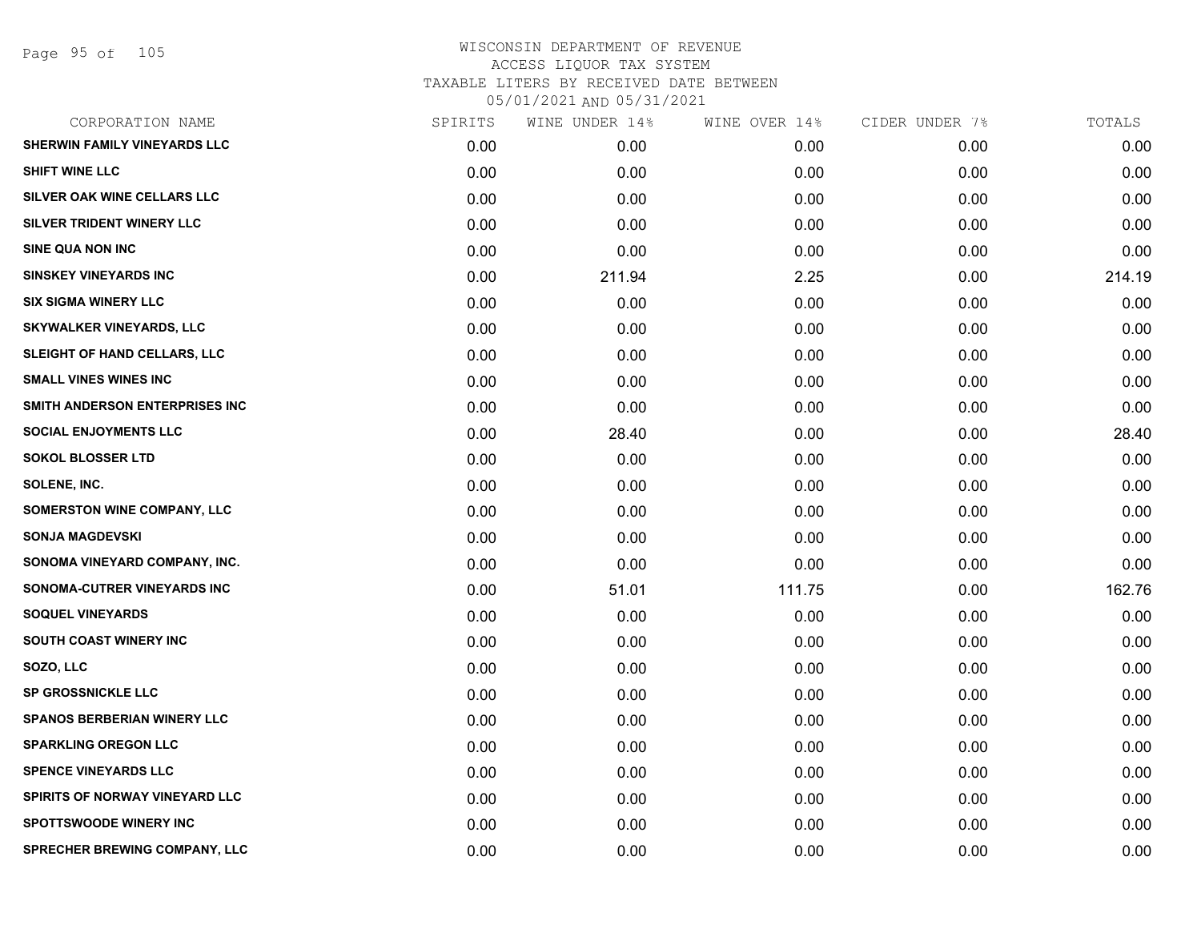# WISCONSIN DEPARTMENT OF REVENUE
## ACCESS LIQUOR TAX SYSTEM
### TAXABLE LITERS BY RECEIVED DATE BETWEEN 05/01/2021 AND 05/31/2021

| CORPORATION NAME | SPIRITS | WINE UNDER 14% | WINE OVER 14% | CIDER UNDER 7% | TOTALS |
|---|---|---|---|---|---|
| SHERWIN FAMILY VINEYARDS LLC | 0.00 | 0.00 | 0.00 | 0.00 | 0.00 |
| SHIFT WINE LLC | 0.00 | 0.00 | 0.00 | 0.00 | 0.00 |
| SILVER OAK WINE CELLARS LLC | 0.00 | 0.00 | 0.00 | 0.00 | 0.00 |
| SILVER TRIDENT WINERY LLC | 0.00 | 0.00 | 0.00 | 0.00 | 0.00 |
| SINE QUA NON INC | 0.00 | 0.00 | 0.00 | 0.00 | 0.00 |
| SINSKEY VINEYARDS INC | 0.00 | 211.94 | 2.25 | 0.00 | 214.19 |
| SIX SIGMA WINERY LLC | 0.00 | 0.00 | 0.00 | 0.00 | 0.00 |
| SKYWALKER VINEYARDS, LLC | 0.00 | 0.00 | 0.00 | 0.00 | 0.00 |
| SLEIGHT OF HAND CELLARS, LLC | 0.00 | 0.00 | 0.00 | 0.00 | 0.00 |
| SMALL VINES WINES INC | 0.00 | 0.00 | 0.00 | 0.00 | 0.00 |
| SMITH ANDERSON ENTERPRISES INC | 0.00 | 0.00 | 0.00 | 0.00 | 0.00 |
| SOCIAL ENJOYMENTS LLC | 0.00 | 28.40 | 0.00 | 0.00 | 28.40 |
| SOKOL BLOSSER LTD | 0.00 | 0.00 | 0.00 | 0.00 | 0.00 |
| SOLENE, INC. | 0.00 | 0.00 | 0.00 | 0.00 | 0.00 |
| SOMERSTON WINE COMPANY, LLC | 0.00 | 0.00 | 0.00 | 0.00 | 0.00 |
| SONJA MAGDEVSKI | 0.00 | 0.00 | 0.00 | 0.00 | 0.00 |
| SONOMA VINEYARD COMPANY, INC. | 0.00 | 0.00 | 0.00 | 0.00 | 0.00 |
| SONOMA-CUTRER VINEYARDS INC | 0.00 | 51.01 | 111.75 | 0.00 | 162.76 |
| SOQUEL VINEYARDS | 0.00 | 0.00 | 0.00 | 0.00 | 0.00 |
| SOUTH COAST WINERY INC | 0.00 | 0.00 | 0.00 | 0.00 | 0.00 |
| SOZO, LLC | 0.00 | 0.00 | 0.00 | 0.00 | 0.00 |
| SP GROSSNICKLE LLC | 0.00 | 0.00 | 0.00 | 0.00 | 0.00 |
| SPANOS BERBERIAN WINERY LLC | 0.00 | 0.00 | 0.00 | 0.00 | 0.00 |
| SPARKLING OREGON LLC | 0.00 | 0.00 | 0.00 | 0.00 | 0.00 |
| SPENCE VINEYARDS LLC | 0.00 | 0.00 | 0.00 | 0.00 | 0.00 |
| SPIRITS OF NORWAY VINEYARD LLC | 0.00 | 0.00 | 0.00 | 0.00 | 0.00 |
| SPOTTSWOODE WINERY INC | 0.00 | 0.00 | 0.00 | 0.00 | 0.00 |
| SPRECHER BREWING COMPANY, LLC | 0.00 | 0.00 | 0.00 | 0.00 | 0.00 |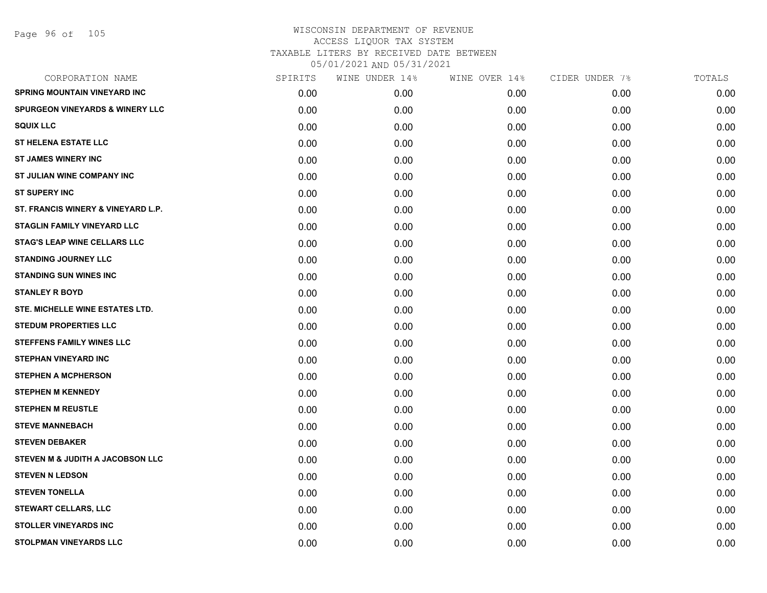WISCONSIN DEPARTMENT OF REVENUE
ACCESS LIQUOR TAX SYSTEM
TAXABLE LITERS BY RECEIVED DATE BETWEEN
05/01/2021 AND 05/31/2021

| CORPORATION NAME | SPIRITS | WINE UNDER 14% | WINE OVER 14% | CIDER UNDER 7% | TOTALS |
|---|---|---|---|---|---|
| SPRING MOUNTAIN VINEYARD INC | 0.00 | 0.00 | 0.00 | 0.00 | 0.00 |
| SPURGEON VINEYARDS & WINERY LLC | 0.00 | 0.00 | 0.00 | 0.00 | 0.00 |
| SQUIX LLC | 0.00 | 0.00 | 0.00 | 0.00 | 0.00 |
| ST HELENA ESTATE LLC | 0.00 | 0.00 | 0.00 | 0.00 | 0.00 |
| ST JAMES WINERY INC | 0.00 | 0.00 | 0.00 | 0.00 | 0.00 |
| ST JULIAN WINE COMPANY INC | 0.00 | 0.00 | 0.00 | 0.00 | 0.00 |
| ST SUPERY INC | 0.00 | 0.00 | 0.00 | 0.00 | 0.00 |
| ST. FRANCIS WINERY & VINEYARD L.P. | 0.00 | 0.00 | 0.00 | 0.00 | 0.00 |
| STAGLIN FAMILY VINEYARD LLC | 0.00 | 0.00 | 0.00 | 0.00 | 0.00 |
| STAG'S LEAP WINE CELLARS LLC | 0.00 | 0.00 | 0.00 | 0.00 | 0.00 |
| STANDING JOURNEY LLC | 0.00 | 0.00 | 0.00 | 0.00 | 0.00 |
| STANDING SUN WINES INC | 0.00 | 0.00 | 0.00 | 0.00 | 0.00 |
| STANLEY R BOYD | 0.00 | 0.00 | 0.00 | 0.00 | 0.00 |
| STE. MICHELLE WINE ESTATES LTD. | 0.00 | 0.00 | 0.00 | 0.00 | 0.00 |
| STEDUM PROPERTIES LLC | 0.00 | 0.00 | 0.00 | 0.00 | 0.00 |
| STEFFENS FAMILY WINES LLC | 0.00 | 0.00 | 0.00 | 0.00 | 0.00 |
| STEPHAN VINEYARD INC | 0.00 | 0.00 | 0.00 | 0.00 | 0.00 |
| STEPHEN A MCPHERSON | 0.00 | 0.00 | 0.00 | 0.00 | 0.00 |
| STEPHEN M KENNEDY | 0.00 | 0.00 | 0.00 | 0.00 | 0.00 |
| STEPHEN M REUSTLE | 0.00 | 0.00 | 0.00 | 0.00 | 0.00 |
| STEVE MANNEBACH | 0.00 | 0.00 | 0.00 | 0.00 | 0.00 |
| STEVEN DEBAKER | 0.00 | 0.00 | 0.00 | 0.00 | 0.00 |
| STEVEN M & JUDITH A JACOBSON LLC | 0.00 | 0.00 | 0.00 | 0.00 | 0.00 |
| STEVEN N LEDSON | 0.00 | 0.00 | 0.00 | 0.00 | 0.00 |
| STEVEN TONELLA | 0.00 | 0.00 | 0.00 | 0.00 | 0.00 |
| STEWART CELLARS, LLC | 0.00 | 0.00 | 0.00 | 0.00 | 0.00 |
| STOLLER VINEYARDS INC | 0.00 | 0.00 | 0.00 | 0.00 | 0.00 |
| STOLPMAN VINEYARDS LLC | 0.00 | 0.00 | 0.00 | 0.00 | 0.00 |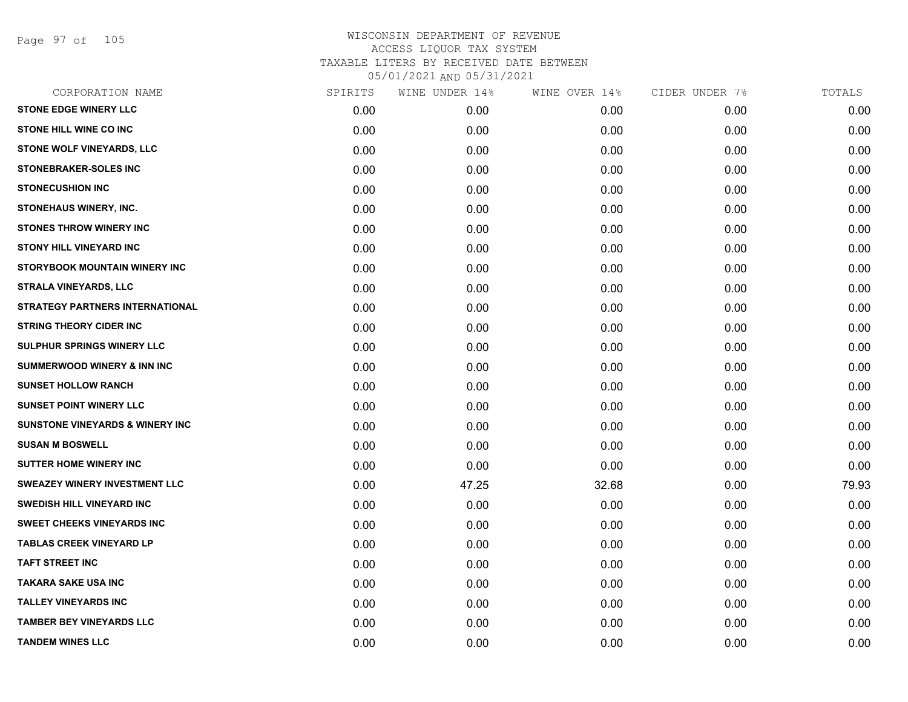# WISCONSIN DEPARTMENT OF REVENUE
## ACCESS LIQUOR TAX SYSTEM
### TAXABLE LITERS BY RECEIVED DATE BETWEEN 05/01/2021 AND 05/31/2021

| CORPORATION NAME | SPIRITS | WINE UNDER 14% | WINE OVER 14% | CIDER UNDER 7% | TOTALS |
|---|---|---|---|---|---|
| STONE EDGE WINERY LLC | 0.00 | 0.00 | 0.00 | 0.00 | 0.00 |
| STONE HILL WINE CO INC | 0.00 | 0.00 | 0.00 | 0.00 | 0.00 |
| STONE WOLF VINEYARDS, LLC | 0.00 | 0.00 | 0.00 | 0.00 | 0.00 |
| STONEBRAKER-SOLES INC | 0.00 | 0.00 | 0.00 | 0.00 | 0.00 |
| STONECUSHION INC | 0.00 | 0.00 | 0.00 | 0.00 | 0.00 |
| STONEHAUS WINERY, INC. | 0.00 | 0.00 | 0.00 | 0.00 | 0.00 |
| STONES THROW WINERY INC | 0.00 | 0.00 | 0.00 | 0.00 | 0.00 |
| STONY HILL VINEYARD INC | 0.00 | 0.00 | 0.00 | 0.00 | 0.00 |
| STORYBOOK MOUNTAIN WINERY INC | 0.00 | 0.00 | 0.00 | 0.00 | 0.00 |
| STRALA VINEYARDS, LLC | 0.00 | 0.00 | 0.00 | 0.00 | 0.00 |
| STRATEGY PARTNERS INTERNATIONAL | 0.00 | 0.00 | 0.00 | 0.00 | 0.00 |
| STRING THEORY CIDER INC | 0.00 | 0.00 | 0.00 | 0.00 | 0.00 |
| SULPHUR SPRINGS WINERY LLC | 0.00 | 0.00 | 0.00 | 0.00 | 0.00 |
| SUMMERWOOD WINERY & INN INC | 0.00 | 0.00 | 0.00 | 0.00 | 0.00 |
| SUNSET HOLLOW RANCH | 0.00 | 0.00 | 0.00 | 0.00 | 0.00 |
| SUNSET POINT WINERY LLC | 0.00 | 0.00 | 0.00 | 0.00 | 0.00 |
| SUNSTONE VINEYARDS & WINERY INC | 0.00 | 0.00 | 0.00 | 0.00 | 0.00 |
| SUSAN M BOSWELL | 0.00 | 0.00 | 0.00 | 0.00 | 0.00 |
| SUTTER HOME WINERY INC | 0.00 | 0.00 | 0.00 | 0.00 | 0.00 |
| SWEAZEY WINERY INVESTMENT LLC | 0.00 | 47.25 | 32.68 | 0.00 | 79.93 |
| SWEDISH HILL VINEYARD INC | 0.00 | 0.00 | 0.00 | 0.00 | 0.00 |
| SWEET CHEEKS VINEYARDS INC | 0.00 | 0.00 | 0.00 | 0.00 | 0.00 |
| TABLAS CREEK VINEYARD LP | 0.00 | 0.00 | 0.00 | 0.00 | 0.00 |
| TAFT STREET INC | 0.00 | 0.00 | 0.00 | 0.00 | 0.00 |
| TAKARA SAKE USA INC | 0.00 | 0.00 | 0.00 | 0.00 | 0.00 |
| TALLEY VINEYARDS INC | 0.00 | 0.00 | 0.00 | 0.00 | 0.00 |
| TAMBER BEY VINEYARDS LLC | 0.00 | 0.00 | 0.00 | 0.00 | 0.00 |
| TANDEM WINES LLC | 0.00 | 0.00 | 0.00 | 0.00 | 0.00 |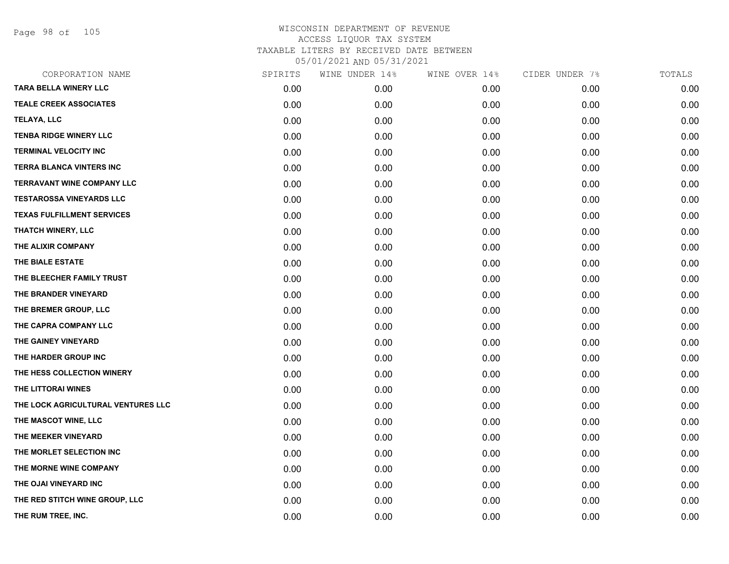WISCONSIN DEPARTMENT OF REVENUE
ACCESS LIQUOR TAX SYSTEM
TAXABLE LITERS BY RECEIVED DATE BETWEEN
05/01/2021 AND 05/31/2021

| CORPORATION NAME | SPIRITS | WINE UNDER 14% | WINE OVER 14% | CIDER UNDER 7% | TOTALS |
|---|---|---|---|---|---|
| TARA BELLA WINERY LLC | 0.00 | 0.00 | 0.00 | 0.00 | 0.00 |
| TEALE CREEK ASSOCIATES | 0.00 | 0.00 | 0.00 | 0.00 | 0.00 |
| TELAYA, LLC | 0.00 | 0.00 | 0.00 | 0.00 | 0.00 |
| TENBA RIDGE WINERY LLC | 0.00 | 0.00 | 0.00 | 0.00 | 0.00 |
| TERMINAL VELOCITY INC | 0.00 | 0.00 | 0.00 | 0.00 | 0.00 |
| TERRA BLANCA VINTERS INC | 0.00 | 0.00 | 0.00 | 0.00 | 0.00 |
| TERRAVANT WINE COMPANY LLC | 0.00 | 0.00 | 0.00 | 0.00 | 0.00 |
| TESTAROSSA VINEYARDS LLC | 0.00 | 0.00 | 0.00 | 0.00 | 0.00 |
| TEXAS FULFILLMENT SERVICES | 0.00 | 0.00 | 0.00 | 0.00 | 0.00 |
| THATCH WINERY, LLC | 0.00 | 0.00 | 0.00 | 0.00 | 0.00 |
| THE ALIXIR COMPANY | 0.00 | 0.00 | 0.00 | 0.00 | 0.00 |
| THE BIALE ESTATE | 0.00 | 0.00 | 0.00 | 0.00 | 0.00 |
| THE BLEECHER FAMILY TRUST | 0.00 | 0.00 | 0.00 | 0.00 | 0.00 |
| THE BRANDER VINEYARD | 0.00 | 0.00 | 0.00 | 0.00 | 0.00 |
| THE BREMER GROUP, LLC | 0.00 | 0.00 | 0.00 | 0.00 | 0.00 |
| THE CAPRA COMPANY LLC | 0.00 | 0.00 | 0.00 | 0.00 | 0.00 |
| THE GAINEY VINEYARD | 0.00 | 0.00 | 0.00 | 0.00 | 0.00 |
| THE HARDER GROUP INC | 0.00 | 0.00 | 0.00 | 0.00 | 0.00 |
| THE HESS COLLECTION WINERY | 0.00 | 0.00 | 0.00 | 0.00 | 0.00 |
| THE LITTORAI WINES | 0.00 | 0.00 | 0.00 | 0.00 | 0.00 |
| THE LOCK AGRICULTURAL VENTURES LLC | 0.00 | 0.00 | 0.00 | 0.00 | 0.00 |
| THE MASCOT WINE, LLC | 0.00 | 0.00 | 0.00 | 0.00 | 0.00 |
| THE MEEKER VINEYARD | 0.00 | 0.00 | 0.00 | 0.00 | 0.00 |
| THE MORLET SELECTION INC | 0.00 | 0.00 | 0.00 | 0.00 | 0.00 |
| THE MORNE WINE COMPANY | 0.00 | 0.00 | 0.00 | 0.00 | 0.00 |
| THE OJAI VINEYARD INC | 0.00 | 0.00 | 0.00 | 0.00 | 0.00 |
| THE RED STITCH WINE GROUP, LLC | 0.00 | 0.00 | 0.00 | 0.00 | 0.00 |
| THE RUM TREE, INC. | 0.00 | 0.00 | 0.00 | 0.00 | 0.00 |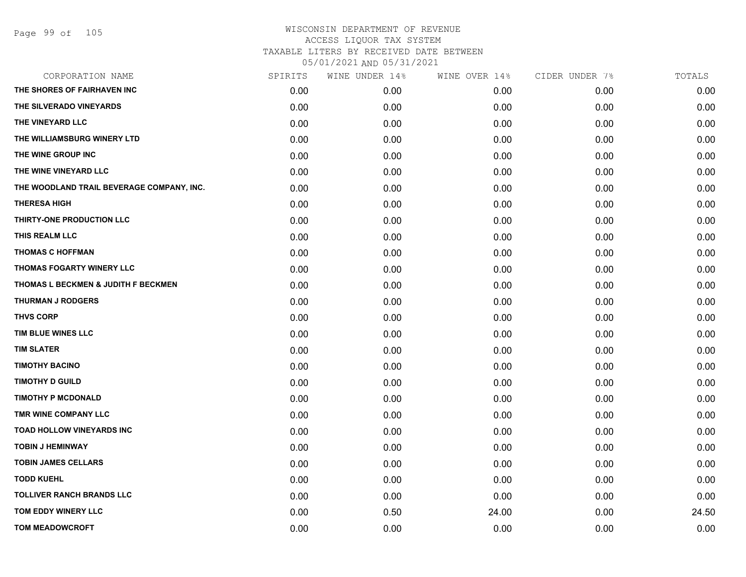WISCONSIN DEPARTMENT OF REVENUE
ACCESS LIQUOR TAX SYSTEM
TAXABLE LITERS BY RECEIVED DATE BETWEEN
05/01/2021 AND 05/31/2021

| CORPORATION NAME | SPIRITS | WINE UNDER 14% | WINE OVER 14% | CIDER UNDER 7% | TOTALS |
|---|---|---|---|---|---|
| THE SHORES OF FAIRHAVEN INC | 0.00 | 0.00 | 0.00 | 0.00 | 0.00 |
| THE SILVERADO VINEYARDS | 0.00 | 0.00 | 0.00 | 0.00 | 0.00 |
| THE VINEYARD LLC | 0.00 | 0.00 | 0.00 | 0.00 | 0.00 |
| THE WILLIAMSBURG WINERY LTD | 0.00 | 0.00 | 0.00 | 0.00 | 0.00 |
| THE WINE GROUP INC | 0.00 | 0.00 | 0.00 | 0.00 | 0.00 |
| THE WINE VINEYARD LLC | 0.00 | 0.00 | 0.00 | 0.00 | 0.00 |
| THE WOODLAND TRAIL BEVERAGE COMPANY, INC. | 0.00 | 0.00 | 0.00 | 0.00 | 0.00 |
| THERESA HIGH | 0.00 | 0.00 | 0.00 | 0.00 | 0.00 |
| THIRTY-ONE PRODUCTION LLC | 0.00 | 0.00 | 0.00 | 0.00 | 0.00 |
| THIS REALM LLC | 0.00 | 0.00 | 0.00 | 0.00 | 0.00 |
| THOMAS C HOFFMAN | 0.00 | 0.00 | 0.00 | 0.00 | 0.00 |
| THOMAS FOGARTY WINERY LLC | 0.00 | 0.00 | 0.00 | 0.00 | 0.00 |
| THOMAS L BECKMEN & JUDITH F BECKMEN | 0.00 | 0.00 | 0.00 | 0.00 | 0.00 |
| THURMAN J RODGERS | 0.00 | 0.00 | 0.00 | 0.00 | 0.00 |
| THVS CORP | 0.00 | 0.00 | 0.00 | 0.00 | 0.00 |
| TIM BLUE WINES LLC | 0.00 | 0.00 | 0.00 | 0.00 | 0.00 |
| TIM SLATER | 0.00 | 0.00 | 0.00 | 0.00 | 0.00 |
| TIMOTHY BACINO | 0.00 | 0.00 | 0.00 | 0.00 | 0.00 |
| TIMOTHY D GUILD | 0.00 | 0.00 | 0.00 | 0.00 | 0.00 |
| TIMOTHY P MCDONALD | 0.00 | 0.00 | 0.00 | 0.00 | 0.00 |
| TMR WINE COMPANY LLC | 0.00 | 0.00 | 0.00 | 0.00 | 0.00 |
| TOAD HOLLOW VINEYARDS INC | 0.00 | 0.00 | 0.00 | 0.00 | 0.00 |
| TOBIN J HEMINWAY | 0.00 | 0.00 | 0.00 | 0.00 | 0.00 |
| TOBIN JAMES CELLARS | 0.00 | 0.00 | 0.00 | 0.00 | 0.00 |
| TODD KUEHL | 0.00 | 0.00 | 0.00 | 0.00 | 0.00 |
| TOLLIVER RANCH BRANDS LLC | 0.00 | 0.00 | 0.00 | 0.00 | 0.00 |
| TOM EDDY WINERY LLC | 0.00 | 0.50 | 24.00 | 0.00 | 24.50 |
| TOM MEADOWCROFT | 0.00 | 0.00 | 0.00 | 0.00 | 0.00 |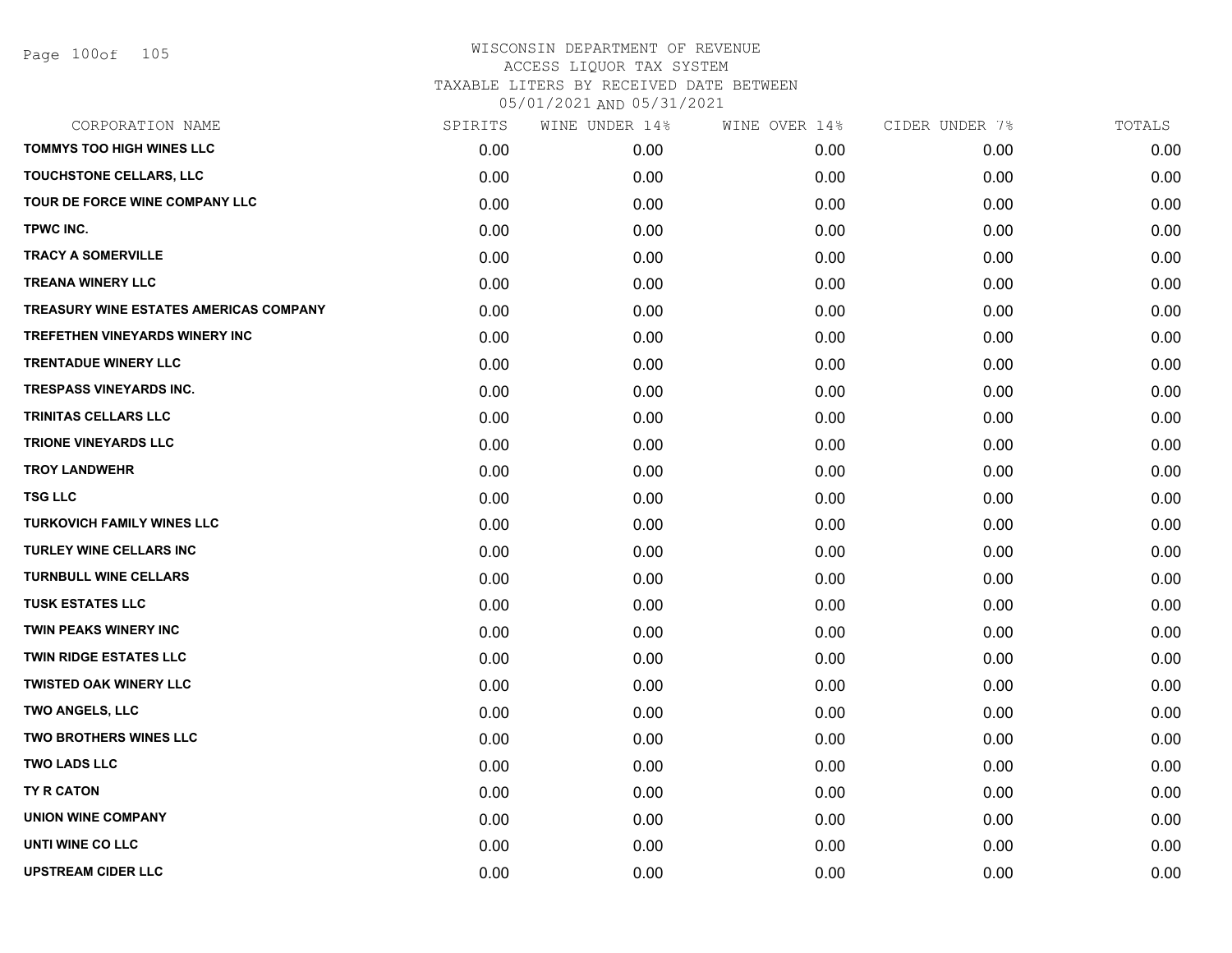WISCONSIN DEPARTMENT OF REVENUE
ACCESS LIQUOR TAX SYSTEM
TAXABLE LITERS BY RECEIVED DATE BETWEEN
05/01/2021 AND 05/31/2021

| CORPORATION NAME | SPIRITS | WINE UNDER 14% | WINE OVER 14% | CIDER UNDER 7% | TOTALS |
|---|---|---|---|---|---|
| TOMMYS TOO HIGH WINES LLC | 0.00 | 0.00 | 0.00 | 0.00 | 0.00 |
| TOUCHSTONE CELLARS, LLC | 0.00 | 0.00 | 0.00 | 0.00 | 0.00 |
| TOUR DE FORCE WINE COMPANY LLC | 0.00 | 0.00 | 0.00 | 0.00 | 0.00 |
| TPWC INC. | 0.00 | 0.00 | 0.00 | 0.00 | 0.00 |
| TRACY A SOMERVILLE | 0.00 | 0.00 | 0.00 | 0.00 | 0.00 |
| TREANA WINERY LLC | 0.00 | 0.00 | 0.00 | 0.00 | 0.00 |
| TREASURY WINE ESTATES AMERICAS COMPANY | 0.00 | 0.00 | 0.00 | 0.00 | 0.00 |
| TREFETHEN VINEYARDS WINERY INC | 0.00 | 0.00 | 0.00 | 0.00 | 0.00 |
| TRENTADUE WINERY LLC | 0.00 | 0.00 | 0.00 | 0.00 | 0.00 |
| TRESPASS VINEYARDS INC. | 0.00 | 0.00 | 0.00 | 0.00 | 0.00 |
| TRINITAS CELLARS LLC | 0.00 | 0.00 | 0.00 | 0.00 | 0.00 |
| TRIONE VINEYARDS LLC | 0.00 | 0.00 | 0.00 | 0.00 | 0.00 |
| TROY LANDWEHR | 0.00 | 0.00 | 0.00 | 0.00 | 0.00 |
| TSG LLC | 0.00 | 0.00 | 0.00 | 0.00 | 0.00 |
| TURKOVICH FAMILY WINES LLC | 0.00 | 0.00 | 0.00 | 0.00 | 0.00 |
| TURLEY WINE CELLARS INC | 0.00 | 0.00 | 0.00 | 0.00 | 0.00 |
| TURNBULL WINE CELLARS | 0.00 | 0.00 | 0.00 | 0.00 | 0.00 |
| TUSK ESTATES LLC | 0.00 | 0.00 | 0.00 | 0.00 | 0.00 |
| TWIN PEAKS WINERY INC | 0.00 | 0.00 | 0.00 | 0.00 | 0.00 |
| TWIN RIDGE ESTATES LLC | 0.00 | 0.00 | 0.00 | 0.00 | 0.00 |
| TWISTED OAK WINERY LLC | 0.00 | 0.00 | 0.00 | 0.00 | 0.00 |
| TWO ANGELS, LLC | 0.00 | 0.00 | 0.00 | 0.00 | 0.00 |
| TWO BROTHERS WINES LLC | 0.00 | 0.00 | 0.00 | 0.00 | 0.00 |
| TWO LADS LLC | 0.00 | 0.00 | 0.00 | 0.00 | 0.00 |
| TY R CATON | 0.00 | 0.00 | 0.00 | 0.00 | 0.00 |
| UNION WINE COMPANY | 0.00 | 0.00 | 0.00 | 0.00 | 0.00 |
| UNTI WINE CO LLC | 0.00 | 0.00 | 0.00 | 0.00 | 0.00 |
| UPSTREAM CIDER LLC | 0.00 | 0.00 | 0.00 | 0.00 | 0.00 |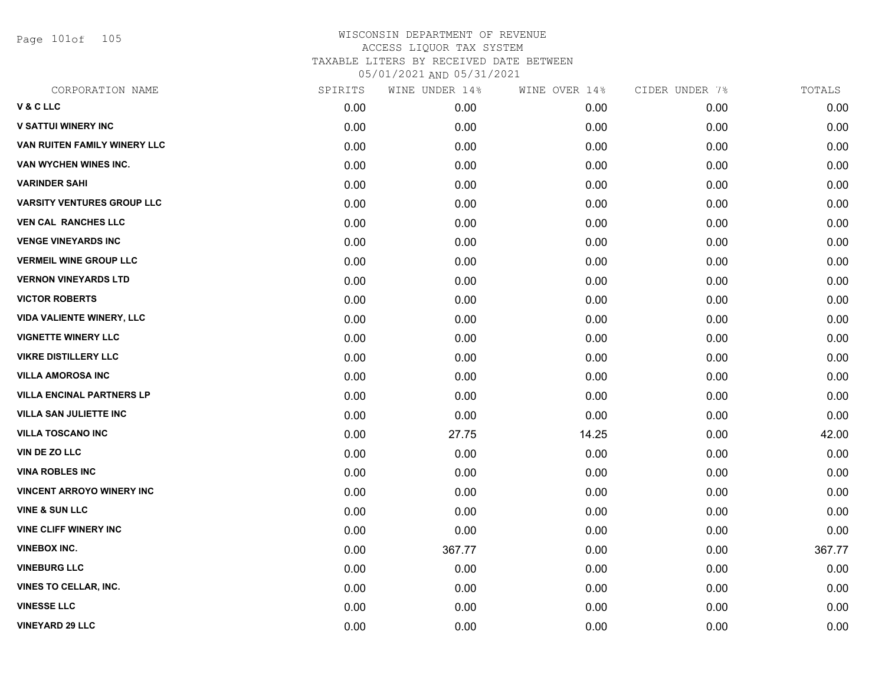# WISCONSIN DEPARTMENT OF REVENUE
## ACCESS LIQUOR TAX SYSTEM
## TAXABLE LITERS BY RECEIVED DATE BETWEEN
## 05/01/2021 AND 05/31/2021

| CORPORATION NAME | SPIRITS | WINE UNDER 14% | WINE OVER 14% | CIDER UNDER 7% | TOTALS |
|---|---|---|---|---|---|
| V & C LLC | 0.00 | 0.00 | 0.00 | 0.00 | 0.00 |
| V SATTUI WINERY INC | 0.00 | 0.00 | 0.00 | 0.00 | 0.00 |
| VAN RUITEN FAMILY WINERY LLC | 0.00 | 0.00 | 0.00 | 0.00 | 0.00 |
| VAN WYCHEN WINES INC. | 0.00 | 0.00 | 0.00 | 0.00 | 0.00 |
| VARINDER SAHI | 0.00 | 0.00 | 0.00 | 0.00 | 0.00 |
| VARSITY VENTURES GROUP LLC | 0.00 | 0.00 | 0.00 | 0.00 | 0.00 |
| VEN CAL RANCHES LLC | 0.00 | 0.00 | 0.00 | 0.00 | 0.00 |
| VENGE VINEYARDS INC | 0.00 | 0.00 | 0.00 | 0.00 | 0.00 |
| VERMEIL WINE GROUP LLC | 0.00 | 0.00 | 0.00 | 0.00 | 0.00 |
| VERNON VINEYARDS LTD | 0.00 | 0.00 | 0.00 | 0.00 | 0.00 |
| VICTOR ROBERTS | 0.00 | 0.00 | 0.00 | 0.00 | 0.00 |
| VIDA VALIENTE WINERY, LLC | 0.00 | 0.00 | 0.00 | 0.00 | 0.00 |
| VIGNETTE WINERY LLC | 0.00 | 0.00 | 0.00 | 0.00 | 0.00 |
| VIKRE DISTILLERY LLC | 0.00 | 0.00 | 0.00 | 0.00 | 0.00 |
| VILLA AMOROSA INC | 0.00 | 0.00 | 0.00 | 0.00 | 0.00 |
| VILLA ENCINAL PARTNERS LP | 0.00 | 0.00 | 0.00 | 0.00 | 0.00 |
| VILLA SAN JULIETTE INC | 0.00 | 0.00 | 0.00 | 0.00 | 0.00 |
| VILLA TOSCANO INC | 0.00 | 27.75 | 14.25 | 0.00 | 42.00 |
| VIN DE ZO LLC | 0.00 | 0.00 | 0.00 | 0.00 | 0.00 |
| VINA ROBLES INC | 0.00 | 0.00 | 0.00 | 0.00 | 0.00 |
| VINCENT ARROYO WINERY INC | 0.00 | 0.00 | 0.00 | 0.00 | 0.00 |
| VINE & SUN LLC | 0.00 | 0.00 | 0.00 | 0.00 | 0.00 |
| VINE CLIFF WINERY INC | 0.00 | 0.00 | 0.00 | 0.00 | 0.00 |
| VINEBOX INC. | 0.00 | 367.77 | 0.00 | 0.00 | 367.77 |
| VINEBURG LLC | 0.00 | 0.00 | 0.00 | 0.00 | 0.00 |
| VINES TO CELLAR, INC. | 0.00 | 0.00 | 0.00 | 0.00 | 0.00 |
| VINESSE LLC | 0.00 | 0.00 | 0.00 | 0.00 | 0.00 |
| VINEYARD 29 LLC | 0.00 | 0.00 | 0.00 | 0.00 | 0.00 |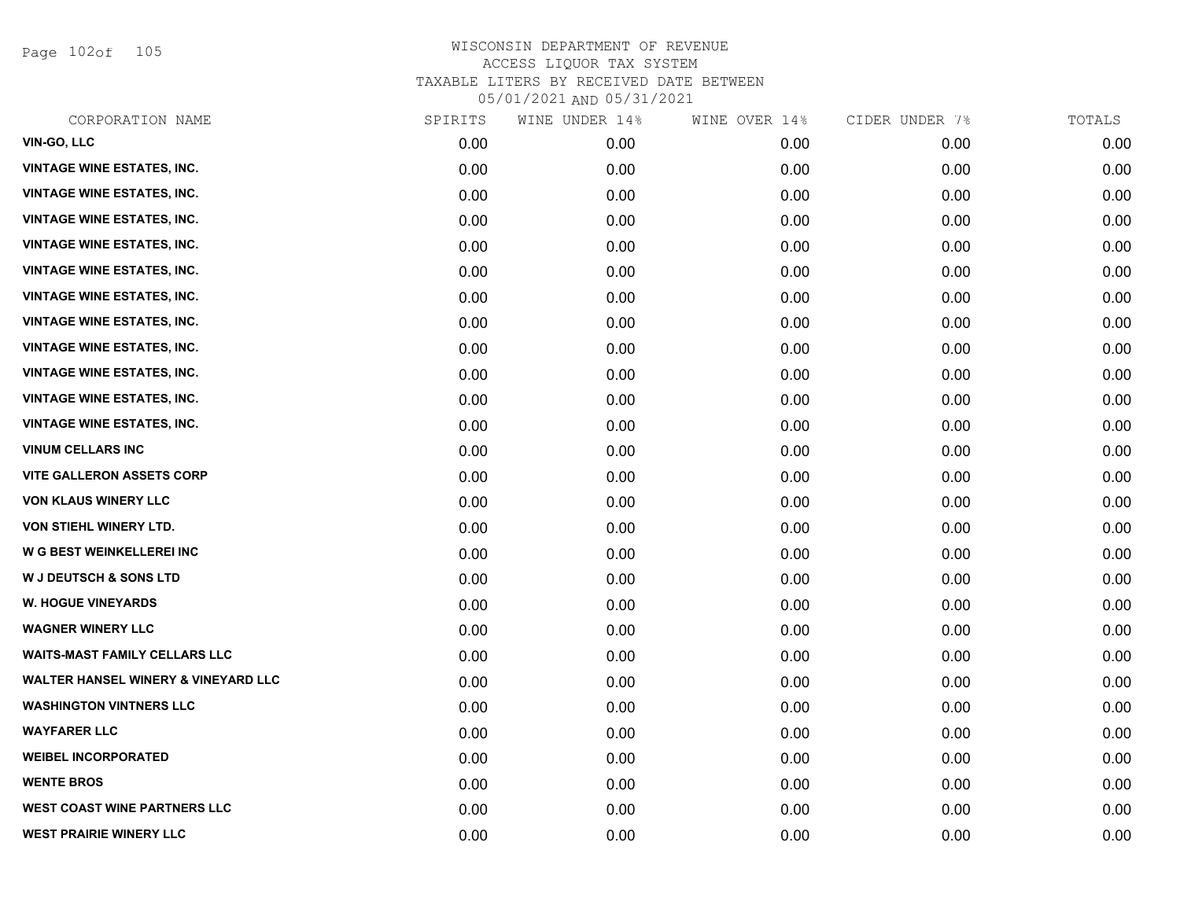WISCONSIN DEPARTMENT OF REVENUE
ACCESS LIQUOR TAX SYSTEM
TAXABLE LITERS BY RECEIVED DATE BETWEEN
05/01/2021 AND 05/31/2021

| CORPORATION NAME | SPIRITS | WINE UNDER 14% | WINE OVER 14% | CIDER UNDER 7% | TOTALS |
|---|---|---|---|---|---|
| VIN-GO, LLC | 0.00 | 0.00 | 0.00 | 0.00 | 0.00 |
| VINTAGE WINE ESTATES, INC. | 0.00 | 0.00 | 0.00 | 0.00 | 0.00 |
| VINTAGE WINE ESTATES, INC. | 0.00 | 0.00 | 0.00 | 0.00 | 0.00 |
| VINTAGE WINE ESTATES, INC. | 0.00 | 0.00 | 0.00 | 0.00 | 0.00 |
| VINTAGE WINE ESTATES, INC. | 0.00 | 0.00 | 0.00 | 0.00 | 0.00 |
| VINTAGE WINE ESTATES, INC. | 0.00 | 0.00 | 0.00 | 0.00 | 0.00 |
| VINTAGE WINE ESTATES, INC. | 0.00 | 0.00 | 0.00 | 0.00 | 0.00 |
| VINTAGE WINE ESTATES, INC. | 0.00 | 0.00 | 0.00 | 0.00 | 0.00 |
| VINTAGE WINE ESTATES, INC. | 0.00 | 0.00 | 0.00 | 0.00 | 0.00 |
| VINTAGE WINE ESTATES, INC. | 0.00 | 0.00 | 0.00 | 0.00 | 0.00 |
| VINTAGE WINE ESTATES, INC. | 0.00 | 0.00 | 0.00 | 0.00 | 0.00 |
| VINTAGE WINE ESTATES, INC. | 0.00 | 0.00 | 0.00 | 0.00 | 0.00 |
| VINUM CELLARS INC | 0.00 | 0.00 | 0.00 | 0.00 | 0.00 |
| VITE GALLERON ASSETS CORP | 0.00 | 0.00 | 0.00 | 0.00 | 0.00 |
| VON KLAUS WINERY LLC | 0.00 | 0.00 | 0.00 | 0.00 | 0.00 |
| VON STIEHL WINERY LTD. | 0.00 | 0.00 | 0.00 | 0.00 | 0.00 |
| W G BEST WEINKELLEREI INC | 0.00 | 0.00 | 0.00 | 0.00 | 0.00 |
| W J DEUTSCH & SONS LTD | 0.00 | 0.00 | 0.00 | 0.00 | 0.00 |
| W. HOGUE VINEYARDS | 0.00 | 0.00 | 0.00 | 0.00 | 0.00 |
| WAGNER WINERY LLC | 0.00 | 0.00 | 0.00 | 0.00 | 0.00 |
| WAITS-MAST FAMILY CELLARS LLC | 0.00 | 0.00 | 0.00 | 0.00 | 0.00 |
| WALTER HANSEL WINERY & VINEYARD LLC | 0.00 | 0.00 | 0.00 | 0.00 | 0.00 |
| WASHINGTON VINTNERS LLC | 0.00 | 0.00 | 0.00 | 0.00 | 0.00 |
| WAYFARER LLC | 0.00 | 0.00 | 0.00 | 0.00 | 0.00 |
| WEIBEL INCORPORATED | 0.00 | 0.00 | 0.00 | 0.00 | 0.00 |
| WENTE BROS | 0.00 | 0.00 | 0.00 | 0.00 | 0.00 |
| WEST COAST WINE PARTNERS LLC | 0.00 | 0.00 | 0.00 | 0.00 | 0.00 |
| WEST PRAIRIE WINERY LLC | 0.00 | 0.00 | 0.00 | 0.00 | 0.00 |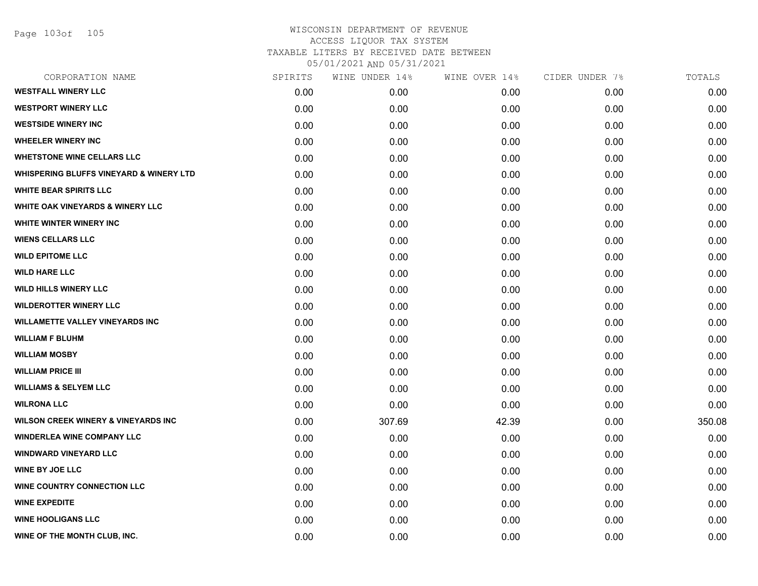WISCONSIN DEPARTMENT OF REVENUE
ACCESS LIQUOR TAX SYSTEM
TAXABLE LITERS BY RECEIVED DATE BETWEEN
05/01/2021 AND 05/31/2021

| CORPORATION NAME | SPIRITS | WINE UNDER 14% | WINE OVER 14% | CIDER UNDER 7% | TOTALS |
|---|---|---|---|---|---|
| WESTFALL WINERY LLC | 0.00 | 0.00 | 0.00 | 0.00 | 0.00 |
| WESTPORT WINERY LLC | 0.00 | 0.00 | 0.00 | 0.00 | 0.00 |
| WESTSIDE WINERY INC | 0.00 | 0.00 | 0.00 | 0.00 | 0.00 |
| WHEELER WINERY INC | 0.00 | 0.00 | 0.00 | 0.00 | 0.00 |
| WHETSTONE WINE CELLARS LLC | 0.00 | 0.00 | 0.00 | 0.00 | 0.00 |
| WHISPERING BLUFFS VINEYARD & WINERY LTD | 0.00 | 0.00 | 0.00 | 0.00 | 0.00 |
| WHITE BEAR SPIRITS LLC | 0.00 | 0.00 | 0.00 | 0.00 | 0.00 |
| WHITE OAK VINEYARDS & WINERY LLC | 0.00 | 0.00 | 0.00 | 0.00 | 0.00 |
| WHITE WINTER WINERY INC | 0.00 | 0.00 | 0.00 | 0.00 | 0.00 |
| WIENS CELLARS LLC | 0.00 | 0.00 | 0.00 | 0.00 | 0.00 |
| WILD EPITOME LLC | 0.00 | 0.00 | 0.00 | 0.00 | 0.00 |
| WILD HARE LLC | 0.00 | 0.00 | 0.00 | 0.00 | 0.00 |
| WILD HILLS WINERY LLC | 0.00 | 0.00 | 0.00 | 0.00 | 0.00 |
| WILDEROTTER WINERY LLC | 0.00 | 0.00 | 0.00 | 0.00 | 0.00 |
| WILLAMETTE VALLEY VINEYARDS INC | 0.00 | 0.00 | 0.00 | 0.00 | 0.00 |
| WILLIAM F BLUHM | 0.00 | 0.00 | 0.00 | 0.00 | 0.00 |
| WILLIAM MOSBY | 0.00 | 0.00 | 0.00 | 0.00 | 0.00 |
| WILLIAM PRICE III | 0.00 | 0.00 | 0.00 | 0.00 | 0.00 |
| WILLIAMS & SELYEM LLC | 0.00 | 0.00 | 0.00 | 0.00 | 0.00 |
| WILRONA LLC | 0.00 | 0.00 | 0.00 | 0.00 | 0.00 |
| WILSON CREEK WINERY & VINEYARDS INC | 0.00 | 307.69 | 42.39 | 0.00 | 350.08 |
| WINDERLEA WINE COMPANY LLC | 0.00 | 0.00 | 0.00 | 0.00 | 0.00 |
| WINDWARD VINEYARD LLC | 0.00 | 0.00 | 0.00 | 0.00 | 0.00 |
| WINE BY JOE LLC | 0.00 | 0.00 | 0.00 | 0.00 | 0.00 |
| WINE COUNTRY CONNECTION LLC | 0.00 | 0.00 | 0.00 | 0.00 | 0.00 |
| WINE EXPEDITE | 0.00 | 0.00 | 0.00 | 0.00 | 0.00 |
| WINE HOOLIGANS LLC | 0.00 | 0.00 | 0.00 | 0.00 | 0.00 |
| WINE OF THE MONTH CLUB, INC. | 0.00 | 0.00 | 0.00 | 0.00 | 0.00 |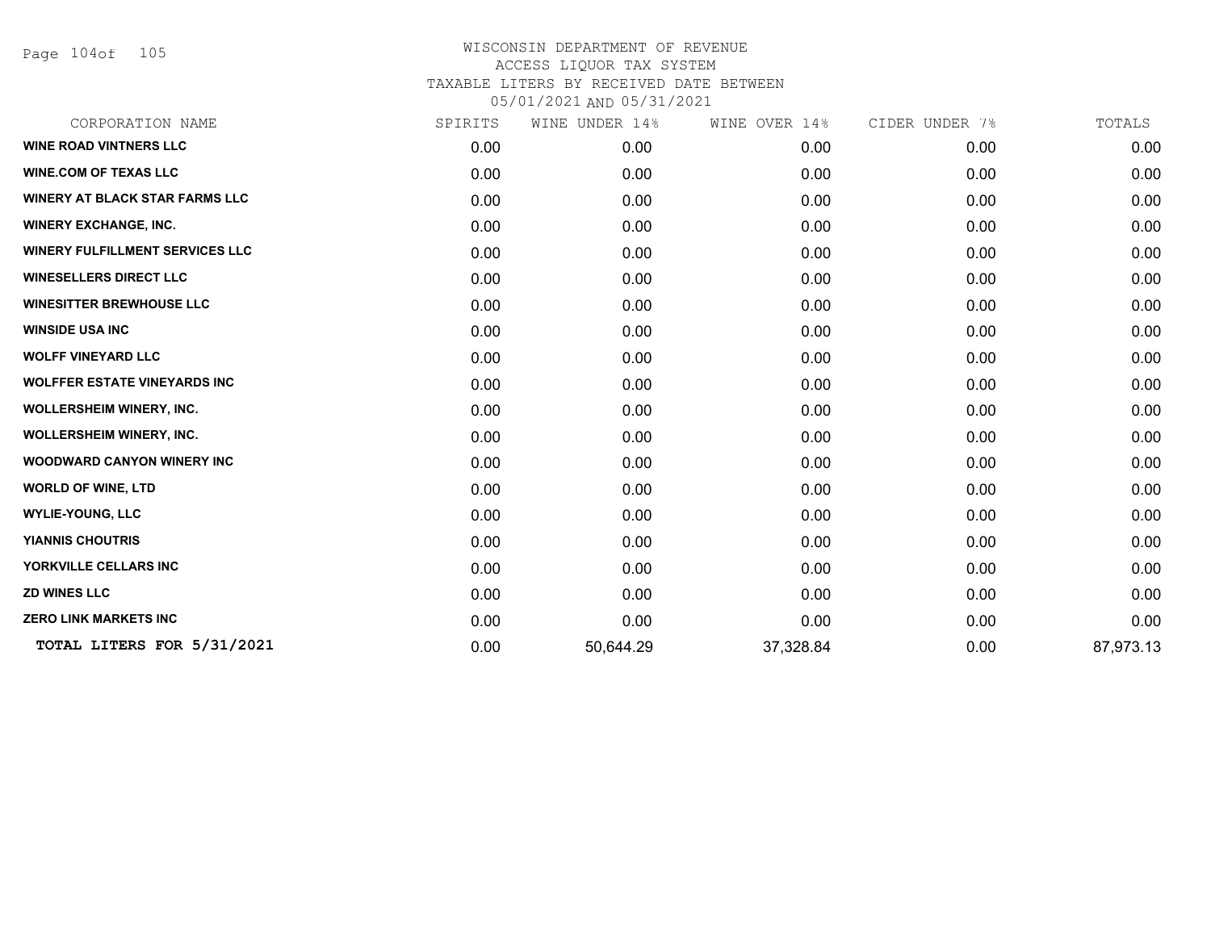WISCONSIN DEPARTMENT OF REVENUE
ACCESS LIQUOR TAX SYSTEM
TAXABLE LITERS BY RECEIVED DATE BETWEEN
05/01/2021 AND 05/31/2021

| CORPORATION NAME | SPIRITS | WINE UNDER 14% | WINE OVER 14% | CIDER UNDER 7% | TOTALS |
|---|---|---|---|---|---|
| **WINE ROAD VINTNERS LLC** | 0.00 | 0.00 | 0.00 | 0.00 | 0.00 |
| **WINE.COM OF TEXAS LLC** | 0.00 | 0.00 | 0.00 | 0.00 | 0.00 |
| **WINERY AT BLACK STAR FARMS LLC** | 0.00 | 0.00 | 0.00 | 0.00 | 0.00 |
| **WINERY EXCHANGE, INC.** | 0.00 | 0.00 | 0.00 | 0.00 | 0.00 |
| **WINERY FULFILLMENT SERVICES LLC** | 0.00 | 0.00 | 0.00 | 0.00 | 0.00 |
| **WINESELLERS DIRECT LLC** | 0.00 | 0.00 | 0.00 | 0.00 | 0.00 |
| **WINESITTER BREWHOUSE LLC** | 0.00 | 0.00 | 0.00 | 0.00 | 0.00 |
| **WINSIDE USA INC** | 0.00 | 0.00 | 0.00 | 0.00 | 0.00 |
| **WOLFF VINEYARD LLC** | 0.00 | 0.00 | 0.00 | 0.00 | 0.00 |
| **WOLFFER ESTATE VINEYARDS INC** | 0.00 | 0.00 | 0.00 | 0.00 | 0.00 |
| **WOLLERSHEIM WINERY, INC.** | 0.00 | 0.00 | 0.00 | 0.00 | 0.00 |
| **WOLLERSHEIM WINERY, INC.** | 0.00 | 0.00 | 0.00 | 0.00 | 0.00 |
| **WOODWARD CANYON WINERY INC** | 0.00 | 0.00 | 0.00 | 0.00 | 0.00 |
| **WORLD OF WINE, LTD** | 0.00 | 0.00 | 0.00 | 0.00 | 0.00 |
| **WYLIE-YOUNG, LLC** | 0.00 | 0.00 | 0.00 | 0.00 | 0.00 |
| **YIANNIS CHOUTRIS** | 0.00 | 0.00 | 0.00 | 0.00 | 0.00 |
| **YORKVILLE CELLARS INC** | 0.00 | 0.00 | 0.00 | 0.00 | 0.00 |
| **ZD WINES LLC** | 0.00 | 0.00 | 0.00 | 0.00 | 0.00 |
| **ZERO LINK MARKETS INC** | 0.00 | 0.00 | 0.00 | 0.00 | 0.00 |
| **TOTAL LITERS FOR 5/31/2021** | 0.00 | 50,644.29 | 37,328.84 | 0.00 | 87,973.13 |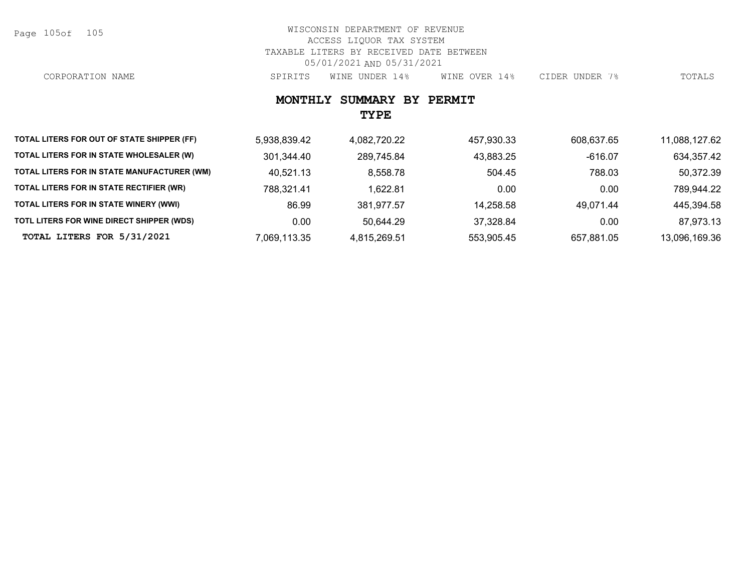WISCONSIN DEPARTMENT OF REVENUE
ACCESS LIQUOR TAX SYSTEM
TAXABLE LITERS BY RECEIVED DATE BETWEEN
05/01/2021 AND 05/31/2021

## MONTHLY SUMMARY BY PERMIT TYPE

| CORPORATION NAME | SPIRITS | WINE UNDER 14% | WINE OVER 14% | CIDER UNDER 7% | TOTALS |
|---|---|---|---|---|---|
| **TOTAL LITERS FOR OUT OF STATE SHIPPER (FF)** | 5,938,839.42 | 4,082,720.22 | 457,930.33 | 608,637.65 | 11,088,127.62 |
| **TOTAL LITERS FOR IN STATE WHOLESALER (W)** | 301,344.40 | 289,745.84 | 43,883.25 | -616.07 | 634,357.42 |
| **TOTAL LITERS FOR IN STATE MANUFACTURER (WM)** | 40,521.13 | 8,558.78 | 504.45 | 788.03 | 50,372.39 |
| **TOTAL LITERS FOR IN STATE RECTIFIER (WR)** | 788,321.41 | 1,622.81 | 0.00 | 0.00 | 789,944.22 |
| **TOTAL LITERS FOR IN STATE WINERY (WWI)** | 86.99 | 381,977.57 | 14,258.58 | 49,071.44 | 445,394.58 |
| **TOTL LITERS FOR WINE DIRECT SHIPPER (WDS)** | 0.00 | 50,644.29 | 37,328.84 | 0.00 | 87,973.13 |
| **TOTAL LITERS FOR 5/31/2021** | 7,069,113.35 | 4,815,269.51 | 553,905.45 | 657,881.05 | 13,096,169.36 |